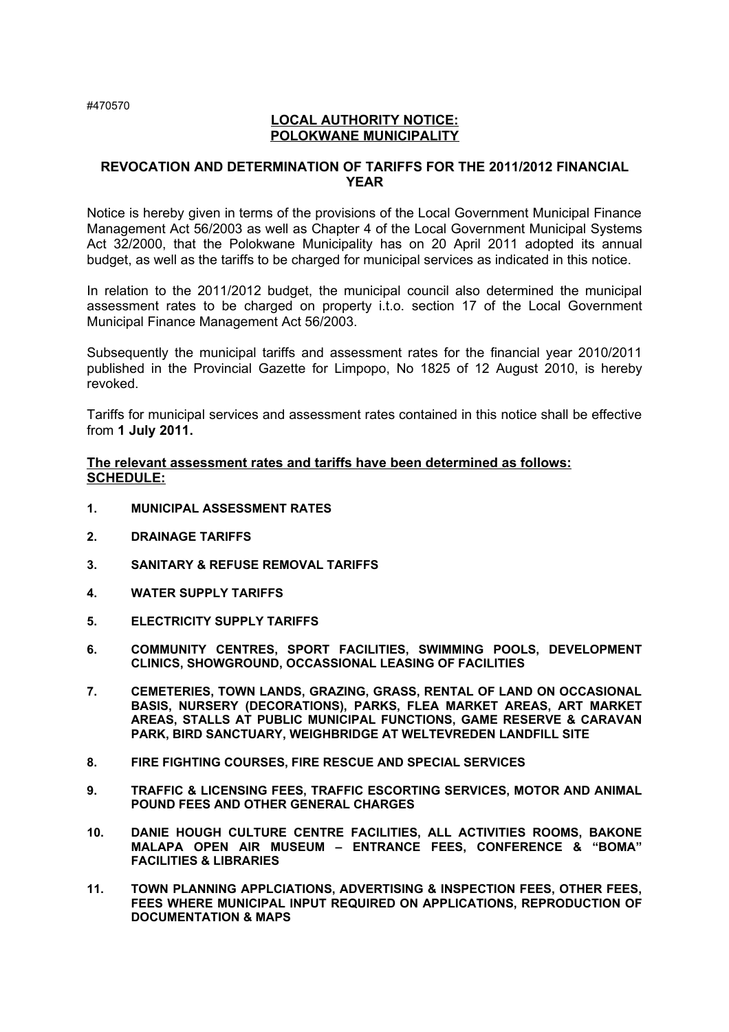#470570

# LOCAL AUTHORITY NOTICE: POLOKWANE MUNICIPALITY

## REVOCATION AND DETERMINATION OF TARIFFS FOR THE 2011/2012 FINANCIAL YEAR

Notice is hereby given in terms of the provisions of the Local Government Municipal Finance Management Act 56/2003 as well as Chapter 4 of the Local Government Municipal Systems Act 32/2000, that the Polokwane Municipality has on 20 April 2011 adopted its annual budget, as well as the tariffs to be charged for municipal services as indicated in this notice.

In relation to the 2011/2012 budget, the municipal council also determined the municipal assessment rates to be charged on property i.t.o. section 17 of the Local Government Municipal Finance Management Act 56/2003.

Subsequently the municipal tariffs and assessment rates for the financial year 2010/2011 published in the Provincial Gazette for Limpopo, No 1825 of 12 August 2010, is hereby revoked.

Tariffs for municipal services and assessment rates contained in this notice shall be effective from **1 July 2011.**

**The relevant assessment rates and tariffs have been determined as follows:**
**SCHEDULE:**

1. **MUNICIPAL ASSESSMENT RATES**
2. **DRAINAGE TARIFFS**
3. **SANITARY & REFUSE REMOVAL TARIFFS**
4. **WATER SUPPLY TARIFFS**
5. **ELECTRICITY SUPPLY TARIFFS**
6. **COMMUNITY CENTRES, SPORT FACILITIES, SWIMMING POOLS, DEVELOPMENT CLINICS, SHOWGROUND, OCCASSIONAL LEASING OF FACILITIES**
7. **CEMETERIES, TOWN LANDS, GRAZING, GRASS, RENTAL OF LAND ON OCCASIONAL BASIS, NURSERY (DECORATIONS), PARKS, FLEA MARKET AREAS, ART MARKET AREAS, STALLS AT PUBLIC MUNICIPAL FUNCTIONS, GAME RESERVE & CARAVAN PARK, BIRD SANCTUARY, WEIGHBRIDGE AT WELTEVREDEN LANDFILL SITE**
8. **FIRE FIGHTING COURSES, FIRE RESCUE AND SPECIAL SERVICES**
9. **TRAFFIC & LICENSING FEES, TRAFFIC ESCORTING SERVICES, MOTOR AND ANIMAL POUND FEES AND OTHER GENERAL CHARGES**
10. **DANIE HOUGH CULTURE CENTRE FACILITIES, ALL ACTIVITIES ROOMS, BAKONE MALAPA OPEN AIR MUSEUM – ENTRANCE FEES, CONFERENCE & "BOMA" FACILITIES & LIBRARIES**
11. **TOWN PLANNING APPLCIATIONS, ADVERTISING & INSPECTION FEES, OTHER FEES, FEES WHERE MUNICIPAL INPUT REQUIRED ON APPLICATIONS, REPRODUCTION OF DOCUMENTATION & MAPS**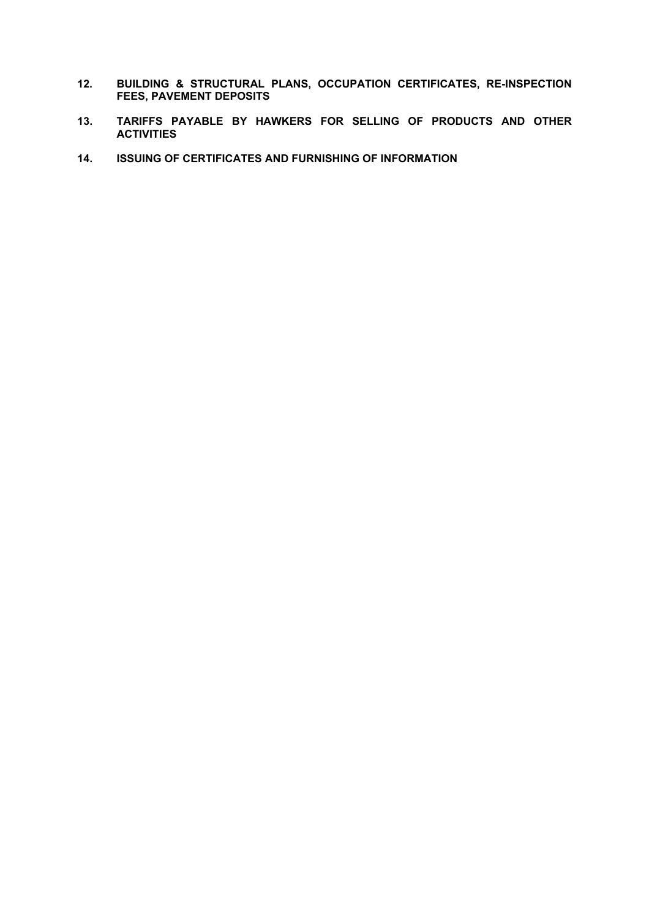12. **BUILDING & STRUCTURAL PLANS, OCCUPATION CERTIFICATES, RE-INSPECTION FEES, PAVEMENT DEPOSITS**

13. **TARIFFS PAYABLE BY HAWKERS FOR SELLING OF PRODUCTS AND OTHER ACTIVITIES**

14. **ISSUING OF CERTIFICATES AND FURNISHING OF INFORMATION**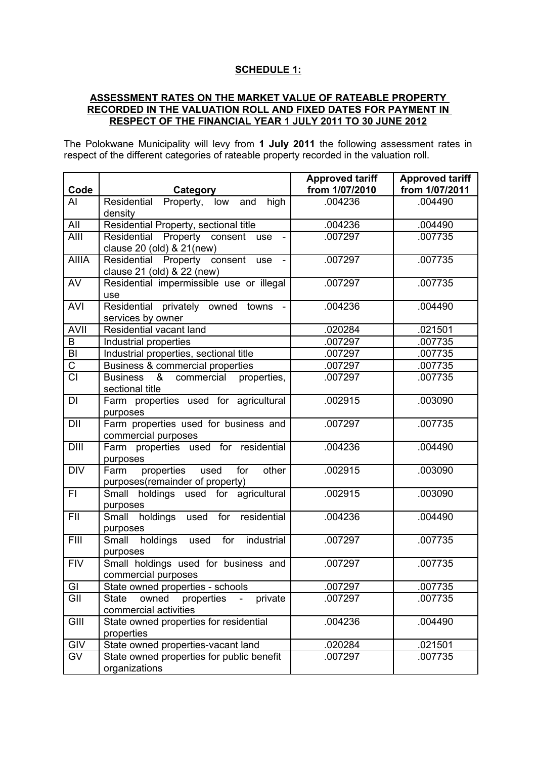**SCHEDULE 1:**

**ASSESSMENT RATES ON THE MARKET VALUE OF RATEABLE PROPERTY RECORDED IN THE VALUATION ROLL AND FIXED DATES FOR PAYMENT IN RESPECT OF THE FINANCIAL YEAR 1 JULY 2011 TO 30 JUNE 2012**

The Polokwane Municipality will levy from **1 July 2011** the following assessment rates in respect of the different categories of rateable property recorded in the valuation roll.

| Code | Category | Approved tariff from 1/07/2010 | Approved tariff from 1/07/2011 |
|---|---|---|---|
| AI | Residential Property, low and high density | .004236 | .004490 |
| AII | Residential Property, sectional title | .004236 | .004490 |
| AIII | Residential Property consent use - clause 20 (old) & 21(new) | .007297 | .007735 |
| AIIIA | Residential Property consent use - clause 21 (old) & 22 (new) | .007297 | .007735 |
| AV | Residential impermissible use or illegal use | .007297 | .007735 |
| AVI | Residential privately owned towns - services by owner | .004236 | .004490 |
| AVII | Residential vacant land | .020284 | .021501 |
| B | Industrial properties | .007297 | .007735 |
| BI | Industrial properties, sectional title | .007297 | .007735 |
| C | Business & commercial properties | .007297 | .007735 |
| CI | Business & commercial properties, sectional title | .007297 | .007735 |
| DI | Farm properties used for agricultural purposes | .002915 | .003090 |
| DII | Farm properties used for business and commercial purposes | .007297 | .007735 |
| DIII | Farm properties used for residential purposes | .004236 | .004490 |
| DIV | Farm properties used for other purposes(remainder of property) | .002915 | .003090 |
| FI | Small holdings used for agricultural purposes | .002915 | .003090 |
| FII | Small holdings used for residential purposes | .004236 | .004490 |
| FIII | Small holdings used for industrial purposes | .007297 | .007735 |
| FIV | Small holdings used for business and commercial purposes | .007297 | .007735 |
| GI | State owned properties - schools | .007297 | .007735 |
| GII | State owned properties - private commercial activities | .007297 | .007735 |
| GIII | State owned properties for residential properties | .004236 | .004490 |
| GIV | State owned properties-vacant land | .020284 | .021501 |
| GV | State owned properties for public benefit organizations | .007297 | .007735 |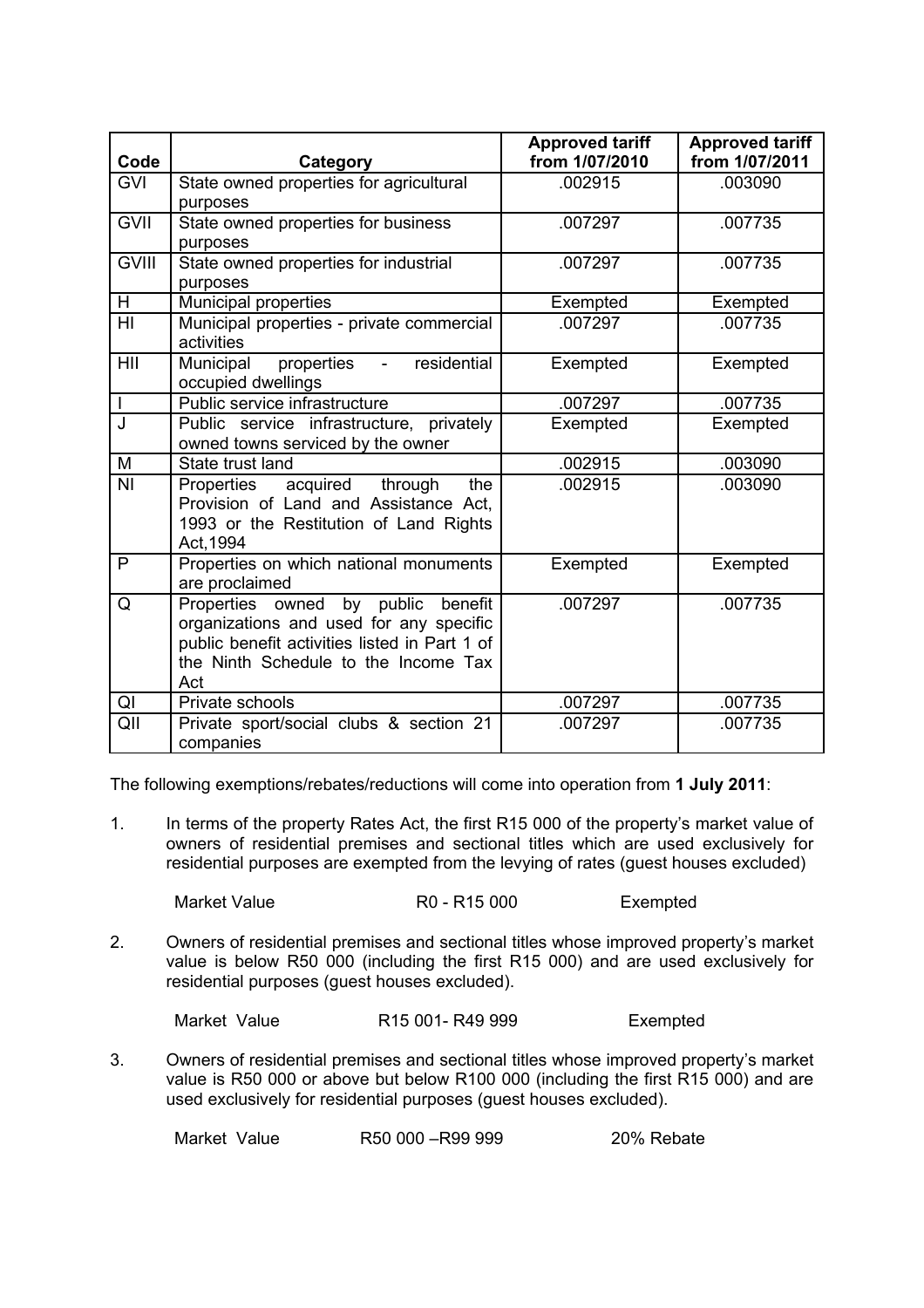| Code | Category | Approved tariff from 1/07/2010 | Approved tariff from 1/07/2011 |
|---|---|---|---|
| GVI | State owned properties for agricultural purposes | .002915 | .003090 |
| GVII | State owned properties for business purposes | .007297 | .007735 |
| GVIII | State owned properties for industrial purposes | .007297 | .007735 |
| H | Municipal properties | Exempted | Exempted |
| HI | Municipal properties - private commercial activities | .007297 | .007735 |
| HII | Municipal properties - residential occupied dwellings | Exempted | Exempted |
| I | Public service infrastructure | .007297 | .007735 |
| J | Public service infrastructure, privately owned towns serviced by the owner | Exempted | Exempted |
| M | State trust land | .002915 | .003090 |
| NI | Properties acquired through the Provision of Land and Assistance Act, 1993 or the Restitution of Land Rights Act,1994 | .002915 | .003090 |
| P | Properties on which national monuments are proclaimed | Exempted | Exempted |
| Q | Properties owned by public benefit organizations and used for any specific public benefit activities listed in Part 1 of the Ninth Schedule to the Income Tax Act | .007297 | .007735 |
| QI | Private schools | .007297 | .007735 |
| QII | Private sport/social clubs & section 21 companies | .007297 | .007735 |

The following exemptions/rebates/reductions will come into operation from **1 July 2011**:

1. In terms of the property Rates Act, the first R15 000 of the property's market value of owners of residential premises and sectional titles which are used exclusively for residential purposes are exempted from the levying of rates (guest houses excluded)

   Market Value R0 - R15 000 Exempted

2. Owners of residential premises and sectional titles whose improved property's market value is below R50 000 (including the first R15 000) and are used exclusively for residential purposes (guest houses excluded).

   Market Value R15 001- R49 999 Exempted

3. Owners of residential premises and sectional titles whose improved property's market value is R50 000 or above but below R100 000 (including the first R15 000) and are used exclusively for residential purposes (guest houses excluded).

   Market Value R50 000 –R99 999 20% Rebate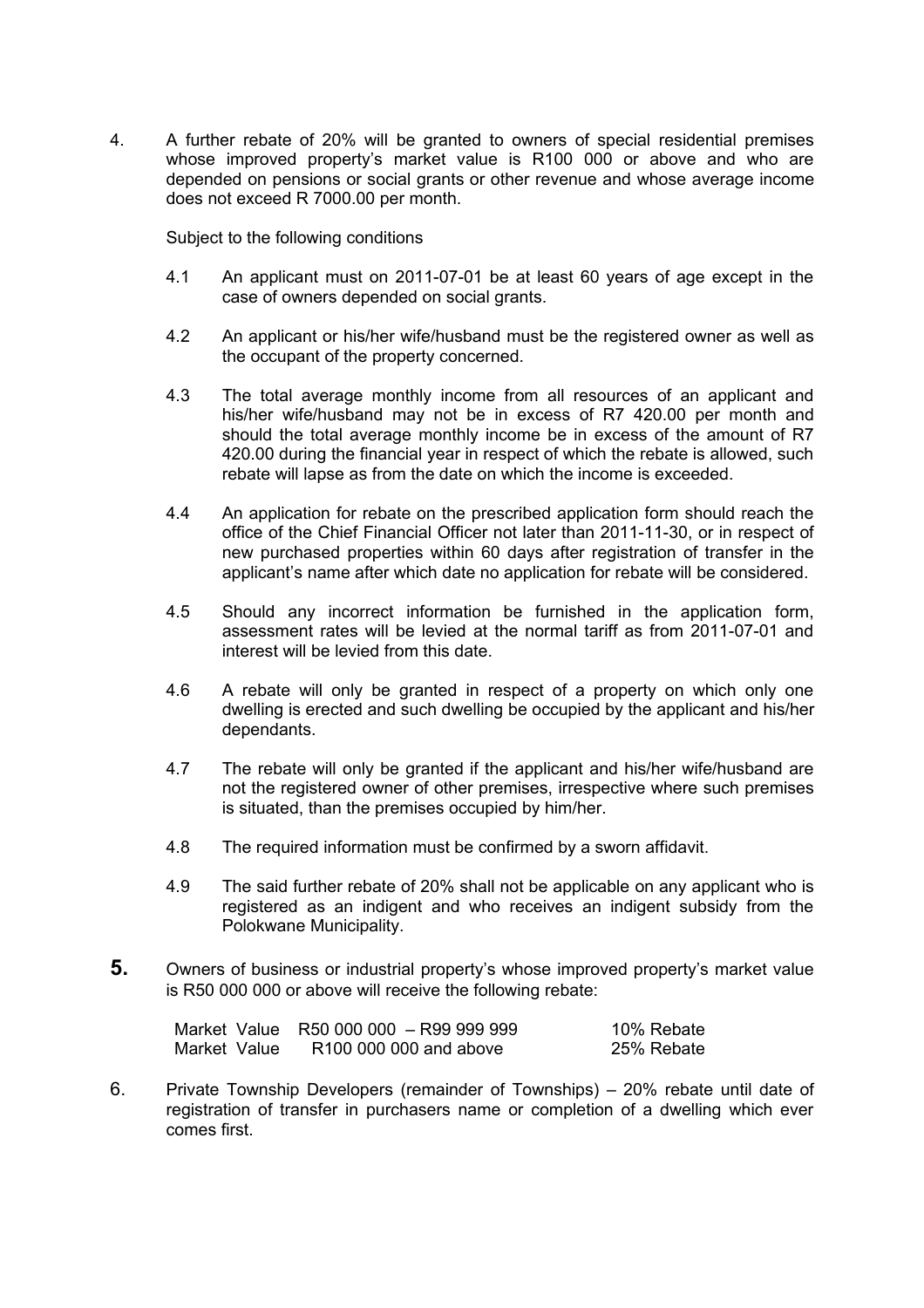4. A further rebate of 20% will be granted to owners of special residential premises whose improved property's market value is R100 000 or above and who are depended on pensions or social grants or other revenue and whose average income does not exceed R 7000.00 per month.

   Subject to the following conditions

   4.1 An applicant must on 2011-07-01 be at least 60 years of age except in the case of owners depended on social grants.

   4.2 An applicant or his/her wife/husband must be the registered owner as well as the occupant of the property concerned.

   4.3 The total average monthly income from all resources of an applicant and his/her wife/husband may not be in excess of R7 420.00 per month and should the total average monthly income be in excess of the amount of R7 420.00 during the financial year in respect of which the rebate is allowed, such rebate will lapse as from the date on which the income is exceeded.

   4.4 An application for rebate on the prescribed application form should reach the office of the Chief Financial Officer not later than 2011-11-30, or in respect of new purchased properties within 60 days after registration of transfer in the applicant's name after which date no application for rebate will be considered.

   4.5 Should any incorrect information be furnished in the application form, assessment rates will be levied at the normal tariff as from 2011-07-01 and interest will be levied from this date.

   4.6 A rebate will only be granted in respect of a property on which only one dwelling is erected and such dwelling be occupied by the applicant and his/her dependants.

   4.7 The rebate will only be granted if the applicant and his/her wife/husband are not the registered owner of other premises, irrespective where such premises is situated, than the premises occupied by him/her.

   4.8 The required information must be confirmed by a sworn affidavit.

   4.9 The said further rebate of 20% shall not be applicable on any applicant who is registered as an indigent and who receives an indigent subsidy from the Polokwane Municipality.

**5.** Owners of business or industrial property's whose improved property's market value is R50 000 000 or above will receive the following rebate:

| | | |
|---|---|---|
| Market Value | R50 000 000 – R99 999 999 | 10% Rebate |
| Market Value | R100 000 000 and above | 25% Rebate |

6. Private Township Developers (remainder of Townships) – 20% rebate until date of registration of transfer in purchasers name or completion of a dwelling which ever comes first.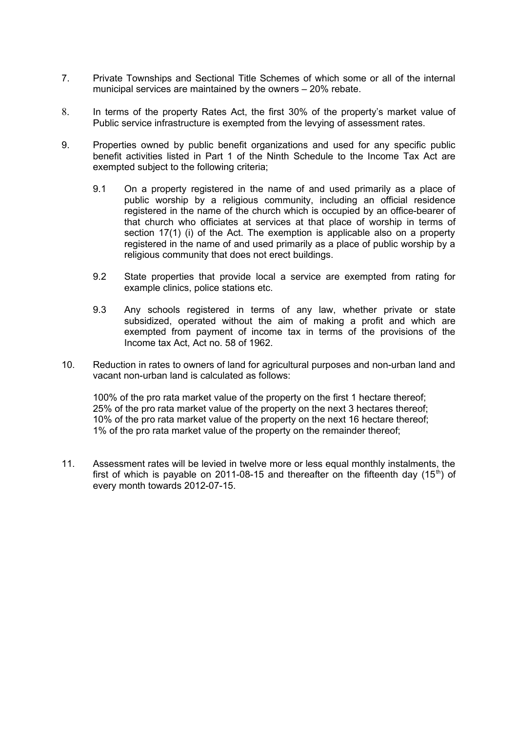7. Private Townships and Sectional Title Schemes of which some or all of the internal municipal services are maintained by the owners – 20% rebate.

8. In terms of the property Rates Act, the first 30% of the property's market value of Public service infrastructure is exempted from the levying of assessment rates.

9. Properties owned by public benefit organizations and used for any specific public benefit activities listed in Part 1 of the Ninth Schedule to the Income Tax Act are exempted subject to the following criteria;

   9.1 On a property registered in the name of and used primarily as a place of public worship by a religious community, including an official residence registered in the name of the church which is occupied by an office-bearer of that church who officiates at services at that place of worship in terms of section 17(1) (i) of the Act. The exemption is applicable also on a property registered in the name of and used primarily as a place of public worship by a religious community that does not erect buildings.

   9.2 State properties that provide local a service are exempted from rating for example clinics, police stations etc.

   9.3 Any schools registered in terms of any law, whether private or state subsidized, operated without the aim of making a profit and which are exempted from payment of income tax in terms of the provisions of the Income tax Act, Act no. 58 of 1962.

10. Reduction in rates to owners of land for agricultural purposes and non-urban land and vacant non-urban land is calculated as follows:

    100% of the pro rata market value of the property on the first 1 hectare thereof;
    25% of the pro rata market value of the property on the next 3 hectares thereof;
    10% of the pro rata market value of the property on the next 16 hectare thereof;
    1% of the pro rata market value of the property on the remainder thereof;

11. Assessment rates will be levied in twelve more or less equal monthly instalments, the first of which is payable on 2011-08-15 and thereafter on the fifteenth day (15th) of every month towards 2012-07-15.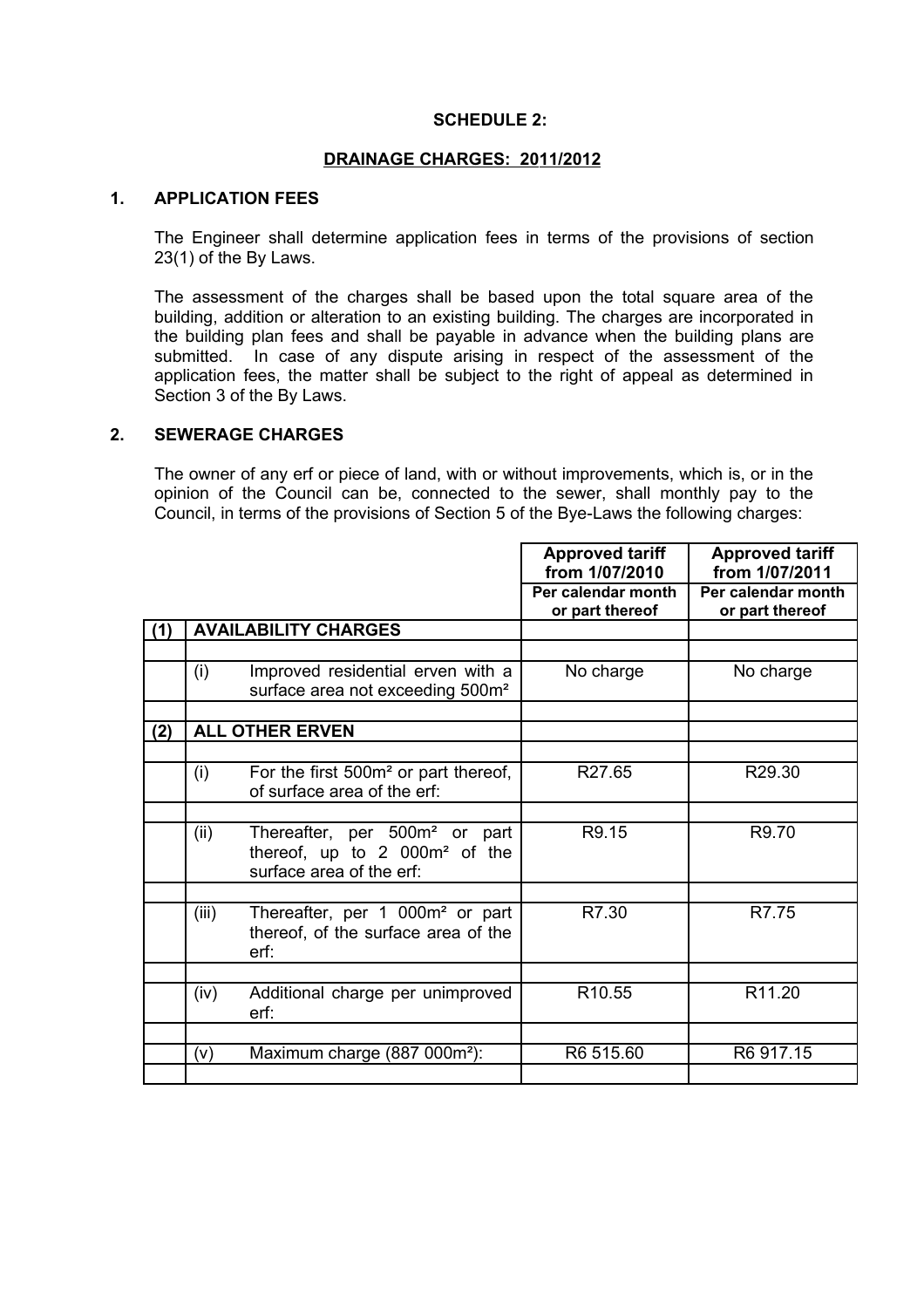**SCHEDULE 2:**

**DRAINAGE CHARGES: 2011/2012**

## 1. APPLICATION FEES

The Engineer shall determine application fees in terms of the provisions of section 23(1) of the By Laws.

The assessment of the charges shall be based upon the total square area of the building, addition or alteration to an existing building. The charges are incorporated in the building plan fees and shall be payable in advance when the building plans are submitted. In case of any dispute arising in respect of the assessment of the application fees, the matter shall be subject to the right of appeal as determined in Section 3 of the By Laws.

## 2. SEWERAGE CHARGES

The owner of any erf or piece of land, with or without improvements, which is, or in the opinion of the Council can be, connected to the sewer, shall monthly pay to the Council, in terms of the provisions of Section 5 of the Bye-Laws the following charges:

| | | | **Approved tariff from 1/07/2010** | **Approved tariff from 1/07/2011** |
|---|---|---|---|---|
| | | | **Per calendar month or part thereof** | **Per calendar month or part thereof** |
| **(1)** | **AVAILABILITY CHARGES** | | | |
| | (i) | Improved residential erven with a surface area not exceeding 500m² | No charge | No charge |
| **(2)** | **ALL OTHER ERVEN** | | | |
| | (i) | For the first 500m² or part thereof, of surface area of the erf: | R27.65 | R29.30 |
| | (ii) | Thereafter, per 500m² or part thereof, up to 2 000m² of the surface area of the erf: | R9.15 | R9.70 |
| | (iii) | Thereafter, per 1 000m² or part thereof, of the surface area of the erf: | R7.30 | R7.75 |
| | (iv) | Additional charge per unimproved erf: | R10.55 | R11.20 |
| | (v) | Maximum charge (887 000m²): | R6 515.60 | R6 917.15 |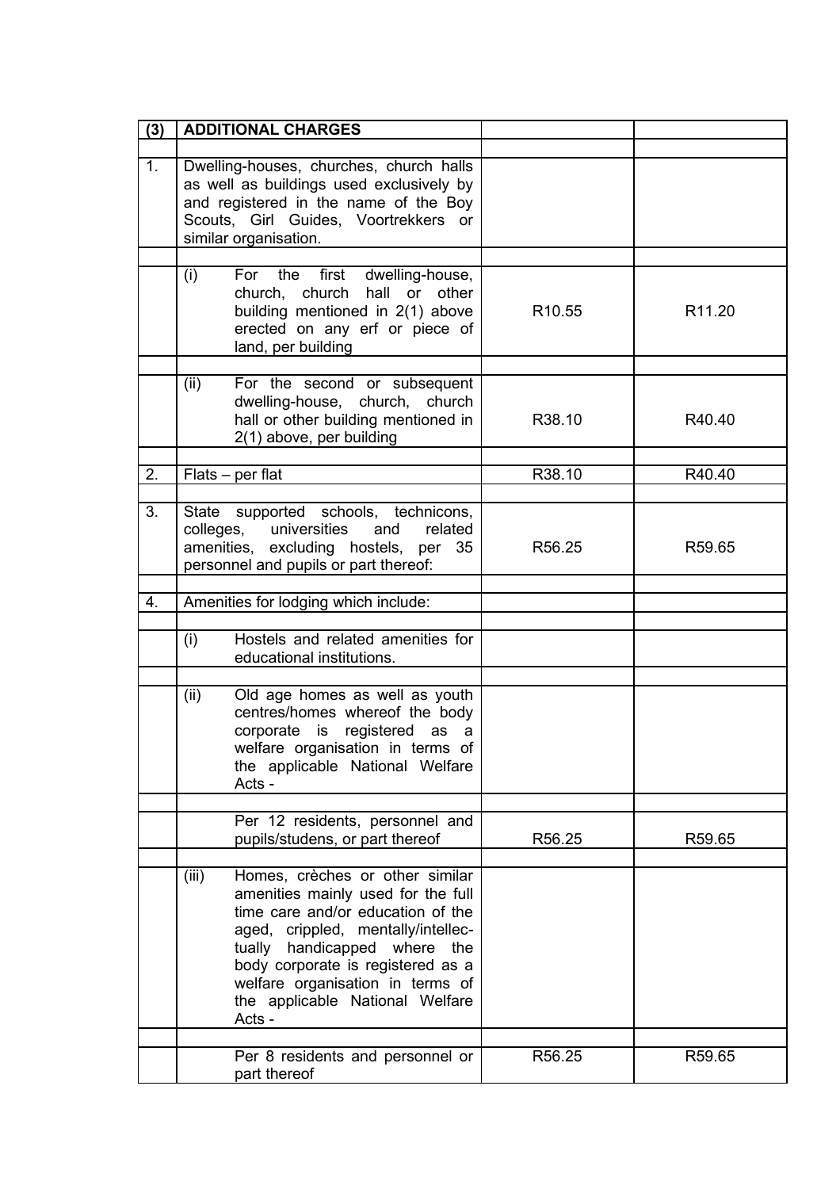| (3) | ADDITIONAL CHARGES | | |
|---|---|---|---|
| | | | |
| 1. | Dwelling-houses, churches, church halls as well as buildings used exclusively by and registered in the name of the Boy Scouts, Girl Guides, Voortrekkers or similar organisation. | | |
| | | | |
| | (i) For the first dwelling-house, church, church hall or other building mentioned in 2(1) above erected on any erf or piece of land, per building | R10.55 | R11.20 |
| | | | |
| | (ii) For the second or subsequent dwelling-house, church, church hall or other building mentioned in 2(1) above, per building | R38.10 | R40.40 |
| | | | |
| 2. | Flats – per flat | R38.10 | R40.40 |
| | | | |
| 3. | State supported schools, technicons, colleges, universities and related amenities, excluding hostels, per 35 personnel and pupils or part thereof: | R56.25 | R59.65 |
| | | | |
| 4. | Amenities for lodging which include: | | |
| | | | |
| | (i) Hostels and related amenities for educational institutions. | | |
| | | | |
| | (ii) Old age homes as well as youth centres/homes whereof the body corporate is registered as a welfare organisation in terms of the applicable National Welfare Acts - | | |
| | | | |
| | Per 12 residents, personnel and pupils/studens, or part thereof | R56.25 | R59.65 |
| | | | |
| | (iii) Homes, crèches or other similar amenities mainly used for the full time care and/or education of the aged, crippled, mentally/intellectually handicapped where the body corporate is registered as a welfare organisation in terms of the applicable National Welfare Acts - | | |
| | | | |
| | Per 8 residents and personnel or part thereof | R56.25 | R59.65 |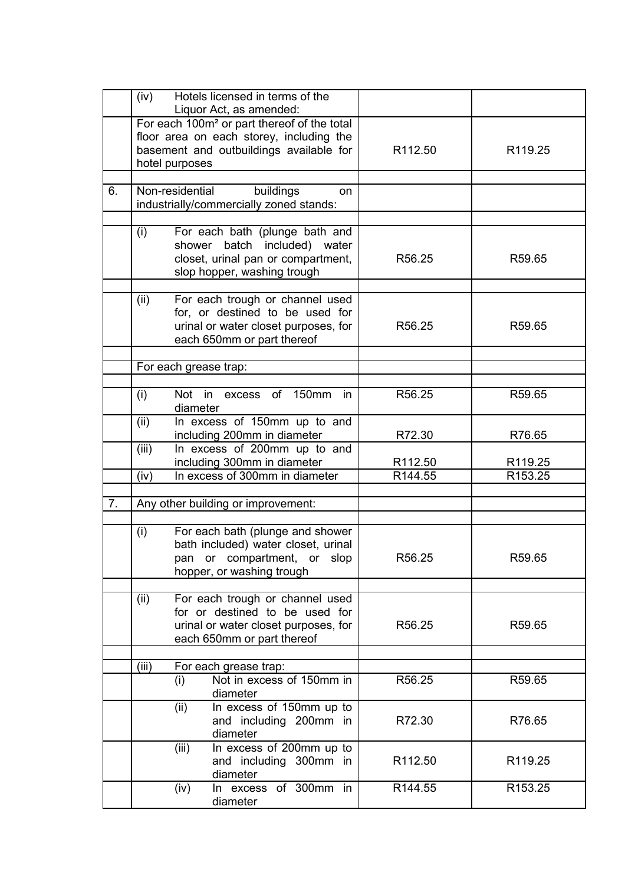|  |  |  |  |
|---|---|---|---|
|  | (iv) Hotels licensed in terms of the Liquor Act, as amended: |  |  |
|  | For each 100m² or part thereof of the total floor area on each storey, including the basement and outbuildings available for hotel purposes | R112.50 | R119.25 |
|  |  |  |  |
| 6. | Non-residential buildings on industrially/commercially zoned stands: |  |  |
|  |  |  |  |
|  | (i) For each bath (plunge bath and shower batch included) water closet, urinal pan or compartment, slop hopper, washing trough | R56.25 | R59.65 |
|  |  |  |  |
|  | (ii) For each trough or channel used for, or destined to be used for urinal or water closet purposes, for each 650mm or part thereof | R56.25 | R59.65 |
|  |  |  |  |
|  | For each grease trap: |  |  |
|  |  |  |  |
|  | (i) Not in excess of 150mm in diameter | R56.25 | R59.65 |
|  | (ii) In excess of 150mm up to and including 200mm in diameter | R72.30 | R76.65 |
|  | (iii) In excess of 200mm up to and including 300mm in diameter | R112.50 | R119.25 |
|  | (iv) In excess of 300mm in diameter | R144.55 | R153.25 |
|  |  |  |  |
| 7. | Any other building or improvement: |  |  |
|  |  |  |  |
|  | (i) For each bath (plunge and shower bath included) water closet, urinal pan or compartment, or slop hopper, or washing trough | R56.25 | R59.65 |
|  |  |  |  |
|  | (ii) For each trough or channel used for or destined to be used for urinal or water closet purposes, for each 650mm or part thereof | R56.25 | R59.65 |
|  |  |  |  |
|  | (iii) For each grease trap: |  |  |
|  | (i) Not in excess of 150mm in diameter | R56.25 | R59.65 |
|  | (ii) In excess of 150mm up to and including 200mm in diameter | R72.30 | R76.65 |
|  | (iii) In excess of 200mm up to and including 300mm in diameter | R112.50 | R119.25 |
|  | (iv) In excess of 300mm in diameter | R144.55 | R153.25 |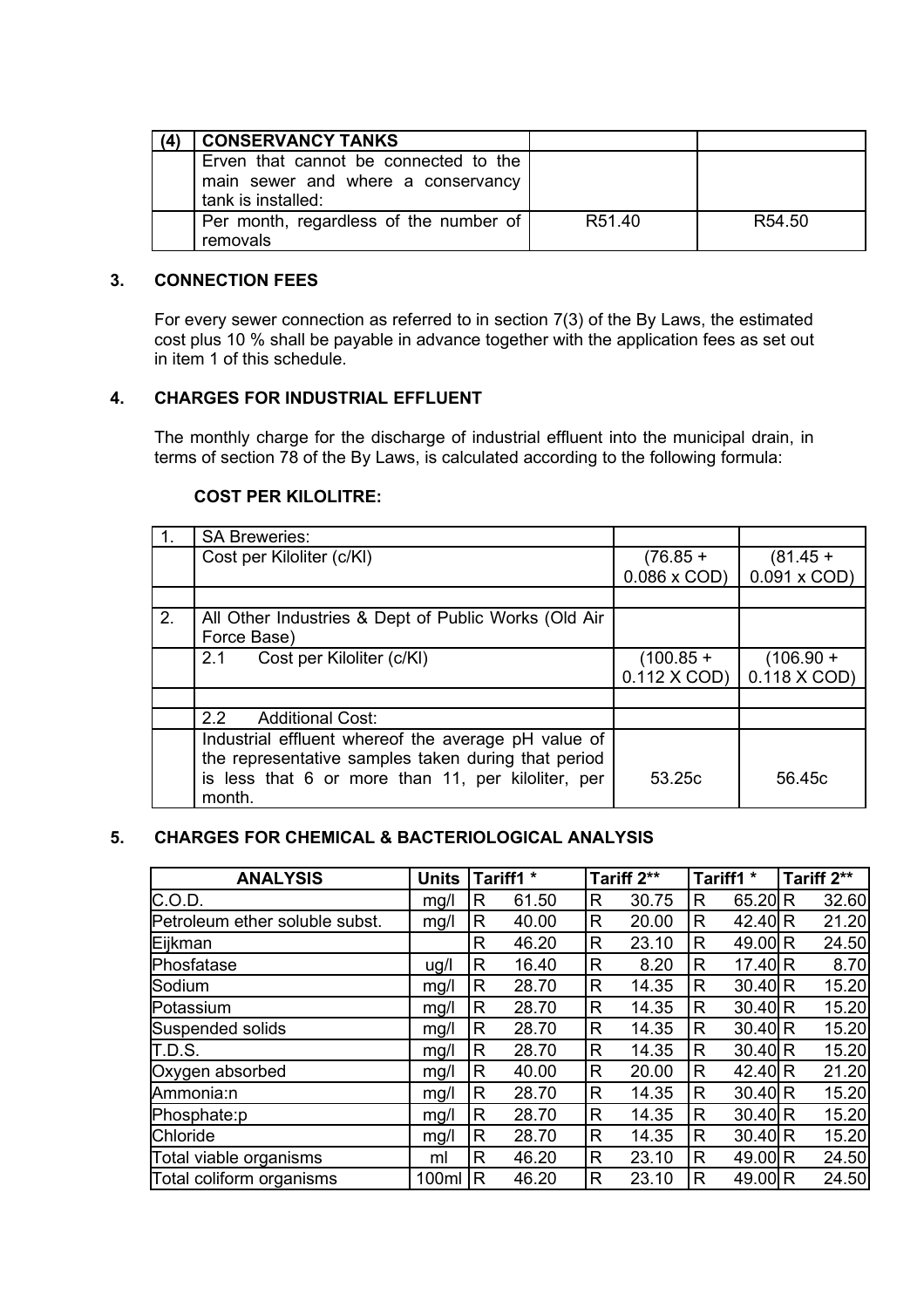| (4) | CONSERVANCY TANKS | | |
|---|---|---|---|
| | Erven that cannot be connected to the main sewer and where a conservancy tank is installed: | | |
| | Per month, regardless of the number of removals | R51.40 | R54.50 |

## 3. CONNECTION FEES

For every sewer connection as referred to in section 7(3) of the By Laws, the estimated cost plus 10 % shall be payable in advance together with the application fees as set out in item 1 of this schedule.

## 4. CHARGES FOR INDUSTRIAL EFFLUENT

The monthly charge for the discharge of industrial effluent into the municipal drain, in terms of section 78 of the By Laws, is calculated according to the following formula:

**COST PER KILOLITRE:**

| 1. | SA Breweries: | | |
|---|---|---|---|
| | Cost per Kiloliter (c/Kl) | (76.85 + 0.086 x COD) | (81.45 + 0.091 x COD) |
| | | | |
| 2. | All Other Industries & Dept of Public Works (Old Air Force Base) | | |
| | 2.1 Cost per Kiloliter (c/Kl) | (100.85 + 0.112 X COD) | (106.90 + 0.118 X COD) |
| | | | |
| | 2.2 Additional Cost: | | |
| | Industrial effluent whereof the average pH value of the representative samples taken during that period is less that 6 or more than 11, per kiloliter, per month. | 53.25c | 56.45c |

## 5. CHARGES FOR CHEMICAL & BACTERIOLOGICAL ANALYSIS

| ANALYSIS | Units | Tariff1 * | Tariff 2** | Tariff1 * | Tariff 2** |
|---|---|---|---|---|---|
| C.O.D. | mg/l | R 61.50 | R 30.75 | R 65.20 | R 32.60 |
| Petroleum ether soluble subst. | mg/l | R 40.00 | R 20.00 | R 42.40 | R 21.20 |
| Eijkman | | R 46.20 | R 23.10 | R 49.00 | R 24.50 |
| Phosfatase | ug/l | R 16.40 | R 8.20 | R 17.40 | R 8.70 |
| Sodium | mg/l | R 28.70 | R 14.35 | R 30.40 | R 15.20 |
| Potassium | mg/l | R 28.70 | R 14.35 | R 30.40 | R 15.20 |
| Suspended solids | mg/l | R 28.70 | R 14.35 | R 30.40 | R 15.20 |
| T.D.S. | mg/l | R 28.70 | R 14.35 | R 30.40 | R 15.20 |
| Oxygen absorbed | mg/l | R 40.00 | R 20.00 | R 42.40 | R 21.20 |
| Ammonia:n | mg/l | R 28.70 | R 14.35 | R 30.40 | R 15.20 |
| Phosphate:p | mg/l | R 28.70 | R 14.35 | R 30.40 | R 15.20 |
| Chloride | mg/l | R 28.70 | R 14.35 | R 30.40 | R 15.20 |
| Total viable organisms | ml | R 46.20 | R 23.10 | R 49.00 | R 24.50 |
| Total coliform organisms | 100ml | R 46.20 | R 23.10 | R 49.00 | R 24.50 |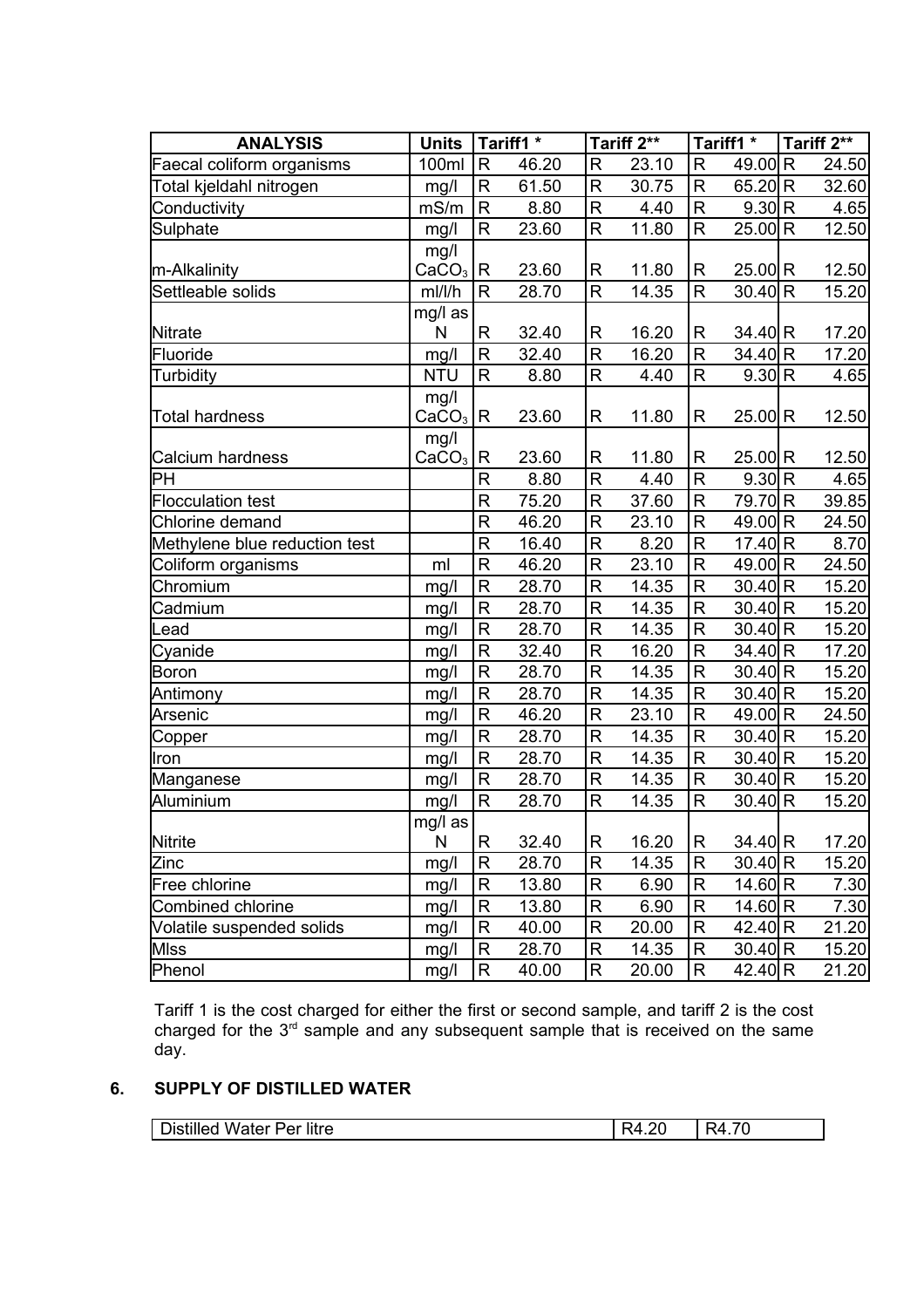| ANALYSIS | Units | Tariff1 * | Tariff 2** | Tariff1 * | Tariff 2** |
|---|---|---|---|---|---|
| Faecal coliform organisms | 100ml | R 46.20 | R 23.10 | R 49.00 | R 24.50 |
| Total kjeldahl nitrogen | mg/l | R 61.50 | R 30.75 | R 65.20 | R 32.60 |
| Conductivity | mS/m | R 8.80 | R 4.40 | R 9.30 | R 4.65 |
| Sulphate | mg/l | R 23.60 | R 11.80 | R 25.00 | R 12.50 |
| m-Alkalinity | mg/l $CaCO_3$ | R 23.60 | R 11.80 | R 25.00 | R 12.50 |
| Settleable solids | ml/l/h | R 28.70 | R 14.35 | R 30.40 | R 15.20 |
| Nitrate | mg/l as N | R 32.40 | R 16.20 | R 34.40 | R 17.20 |
| Fluoride | mg/l | R 32.40 | R 16.20 | R 34.40 | R 17.20 |
| Turbidity | NTU | R 8.80 | R 4.40 | R 9.30 | R 4.65 |
| Total hardness | mg/l $CaCO_3$ | R 23.60 | R 11.80 | R 25.00 | R 12.50 |
| Calcium hardness | mg/l $CaCO_3$ | R 23.60 | R 11.80 | R 25.00 | R 12.50 |
| PH | | R 8.80 | R 4.40 | R 9.30 | R 4.65 |
| Flocculation test | | R 75.20 | R 37.60 | R 79.70 | R 39.85 |
| Chlorine demand | | R 46.20 | R 23.10 | R 49.00 | R 24.50 |
| Methylene blue reduction test | | R 16.40 | R 8.20 | R 17.40 | R 8.70 |
| Coliform organisms | ml | R 46.20 | R 23.10 | R 49.00 | R 24.50 |
| Chromium | mg/l | R 28.70 | R 14.35 | R 30.40 | R 15.20 |
| Cadmium | mg/l | R 28.70 | R 14.35 | R 30.40 | R 15.20 |
| Lead | mg/l | R 28.70 | R 14.35 | R 30.40 | R 15.20 |
| Cyanide | mg/l | R 32.40 | R 16.20 | R 34.40 | R 17.20 |
| Boron | mg/l | R 28.70 | R 14.35 | R 30.40 | R 15.20 |
| Antimony | mg/l | R 28.70 | R 14.35 | R 30.40 | R 15.20 |
| Arsenic | mg/l | R 46.20 | R 23.10 | R 49.00 | R 24.50 |
| Copper | mg/l | R 28.70 | R 14.35 | R 30.40 | R 15.20 |
| Iron | mg/l | R 28.70 | R 14.35 | R 30.40 | R 15.20 |
| Manganese | mg/l | R 28.70 | R 14.35 | R 30.40 | R 15.20 |
| Aluminium | mg/l | R 28.70 | R 14.35 | R 30.40 | R 15.20 |
| Nitrite | mg/l as N | R 32.40 | R 16.20 | R 34.40 | R 17.20 |
| Zinc | mg/l | R 28.70 | R 14.35 | R 30.40 | R 15.20 |
| Free chlorine | mg/l | R 13.80 | R 6.90 | R 14.60 | R 7.30 |
| Combined chlorine | mg/l | R 13.80 | R 6.90 | R 14.60 | R 7.30 |
| Volatile suspended solids | mg/l | R 40.00 | R 20.00 | R 42.40 | R 21.20 |
| Mlss | mg/l | R 28.70 | R 14.35 | R 30.40 | R 15.20 |
| Phenol | mg/l | R 40.00 | R 20.00 | R 42.40 | R 21.20 |

Tariff 1 is the cost charged for either the first or second sample, and tariff 2 is the cost charged for the 3rd sample and any subsequent sample that is received on the same day.

## 6. SUPPLY OF DISTILLED WATER

| Distilled Water Per litre | R4.20 | R4.70 |
|---|---|---|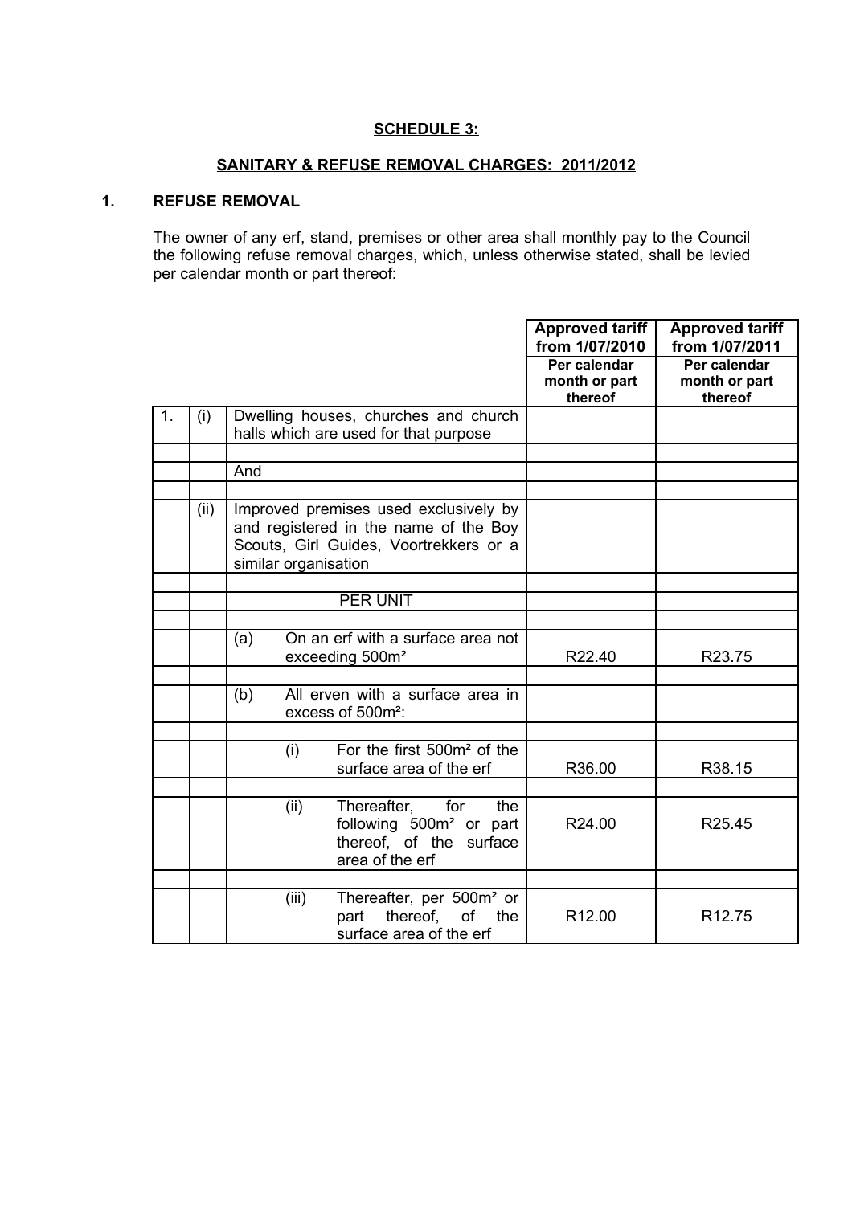**SCHEDULE 3:**

**SANITARY & REFUSE REMOVAL CHARGES: 2011/2012**

## 1. REFUSE REMOVAL

The owner of any erf, stand, premises or other area shall monthly pay to the Council the following refuse removal charges, which, unless otherwise stated, shall be levied per calendar month or part thereof:

| | | | Approved tariff from 1/07/2010<br>Per calendar month or part thereof | Approved tariff from 1/07/2011<br>Per calendar month or part thereof |
|---|---|---|---|---|
| 1. | (i) | Dwelling houses, churches and church halls which are used for that purpose | | |
| | | And | | |
| | (ii) | Improved premises used exclusively by and registered in the name of the Boy Scouts, Girl Guides, Voortrekkers or a similar organisation | | |
| | | PER UNIT | | |
| | | (a) On an erf with a surface area not exceeding 500m² | R22.40 | R23.75 |
| | | (b) All erven with a surface area in excess of 500m²: | | |
| | | (i) For the first 500m² of the surface area of the erf | R36.00 | R38.15 |
| | | (ii) Thereafter, for the following 500m² or part thereof, of the surface area of the erf | R24.00 | R25.45 |
| | | (iii) Thereafter, per 500m² or part thereof, of the surface area of the erf | R12.00 | R12.75 |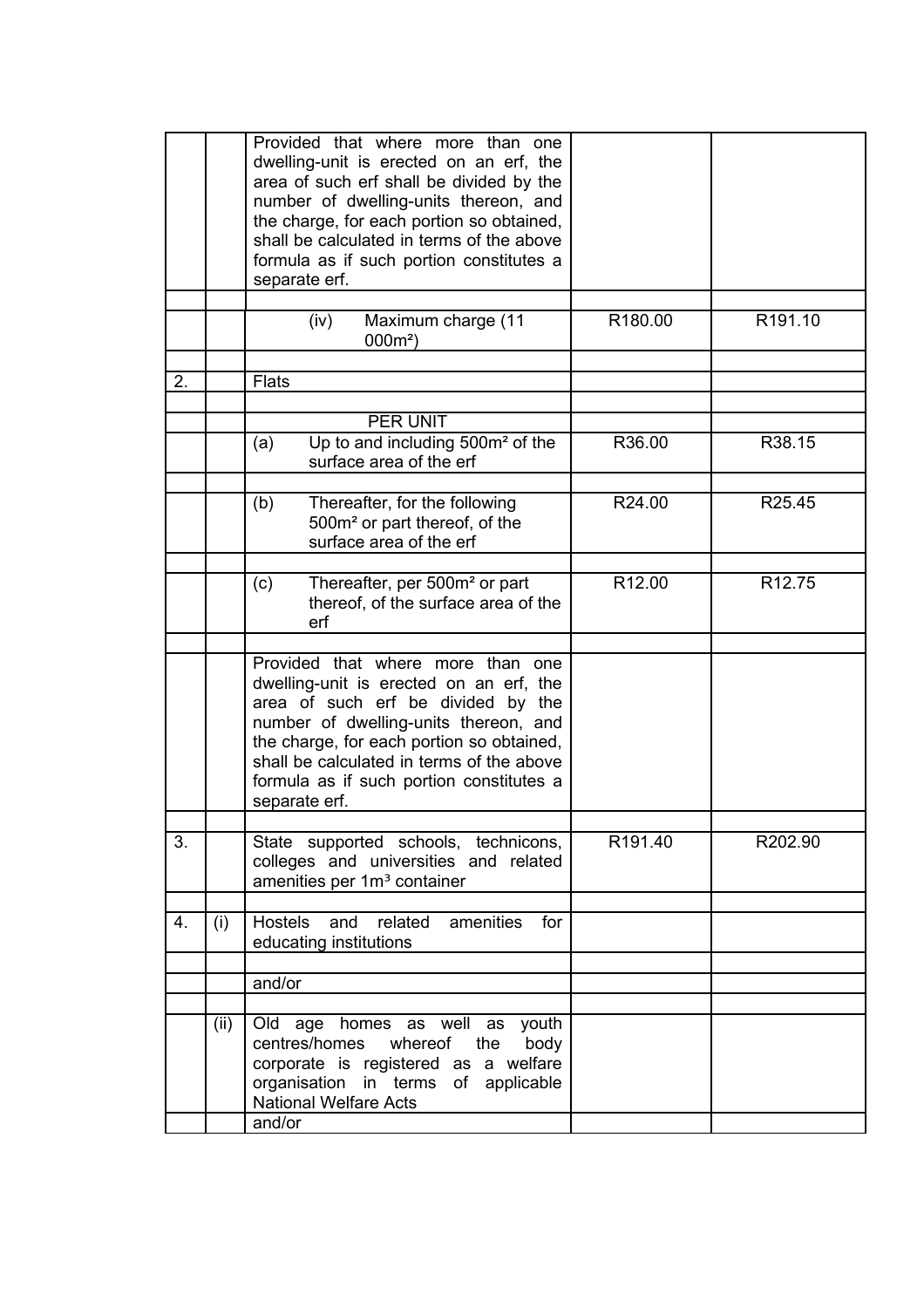| | | | | |
|---|---|---|---|---|
| | | Provided that where more than one dwelling-unit is erected on an erf, the area of such erf shall be divided by the number of dwelling-units thereon, and the charge, for each portion so obtained, shall be calculated in terms of the above formula as if such portion constitutes a separate erf. | | |
| | | | | |
| | | (iv) Maximum charge (11 000m²) | R180.00 | R191.10 |
| | | | | |
| 2. | | Flats | | |
| | | | | |
| | | PER UNIT | | |
| | | (a) Up to and including 500m² of the surface area of the erf | R36.00 | R38.15 |
| | | | | |
| | | (b) Thereafter, for the following 500m² or part thereof, of the surface area of the erf | R24.00 | R25.45 |
| | | | | |
| | | (c) Thereafter, per 500m² or part thereof, of the surface area of the erf | R12.00 | R12.75 |
| | | | | |
| | | Provided that where more than one dwelling-unit is erected on an erf, the area of such erf be divided by the number of dwelling-units thereon, and the charge, for each portion so obtained, shall be calculated in terms of the above formula as if such portion constitutes a separate erf. | | |
| | | | | |
| 3. | | State supported schools, technicons, colleges and universities and related amenities per 1m³ container | R191.40 | R202.90 |
| | | | | |
| 4. | (i) | Hostels and related amenities for educating institutions | | |
| | | | | |
| | | and/or | | |
| | | | | |
| | (ii) | Old age homes as well as youth centres/homes whereof the body corporate is registered as a welfare organisation in terms of applicable National Welfare Acts | | |
| | | and/or | | |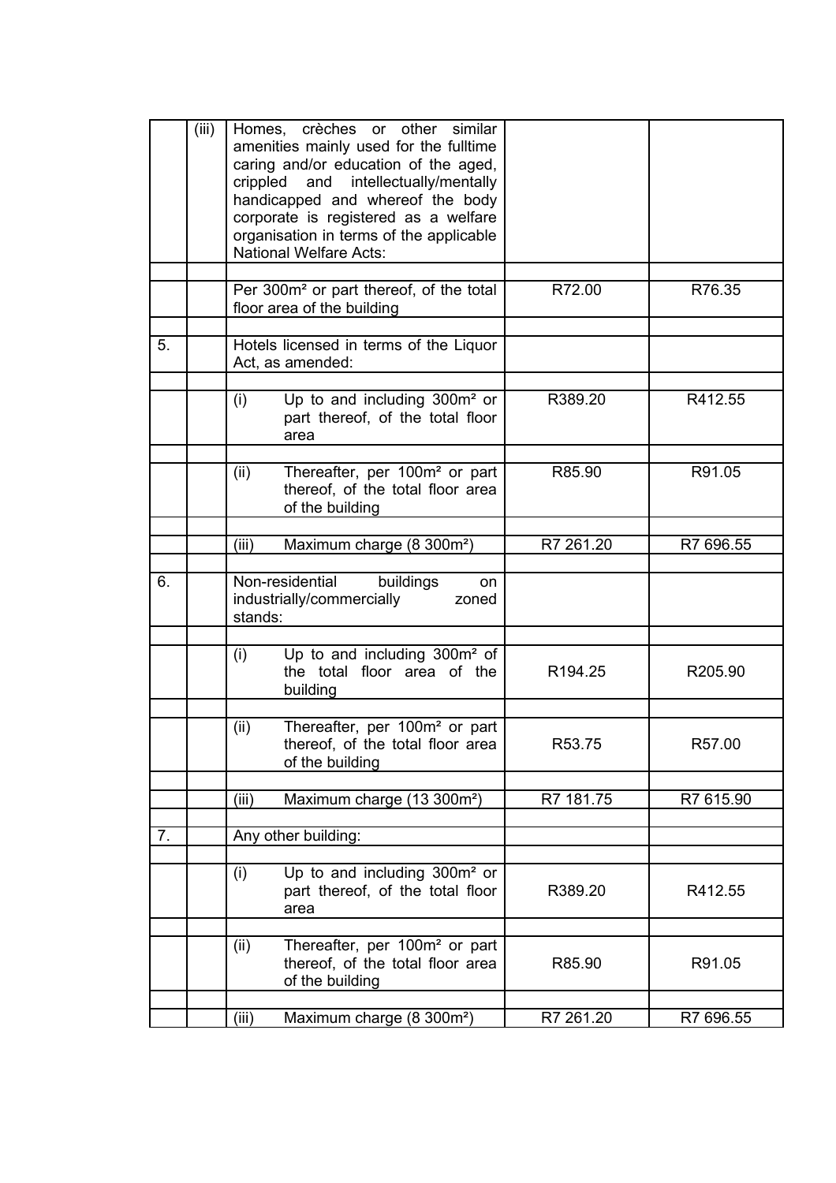| | | | | |
|---|---|---|---|---|
| | (iii) | Homes, crèches or other similar amenities mainly used for the fulltime caring and/or education of the aged, crippled and intellectually/mentally handicapped and whereof the body corporate is registered as a welfare organisation in terms of the applicable National Welfare Acts: | | |
| | | | | |
| | | Per 300m² or part thereof, of the total floor area of the building | R72.00 | R76.35 |
| | | | | |
| 5. | | Hotels licensed in terms of the Liquor Act, as amended: | | |
| | | | | |
| | | (i) Up to and including 300m² or part thereof, of the total floor area | R389.20 | R412.55 |
| | | | | |
| | | (ii) Thereafter, per 100m² or part thereof, of the total floor area of the building | R85.90 | R91.05 |
| | | | | |
| | | (iii) Maximum charge (8 300m²) | R7 261.20 | R7 696.55 |
| | | | | |
| 6. | | Non-residential buildings on industrially/commercially zoned stands: | | |
| | | | | |
| | | (i) Up to and including 300m² of the total floor area of the building | R194.25 | R205.90 |
| | | | | |
| | | (ii) Thereafter, per 100m² or part thereof, of the total floor area of the building | R53.75 | R57.00 |
| | | | | |
| | | (iii) Maximum charge (13 300m²) | R7 181.75 | R7 615.90 |
| | | | | |
| 7. | | Any other building: | | |
| | | | | |
| | | (i) Up to and including 300m² or part thereof, of the total floor area | R389.20 | R412.55 |
| | | | | |
| | | (ii) Thereafter, per 100m² or part thereof, of the total floor area of the building | R85.90 | R91.05 |
| | | | | |
| | | (iii) Maximum charge (8 300m²) | R7 261.20 | R7 696.55 |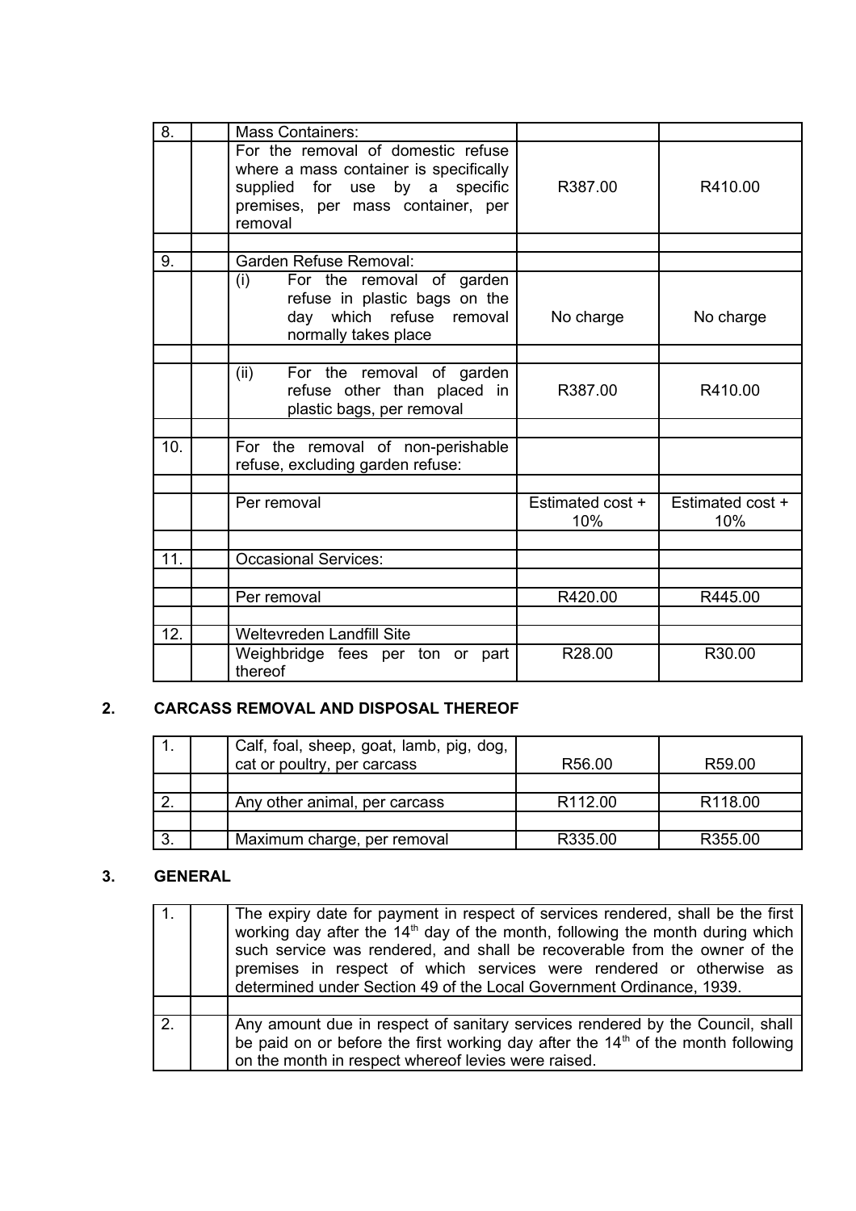| | | | | |
|---|---|---|---|---|
| 8. | | Mass Containers: | | |
| | | For the removal of domestic refuse where a mass container is specifically supplied for use by a specific premises, per mass container, per removal | R387.00 | R410.00 |
| | | | | |
| 9. | | Garden Refuse Removal: | | |
| | | (i) For the removal of garden refuse in plastic bags on the day which refuse removal normally takes place | No charge | No charge |
| | | | | |
| | | (ii) For the removal of garden refuse other than placed in plastic bags, per removal | R387.00 | R410.00 |
| | | | | |
| 10. | | For the removal of non-perishable refuse, excluding garden refuse: | | |
| | | | | |
| | | Per removal | Estimated cost + 10% | Estimated cost + 10% |
| | | | | |
| 11. | | Occasional Services: | | |
| | | | | |
| | | Per removal | R420.00 | R445.00 |
| | | | | |
| 12. | | Weltevreden Landfill Site | | |
| | | Weighbridge fees per ton or part thereof | R28.00 | R30.00 |

## 2. CARCASS REMOVAL AND DISPOSAL THEREOF

| | | | | |
|---|---|---|---|---|
| 1. | | Calf, foal, sheep, goat, lamb, pig, dog, cat or poultry, per carcass | R56.00 | R59.00 |
| | | | | |
| 2. | | Any other animal, per carcass | R112.00 | R118.00 |
| | | | | |
| 3. | | Maximum charge, per removal | R335.00 | R355.00 |

## 3. GENERAL

| | | |
|---|---|---|
| 1. | | The expiry date for payment in respect of services rendered, shall be the first working day after the 14th day of the month, following the month during which such service was rendered, and shall be recoverable from the owner of the premises in respect of which services were rendered or otherwise as determined under Section 49 of the Local Government Ordinance, 1939. |
| | | |
| 2. | | Any amount due in respect of sanitary services rendered by the Council, shall be paid on or before the first working day after the 14th of the month following on the month in respect whereof levies were raised. |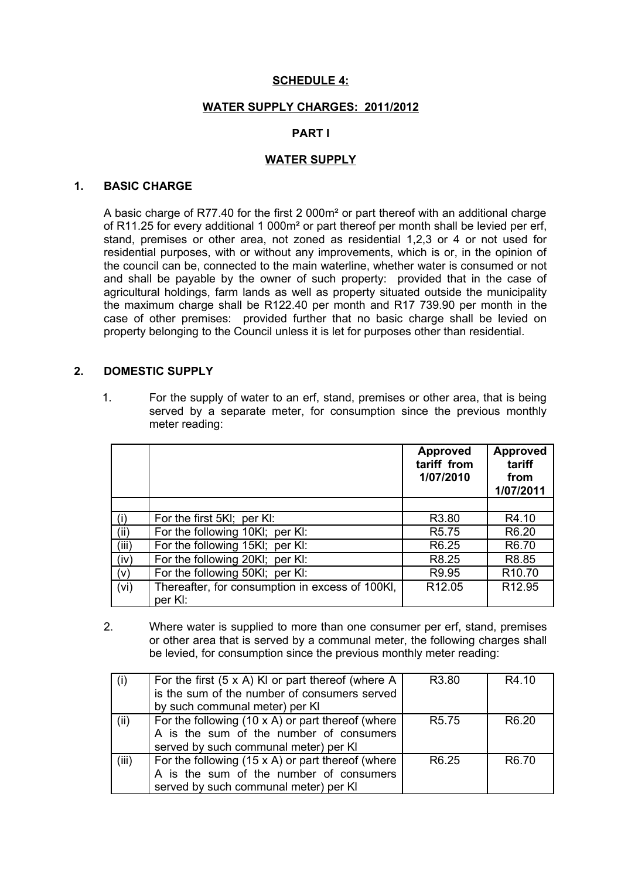**SCHEDULE 4:**

**WATER SUPPLY CHARGES: 2011/2012**

**PART I**

**WATER SUPPLY**

## 1. BASIC CHARGE

A basic charge of R77.40 for the first 2 000m² or part thereof with an additional charge of R11.25 for every additional 1 000m² or part thereof per month shall be levied per erf, stand, premises or other area, not zoned as residential 1,2,3 or 4 or not used for residential purposes, with or without any improvements, which is or, in the opinion of the council can be, connected to the main waterline, whether water is consumed or not and shall be payable by the owner of such property: provided that in the case of agricultural holdings, farm lands as well as property situated outside the municipality the maximum charge shall be R122.40 per month and R17 739.90 per month in the case of other premises: provided further that no basic charge shall be levied on property belonging to the Council unless it is let for purposes other than residential.

## 2. DOMESTIC SUPPLY

1. For the supply of water to an erf, stand, premises or other area, that is being served by a separate meter, for consumption since the previous monthly meter reading:

| | | Approved tariff from 1/07/2010 | Approved tariff from 1/07/2011 |
|---|---|---|---|
| | | | |
| (i) | For the first 5Kl; per Kl: | R3.80 | R4.10 |
| (ii) | For the following 10Kl; per Kl: | R5.75 | R6.20 |
| (iii) | For the following 15Kl; per Kl: | R6.25 | R6.70 |
| (iv) | For the following 20Kl; per Kl: | R8.25 | R8.85 |
| (v) | For the following 50Kl; per Kl: | R9.95 | R10.70 |
| (vi) | Thereafter, for consumption in excess of 100Kl, per Kl: | R12.05 | R12.95 |

2. Where water is supplied to more than one consumer per erf, stand, premises or other area that is served by a communal meter, the following charges shall be levied, for consumption since the previous monthly meter reading:

| | | | |
|---|---|---|---|
| (i) | For the first (5 x A) Kl or part thereof (where A is the sum of the number of consumers served by such communal meter) per Kl | R3.80 | R4.10 |
| (ii) | For the following (10 x A) or part thereof (where A is the sum of the number of consumers served by such communal meter) per Kl | R5.75 | R6.20 |
| (iii) | For the following (15 x A) or part thereof (where A is the sum of the number of consumers served by such communal meter) per Kl | R6.25 | R6.70 |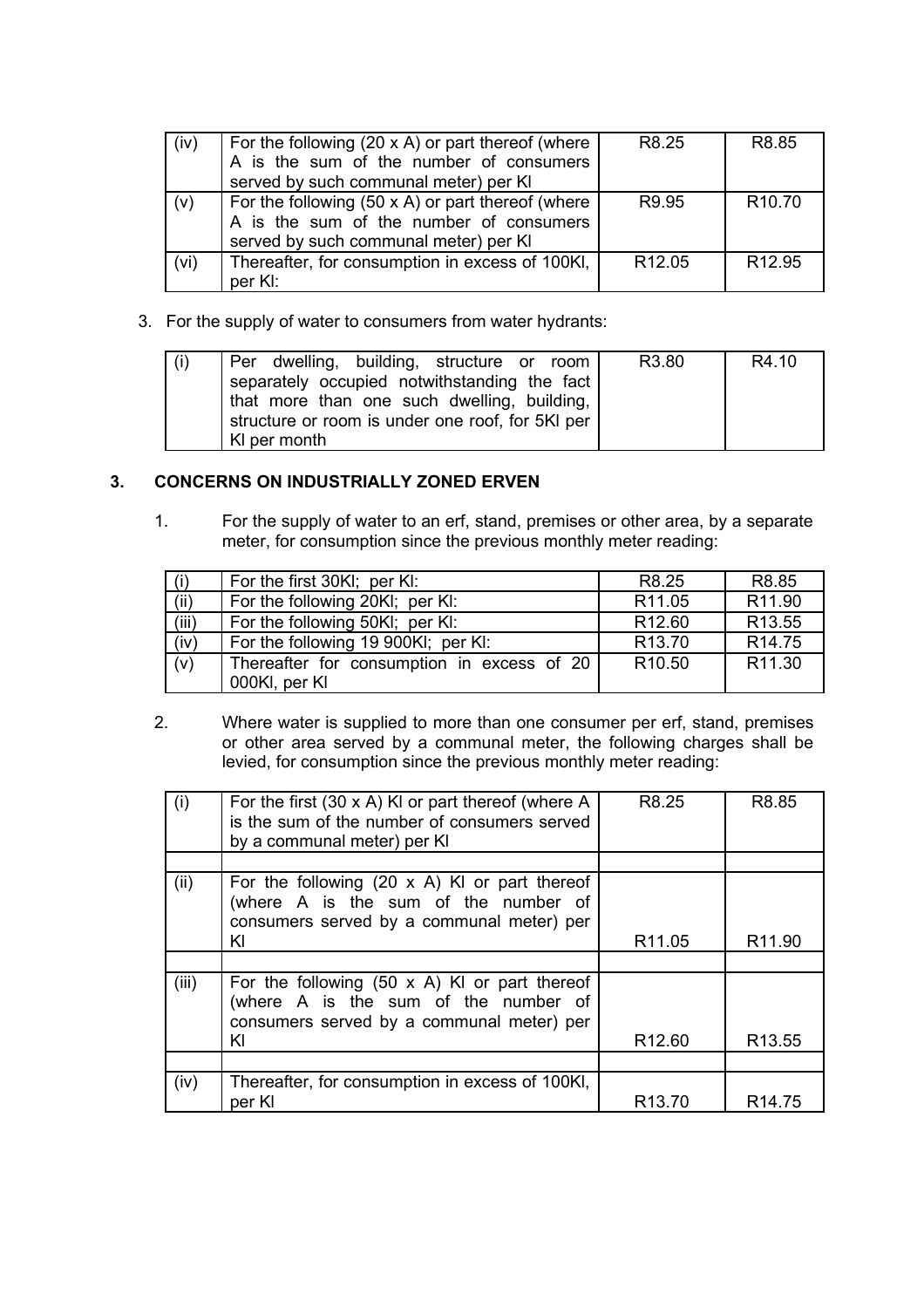| (iv) | For the following (20 x A) or part thereof (where A is the sum of the number of consumers served by such communal meter) per Kl | R8.25 | R8.85 |
|---|---|---|---|
| (v) | For the following (50 x A) or part thereof (where A is the sum of the number of consumers served by such communal meter) per Kl | R9.95 | R10.70 |
| (vi) | Thereafter, for consumption in excess of 100Kl, per Kl: | R12.05 | R12.95 |

3. For the supply of water to consumers from water hydrants:

| (i) | Per dwelling, building, structure or room separately occupied notwithstanding the fact that more than one such dwelling, building, structure or room is under one roof, for 5Kl per Kl per month | R3.80 | R4.10 |
|---|---|---|---|

## 3. CONCERNS ON INDUSTRIALLY ZONED ERVEN

1. For the supply of water to an erf, stand, premises or other area, by a separate meter, for consumption since the previous monthly meter reading:

| (i) | For the first 30Kl; per Kl: | R8.25 | R8.85 |
|---|---|---|---|
| (ii) | For the following 20Kl; per Kl: | R11.05 | R11.90 |
| (iii) | For the following 50Kl; per Kl: | R12.60 | R13.55 |
| (iv) | For the following 19 900Kl; per Kl: | R13.70 | R14.75 |
| (v) | Thereafter for consumption in excess of 20 000Kl, per Kl | R10.50 | R11.30 |

2. Where water is supplied to more than one consumer per erf, stand, premises or other area served by a communal meter, the following charges shall be levied, for consumption since the previous monthly meter reading:

| (i) | For the first (30 x A) Kl or part thereof (where A is the sum of the number of consumers served by a communal meter) per Kl | R8.25 | R8.85 |
|---|---|---|---|
| | | | |
| (ii) | For the following (20 x A) Kl or part thereof (where A is the sum of the number of consumers served by a communal meter) per Kl | R11.05 | R11.90 |
| | | | |
| (iii) | For the following (50 x A) Kl or part thereof (where A is the sum of the number of consumers served by a communal meter) per Kl | R12.60 | R13.55 |
| | | | |
| (iv) | Thereafter, for consumption in excess of 100Kl, per Kl | R13.70 | R14.75 |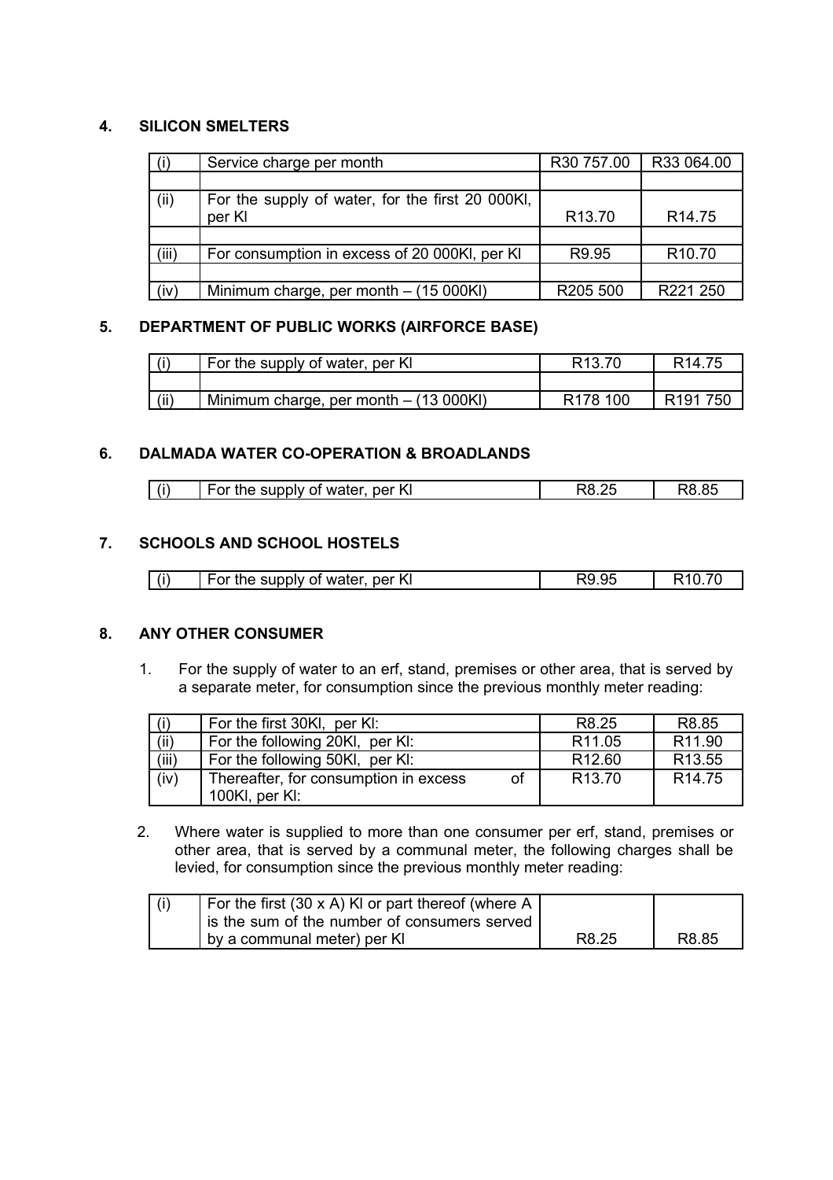## 4. SILICON SMELTERS

| (i) | Service charge per month | R30 757.00 | R33 064.00 |
|---|---|---|---|
| | | | |
| (ii) | For the supply of water, for the first 20 000Kl, per Kl | R13.70 | R14.75 |
| | | | |
| (iii) | For consumption in excess of 20 000Kl, per Kl | R9.95 | R10.70 |
| | | | |
| (iv) | Minimum charge, per month – (15 000Kl) | R205 500 | R221 250 |

## 5. DEPARTMENT OF PUBLIC WORKS (AIRFORCE BASE)

| (i) | For the supply of water, per Kl | R13.70 | R14.75 |
|---|---|---|---|
| | | | |
| (ii) | Minimum charge, per month – (13 000Kl) | R178 100 | R191 750 |

## 6. DALMADA WATER CO-OPERATION & BROADLANDS

| (i) | For the supply of water, per Kl | R8.25 | R8.85 |
|---|---|---|---|

## 7. SCHOOLS AND SCHOOL HOSTELS

| (i) | For the supply of water, per Kl | R9.95 | R10.70 |
|---|---|---|---|

## 8. ANY OTHER CONSUMER

1. For the supply of water to an erf, stand, premises or other area, that is served by a separate meter, for consumption since the previous monthly meter reading:

| (i) | For the first 30Kl, per Kl: | R8.25 | R8.85 |
|---|---|---|---|
| (ii) | For the following 20Kl, per Kl: | R11.05 | R11.90 |
| (iii) | For the following 50Kl, per Kl: | R12.60 | R13.55 |
| (iv) | Thereafter, for consumption in excess of 100Kl, per Kl: | R13.70 | R14.75 |

2. Where water is supplied to more than one consumer per erf, stand, premises or other area, that is served by a communal meter, the following charges shall be levied, for consumption since the previous monthly meter reading:

| (i) | For the first (30 x A) Kl or part thereof (where A is the sum of the number of consumers served by a communal meter) per Kl | R8.25 | R8.85 |
|---|---|---|---|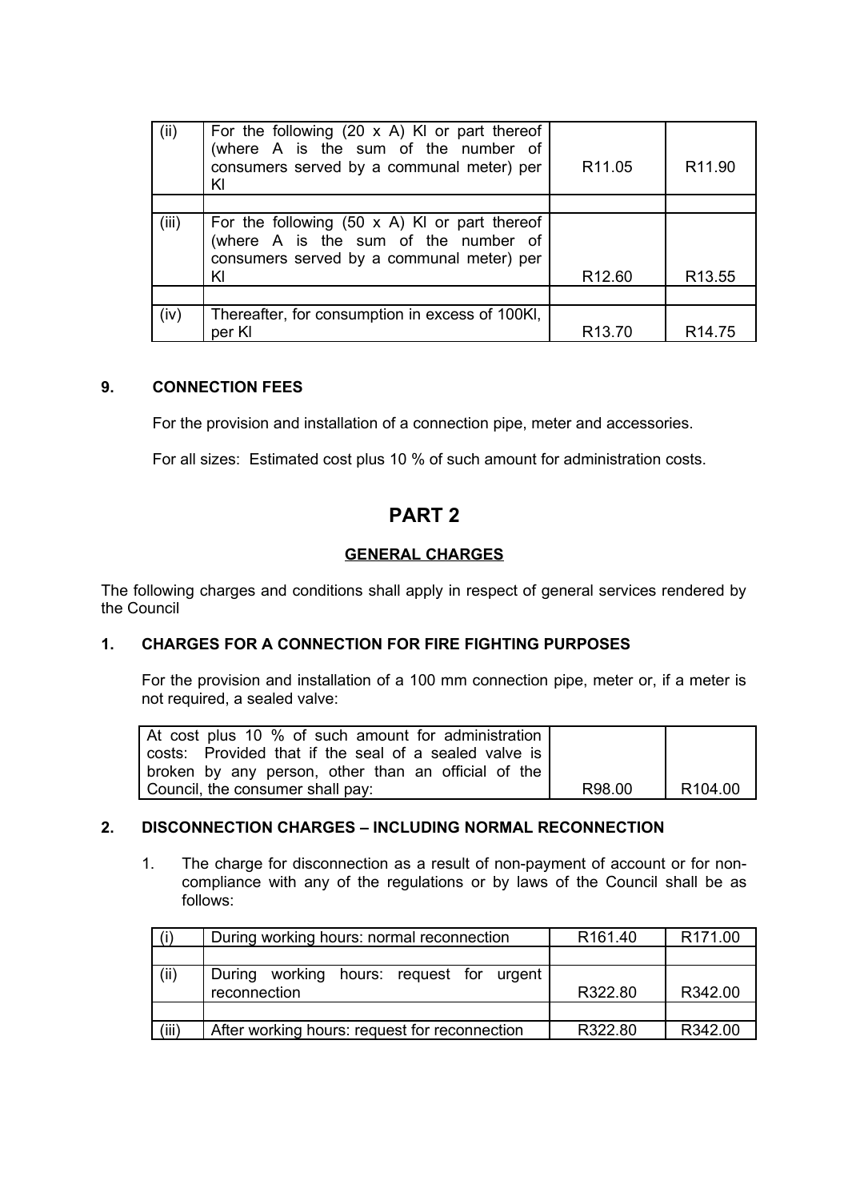| | | | |
|---|---|---|---|
| (ii) | For the following (20 x A) Kl or part thereof (where A is the sum of the number of consumers served by a communal meter) per Kl | R11.05 | R11.90 |
| | | | |
| (iii) | For the following (50 x A) Kl or part thereof (where A is the sum of the number of consumers served by a communal meter) per Kl | R12.60 | R13.55 |
| | | | |
| (iv) | Thereafter, for consumption in excess of 100Kl, per Kl | R13.70 | R14.75 |

### 9. CONNECTION FEES

For the provision and installation of a connection pipe, meter and accessories.

For all sizes: Estimated cost plus 10 % of such amount for administration costs.

# PART 2

## GENERAL CHARGES

The following charges and conditions shall apply in respect of general services rendered by the Council

### 1. CHARGES FOR A CONNECTION FOR FIRE FIGHTING PURPOSES

For the provision and installation of a 100 mm connection pipe, meter or, if a meter is not required, a sealed valve:

| | | |
|---|---|---|
| At cost plus 10 % of such amount for administration costs: Provided that if the seal of a sealed valve is broken by any person, other than an official of the Council, the consumer shall pay: | R98.00 | R104.00 |

### 2. DISCONNECTION CHARGES – INCLUDING NORMAL RECONNECTION

1. The charge for disconnection as a result of non-payment of account or for non-compliance with any of the regulations or by laws of the Council shall be as follows:

| | | | |
|---|---|---|---|
| (i) | During working hours: normal reconnection | R161.40 | R171.00 |
| | | | |
| (ii) | During working hours: request for urgent reconnection | R322.80 | R342.00 |
| | | | |
| (iii) | After working hours: request for reconnection | R322.80 | R342.00 |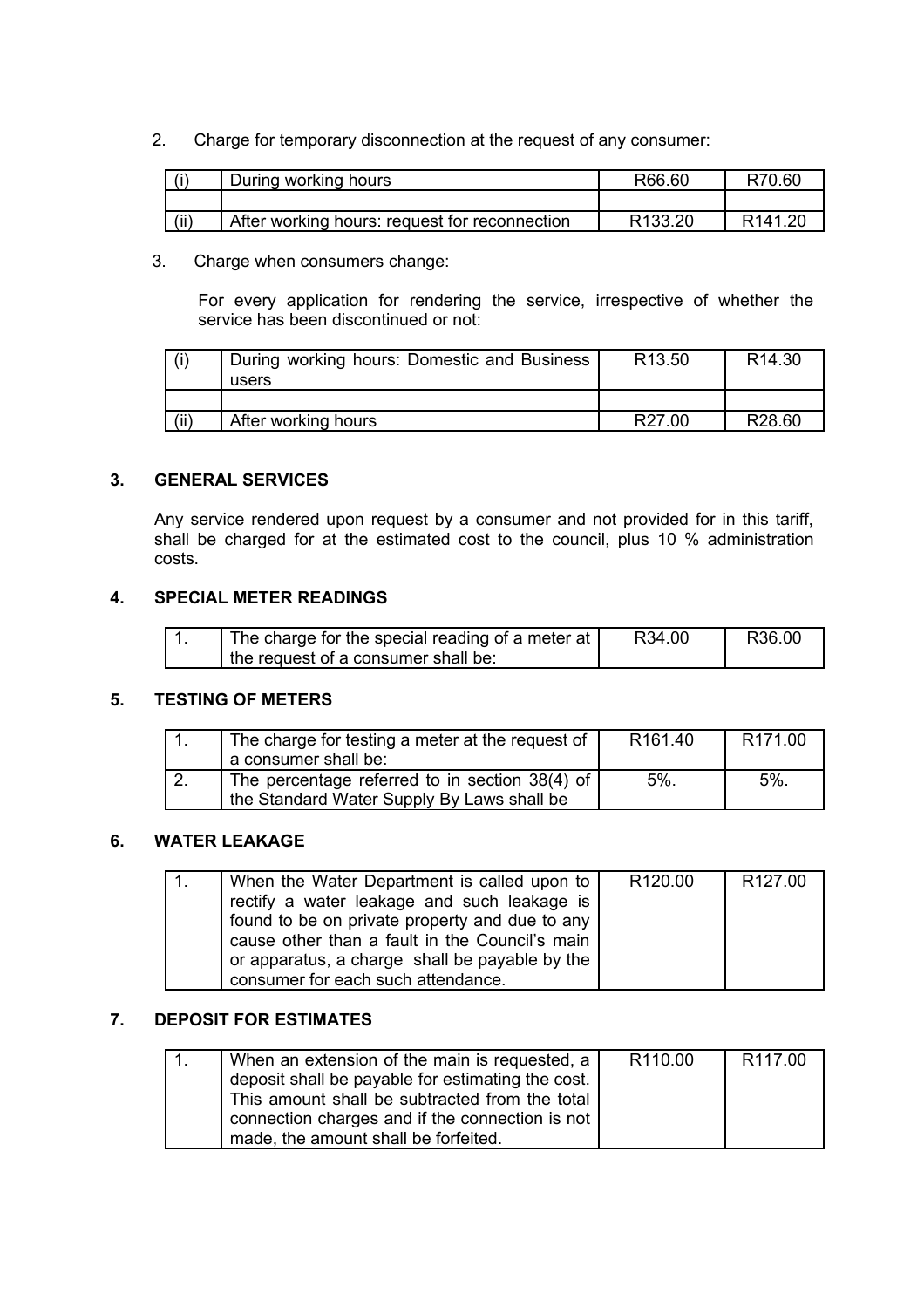2. Charge for temporary disconnection at the request of any consumer:

| | | | |
|---|---|---|---|
| (i) | During working hours | R66.60 | R70.60 |
| | | | |
| (ii) | After working hours: request for reconnection | R133.20 | R141.20 |

3. Charge when consumers change:

For every application for rendering the service, irrespective of whether the service has been discontinued or not:

| | | | |
|---|---|---|---|
| (i) | During working hours: Domestic and Business users | R13.50 | R14.30 |
| | | | |
| (ii) | After working hours | R27.00 | R28.60 |

## 3. GENERAL SERVICES

Any service rendered upon request by a consumer and not provided for in this tariff, shall be charged for at the estimated cost to the council, plus 10 % administration costs.

## 4. SPECIAL METER READINGS

| | | | |
|---|---|---|---|
| 1. | The charge for the special reading of a meter at the request of a consumer shall be: | R34.00 | R36.00 |

## 5. TESTING OF METERS

| | | | |
|---|---|---|---|
| 1. | The charge for testing a meter at the request of a consumer shall be: | R161.40 | R171.00 |
| 2. | The percentage referred to in section 38(4) of the Standard Water Supply By Laws shall be | 5%. | 5%. |

## 6. WATER LEAKAGE

| | | | |
|---|---|---|---|
| 1. | When the Water Department is called upon to rectify a water leakage and such leakage is found to be on private property and due to any cause other than a fault in the Council's main or apparatus, a charge shall be payable by the consumer for each such attendance. | R120.00 | R127.00 |

## 7. DEPOSIT FOR ESTIMATES

| | | | |
|---|---|---|---|
| 1. | When an extension of the main is requested, a deposit shall be payable for estimating the cost. This amount shall be subtracted from the total connection charges and if the connection is not made, the amount shall be forfeited. | R110.00 | R117.00 |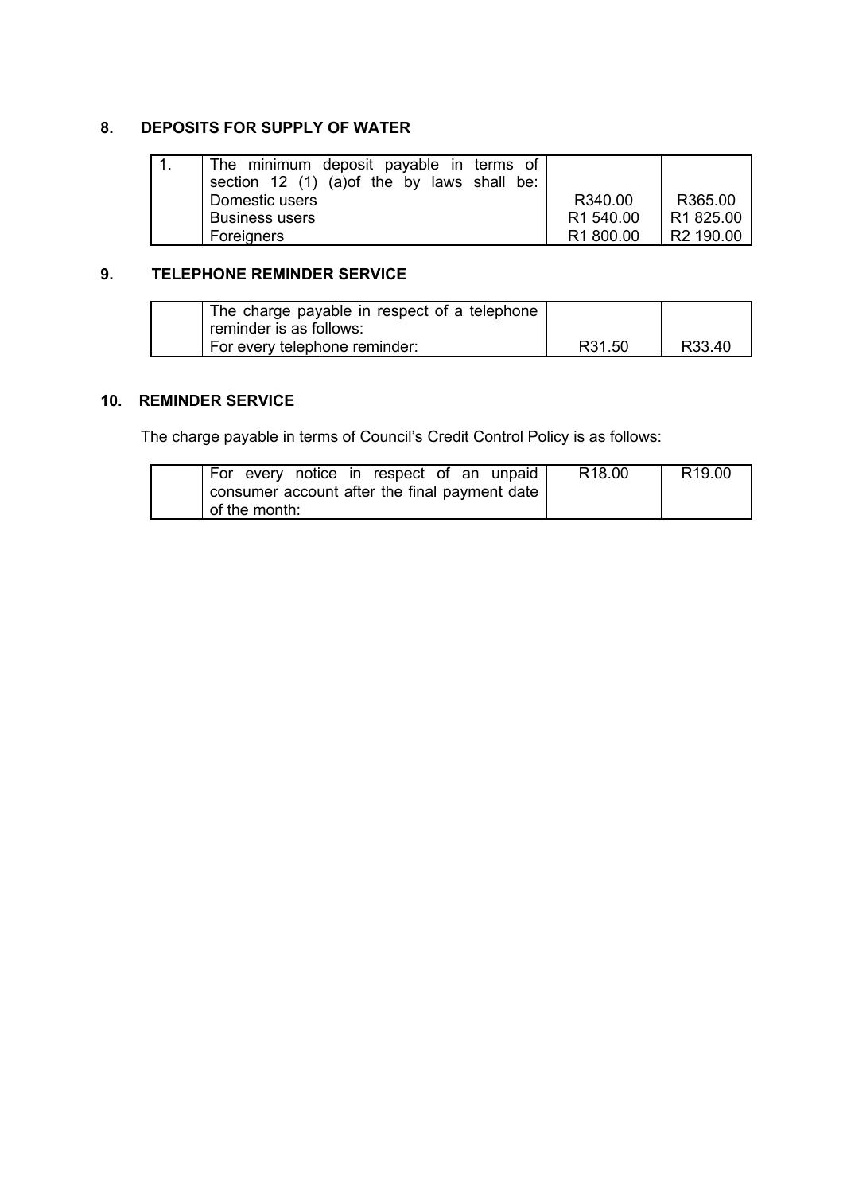## 8. DEPOSITS FOR SUPPLY OF WATER

| | | | |
|---|---|---|---|
| 1. | The minimum deposit payable in terms of section 12 (1) (a)of the by laws shall be: | | |
| | Domestic users | R340.00 | R365.00 |
| | Business users | R1 540.00 | R1 825.00 |
| | Foreigners | R1 800.00 | R2 190.00 |

## 9. TELEPHONE REMINDER SERVICE

| | | | |
|---|---|---|---|
| | The charge payable in respect of a telephone reminder is as follows: | | |
| | For every telephone reminder: | R31.50 | R33.40 |

## 10. REMINDER SERVICE

The charge payable in terms of Council's Credit Control Policy is as follows:

| | | | |
|---|---|---|---|
| | For every notice in respect of an unpaid consumer account after the final payment date of the month: | R18.00 | R19.00 |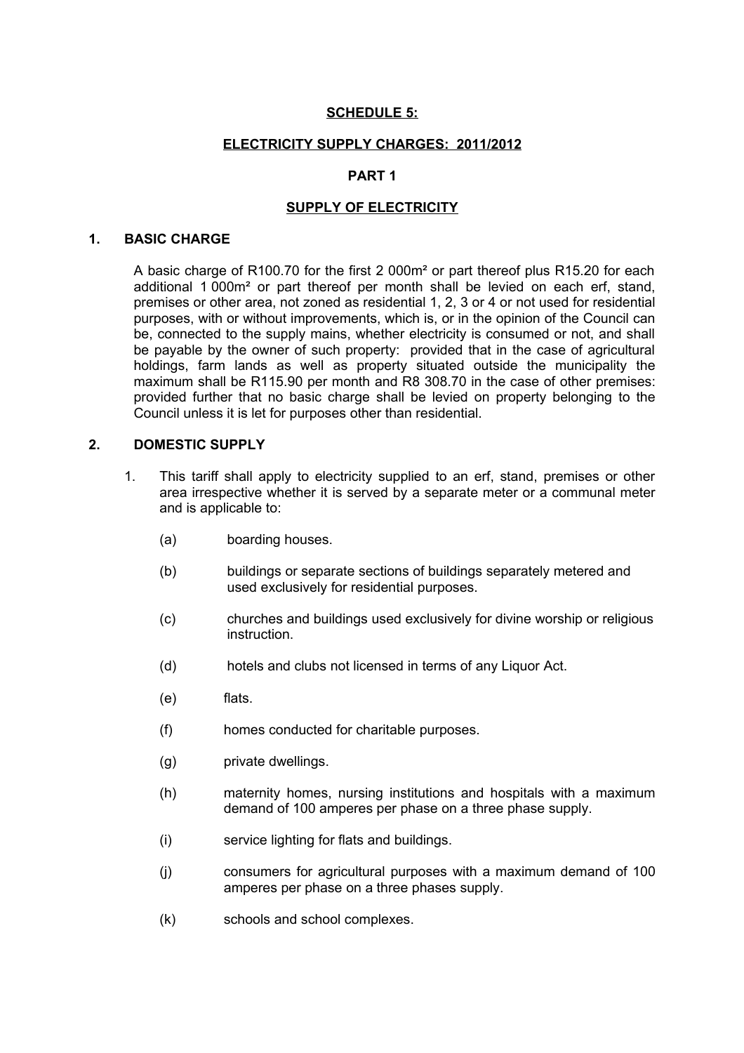## SCHEDULE 5:

## ELECTRICITY SUPPLY CHARGES: 2011/2012

## PART 1

## SUPPLY OF ELECTRICITY

### 1. BASIC CHARGE

A basic charge of R100.70 for the first 2 000m² or part thereof plus R15.20 for each additional 1 000m² or part thereof per month shall be levied on each erf, stand, premises or other area, not zoned as residential 1, 2, 3 or 4 or not used for residential purposes, with or without improvements, which is, or in the opinion of the Council can be, connected to the supply mains, whether electricity is consumed or not, and shall be payable by the owner of such property: provided that in the case of agricultural holdings, farm lands as well as property situated outside the municipality the maximum shall be R115.90 per month and R8 308.70 in the case of other premises: provided further that no basic charge shall be levied on property belonging to the Council unless it is let for purposes other than residential.

### 2. DOMESTIC SUPPLY

1. This tariff shall apply to electricity supplied to an erf, stand, premises or other area irrespective whether it is served by a separate meter or a communal meter and is applicable to:

   (a) boarding houses.

   (b) buildings or separate sections of buildings separately metered and used exclusively for residential purposes.

   (c) churches and buildings used exclusively for divine worship or religious instruction.

   (d) hotels and clubs not licensed in terms of any Liquor Act.

   (e) flats.

   (f) homes conducted for charitable purposes.

   (g) private dwellings.

   (h) maternity homes, nursing institutions and hospitals with a maximum demand of 100 amperes per phase on a three phase supply.

   (i) service lighting for flats and buildings.

   (j) consumers for agricultural purposes with a maximum demand of 100 amperes per phase on a three phases supply.

   (k) schools and school complexes.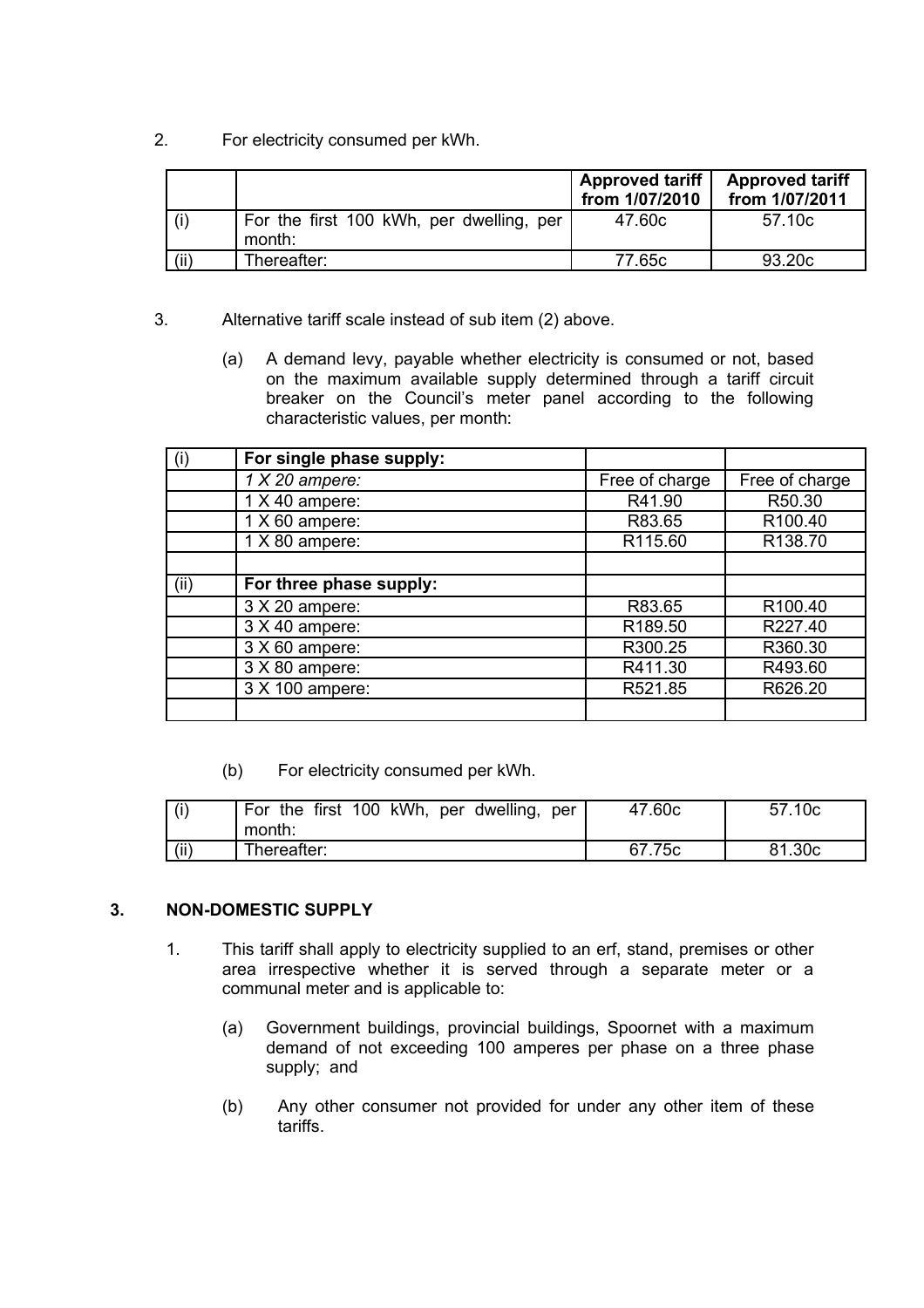2. For electricity consumed per kWh.

| | | Approved tariff from 1/07/2010 | Approved tariff from 1/07/2011 |
|---|---|---|---|
| (i) | For the first 100 kWh, per dwelling, per month: | 47.60c | 57.10c |
| (ii) | Thereafter: | 77.65c | 93.20c |

3. Alternative tariff scale instead of sub item (2) above.

   (a) A demand levy, payable whether electricity is consumed or not, based on the maximum available supply determined through a tariff circuit breaker on the Council's meter panel according to the following characteristic values, per month:

| | | | |
|---|---|---|---|
| (i) | **For single phase supply:** | | |
| | *1 X 20 ampere:* | Free of charge | Free of charge |
| | 1 X 40 ampere: | R41.90 | R50.30 |
| | 1 X 60 ampere: | R83.65 | R100.40 |
| | 1 X 80 ampere: | R115.60 | R138.70 |
| | | | |
| (ii) | **For three phase supply:** | | |
| | 3 X 20 ampere: | R83.65 | R100.40 |
| | 3 X 40 ampere: | R189.50 | R227.40 |
| | 3 X 60 ampere: | R300.25 | R360.30 |
| | 3 X 80 ampere: | R411.30 | R493.60 |
| | 3 X 100 ampere: | R521.85 | R626.20 |
| | | | |

   (b) For electricity consumed per kWh.

| | | | |
|---|---|---|---|
| (i) | For the first 100 kWh, per dwelling, per month: | 47.60c | 57.10c |
| (ii) | Thereafter: | 67.75c | 81.30c |

### 3. NON-DOMESTIC SUPPLY

1. This tariff shall apply to electricity supplied to an erf, stand, premises or other area irrespective whether it is served through a separate meter or a communal meter and is applicable to:

   (a) Government buildings, provincial buildings, Spoornet with a maximum demand of not exceeding 100 amperes per phase on a three phase supply; and

   (b) Any other consumer not provided for under any other item of these tariffs.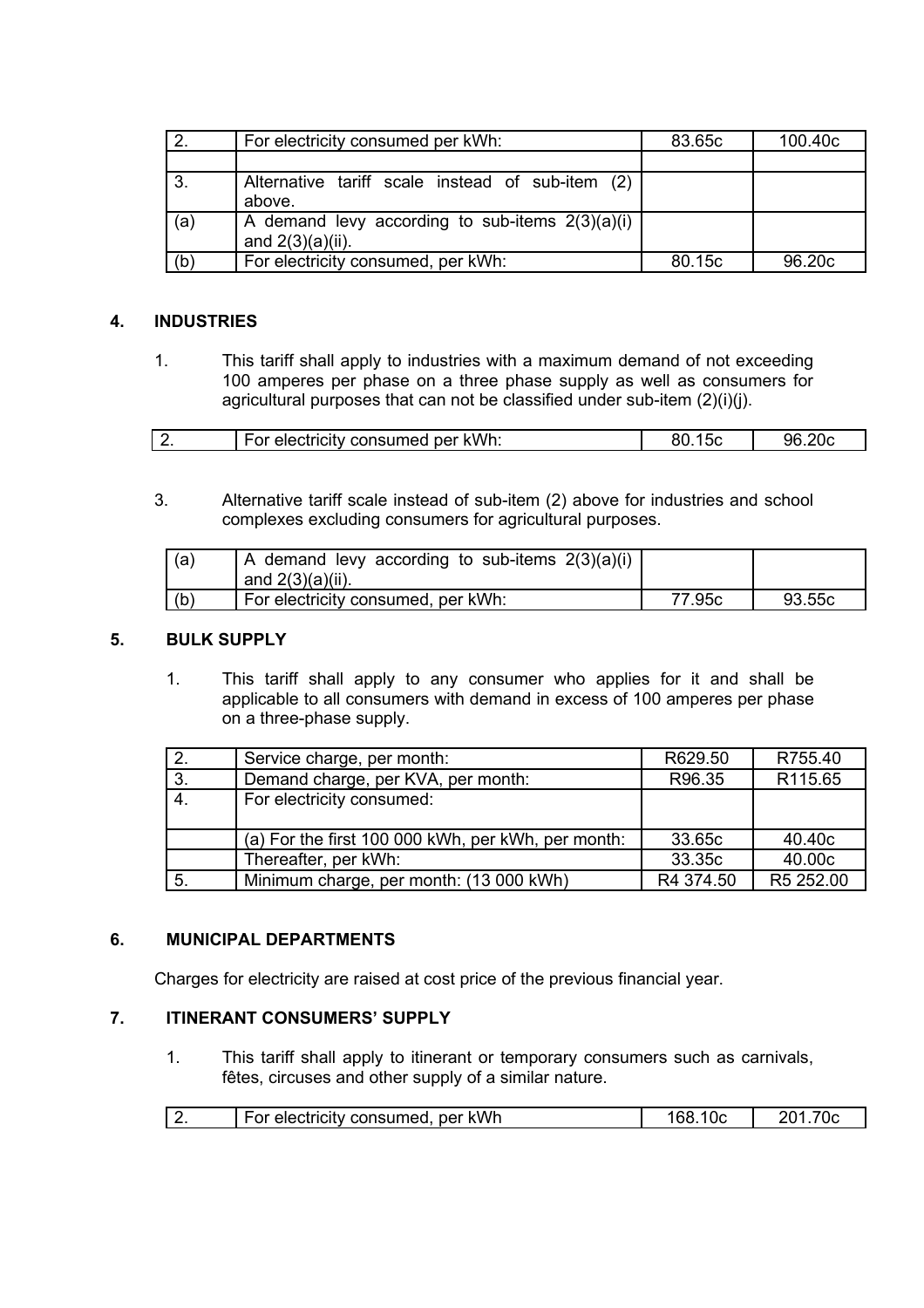| | | | |
|---|---|---|---|
| 2. | For electricity consumed per kWh: | 83.65c | 100.40c |
| | | | |
| 3. | Alternative tariff scale instead of sub-item (2) above. | | |
| (a) | A demand levy according to sub-items 2(3)(a)(i) and 2(3)(a)(ii). | | |
| (b) | For electricity consumed, per kWh: | 80.15c | 96.20c |

## 4. INDUSTRIES

1. This tariff shall apply to industries with a maximum demand of not exceeding 100 amperes per phase on a three phase supply as well as consumers for agricultural purposes that can not be classified under sub-item (2)(i)(j).

| | | | |
|---|---|---|---|
| 2. | For electricity consumed per kWh: | 80.15c | 96.20c |

3. Alternative tariff scale instead of sub-item (2) above for industries and school complexes excluding consumers for agricultural purposes.

| | | | |
|---|---|---|---|
| (a) | A demand levy according to sub-items 2(3)(a)(i) and 2(3)(a)(ii). | | |
| (b) | For electricity consumed, per kWh: | 77.95c | 93.55c |

## 5. BULK SUPPLY

1. This tariff shall apply to any consumer who applies for it and shall be applicable to all consumers with demand in excess of 100 amperes per phase on a three-phase supply.

| | | | |
|---|---|---|---|
| 2. | Service charge, per month: | R629.50 | R755.40 |
| 3. | Demand charge, per KVA, per month: | R96.35 | R115.65 |
| 4. | For electricity consumed: | | |
| | (a) For the first 100 000 kWh, per kWh, per month: | 33.65c | 40.40c |
| | Thereafter, per kWh: | 33.35c | 40.00c |
| 5. | Minimum charge, per month: (13 000 kWh) | R4 374.50 | R5 252.00 |

## 6. MUNICIPAL DEPARTMENTS

Charges for electricity are raised at cost price of the previous financial year.

## 7. ITINERANT CONSUMERS' SUPPLY

1. This tariff shall apply to itinerant or temporary consumers such as carnivals, fêtes, circuses and other supply of a similar nature.

| | | | |
|---|---|---|---|
| 2. | For electricity consumed, per kWh | 168.10c | 201.70c |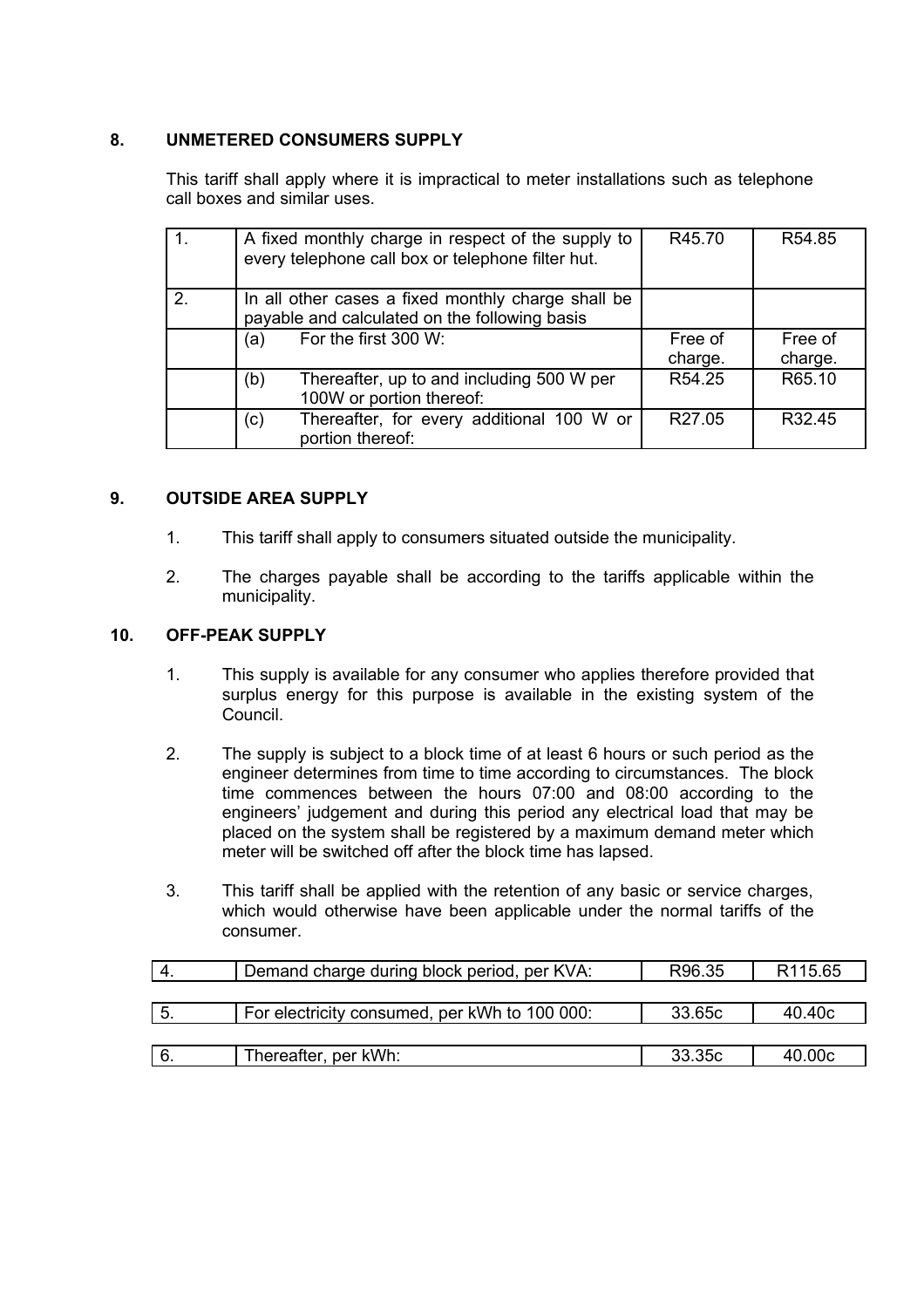## 8. UNMETERED CONSUMERS SUPPLY

This tariff shall apply where it is impractical to meter installations such as telephone call boxes and similar uses.

| | | | |
|---|---|---|---|
| 1. | A fixed monthly charge in respect of the supply to every telephone call box or telephone filter hut. | R45.70 | R54.85 |
| 2. | In all other cases a fixed monthly charge shall be payable and calculated on the following basis | | |
| | (a) For the first 300 W: | Free of charge. | Free of charge. |
| | (b) Thereafter, up to and including 500 W per 100W or portion thereof: | R54.25 | R65.10 |
| | (c) Thereafter, for every additional 100 W or portion thereof: | R27.05 | R32.45 |

## 9. OUTSIDE AREA SUPPLY

1. This tariff shall apply to consumers situated outside the municipality.

2. The charges payable shall be according to the tariffs applicable within the municipality.

## 10. OFF-PEAK SUPPLY

1. This supply is available for any consumer who applies therefore provided that surplus energy for this purpose is available in the existing system of the Council.

2. The supply is subject to a block time of at least 6 hours or such period as the engineer determines from time to time according to circumstances. The block time commences between the hours 07:00 and 08:00 according to the engineers' judgement and during this period any electrical load that may be placed on the system shall be registered by a maximum demand meter which meter will be switched off after the block time has lapsed.

3. This tariff shall be applied with the retention of any basic or service charges, which would otherwise have been applicable under the normal tariffs of the consumer.

| | | | |
|---|---|---|---|
| 4. | Demand charge during block period, per KVA: | R96.35 | R115.65 |
| 5. | For electricity consumed, per kWh to 100 000: | 33.65c | 40.40c |
| 6. | Thereafter, per kWh: | 33.35c | 40.00c |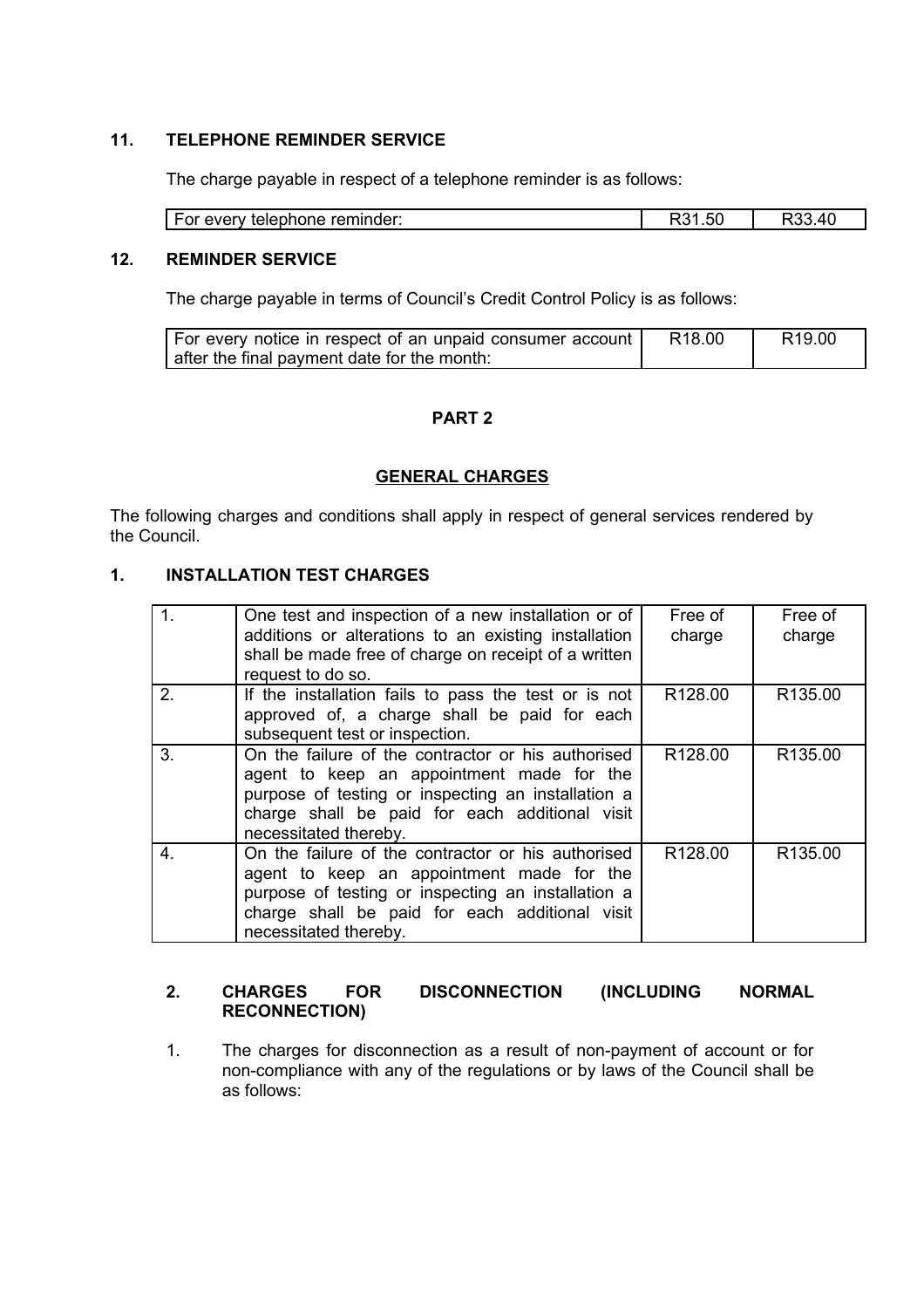### 11. TELEPHONE REMINDER SERVICE

The charge payable in respect of a telephone reminder is as follows:

| For every telephone reminder: | R31.50 | R33.40 |
|---|---|---|

### 12. REMINDER SERVICE

The charge payable in terms of Council's Credit Control Policy is as follows:

| For every notice in respect of an unpaid consumer account after the final payment date for the month: | R18.00 | R19.00 |
|---|---|---|

## PART 2

## GENERAL CHARGES

The following charges and conditions shall apply in respect of general services rendered by the Council.

### 1. INSTALLATION TEST CHARGES

| | | | |
|---|---|---|---|
| 1. | One test and inspection of a new installation or of additions or alterations to an existing installation shall be made free of charge on receipt of a written request to do so. | Free of charge | Free of charge |
| 2. | If the installation fails to pass the test or is not approved of, a charge shall be paid for each subsequent test or inspection. | R128.00 | R135.00 |
| 3. | On the failure of the contractor or his authorised agent to keep an appointment made for the purpose of testing or inspecting an installation a charge shall be paid for each additional visit necessitated thereby. | R128.00 | R135.00 |
| 4. | On the failure of the contractor or his authorised agent to keep an appointment made for the purpose of testing or inspecting an installation a charge shall be paid for each additional visit necessitated thereby. | R128.00 | R135.00 |

### 2. CHARGES FOR DISCONNECTION (INCLUDING NORMAL RECONNECTION)

1. The charges for disconnection as a result of non-payment of account or for non-compliance with any of the regulations or by laws of the Council shall be as follows: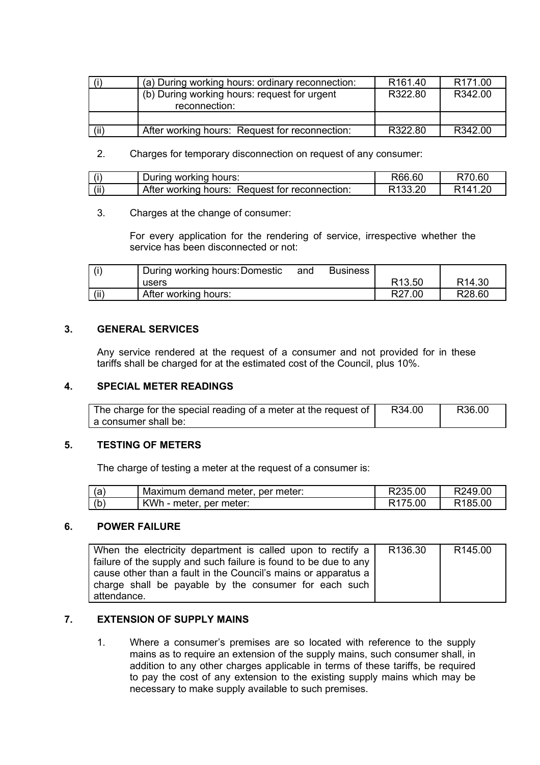| | | | |
|---|---|---|---|
| (i) | (a) During working hours: ordinary reconnection: | R161.40 | R171.00 |
| | (b) During working hours: request for urgent reconnection: | R322.80 | R342.00 |
| | | | |
| (ii) | After working hours: Request for reconnection: | R322.80 | R342.00 |

2. Charges for temporary disconnection on request of any consumer:

| | | | |
|---|---|---|---|
| (i) | During working hours: | R66.60 | R70.60 |
| (ii) | After working hours: Request for reconnection: | R133.20 | R141.20 |

3. Charges at the change of consumer:

For every application for the rendering of service, irrespective whether the service has been disconnected or not:

| | | | |
|---|---|---|---|
| (i) | During working hours: Domestic and Business users | R13.50 | R14.30 |
| (ii) | After working hours: | R27.00 | R28.60 |

## 3. GENERAL SERVICES

Any service rendered at the request of a consumer and not provided for in these tariffs shall be charged for at the estimated cost of the Council, plus 10%.

## 4. SPECIAL METER READINGS

| | | |
|---|---|---|
| The charge for the special reading of a meter at the request of a consumer shall be: | R34.00 | R36.00 |

## 5. TESTING OF METERS

The charge of testing a meter at the request of a consumer is:

| | | | |
|---|---|---|---|
| (a) | Maximum demand meter, per meter: | R235.00 | R249.00 |
| (b) | KWh - meter, per meter: | R175.00 | R185.00 |

## 6. POWER FAILURE

| | | |
|---|---|---|
| When the electricity department is called upon to rectify a failure of the supply and such failure is found to be due to any cause other than a fault in the Council's mains or apparatus a charge shall be payable by the consumer for each such attendance. | R136.30 | R145.00 |

## 7. EXTENSION OF SUPPLY MAINS

1. Where a consumer's premises are so located with reference to the supply mains as to require an extension of the supply mains, such consumer shall, in addition to any other charges applicable in terms of these tariffs, be required to pay the cost of any extension to the existing supply mains which may be necessary to make supply available to such premises.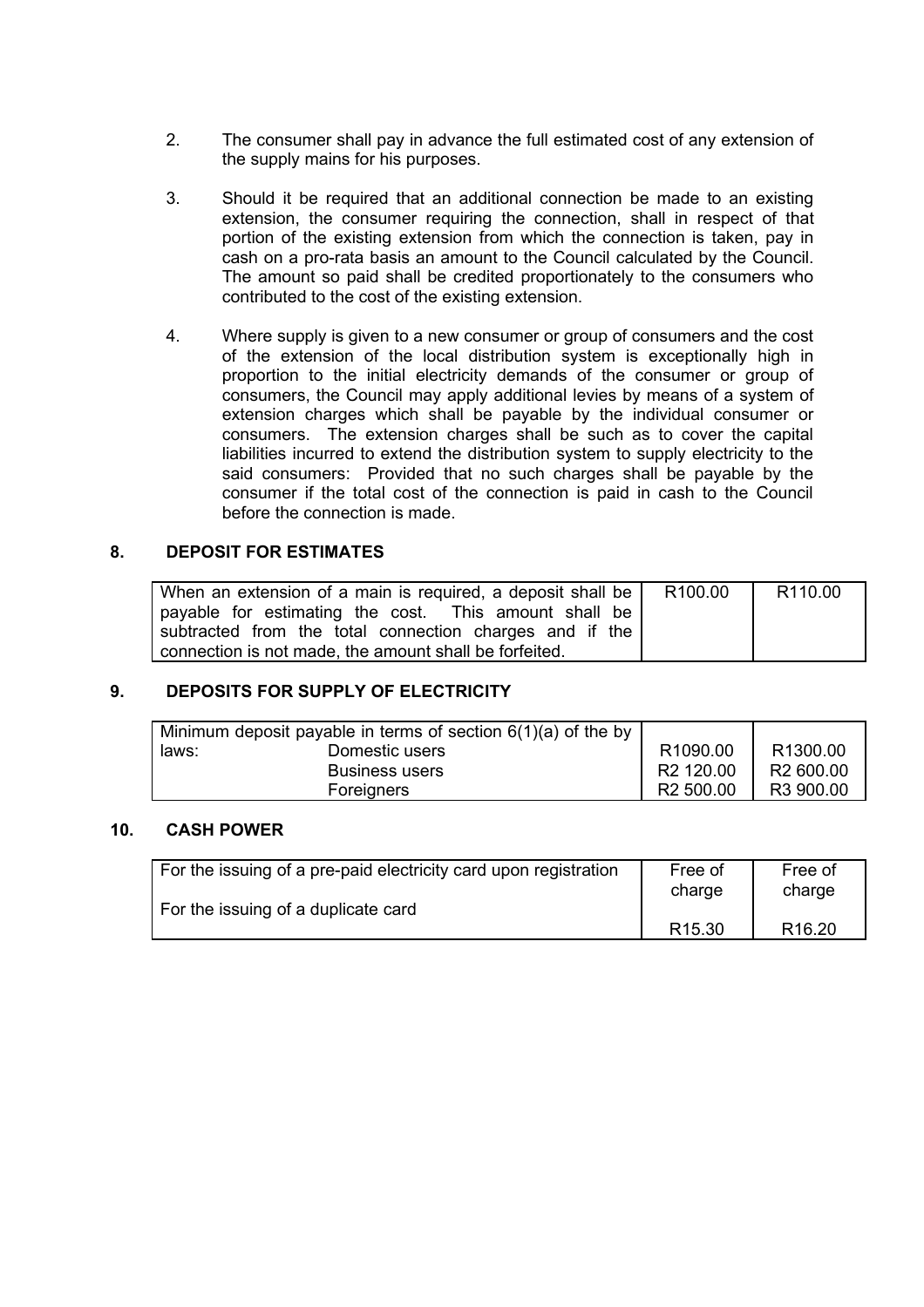2. The consumer shall pay in advance the full estimated cost of any extension of the supply mains for his purposes.

3. Should it be required that an additional connection be made to an existing extension, the consumer requiring the connection, shall in respect of that portion of the existing extension from which the connection is taken, pay in cash on a pro-rata basis an amount to the Council calculated by the Council. The amount so paid shall be credited proportionately to the consumers who contributed to the cost of the existing extension.

4. Where supply is given to a new consumer or group of consumers and the cost of the extension of the local distribution system is exceptionally high in proportion to the initial electricity demands of the consumer or group of consumers, the Council may apply additional levies by means of a system of extension charges which shall be payable by the individual consumer or consumers. The extension charges shall be such as to cover the capital liabilities incurred to extend the distribution system to supply electricity to the said consumers: Provided that no such charges shall be payable by the consumer if the total cost of the connection is paid in cash to the Council before the connection is made.

## 8. DEPOSIT FOR ESTIMATES

| | | |
|---|---|---|
| When an extension of a main is required, a deposit shall be payable for estimating the cost. This amount shall be subtracted from the total connection charges and if the connection is not made, the amount shall be forfeited. | R100.00 | R110.00 |

## 9. DEPOSITS FOR SUPPLY OF ELECTRICITY

| | | | |
|---|---|---|---|
| Minimum deposit payable in terms of section 6(1)(a) of the by laws: | Domestic users | R1090.00 | R1300.00 |
| | Business users | R2 120.00 | R2 600.00 |
| | Foreigners | R2 500.00 | R3 900.00 |

## 10. CASH POWER

| | | |
|---|---|---|
| For the issuing of a pre-paid electricity card upon registration | Free of charge | Free of charge |
| For the issuing of a duplicate card | R15.30 | R16.20 |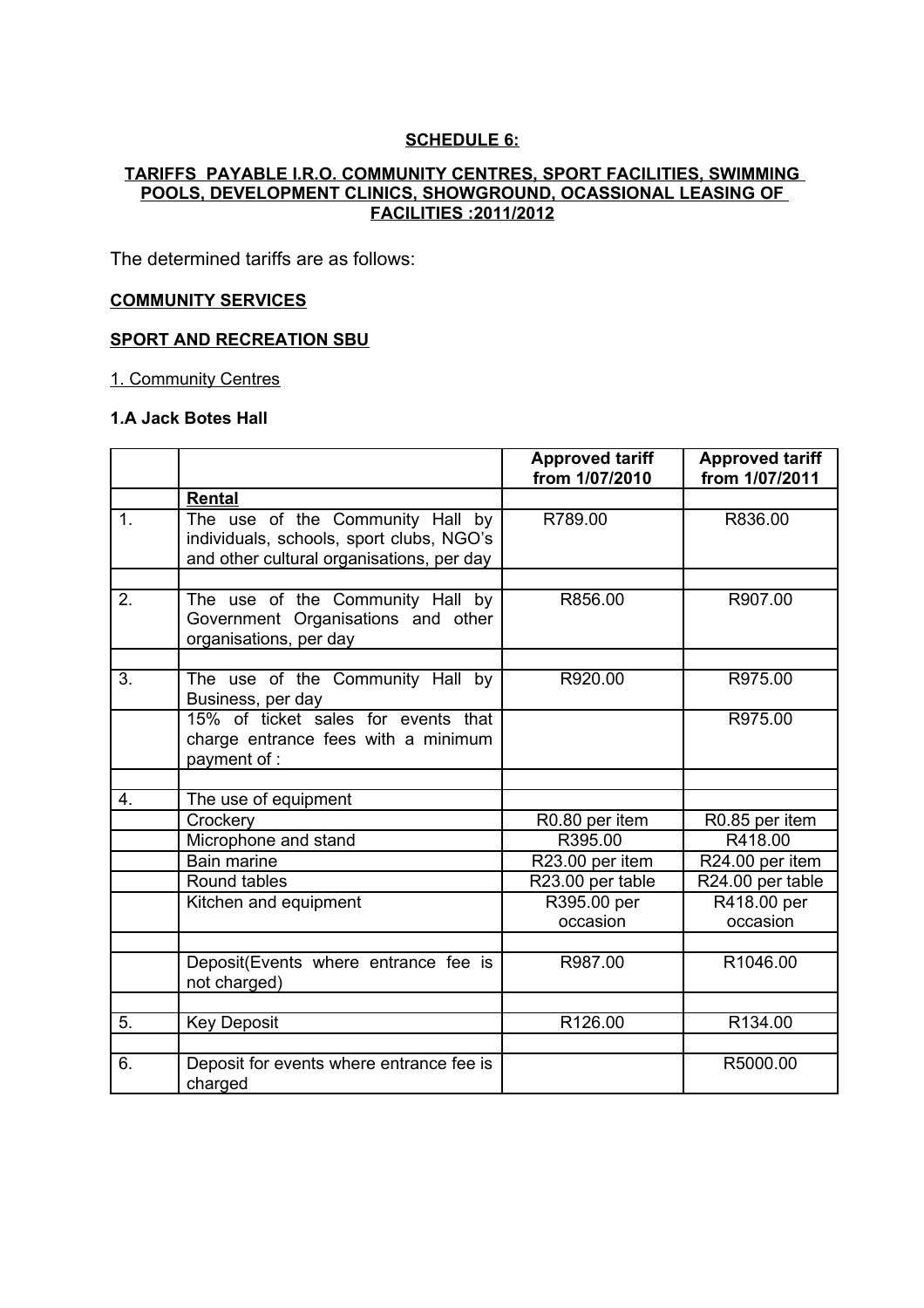**SCHEDULE 6:**

**TARIFFS PAYABLE I.R.O. COMMUNITY CENTRES, SPORT FACILITIES, SWIMMING POOLS, DEVELOPMENT CLINICS, SHOWGROUND, OCASSIONAL LEASING OF FACILITIES :2011/2012**

The determined tariffs are as follows:

**COMMUNITY SERVICES**

**SPORT AND RECREATION SBU**

1. Community Centres

**1.A Jack Botes Hall**

| | | Approved tariff from 1/07/2010 | Approved tariff from 1/07/2011 |
|---|---|---|---|
| | **Rental** | | |
| 1. | The use of the Community Hall by individuals, schools, sport clubs, NGO's and other cultural organisations, per day | R789.00 | R836.00 |
| | | | |
| 2. | The use of the Community Hall by Government Organisations and other organisations, per day | R856.00 | R907.00 |
| | | | |
| 3. | The use of the Community Hall by Business, per day | R920.00 | R975.00 |
| | 15% of ticket sales for events that charge entrance fees with a minimum payment of : | | R975.00 |
| | | | |
| 4. | The use of equipment | | |
| | Crockery | R0.80 per item | R0.85 per item |
| | Microphone and stand | R395.00 | R418.00 |
| | Bain marine | R23.00 per item | R24.00 per item |
| | Round tables | R23.00 per table | R24.00 per table |
| | Kitchen and equipment | R395.00 per occasion | R418.00 per occasion |
| | | | |
| | Deposit(Events where entrance fee is not charged) | R987.00 | R1046.00 |
| | | | |
| 5. | Key Deposit | R126.00 | R134.00 |
| | | | |
| 6. | Deposit for events where entrance fee is charged | | R5000.00 |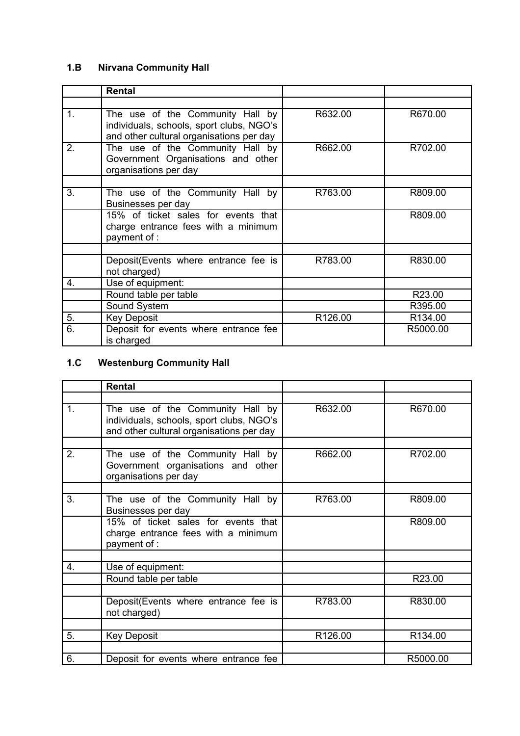### 1.B Nirvana Community Hall

| | Rental | | |
|---|---|---|---|
| | | | |
| 1. | The use of the Community Hall by individuals, schools, sport clubs, NGO's and other cultural organisations per day | R632.00 | R670.00 |
| 2. | The use of the Community Hall by Government Organisations and other organisations per day | R662.00 | R702.00 |
| | | | |
| 3. | The use of the Community Hall by Businesses per day | R763.00 | R809.00 |
| | 15% of ticket sales for events that charge entrance fees with a minimum payment of : | | R809.00 |
| | | | |
| | Deposit(Events where entrance fee is not charged) | R783.00 | R830.00 |
| 4. | Use of equipment: | | |
| | Round table per table | | R23.00 |
| | Sound System | | R395.00 |
| 5. | Key Deposit | R126.00 | R134.00 |
| 6. | Deposit for events where entrance fee is charged | | R5000.00 |

### 1.C Westenburg Community Hall

| | Rental | | |
|---|---|---|---|
| | | | |
| 1. | The use of the Community Hall by individuals, schools, sport clubs, NGO's and other cultural organisations per day | R632.00 | R670.00 |
| | | | |
| 2. | The use of the Community Hall by Government organisations and other organisations per day | R662.00 | R702.00 |
| | | | |
| 3. | The use of the Community Hall by Businesses per day | R763.00 | R809.00 |
| | 15% of ticket sales for events that charge entrance fees with a minimum payment of : | | R809.00 |
| | | | |
| 4. | Use of equipment: | | |
| | Round table per table | | R23.00 |
| | | | |
| | Deposit(Events where entrance fee is not charged) | R783.00 | R830.00 |
| | | | |
| 5. | Key Deposit | R126.00 | R134.00 |
| | | | |
| 6. | Deposit for events where entrance fee | | R5000.00 |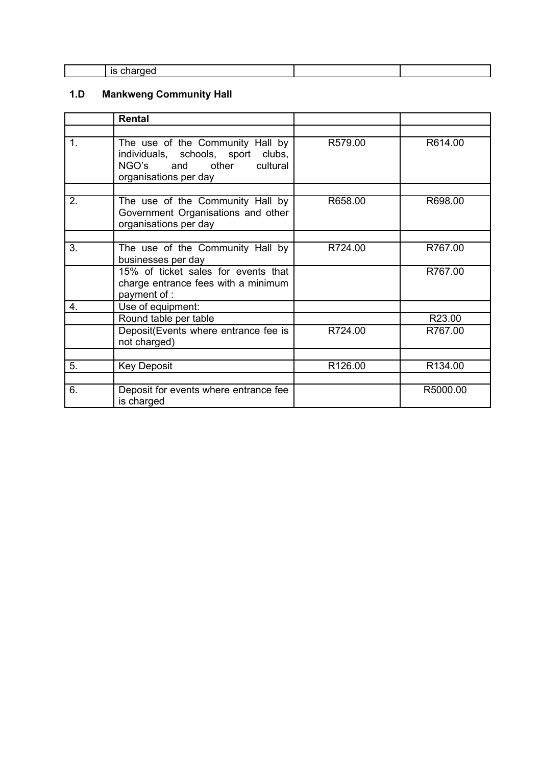| | is charged | | |
|---|---|---|---|

## 1.D Mankweng Community Hall

| | **Rental** | | |
|---|---|---|---|
| | | | |
| 1. | The use of the Community Hall by individuals, schools, sport clubs, NGO's and other cultural organisations per day | R579.00 | R614.00 |
| | | | |
| 2. | The use of the Community Hall by Government Organisations and other organisations per day | R658.00 | R698.00 |
| | | | |
| 3. | The use of the Community Hall by businesses per day | R724.00 | R767.00 |
| | 15% of ticket sales for events that charge entrance fees with a minimum payment of : | | R767.00 |
| 4. | Use of equipment: | | |
| | Round table per table | | R23.00 |
| | Deposit(Events where entrance fee is not charged) | R724.00 | R767.00 |
| | | | |
| 5. | Key Deposit | R126.00 | R134.00 |
| | | | |
| 6. | Deposit for events where entrance fee is charged | | R5000.00 |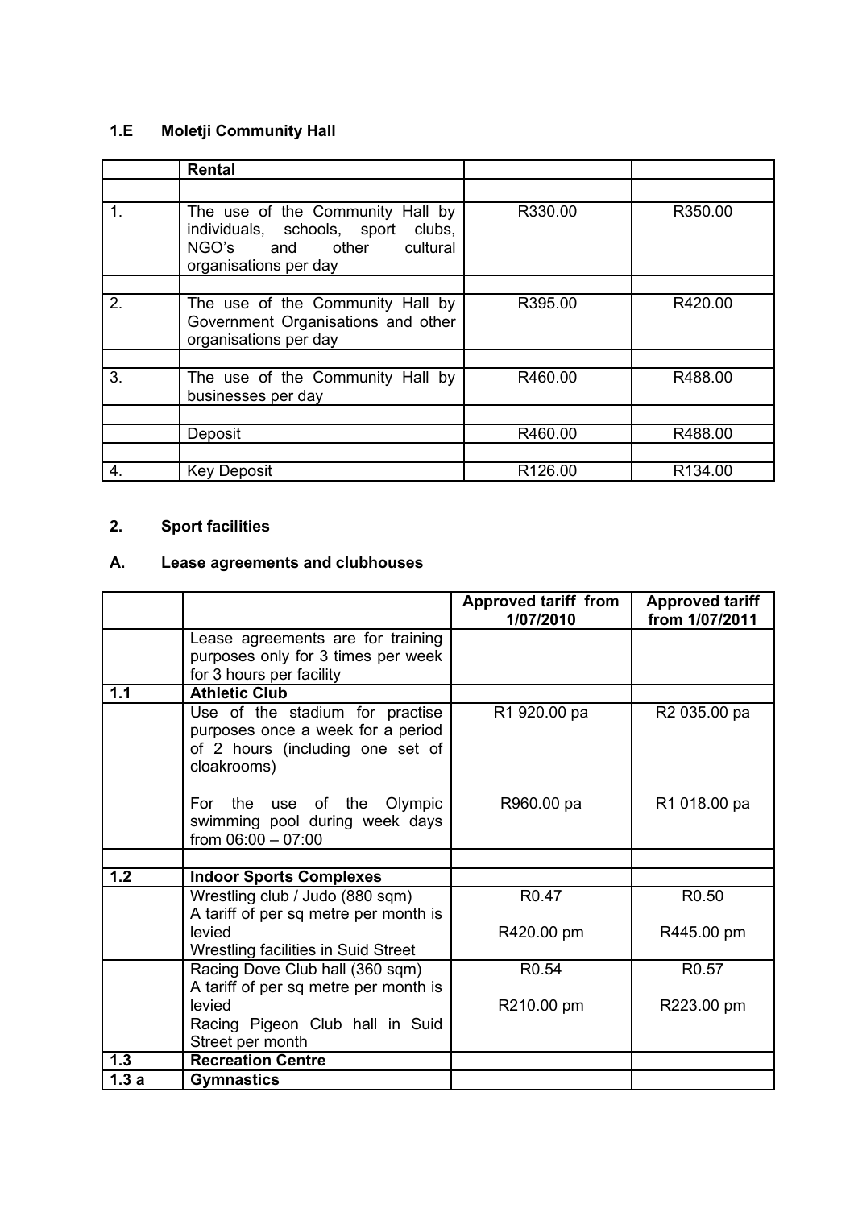### 1.E Moletji Community Hall

| | Rental | | |
|---|---|---|---|
| | | | |
| 1. | The use of the Community Hall by individuals, schools, sport clubs, NGO's and other cultural organisations per day | R330.00 | R350.00 |
| | | | |
| 2. | The use of the Community Hall by Government Organisations and other organisations per day | R395.00 | R420.00 |
| | | | |
| 3. | The use of the Community Hall by businesses per day | R460.00 | R488.00 |
| | | | |
| | Deposit | R460.00 | R488.00 |
| | | | |
| 4. | Key Deposit | R126.00 | R134.00 |

## 2. Sport facilities

### A. Lease agreements and clubhouses

| | | Approved tariff from 1/07/2010 | Approved tariff from 1/07/2011 |
|---|---|---|---|
| | Lease agreements are for training purposes only for 3 times per week for 3 hours per facility | | |
| **1.1** | **Athletic Club** | | |
| | Use of the stadium for practise purposes once a week for a period of 2 hours (including one set of cloakrooms)<br><br>For the use of the Olympic swimming pool during week days from 06:00 – 07:00 | R1 920.00 pa<br><br>R960.00 pa | R2 035.00 pa<br><br>R1 018.00 pa |
| | | | |
| **1.2** | **Indoor Sports Complexes** | | |
| | Wrestling club / Judo (880 sqm) A tariff of per sq metre per month is levied<br>Wrestling facilities in Suid Street | R0.47<br><br>R420.00 pm | R0.50<br><br>R445.00 pm |
| | Racing Dove Club hall (360 sqm) A tariff of per sq metre per month is levied<br>Racing Pigeon Club hall in Suid Street per month | R0.54<br><br>R210.00 pm | R0.57<br><br>R223.00 pm |
| **1.3** | **Recreation Centre** | | |
| **1.3 a** | **Gymnastics** | | |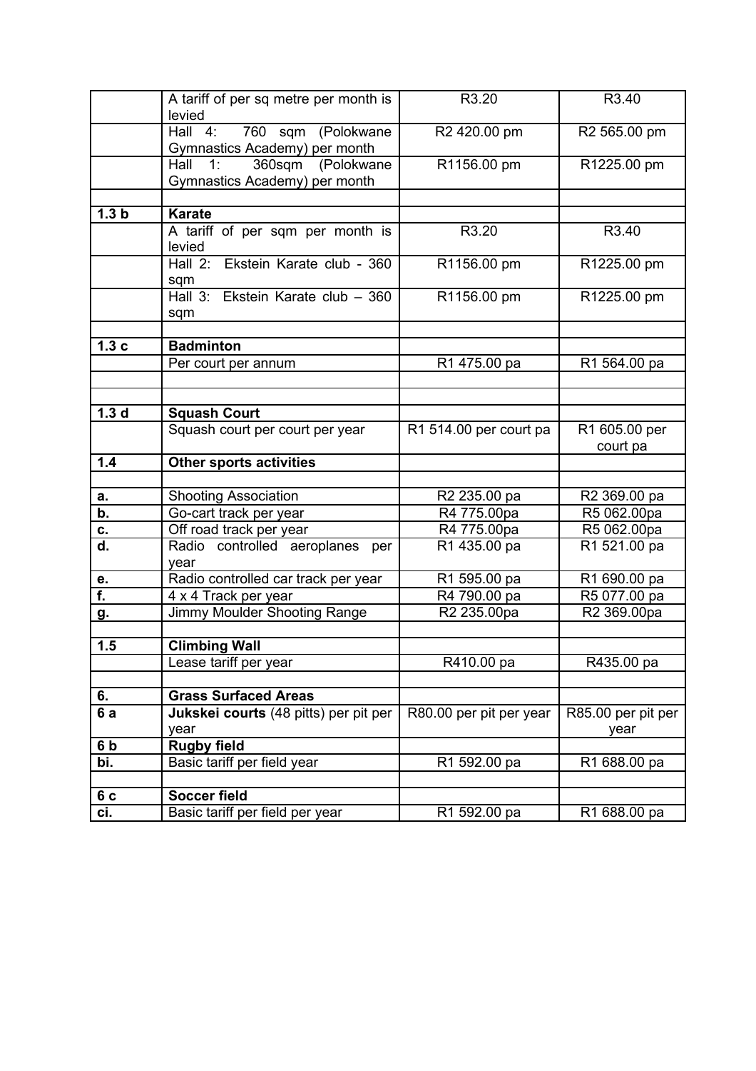|  |  |  |  |
|---|---|---|---|
|  | A tariff of per sq metre per month is levied | R3.20 | R3.40 |
|  | Hall 4: 760 sqm (Polokwane Gymnastics Academy) per month | R2 420.00 pm | R2 565.00 pm |
|  | Hall 1: 360sqm (Polokwane Gymnastics Academy) per month | R1156.00 pm | R1225.00 pm |
|  |  |  |  |
| **1.3 b** | **Karate** |  |  |
|  | A tariff of per sqm per month is levied | R3.20 | R3.40 |
|  | Hall 2: Ekstein Karate club - 360 sqm | R1156.00 pm | R1225.00 pm |
|  | Hall 3: Ekstein Karate club – 360 sqm | R1156.00 pm | R1225.00 pm |
|  |  |  |  |
| **1.3 c** | **Badminton** |  |  |
|  | Per court per annum | R1 475.00 pa | R1 564.00 pa |
|  |  |  |  |
|  |  |  |  |
| **1.3 d** | **Squash Court** |  |  |
|  | Squash court per court per year | R1 514.00 per court pa | R1 605.00 per court pa |
| **1.4** | **Other sports activities** |  |  |
|  |  |  |  |
| **a.** | Shooting Association | R2 235.00 pa | R2 369.00 pa |
| **b.** | Go-cart track per year | R4 775.00pa | R5 062.00pa |
| **c.** | Off road track per year | R4 775.00pa | R5 062.00pa |
| **d.** | Radio controlled aeroplanes per year | R1 435.00 pa | R1 521.00 pa |
| **e.** | Radio controlled car track per year | R1 595.00 pa | R1 690.00 pa |
| **f.** | 4 x 4 Track per year | R4 790.00 pa | R5 077.00 pa |
| **g.** | Jimmy Moulder Shooting Range | R2 235.00pa | R2 369.00pa |
|  |  |  |  |
| **1.5** | **Climbing Wall** |  |  |
|  | Lease tariff per year | R410.00 pa | R435.00 pa |
|  |  |  |  |
| **6.** | **Grass Surfaced Areas** |  |  |
| **6 a** | **Jukskei courts** (48 pitts) per pit per year | R80.00 per pit per year | R85.00 per pit per year |
| **6 b** | **Rugby field** |  |  |
| **bi.** | Basic tariff per field year | R1 592.00 pa | R1 688.00 pa |
|  |  |  |  |
| **6 c** | **Soccer field** |  |  |
| **ci.** | Basic tariff per field per year | R1 592.00 pa | R1 688.00 pa |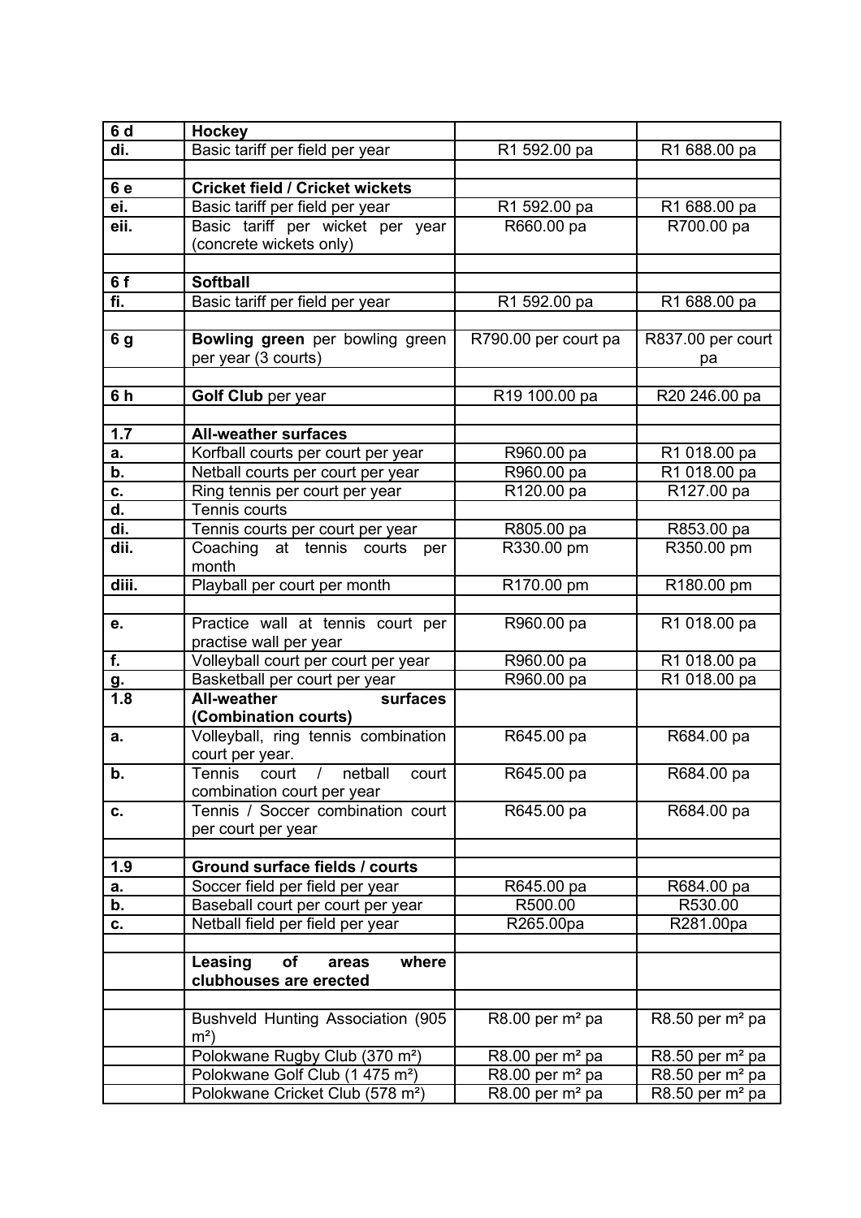| | | | |
|---|---|---|---|
| **6 d** | **Hockey** | | |
| **di.** | Basic tariff per field per year | R1 592.00 pa | R1 688.00 pa |
| | | | |
| **6 e** | **Cricket field / Cricket wickets** | | |
| **ei.** | Basic tariff per field per year | R1 592.00 pa | R1 688.00 pa |
| **eii.** | Basic tariff per wicket per year (concrete wickets only) | R660.00 pa | R700.00 pa |
| | | | |
| **6 f** | **Softball** | | |
| **fi.** | Basic tariff per field per year | R1 592.00 pa | R1 688.00 pa |
| | | | |
| **6 g** | **Bowling green** per bowling green per year (3 courts) | R790.00 per court pa | R837.00 per court pa |
| | | | |
| **6 h** | **Golf Club** per year | R19 100.00 pa | R20 246.00 pa |
| | | | |
| **1.7** | **All-weather surfaces** | | |
| **a.** | Korfball courts per court per year | R960.00 pa | R1 018.00 pa |
| **b.** | Netball courts per court per year | R960.00 pa | R1 018.00 pa |
| **c.** | Ring tennis per court per year | R120.00 pa | R127.00 pa |
| **d.** | Tennis courts | | |
| **di.** | Tennis courts per court per year | R805.00 pa | R853.00 pa |
| **dii.** | Coaching at tennis courts per month | R330.00 pm | R350.00 pm |
| **diii.** | Playball per court per month | R170.00 pm | R180.00 pm |
| | | | |
| **e.** | Practice wall at tennis court per practise wall per year | R960.00 pa | R1 018.00 pa |
| **f.** | Volleyball court per court per year | R960.00 pa | R1 018.00 pa |
| **g.** | Basketball per court per year | R960.00 pa | R1 018.00 pa |
| **1.8** | **All-weather surfaces (Combination courts)** | | |
| **a.** | Volleyball, ring tennis combination court per year. | R645.00 pa | R684.00 pa |
| **b.** | Tennis court / netball court combination court per year | R645.00 pa | R684.00 pa |
| **c.** | Tennis / Soccer combination court per court per year | R645.00 pa | R684.00 pa |
| | | | |
| **1.9** | **Ground surface fields / courts** | | |
| **a.** | Soccer field per field per year | R645.00 pa | R684.00 pa |
| **b.** | Baseball court per court per year | R500.00 | R530.00 |
| **c.** | Netball field per field per year | R265.00pa | R281.00pa |
| | | | |
| | **Leasing of areas where clubhouses are erected** | | |
| | | | |
| | Bushveld Hunting Association (905 m²) | R8.00 per m² pa | R8.50 per m² pa |
| | Polokwane Rugby Club (370 m²) | R8.00 per m² pa | R8.50 per m² pa |
| | Polokwane Golf Club (1 475 m²) | R8.00 per m² pa | R8.50 per m² pa |
| | Polokwane Cricket Club (578 m²) | R8.00 per m² pa | R8.50 per m² pa |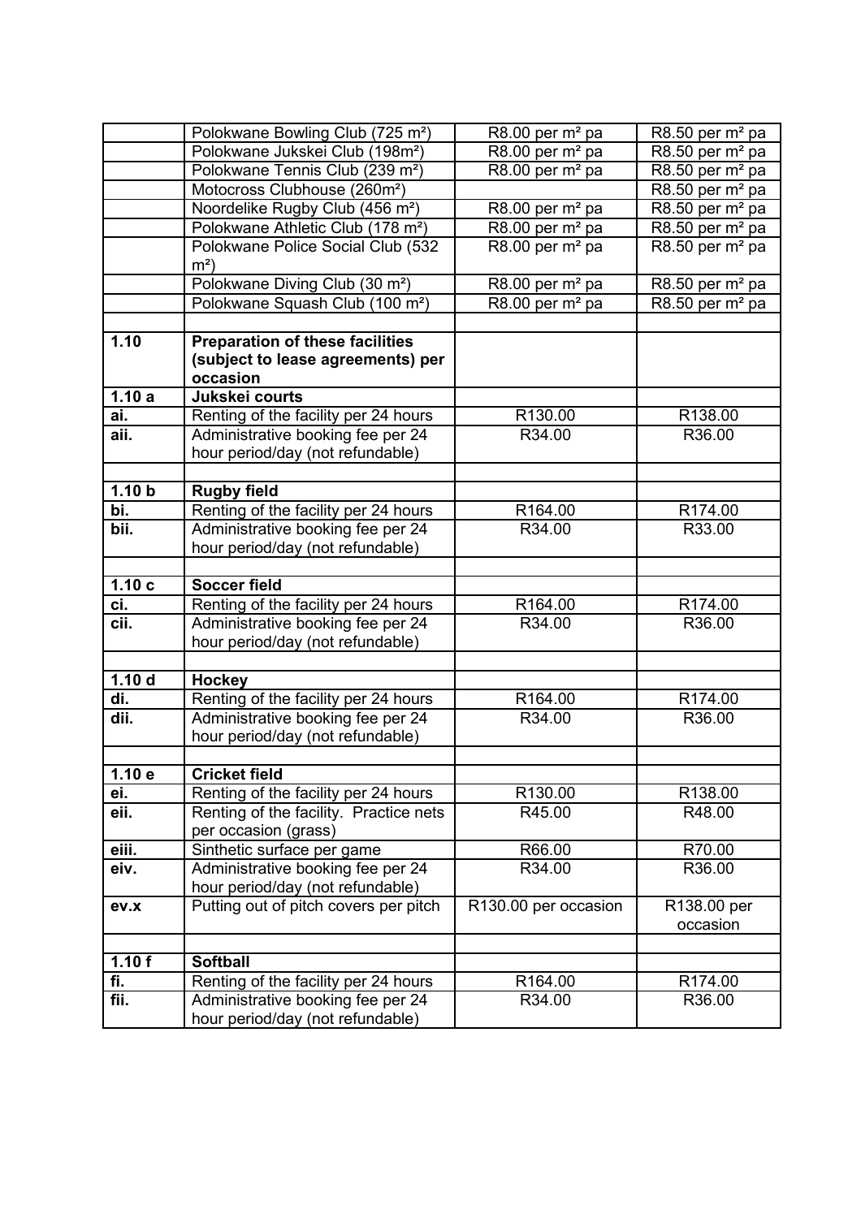| | | | |
|---|---|---|---|
| | Polokwane Bowling Club (725 m²) | R8.00 per m² pa | R8.50 per m² pa |
| | Polokwane Jukskei Club (198m²) | R8.00 per m² pa | R8.50 per m² pa |
| | Polokwane Tennis Club (239 m²) | R8.00 per m² pa | R8.50 per m² pa |
| | Motocross Clubhouse (260m²) | | R8.50 per m² pa |
| | Noordelike Rugby Club (456 m²) | R8.00 per m² pa | R8.50 per m² pa |
| | Polokwane Athletic Club (178 m²) | R8.00 per m² pa | R8.50 per m² pa |
| | Polokwane Police Social Club (532 m²) | R8.00 per m² pa | R8.50 per m² pa |
| | Polokwane Diving Club (30 m²) | R8.00 per m² pa | R8.50 per m² pa |
| | Polokwane Squash Club (100 m²) | R8.00 per m² pa | R8.50 per m² pa |
| | | | |
| **1.10** | **Preparation of these facilities (subject to lease agreements) per occasion** | | |
| **1.10 a** | **Jukskei courts** | | |
| **ai.** | Renting of the facility per 24 hours | R130.00 | R138.00 |
| **aii.** | Administrative booking fee per 24 hour period/day (not refundable) | R34.00 | R36.00 |
| | | | |
| **1.10 b** | **Rugby field** | | |
| **bi.** | Renting of the facility per 24 hours | R164.00 | R174.00 |
| **bii.** | Administrative booking fee per 24 hour period/day (not refundable) | R34.00 | R33.00 |
| | | | |
| **1.10 c** | **Soccer field** | | |
| **ci.** | Renting of the facility per 24 hours | R164.00 | R174.00 |
| **cii.** | Administrative booking fee per 24 hour period/day (not refundable) | R34.00 | R36.00 |
| | | | |
| **1.10 d** | **Hockey** | | |
| **di.** | Renting of the facility per 24 hours | R164.00 | R174.00 |
| **dii.** | Administrative booking fee per 24 hour period/day (not refundable) | R34.00 | R36.00 |
| | | | |
| **1.10 e** | **Cricket field** | | |
| **ei.** | Renting of the facility per 24 hours | R130.00 | R138.00 |
| **eii.** | Renting of the facility. Practice nets per occasion (grass) | R45.00 | R48.00 |
| **eiii.** | Sinthetic surface per game | R66.00 | R70.00 |
| **eiv.** | Administrative booking fee per 24 hour period/day (not refundable) | R34.00 | R36.00 |
| **ev.x** | Putting out of pitch covers per pitch | R130.00 per occasion | R138.00 per occasion |
| | | | |
| **1.10 f** | **Softball** | | |
| **fi.** | Renting of the facility per 24 hours | R164.00 | R174.00 |
| **fii.** | Administrative booking fee per 24 hour period/day (not refundable) | R34.00 | R36.00 |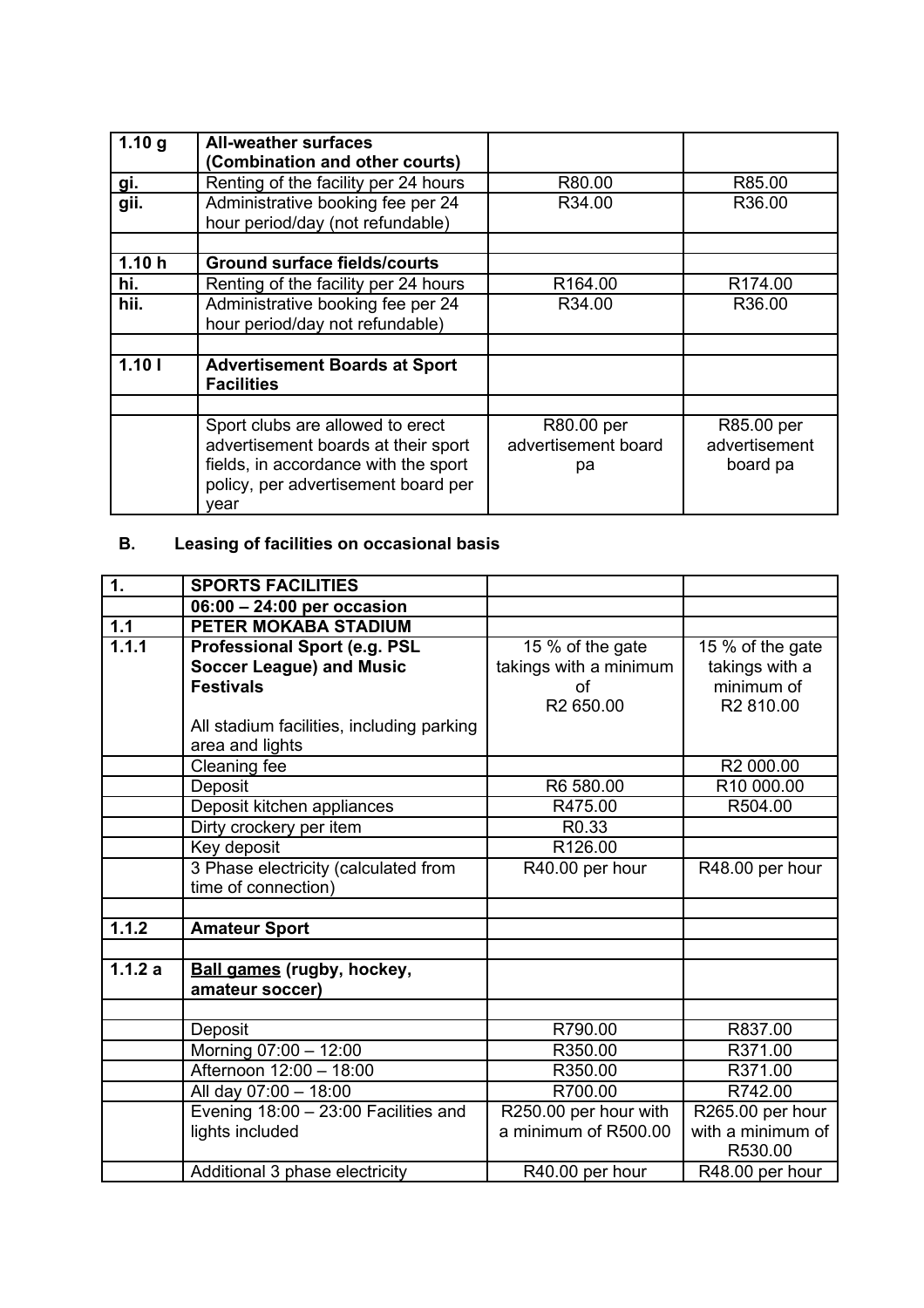| 1.10 g | **All-weather surfaces (Combination and other courts)** | | |
|---|---|---|---|
| gi. | Renting of the facility per 24 hours | R80.00 | R85.00 |
| gii. | Administrative booking fee per 24 hour period/day (not refundable) | R34.00 | R36.00 |
| | | | |
| **1.10 h** | **Ground surface fields/courts** | | |
| hi. | Renting of the facility per 24 hours | R164.00 | R174.00 |
| hii. | Administrative booking fee per 24 hour period/day not refundable) | R34.00 | R36.00 |
| | | | |
| **1.10 I** | **Advertisement Boards at Sport Facilities** | | |
| | | | |
| | Sport clubs are allowed to erect advertisement boards at their sport fields, in accordance with the sport policy, per advertisement board per year | R80.00 per advertisement board pa | R85.00 per advertisement board pa |

**B. Leasing of facilities on occasional basis**

| 1. | **SPORTS FACILITIES** | | |
|---|---|---|---|
| | **06:00 – 24:00 per occasion** | | |
| **1.1** | **PETER MOKABA STADIUM** | | |
| **1.1.1** | **Professional Sport (e.g. PSL Soccer League) and Music Festivals**<br><br>All stadium facilities, including parking area and lights | 15 % of the gate takings with a minimum of R2 650.00 | 15 % of the gate takings with a minimum of R2 810.00 |
| | Cleaning fee | | R2 000.00 |
| | Deposit | R6 580.00 | R10 000.00 |
| | Deposit kitchen appliances | R475.00 | R504.00 |
| | Dirty crockery per item | R0.33 | |
| | Key deposit | R126.00 | |
| | 3 Phase electricity (calculated from time of connection) | R40.00 per hour | R48.00 per hour |
| | | | |
| **1.1.2** | **Amateur Sport** | | |
| | | | |
| **1.1.2 a** | **Ball games (rugby, hockey, amateur soccer)** | | |
| | | | |
| | Deposit | R790.00 | R837.00 |
| | Morning 07:00 – 12:00 | R350.00 | R371.00 |
| | Afternoon 12:00 – 18:00 | R350.00 | R371.00 |
| | All day 07:00 – 18:00 | R700.00 | R742.00 |
| | Evening 18:00 – 23:00 Facilities and lights included | R250.00 per hour with a minimum of R500.00 | R265.00 per hour with a minimum of R530.00 |
| | Additional 3 phase electricity | R40.00 per hour | R48.00 per hour |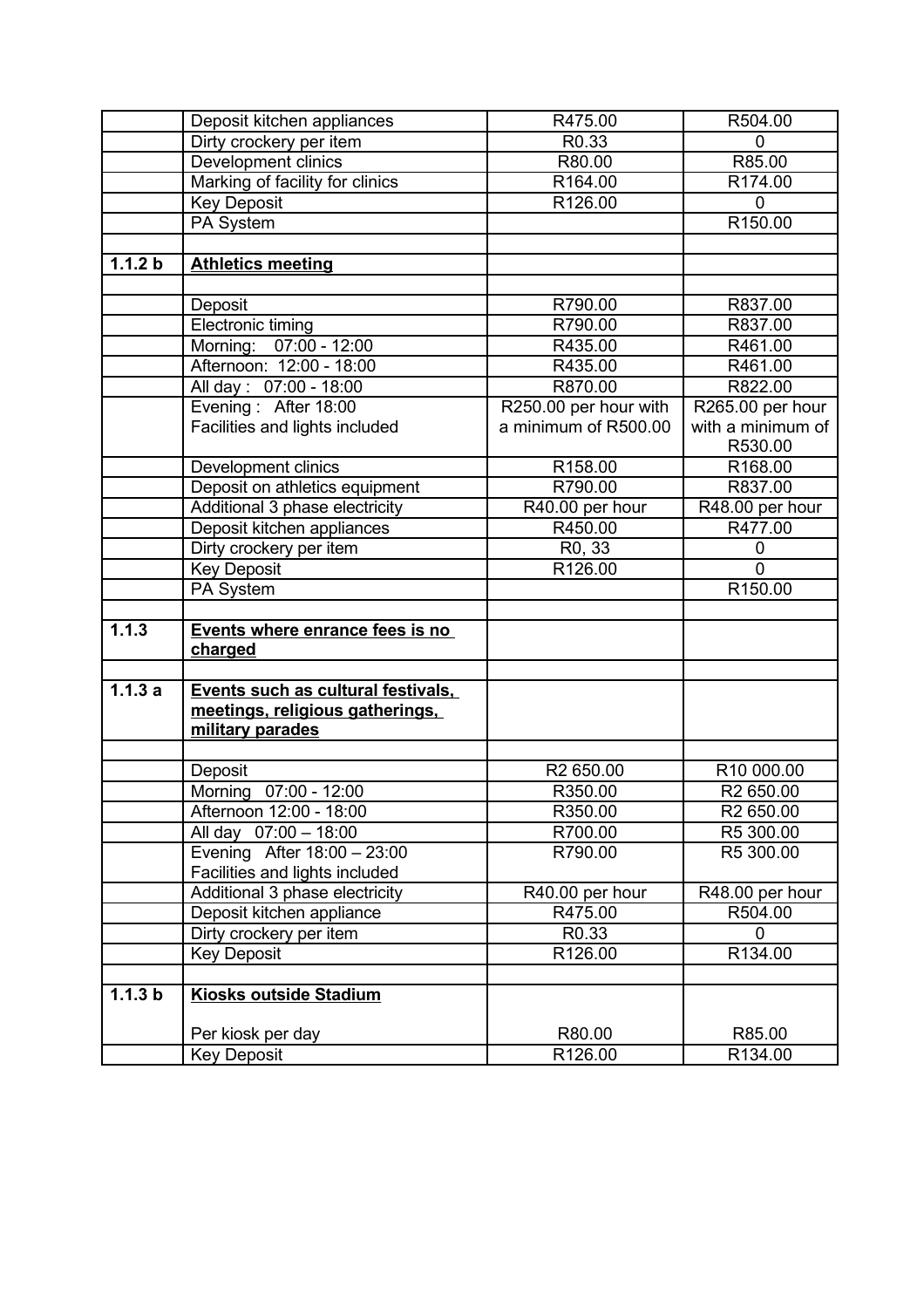| | | | |
|---|---|---|---|
| | Deposit kitchen appliances | R475.00 | R504.00 |
| | Dirty crockery per item | R0.33 | 0 |
| | Development clinics | R80.00 | R85.00 |
| | Marking of facility for clinics | R164.00 | R174.00 |
| | Key Deposit | R126.00 | 0 |
| | PA System | | R150.00 |
| | | | |
| **1.1.2 b** | **<u>Athletics meeting</u>** | | |
| | | | |
| | Deposit | R790.00 | R837.00 |
| | Electronic timing | R790.00 | R837.00 |
| | Morning: 07:00 - 12:00 | R435.00 | R461.00 |
| | Afternoon: 12:00 - 18:00 | R435.00 | R461.00 |
| | All day : 07:00 - 18:00 | R870.00 | R822.00 |
| | Evening : After 18:00 Facilities and lights included | R250.00 per hour with a minimum of R500.00 | R265.00 per hour with a minimum of R530.00 |
| | Development clinics | R158.00 | R168.00 |
| | Deposit on athletics equipment | R790.00 | R837.00 |
| | Additional 3 phase electricity | R40.00 per hour | R48.00 per hour |
| | Deposit kitchen appliances | R450.00 | R477.00 |
| | Dirty crockery per item | R0, 33 | 0 |
| | Key Deposit | R126.00 | 0 |
| | PA System | | R150.00 |
| | | | |
| **1.1.3** | **<u>Events where enrance fees is no charged</u>** | | |
| | | | |
| **1.1.3 a** | **<u>Events such as cultural festivals, meetings, religious gatherings, military parades</u>** | | |
| | | | |
| | Deposit | R2 650.00 | R10 000.00 |
| | Morning 07:00 - 12:00 | R350.00 | R2 650.00 |
| | Afternoon 12:00 - 18:00 | R350.00 | R2 650.00 |
| | All day 07:00 – 18:00 | R700.00 | R5 300.00 |
| | Evening After 18:00 – 23:00 Facilities and lights included | R790.00 | R5 300.00 |
| | Additional 3 phase electricity | R40.00 per hour | R48.00 per hour |
| | Deposit kitchen appliance | R475.00 | R504.00 |
| | Dirty crockery per item | R0.33 | 0 |
| | Key Deposit | R126.00 | R134.00 |
| | | | |
| **1.1.3 b** | **<u>Kiosks outside Stadium</u>** Per kiosk per day | R80.00 | R85.00 |
| | Key Deposit | R126.00 | R134.00 |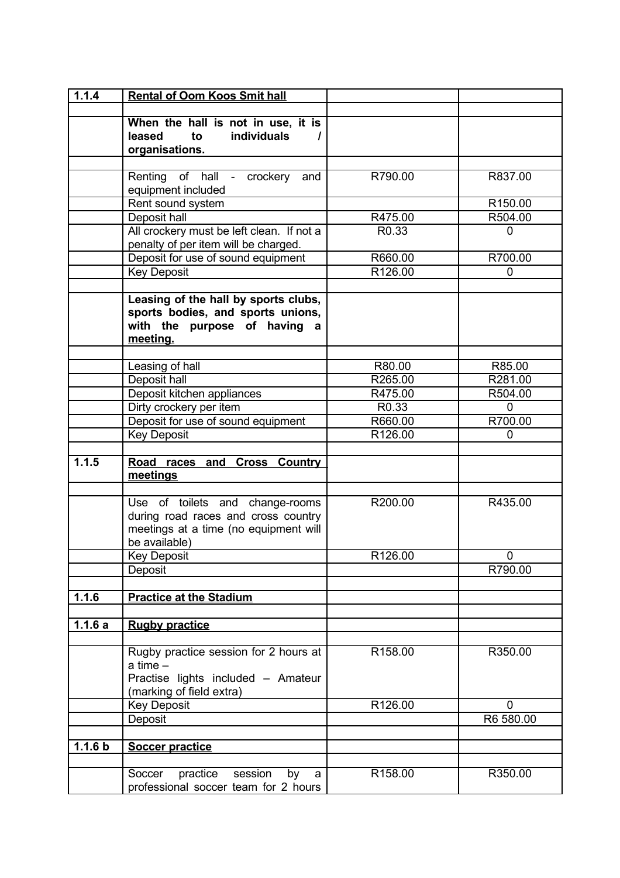| 1.1.4 | **Rental of Oom Koos Smit hall** | | |
|---|---|---|---|
| | | | |
| | **When the hall is not in use, it is leased to individuals / organisations.** | | |
| | | | |
| | Renting of hall - crockery and equipment included | R790.00 | R837.00 |
| | Rent sound system | | R150.00 |
| | Deposit hall | R475.00 | R504.00 |
| | All crockery must be left clean. If not a penalty of per item will be charged. | R0.33 | 0 |
| | Deposit for use of sound equipment | R660.00 | R700.00 |
| | Key Deposit | R126.00 | 0 |
| | | | |
| | **Leasing of the hall by sports clubs, sports bodies, and sports unions, with the purpose of having a meeting.** | | |
| | | | |
| | Leasing of hall | R80.00 | R85.00 |
| | Deposit hall | R265.00 | R281.00 |
| | Deposit kitchen appliances | R475.00 | R504.00 |
| | Dirty crockery per item | R0.33 | 0 |
| | Deposit for use of sound equipment | R660.00 | R700.00 |
| | Key Deposit | R126.00 | 0 |
| | | | |
| **1.1.5** | **Road races and Cross Country meetings** | | |
| | | | |
| | Use of toilets and change-rooms during road races and cross country meetings at a time (no equipment will be available) | R200.00 | R435.00 |
| | Key Deposit | R126.00 | 0 |
| | Deposit | | R790.00 |
| | | | |
| **1.1.6** | **Practice at the Stadium** | | |
| | | | |
| **1.1.6 a** | **Rugby practice** | | |
| | | | |
| | Rugby practice session for 2 hours at a time – Practise lights included – Amateur (marking of field extra) | R158.00 | R350.00 |
| | Key Deposit | R126.00 | 0 |
| | Deposit | | R6 580.00 |
| | | | |
| **1.1.6 b** | **Soccer practice** | | |
| | | | |
| | Soccer practice session by a professional soccer team for 2 hours | R158.00 | R350.00 |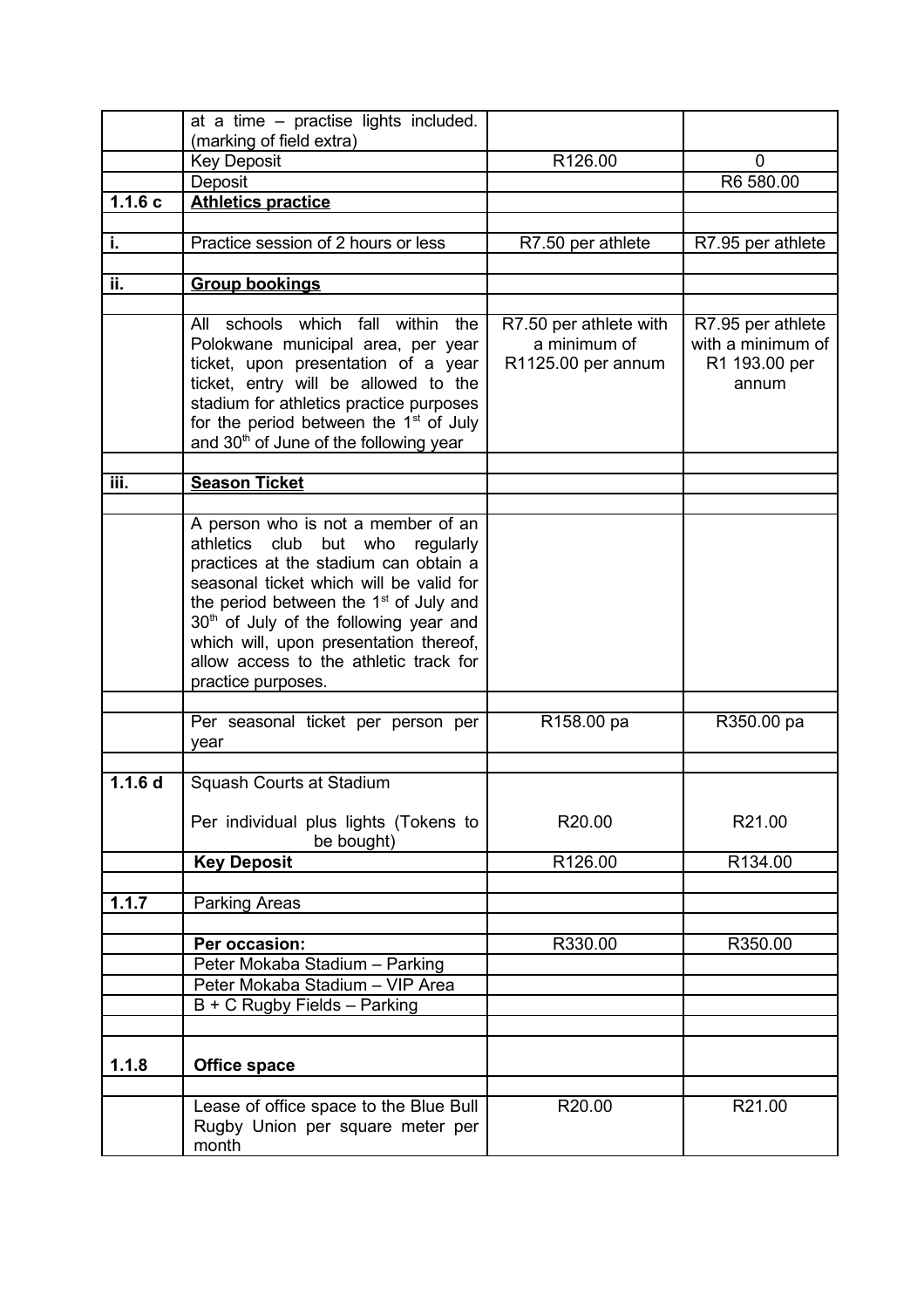| | | | |
|---|---|---|---|
| | at a time – practise lights included. (marking of field extra) | | |
| | Key Deposit | R126.00 | 0 |
| | Deposit | | R6 580.00 |
| **1.1.6 c** | **Athletics practice** | | |
| | | | |
| **i.** | Practice session of 2 hours or less | R7.50 per athlete | R7.95 per athlete |
| | | | |
| **ii.** | **Group bookings** | | |
| | | | |
| | All schools which fall within the Polokwane municipal area, per year ticket, upon presentation of a year ticket, entry will be allowed to the stadium for athletics practice purposes for the period between the 1st of July and 30th of June of the following year | R7.50 per athlete with a minimum of R1125.00 per annum | R7.95 per athlete with a minimum of R1 193.00 per annum |
| | | | |
| **iii.** | **Season Ticket** | | |
| | | | |
| | A person who is not a member of an athletics club but who regularly practices at the stadium can obtain a seasonal ticket which will be valid for the period between the 1st of July and 30th of July of the following year and which will, upon presentation thereof, allow access to the athletic track for practice purposes. | | |
| | | | |
| | Per seasonal ticket per person per year | R158.00 pa | R350.00 pa |
| | | | |
| **1.1.6 d** | Squash Courts at Stadium<br><br>Per individual plus lights (Tokens to be bought) | R20.00 | R21.00 |
| | **Key Deposit** | R126.00 | R134.00 |
| | | | |
| **1.1.7** | Parking Areas | | |
| | | | |
| | **Per occasion:** | R330.00 | R350.00 |
| | Peter Mokaba Stadium – Parking | | |
| | Peter Mokaba Stadium – VIP Area | | |
| | B + C Rugby Fields – Parking | | |
| | | | |
| **1.1.8** | **Office space** | | |
| | | | |
| | Lease of office space to the Blue Bull Rugby Union per square meter per month | R20.00 | R21.00 |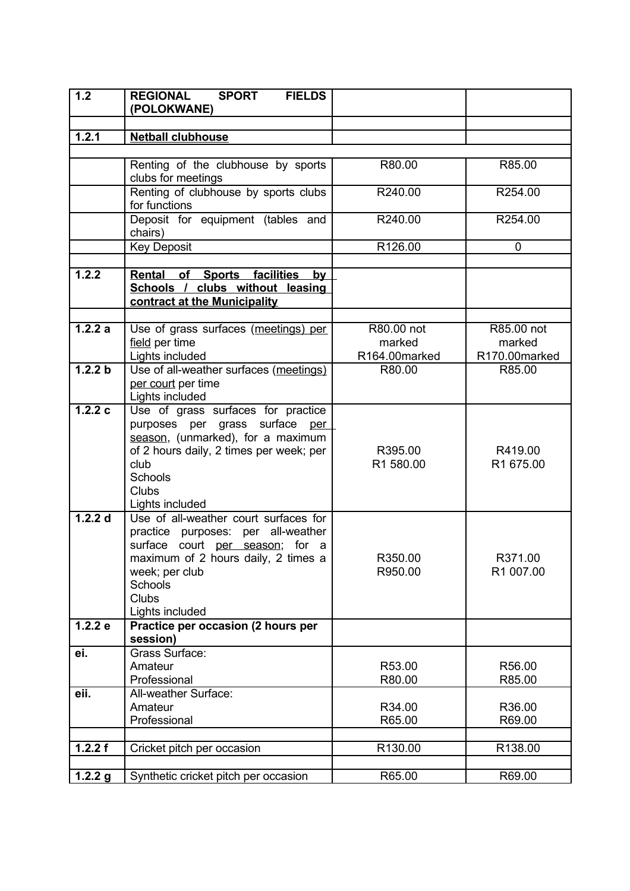| 1.2 | **REGIONAL SPORT FIELDS (POLOKWANE)** | | |
|---|---|---|---|
| | | | |
| 1.2.1 | **Netball clubhouse** | | |
| | | | |
| | Renting of the clubhouse by sports clubs for meetings | R80.00 | R85.00 |
| | Renting of clubhouse by sports clubs for functions | R240.00 | R254.00 |
| | Deposit for equipment (tables and chairs) | R240.00 | R254.00 |
| | Key Deposit | R126.00 | 0 |
| | | | |
| 1.2.2 | **Rental of Sports facilities by Schools / clubs without leasing contract at the Municipality** | | |
| | | | |
| 1.2.2 a | Use of grass surfaces (meetings) per field per time<br>Lights included | R80.00 not marked<br>R164.00marked | R85.00 not marked<br>R170.00marked |
| 1.2.2 b | Use of all-weather surfaces (meetings) per court per time<br>Lights included | R80.00 | R85.00 |
| 1.2.2 c | Use of grass surfaces for practice purposes per grass surface per season, (unmarked), for a maximum of 2 hours daily, 2 times per week; per club<br>Schools<br>Clubs<br>Lights included | R395.00<br>R1 580.00 | R419.00<br>R1 675.00 |
| 1.2.2 d | Use of all-weather court surfaces for practice purposes: per all-weather surface court per season; for a maximum of 2 hours daily, 2 times a week; per club<br>Schools<br>Clubs<br>Lights included | R350.00<br>R950.00 | R371.00<br>R1 007.00 |
| 1.2.2 e | **Practice per occasion (2 hours per session)** | | |
| ei. | Grass Surface:<br>Amateur<br>Professional | R53.00<br>R80.00 | R56.00<br>R85.00 |
| eii. | All-weather Surface:<br>Amateur<br>Professional | R34.00<br>R65.00 | R36.00<br>R69.00 |
| | | | |
| 1.2.2 f | Cricket pitch per occasion | R130.00 | R138.00 |
| | | | |
| 1.2.2 g | Synthetic cricket pitch per occasion | R65.00 | R69.00 |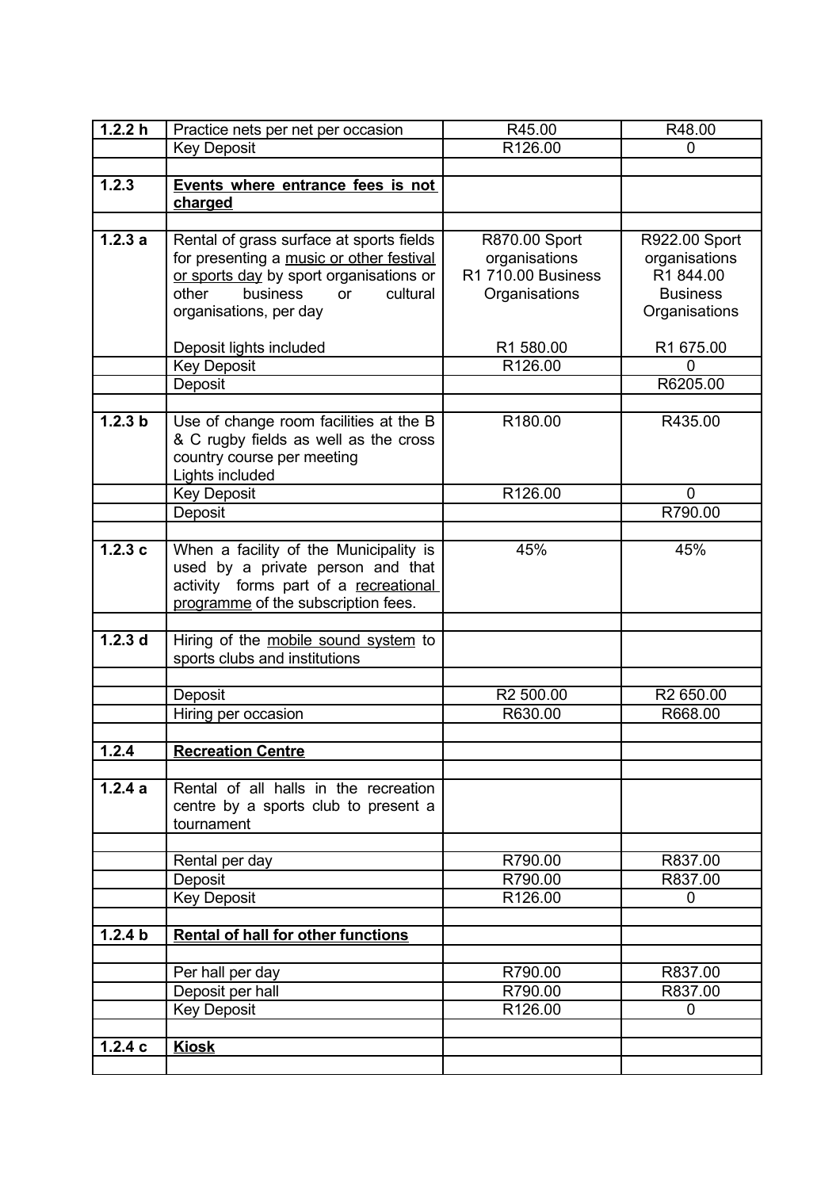| 1.2.2 h | Practice nets per net per occasion | R45.00 | R48.00 |
|---|---|---|---|
| | Key Deposit | R126.00 | 0 |
| | | | |
| **1.2.3** | **Events where entrance fees is not charged** | | |
| | | | |
| **1.2.3 a** | Rental of grass surface at sports fields for presenting a music or other festival or sports day by sport organisations or other business or cultural organisations, per day<br><br>Deposit lights included | R870.00 Sport organisations<br>R1 710.00 Business Organisations<br><br>R1 580.00 | R922.00 Sport organisations<br>R1 844.00 Business Organisations<br><br>R1 675.00 |
| | Key Deposit | R126.00 | 0 |
| | Deposit | | R6205.00 |
| | | | |
| **1.2.3 b** | Use of change room facilities at the B & C rugby fields as well as the cross country course per meeting<br>Lights included | R180.00 | R435.00 |
| | Key Deposit | R126.00 | 0 |
| | Deposit | | R790.00 |
| | | | |
| **1.2.3 c** | When a facility of the Municipality is used by a private person and that activity forms part of a recreational programme of the subscription fees. | 45% | 45% |
| | | | |
| **1.2.3 d** | Hiring of the mobile sound system to sports clubs and institutions | | |
| | | | |
| | Deposit | R2 500.00 | R2 650.00 |
| | Hiring per occasion | R630.00 | R668.00 |
| | | | |
| **1.2.4** | **Recreation Centre** | | |
| | | | |
| **1.2.4 a** | Rental of all halls in the recreation centre by a sports club to present a tournament | | |
| | | | |
| | Rental per day | R790.00 | R837.00 |
| | Deposit | R790.00 | R837.00 |
| | Key Deposit | R126.00 | 0 |
| | | | |
| **1.2.4 b** | **Rental of hall for other functions** | | |
| | | | |
| | Per hall per day | R790.00 | R837.00 |
| | Deposit per hall | R790.00 | R837.00 |
| | Key Deposit | R126.00 | 0 |
| | | | |
| **1.2.4 c** | **Kiosk** | | |
| | | | |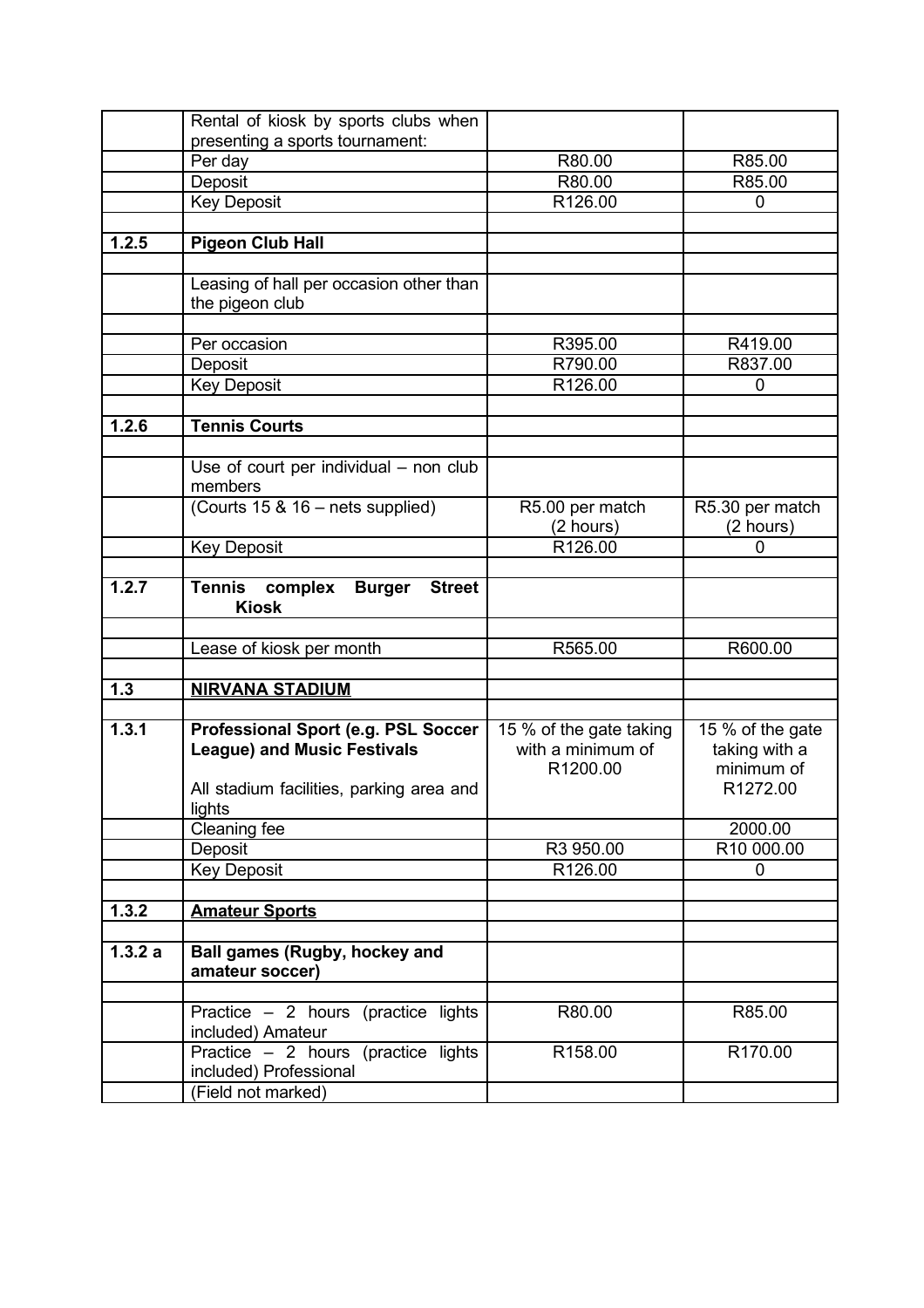| | | | |
|---|---|---|---|
| | Rental of kiosk by sports clubs when presenting a sports tournament: | | |
| | Per day | R80.00 | R85.00 |
| | Deposit | R80.00 | R85.00 |
| | Key Deposit | R126.00 | 0 |
| | | | |
| **1.2.5** | **Pigeon Club Hall** | | |
| | | | |
| | Leasing of hall per occasion other than the pigeon club | | |
| | | | |
| | Per occasion | R395.00 | R419.00 |
| | Deposit | R790.00 | R837.00 |
| | Key Deposit | R126.00 | 0 |
| | | | |
| **1.2.6** | **Tennis Courts** | | |
| | | | |
| | Use of court per individual – non club members | | |
| | (Courts 15 & 16 – nets supplied) | R5.00 per match (2 hours) | R5.30 per match (2 hours) |
| | Key Deposit | R126.00 | 0 |
| | | | |
| **1.2.7** | **Tennis complex Burger Street Kiosk** | | |
| | | | |
| | Lease of kiosk per month | R565.00 | R600.00 |
| | | | |
| **1.3** | **NIRVANA STADIUM** | | |
| | | | |
| **1.3.1** | **Professional Sport (e.g. PSL Soccer League) and Music Festivals**<br><br>All stadium facilities, parking area and lights | 15 % of the gate taking with a minimum of R1200.00 | 15 % of the gate taking with a minimum of R1272.00 |
| | Cleaning fee | | 2000.00 |
| | Deposit | R3 950.00 | R10 000.00 |
| | Key Deposit | R126.00 | 0 |
| | | | |
| **1.3.2** | **Amateur Sports** | | |
| | | | |
| **1.3.2 a** | **Ball games (Rugby, hockey and amateur soccer)** | | |
| | | | |
| | Practice – 2 hours (practice lights included) Amateur | R80.00 | R85.00 |
| | Practice – 2 hours (practice lights included) Professional | R158.00 | R170.00 |
| | (Field not marked) | | |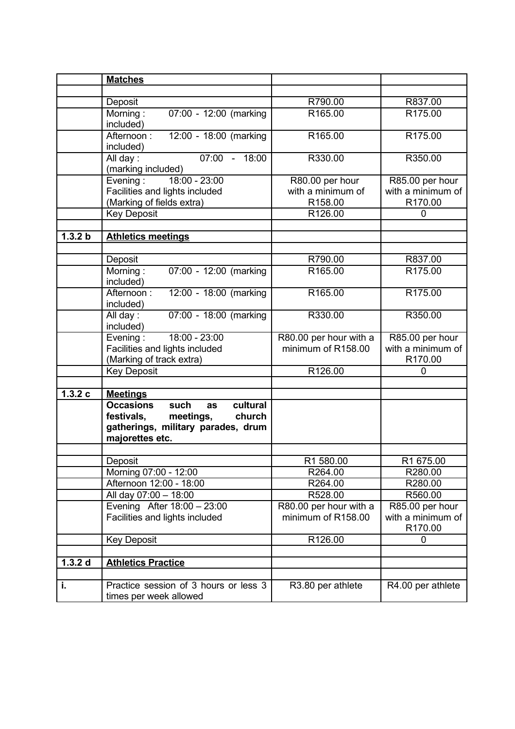|  | **Matches** |  |  |
|---|---|---|---|
|  |  |  |  |
|  | Deposit | R790.00 | R837.00 |
|  | Morning : 07:00 - 12:00 (marking included) | R165.00 | R175.00 |
|  | Afternoon : 12:00 - 18:00 (marking included) | R165.00 | R175.00 |
|  | All day : 07:00 - 18:00 (marking included) | R330.00 | R350.00 |
|  | Evening : 18:00 - 23:00 Facilities and lights included (Marking of fields extra) | R80.00 per hour with a minimum of R158.00 | R85.00 per hour with a minimum of R170.00 |
|  | Key Deposit | R126.00 | 0 |
|  |  |  |  |
| **1.3.2 b** | **Athletics meetings** |  |  |
|  |  |  |  |
|  | Deposit | R790.00 | R837.00 |
|  | Morning : 07:00 - 12:00 (marking included) | R165.00 | R175.00 |
|  | Afternoon : 12:00 - 18:00 (marking included) | R165.00 | R175.00 |
|  | All day : 07:00 - 18:00 (marking included) | R330.00 | R350.00 |
|  | Evening : 18:00 - 23:00 Facilities and lights included (Marking of track extra) | R80.00 per hour with a minimum of R158.00 | R85.00 per hour with a minimum of R170.00 |
|  | Key Deposit | R126.00 | 0 |
|  |  |  |  |
| **1.3.2 c** | **Meetings** |  |  |
|  | **Occasions such as cultural festivals, meetings, church gatherings, military parades, drum majorettes etc.** |  |  |
|  |  |  |  |
|  | Deposit | R1 580.00 | R1 675.00 |
|  | Morning 07:00 - 12:00 | R264.00 | R280.00 |
|  | Afternoon 12:00 - 18:00 | R264.00 | R280.00 |
|  | All day 07:00 – 18:00 | R528.00 | R560.00 |
|  | Evening After 18:00 – 23:00 Facilities and lights included | R80.00 per hour with a minimum of R158.00 | R85.00 per hour with a minimum of R170.00 |
|  | Key Deposit | R126.00 | 0 |
|  |  |  |  |
| **1.3.2 d** | **Athletics Practice** |  |  |
|  |  |  |  |
| **i.** | Practice session of 3 hours or less 3 times per week allowed | R3.80 per athlete | R4.00 per athlete |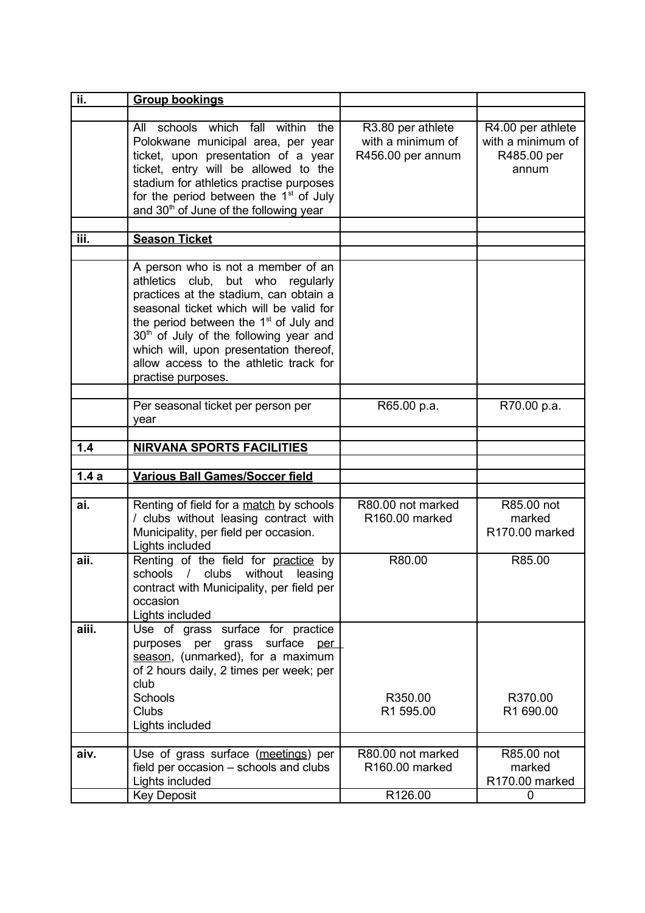| ii. | **Group bookings** | | |
|---|---|---|---|
| | | | |
| | All schools which fall within the Polokwane municipal area, per year ticket, upon presentation of a year ticket, entry will be allowed to the stadium for athletics practise purposes for the period between the 1st of July and 30th of June of the following year | R3.80 per athlete with a minimum of R456.00 per annum | R4.00 per athlete with a minimum of R485.00 per annum |
| | | | |
| iii. | **Season Ticket** | | |
| | | | |
| | A person who is not a member of an athletics club, but who regularly practices at the stadium, can obtain a seasonal ticket which will be valid for the period between the 1st of July and 30th of July of the following year and which will, upon presentation thereof, allow access to the athletic track for practise purposes. | | |
| | | | |
| | Per seasonal ticket per person per year | R65.00 p.a. | R70.00 p.a. |
| | | | |
| 1.4 | **NIRVANA SPORTS FACILITIES** | | |
| | | | |
| 1.4 a | **Various Ball Games/Soccer field** | | |
| | | | |
| ai. | Renting of field for a match by schools / clubs without leasing contract with Municipality, per field per occasion. Lights included | R80.00 not marked R160.00 marked | R85.00 not marked R170.00 marked |
| aii. | Renting of the field for practice by schools / clubs without leasing contract with Municipality, per field per occasion Lights included | R80.00 | R85.00 |
| aiii. | Use of grass surface for practice purposes per grass surface per season, (unmarked), for a maximum of 2 hours daily, 2 times per week; per club<br>Schools<br>Clubs<br>Lights included | <br><br>R350.00<br>R1 595.00 | <br><br>R370.00<br>R1 690.00 |
| | | | |
| aiv. | Use of grass surface (meetings) per field per occasion – schools and clubs Lights included | R80.00 not marked R160.00 marked | R85.00 not marked R170.00 marked |
| | Key Deposit | R126.00 | 0 |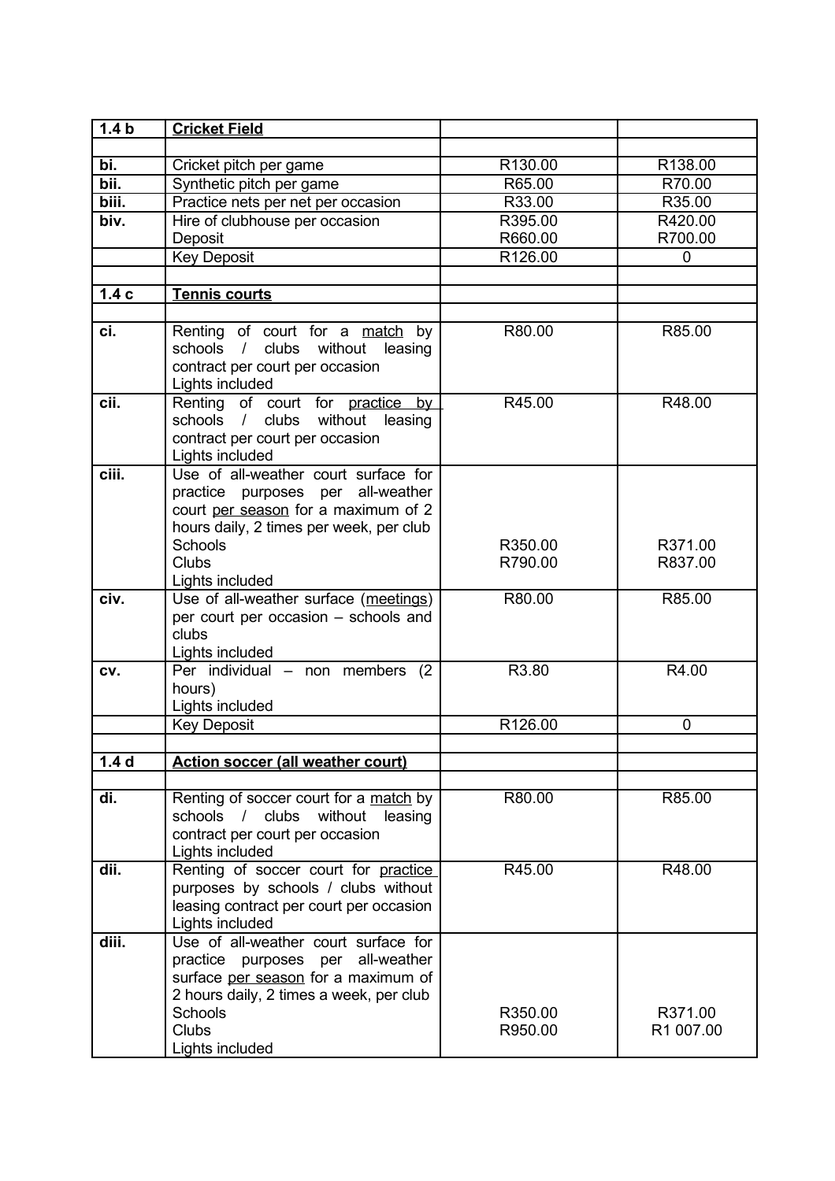| **1.4 b** | **Cricket Field** | | |
|---|---|---|---|
| | | | |
| **bi.** | Cricket pitch per game | R130.00 | R138.00 |
| **bii.** | Synthetic pitch per game | R65.00 | R70.00 |
| **biii.** | Practice nets per net per occasion | R33.00 | R35.00 |
| **biv.** | Hire of clubhouse per occasion<br>Deposit | R395.00<br>R660.00 | R420.00<br>R700.00 |
| | Key Deposit | R126.00 | 0 |
| | | | |
| **1.4 c** | **Tennis courts** | | |
| | | | |
| **ci.** | Renting of court for a match by schools / clubs without leasing contract per court per occasion<br>Lights included | R80.00 | R85.00 |
| **cii.** | Renting of court for practice by schools / clubs without leasing contract per court per occasion<br>Lights included | R45.00 | R48.00 |
| **ciii.** | Use of all-weather court surface for practice purposes per all-weather court per season for a maximum of 2 hours daily, 2 times per week, per club<br>Schools<br>Clubs<br>Lights included | <br><br><br><br>R350.00<br>R790.00 | <br><br><br><br>R371.00<br>R837.00 |
| **civ.** | Use of all-weather surface (meetings) per court per occasion – schools and clubs<br>Lights included | R80.00 | R85.00 |
| **cv.** | Per individual – non members (2 hours)<br>Lights included | R3.80 | R4.00 |
| | Key Deposit | R126.00 | 0 |
| | | | |
| **1.4 d** | **Action soccer (all weather court)** | | |
| | | | |
| **di.** | Renting of soccer court for a match by schools / clubs without leasing contract per court per occasion<br>Lights included | R80.00 | R85.00 |
| **dii.** | Renting of soccer court for practice purposes by schools / clubs without leasing contract per court per occasion<br>Lights included | R45.00 | R48.00 |
| **diii.** | Use of all-weather court surface for practice purposes per all-weather surface per season for a maximum of 2 hours daily, 2 times a week, per club<br>Schools<br>Clubs<br>Lights included | <br><br><br><br>R350.00<br>R950.00 | <br><br><br><br>R371.00<br>R1 007.00 |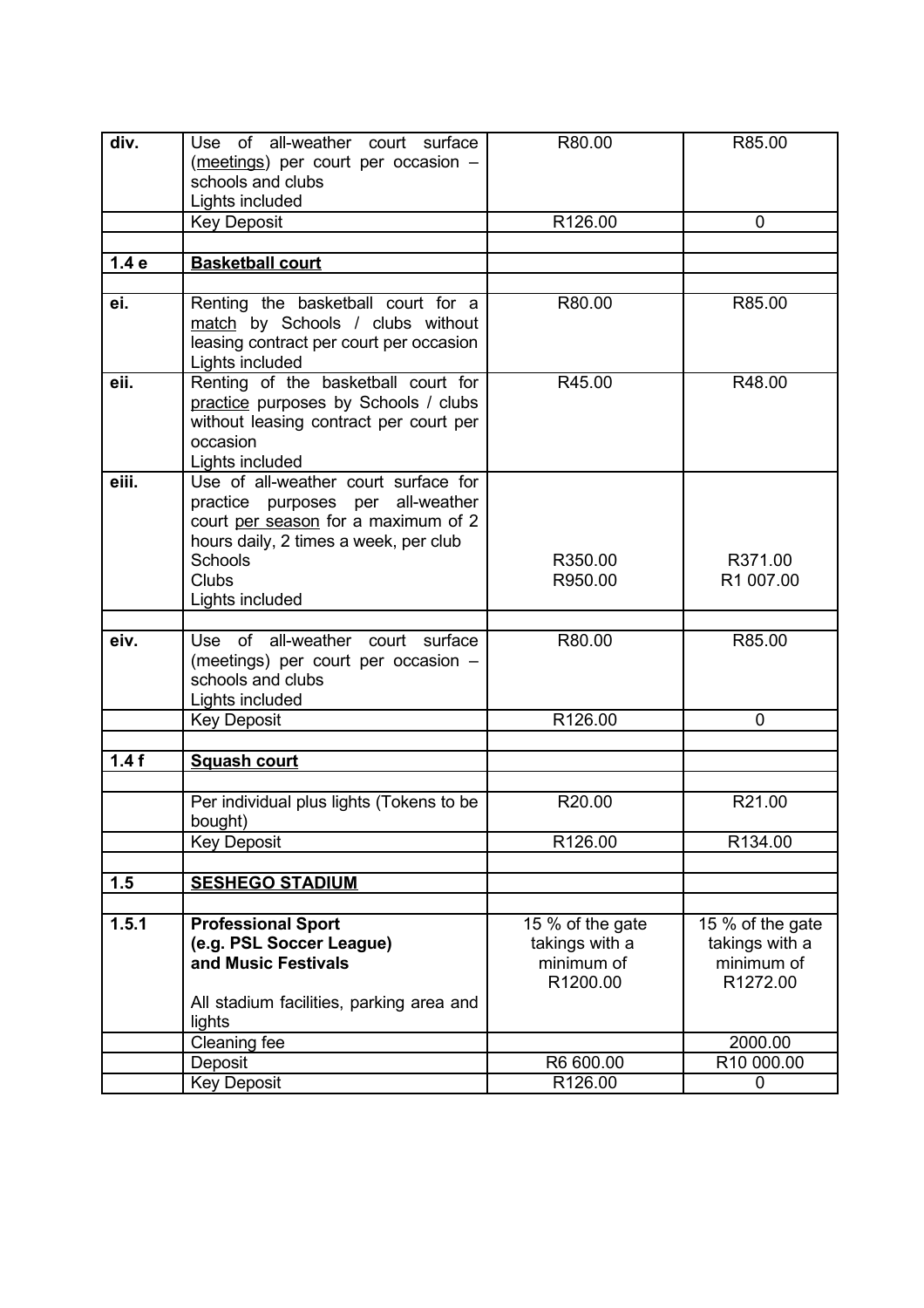| div. | Use of all-weather court surface (meetings) per court per occasion – schools and clubs<br>Lights included | R80.00 | R85.00 |
|---|---|---|---|
| | Key Deposit | R126.00 | 0 |
| | | | |
| **1.4 e** | **Basketball court** | | |
| | | | |
| **ei.** | Renting the basketball court for a match by Schools / clubs without leasing contract per court per occasion<br>Lights included | R80.00 | R85.00 |
| **eii.** | Renting of the basketball court for practice purposes by Schools / clubs without leasing contract per court per occasion<br>Lights included | R45.00 | R48.00 |
| **eiii.** | Use of all-weather court surface for practice purposes per all-weather court per season for a maximum of 2 hours daily, 2 times a week, per club<br>Schools<br>Clubs<br>Lights included | R350.00<br>R950.00 | R371.00<br>R1 007.00 |
| | | | |
| **eiv.** | Use of all-weather court surface (meetings) per court per occasion – schools and clubs<br>Lights included | R80.00 | R85.00 |
| | Key Deposit | R126.00 | 0 |
| | | | |
| **1.4 f** | **Squash court** | | |
| | | | |
| | Per individual plus lights (Tokens to be bought) | R20.00 | R21.00 |
| | Key Deposit | R126.00 | R134.00 |
| | | | |
| **1.5** | **SESHEGO STADIUM** | | |
| | | | |
| **1.5.1** | **Professional Sport (e.g. PSL Soccer League) and Music Festivals**<br><br>All stadium facilities, parking area and lights | 15 % of the gate takings with a minimum of R1200.00 | 15 % of the gate takings with a minimum of R1272.00 |
| | Cleaning fee | | 2000.00 |
| | Deposit | R6 600.00 | R10 000.00 |
| | Key Deposit | R126.00 | 0 |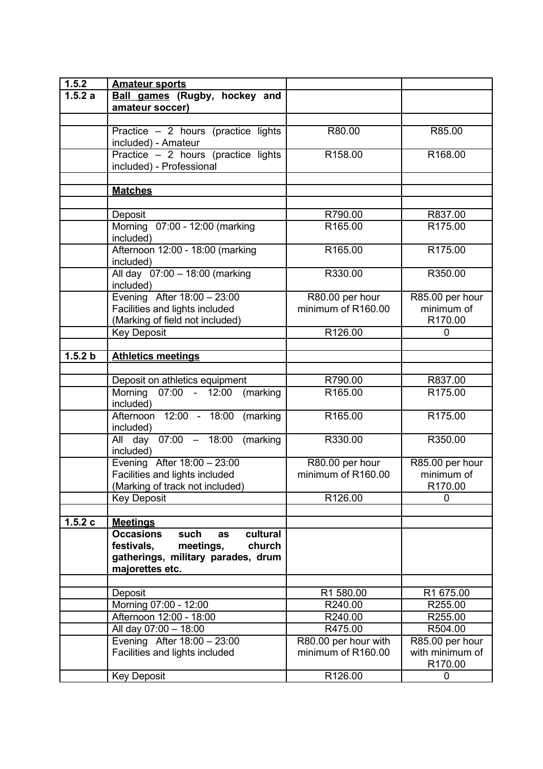| 1.5.2 | **Amateur sports** | | |
|---|---|---|---|
| 1.5.2 a | **Ball games (Rugby, hockey and amateur soccer)** | | |
| | | | |
| | Practice – 2 hours (practice lights included) - Amateur | R80.00 | R85.00 |
| | Practice – 2 hours (practice lights included) - Professional | R158.00 | R168.00 |
| | | | |
| | **Matches** | | |
| | | | |
| | Deposit | R790.00 | R837.00 |
| | Morning 07:00 - 12:00 (marking included) | R165.00 | R175.00 |
| | Afternoon 12:00 - 18:00 (marking included) | R165.00 | R175.00 |
| | All day 07:00 – 18:00 (marking included) | R330.00 | R350.00 |
| | Evening After 18:00 – 23:00 Facilities and lights included (Marking of field not included) | R80.00 per hour minimum of R160.00 | R85.00 per hour minimum of R170.00 |
| | Key Deposit | R126.00 | 0 |
| | | | |
| 1.5.2 b | **Athletics meetings** | | |
| | | | |
| | Deposit on athletics equipment | R790.00 | R837.00 |
| | Morning 07:00 - 12:00 (marking included) | R165.00 | R175.00 |
| | Afternoon 12:00 - 18:00 (marking included) | R165.00 | R175.00 |
| | All day 07:00 – 18:00 (marking included) | R330.00 | R350.00 |
| | Evening After 18:00 – 23:00 Facilities and lights included (Marking of track not included) | R80.00 per hour minimum of R160.00 | R85.00 per hour minimum of R170.00 |
| | Key Deposit | R126.00 | 0 |
| | | | |
| 1.5.2 c | **Meetings** | | |
| | **Occasions such as cultural festivals, meetings, church gatherings, military parades, drum majorettes etc.** | | |
| | | | |
| | Deposit | R1 580.00 | R1 675.00 |
| | Morning 07:00 - 12:00 | R240.00 | R255.00 |
| | Afternoon 12:00 - 18:00 | R240.00 | R255.00 |
| | All day 07:00 – 18:00 | R475.00 | R504.00 |
| | Evening After 18:00 – 23:00 Facilities and lights included | R80.00 per hour with minimum of R160.00 | R85.00 per hour with minimum of R170.00 |
| | Key Deposit | R126.00 | 0 |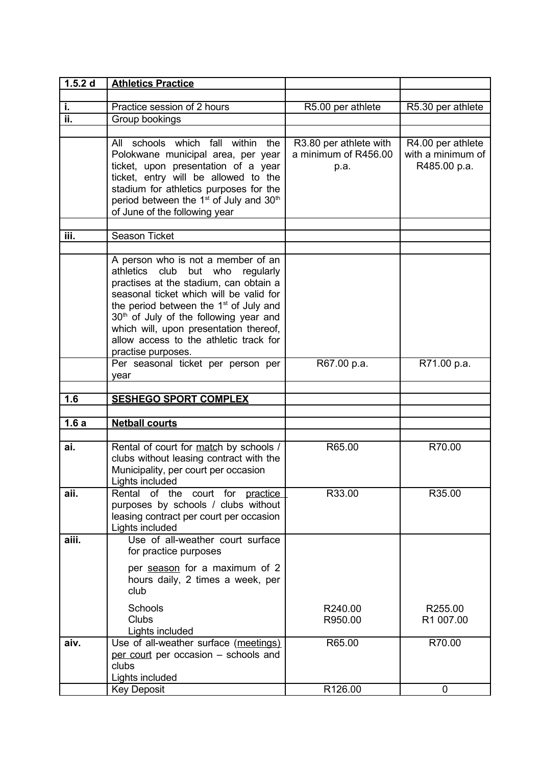| 1.5.2 d | **Athletics Practice** | | |
|---|---|---|---|
| | | | |
| i. | Practice session of 2 hours | R5.00 per athlete | R5.30 per athlete |
| ii. | Group bookings | | |
| | | | |
| | All schools which fall within the Polokwane municipal area, per year ticket, upon presentation of a year ticket, entry will be allowed to the stadium for athletics purposes for the period between the 1st of July and 30th of June of the following year | R3.80 per athlete with a minimum of R456.00 p.a. | R4.00 per athlete with a minimum of R485.00 p.a. |
| | | | |
| iii. | Season Ticket | | |
| | | | |
| | A person who is not a member of an athletics club but who regularly practises at the stadium, can obtain a seasonal ticket which will be valid for the period between the 1st of July and 30th of July of the following year and which will, upon presentation thereof, allow access to the athletic track for practise purposes. | | |
| | Per seasonal ticket per person per year | R67.00 p.a. | R71.00 p.a. |
| | | | |
| 1.6 | **SESHEGO SPORT COMPLEX** | | |
| | | | |
| 1.6 a | **Netball courts** | | |
| | | | |
| ai. | Rental of court for match by schools / clubs without leasing contract with the Municipality, per court per occasion<br>Lights included | R65.00 | R70.00 |
| aii. | Rental of the court for practice purposes by schools / clubs without leasing contract per court per occasion<br>Lights included | R33.00 | R35.00 |
| aiii. | Use of all-weather court surface for practice purposes<br>per season for a maximum of 2 hours daily, 2 times a week, per club<br>Schools<br>Clubs<br>Lights included | <br><br><br>R240.00<br>R950.00 | <br><br><br>R255.00<br>R1 007.00 |
| aiv. | Use of all-weather surface (meetings) per court per occasion – schools and clubs<br>Lights included | R65.00 | R70.00 |
| | Key Deposit | R126.00 | 0 |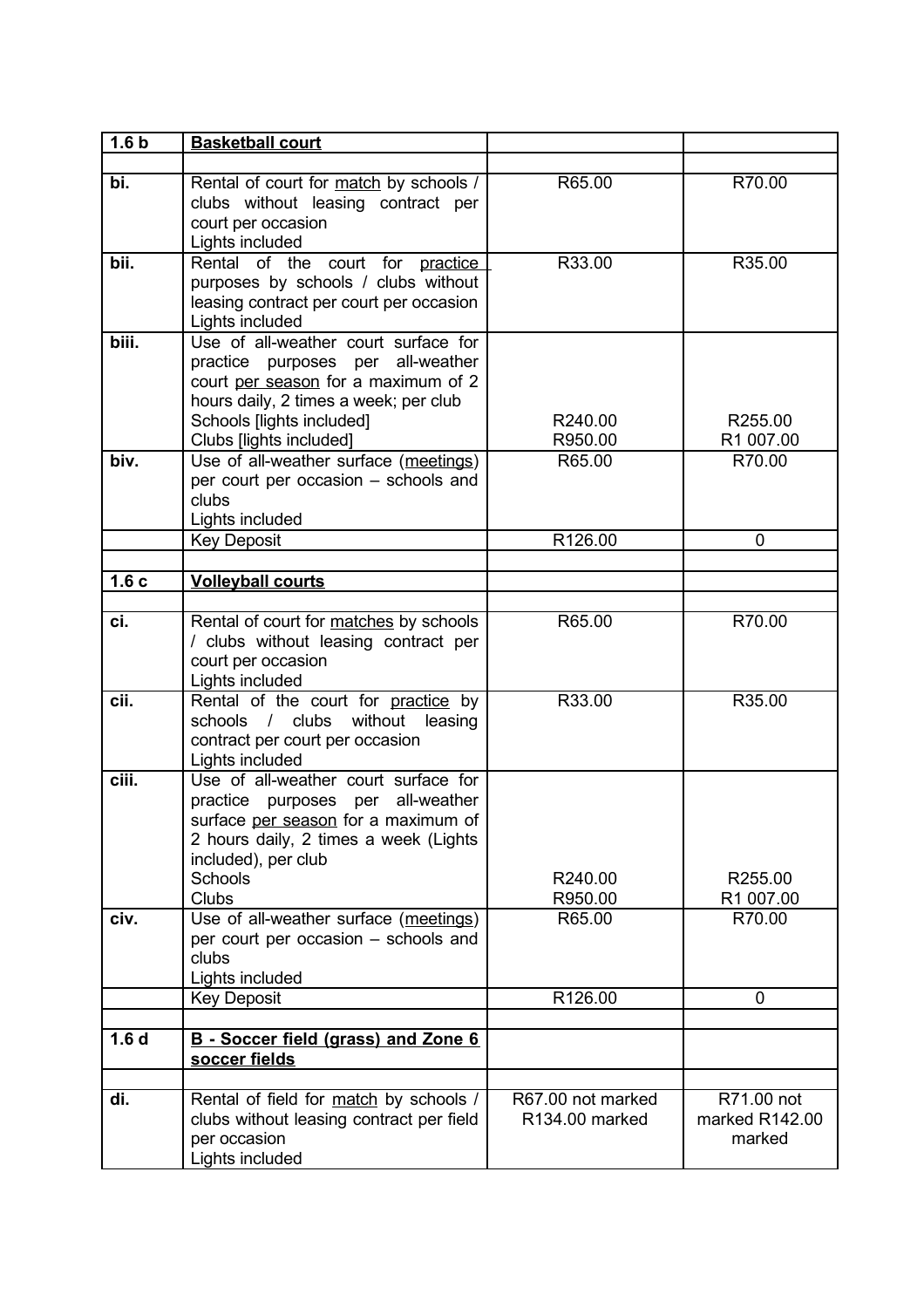| 1.6 b | **Basketball court** | | |
|---|---|---|---|
| | | | |
| bi. | Rental of court for match by schools / clubs without leasing contract per court per occasion<br>Lights included | R65.00 | R70.00 |
| bii. | Rental of the court for practice purposes by schools / clubs without leasing contract per court per occasion<br>Lights included | R33.00 | R35.00 |
| biii. | Use of all-weather court surface for practice purposes per all-weather court per season for a maximum of 2 hours daily, 2 times a week; per club<br>Schools [lights included]<br>Clubs [lights included] | <br><br><br><br>R240.00<br>R950.00 | <br><br><br><br>R255.00<br>R1 007.00 |
| biv. | Use of all-weather surface (meetings) per court per occasion – schools and clubs<br>Lights included | R65.00 | R70.00 |
| | Key Deposit | R126.00 | 0 |
| | | | |
| 1.6 c | **Volleyball courts** | | |
| | | | |
| ci. | Rental of court for matches by schools / clubs without leasing contract per court per occasion<br>Lights included | R65.00 | R70.00 |
| cii. | Rental of the court for practice by schools / clubs without leasing contract per court per occasion<br>Lights included | R33.00 | R35.00 |
| ciii. | Use of all-weather court surface for practice purposes per all-weather surface per season for a maximum of 2 hours daily, 2 times a week (Lights included), per club<br>Schools<br>Clubs | <br><br><br><br><br>R240.00<br>R950.00 | <br><br><br><br><br>R255.00<br>R1 007.00 |
| civ. | Use of all-weather surface (meetings) per court per occasion – schools and clubs<br>Lights included | R65.00 | R70.00 |
| | Key Deposit | R126.00 | 0 |
| | | | |
| 1.6 d | **B - Soccer field (grass) and Zone 6 soccer fields** | | |
| | | | |
| di. | Rental of field for match by schools / clubs without leasing contract per field per occasion<br>Lights included | R67.00 not marked<br>R134.00 marked | R71.00 not marked R142.00 marked |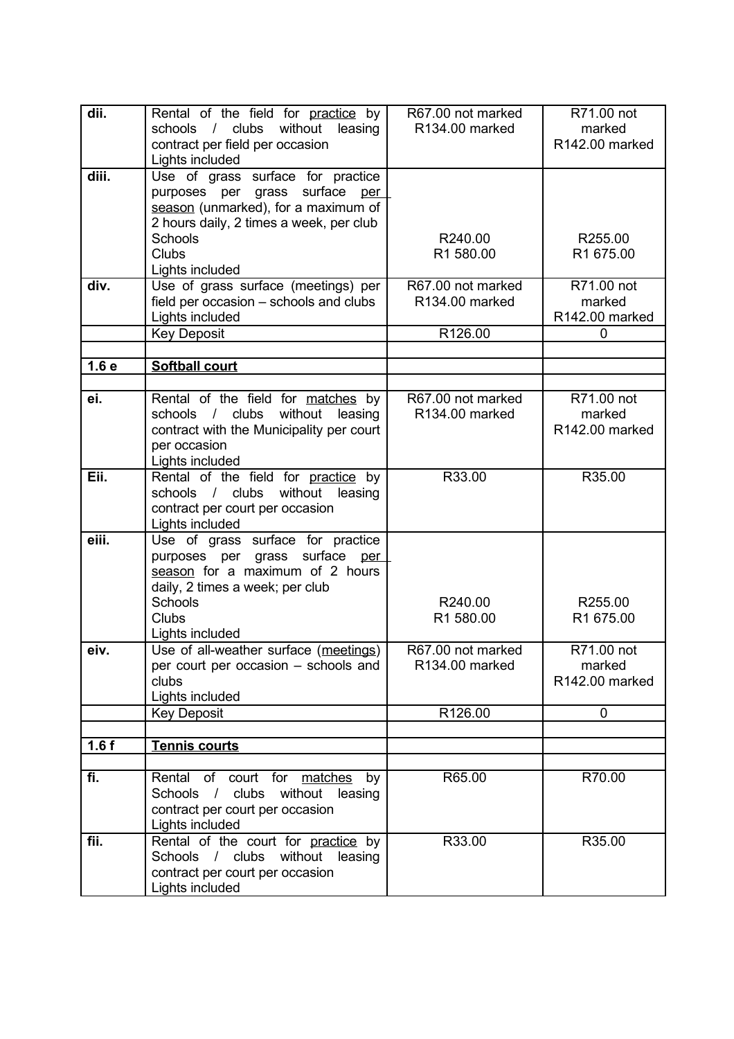| | | | |
|---|---|---|---|
| dii. | Rental of the field for <u>practice</u> by schools / clubs without leasing contract per field per occasion<br>Lights included | R67.00 not marked<br>R134.00 marked | R71.00 not marked<br>R142.00 marked |
| diii. | Use of grass surface for practice purposes per grass surface <u>per season</u> (unmarked), for a maximum of 2 hours daily, 2 times a week, per club<br>Schools<br>Clubs<br>Lights included | <br><br><br><br>R240.00<br>R1 580.00 | <br><br><br><br>R255.00<br>R1 675.00 |
| div. | Use of grass surface (meetings) per field per occasion – schools and clubs<br>Lights included | R67.00 not marked<br>R134.00 marked | R71.00 not marked<br>R142.00 marked |
| | Key Deposit | R126.00 | 0 |
| | | | |
| **1.6 e** | **<u>Softball court</u>** | | |
| | | | |
| ei. | Rental of the field for <u>matches</u> by schools / clubs without leasing contract with the Municipality per court per occasion<br>Lights included | R67.00 not marked<br>R134.00 marked | R71.00 not marked<br>R142.00 marked |
| Eii. | Rental of the field for <u>practice</u> by schools / clubs without leasing contract per court per occasion<br>Lights included | R33.00 | R35.00 |
| eiii. | Use of grass surface for practice purposes per grass surface <u>per season</u> for a maximum of 2 hours daily, 2 times a week; per club<br>Schools<br>Clubs<br>Lights included | <br><br><br><br>R240.00<br>R1 580.00 | <br><br><br><br>R255.00<br>R1 675.00 |
| eiv. | Use of all-weather surface (<u>meetings</u>) per court per occasion – schools and clubs<br>Lights included | R67.00 not marked<br>R134.00 marked | R71.00 not marked<br>R142.00 marked |
| | Key Deposit | R126.00 | 0 |
| | | | |
| **1.6 f** | **<u>Tennis courts</u>** | | |
| | | | |
| fi. | Rental of court for <u>matches</u> by Schools / clubs without leasing contract per court per occasion<br>Lights included | R65.00 | R70.00 |
| fii. | Rental of the court for <u>practice</u> by Schools / clubs without leasing contract per court per occasion<br>Lights included | R33.00 | R35.00 |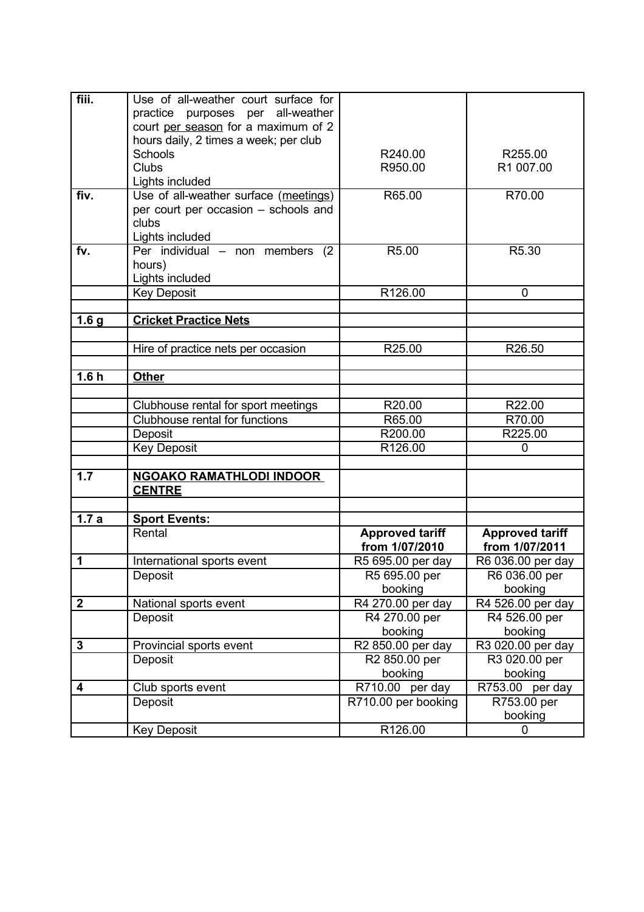| | | | |
|---|---|---|---|
| **fiii.** | Use of all-weather court surface for practice purposes per all-weather court <u>per season</u> for a maximum of 2 hours daily, 2 times a week; per club<br>Schools<br>Clubs<br>Lights included | <br><br><br><br>R240.00<br>R950.00 | <br><br><br><br>R255.00<br>R1 007.00 |
| **fiv.** | Use of all-weather surface (<u>meetings</u>) per court per occasion – schools and clubs<br>Lights included | R65.00 | R70.00 |
| **fv.** | Per individual – non members (2 hours)<br>Lights included | R5.00 | R5.30 |
| | Key Deposit | R126.00 | 0 |
| | | | |
| **1.6 g** | **<u>Cricket Practice Nets</u>** | | |
| | | | |
| | Hire of practice nets per occasion | R25.00 | R26.50 |
| | | | |
| **1.6 h** | **<u>Other</u>** | | |
| | | | |
| | Clubhouse rental for sport meetings | R20.00 | R22.00 |
| | Clubhouse rental for functions | R65.00 | R70.00 |
| | Deposit | R200.00 | R225.00 |
| | Key Deposit | R126.00 | 0 |
| | | | |
| **1.7** | **<u>NGOAKO RAMATHLODI INDOOR CENTRE</u>** | | |
| | | | |
| **1.7 a** | **Sport Events:** | | |
| | Rental | **Approved tariff from 1/07/2010** | **Approved tariff from 1/07/2011** |
| **1** | International sports event | R5 695.00 per day | R6 036.00 per day |
| | Deposit | R5 695.00 per booking | R6 036.00 per booking |
| **2** | National sports event | R4 270.00 per day | R4 526.00 per day |
| | Deposit | R4 270.00 per booking | R4 526.00 per booking |
| **3** | Provincial sports event | R2 850.00 per day | R3 020.00 per day |
| | Deposit | R2 850.00 per booking | R3 020.00 per booking |
| **4** | Club sports event | R710.00 per day | R753.00 per day |
| | Deposit | R710.00 per booking | R753.00 per booking |
| | Key Deposit | R126.00 | 0 |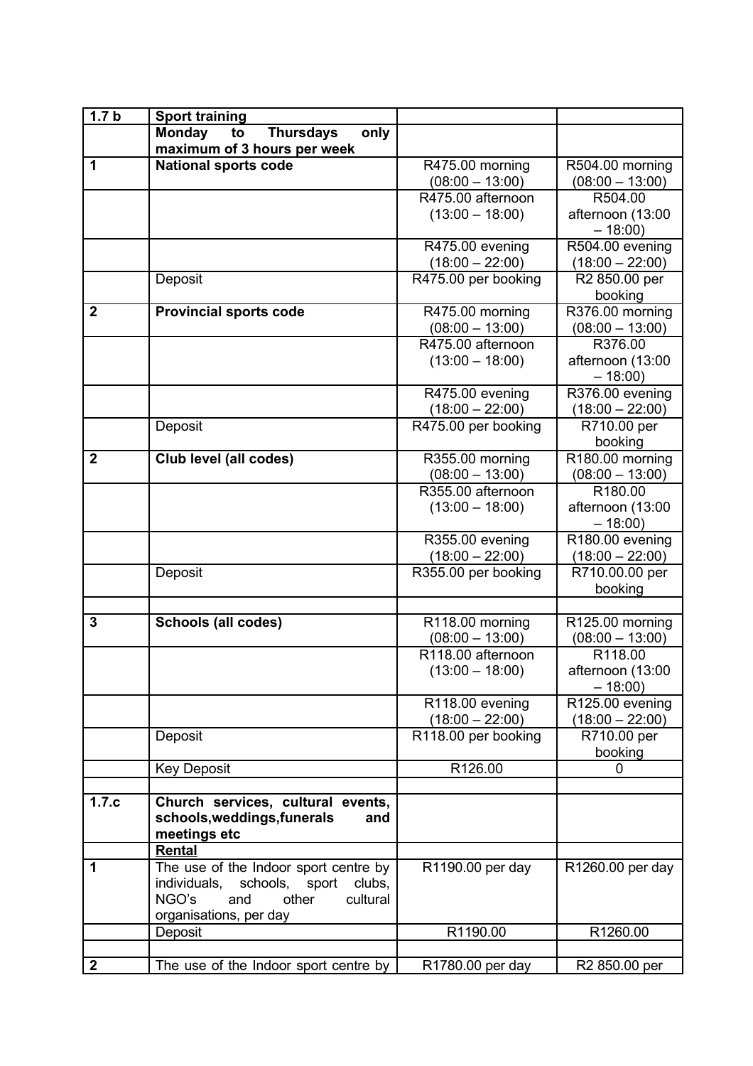| 1.7 b | **Sport training** | | |
|---|---|---|---|
| | **Monday to Thursdays only maximum of 3 hours per week** | | |
| **1** | **National sports code** | R475.00 morning (08:00 – 13:00) | R504.00 morning (08:00 – 13:00) |
| | | R475.00 afternoon (13:00 – 18:00) | R504.00 afternoon (13:00 – 18:00) |
| | | R475.00 evening (18:00 – 22:00) | R504.00 evening (18:00 – 22:00) |
| | Deposit | R475.00 per booking | R2 850.00 per booking |
| **2** | **Provincial sports code** | R475.00 morning (08:00 – 13:00) | R376.00 morning (08:00 – 13:00) |
| | | R475.00 afternoon (13:00 – 18:00) | R376.00 afternoon (13:00 – 18:00) |
| | | R475.00 evening (18:00 – 22:00) | R376.00 evening (18:00 – 22:00) |
| | Deposit | R475.00 per booking | R710.00 per booking |
| **2** | **Club level (all codes)** | R355.00 morning (08:00 – 13:00) | R180.00 morning (08:00 – 13:00) |
| | | R355.00 afternoon (13:00 – 18:00) | R180.00 afternoon (13:00 – 18:00) |
| | | R355.00 evening (18:00 – 22:00) | R180.00 evening (18:00 – 22:00) |
| | Deposit | R355.00 per booking | R710.00.00 per booking |
| | | | |
| **3** | **Schools (all codes)** | R118.00 morning (08:00 – 13:00) | R125.00 morning (08:00 – 13:00) |
| | | R118.00 afternoon (13:00 – 18:00) | R118.00 afternoon (13:00 – 18:00) |
| | | R118.00 evening (18:00 – 22:00) | R125.00 evening (18:00 – 22:00) |
| | Deposit | R118.00 per booking | R710.00 per booking |
| | Key Deposit | R126.00 | 0 |
| | | | |
| **1.7.c** | **Church services, cultural events, schools,weddings,funerals and meetings etc** | | |
| | **Rental** | | |
| **1** | The use of the Indoor sport centre by individuals, schools, sport clubs, NGO's and other cultural organisations, per day | R1190.00 per day | R1260.00 per day |
| | Deposit | R1190.00 | R1260.00 |
| | | | |
| **2** | The use of the Indoor sport centre by | R1780.00 per day | R2 850.00 per |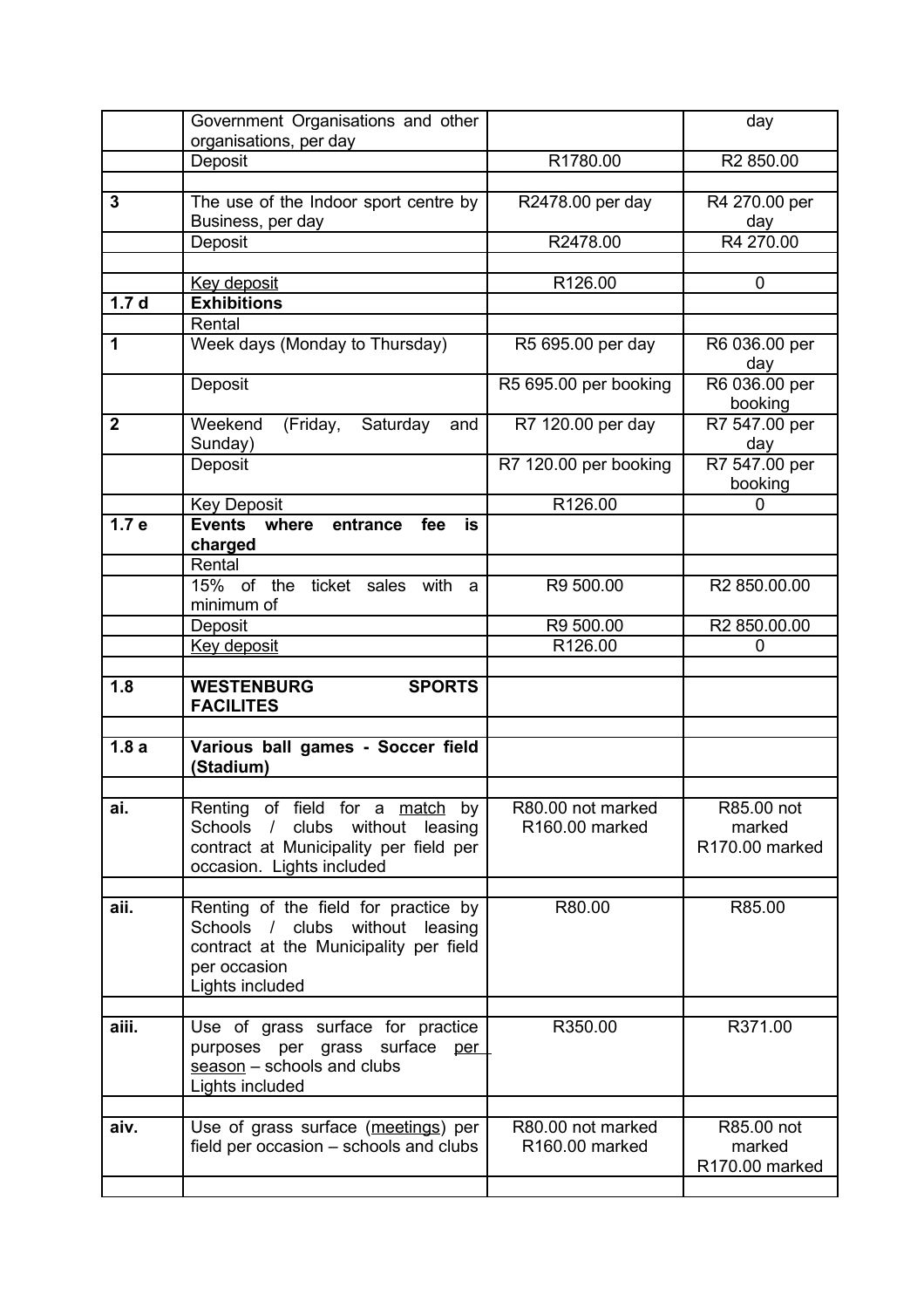| | | | |
|---|---|---|---|
| | Government Organisations and other organisations, per day | | day |
| | Deposit | R1780.00 | R2 850.00 |
| | | | |
| **3** | The use of the Indoor sport centre by Business, per day | R2478.00 per day | R4 270.00 per day |
| | Deposit | R2478.00 | R4 270.00 |
| | | | |
| | <u>Key deposit</u> | R126.00 | 0 |
| **1.7 d** | **Exhibitions** | | |
| | Rental | | |
| **1** | Week days (Monday to Thursday) | R5 695.00 per day | R6 036.00 per day |
| | Deposit | R5 695.00 per booking | R6 036.00 per booking |
| **2** | Weekend (Friday, Saturday and Sunday) | R7 120.00 per day | R7 547.00 per day |
| | Deposit | R7 120.00 per booking | R7 547.00 per booking |
| | Key Deposit | R126.00 | 0 |
| **1.7 e** | **Events where entrance fee is charged** | | |
| | Rental | | |
| | 15% of the ticket sales with a minimum of | R9 500.00 | R2 850.00.00 |
| | Deposit | R9 500.00 | R2 850.00.00 |
| | <u>Key deposit</u> | R126.00 | 0 |
| | | | |
| **1.8** | **WESTENBURG SPORTS FACILITES** | | |
| | | | |
| **1.8 a** | **Various ball games - Soccer field (Stadium)** | | |
| | | | |
| **ai.** | Renting of field for a <u>match</u> by Schools / clubs without leasing contract at Municipality per field per occasion. Lights included | R80.00 not marked R160.00 marked | R85.00 not marked R170.00 marked |
| | | | |
| **aii.** | Renting of the field for practice by Schools / clubs without leasing contract at the Municipality per field per occasion Lights included | R80.00 | R85.00 |
| | | | |
| **aiii.** | Use of grass surface for practice purposes per grass surface <u>per season</u> – schools and clubs Lights included | R350.00 | R371.00 |
| | | | |
| **aiv.** | Use of grass surface (<u>meetings</u>) per field per occasion – schools and clubs | R80.00 not marked R160.00 marked | R85.00 not marked R170.00 marked |
| | | | |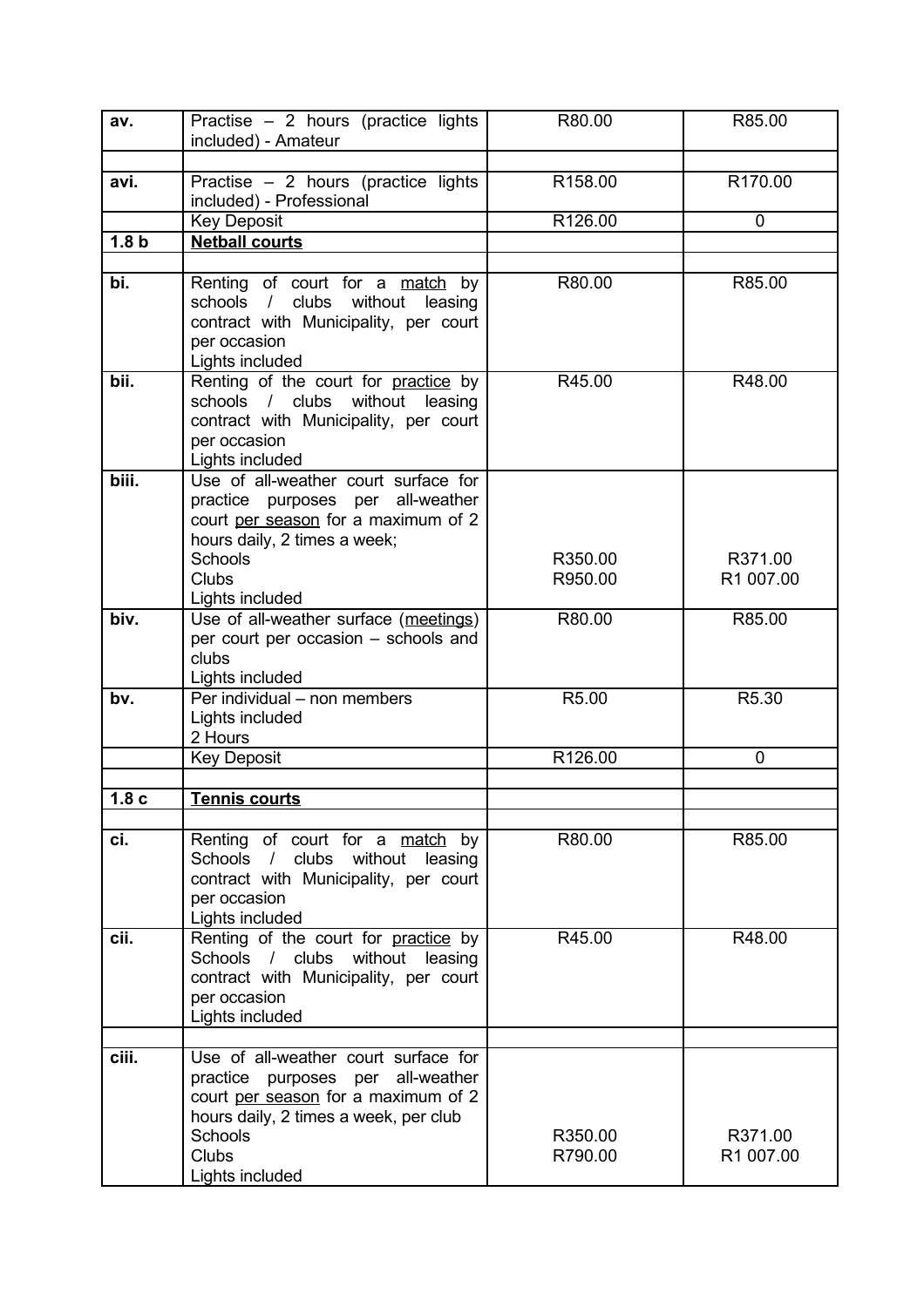| av. | Practise – 2 hours (practice lights included) - Amateur | R80.00 | R85.00 |
|---|---|---|---|
| | | | |
| avi. | Practise – 2 hours (practice lights included) - Professional | R158.00 | R170.00 |
| | Key Deposit | R126.00 | 0 |
| **1.8 b** | **Netball courts** | | |
| | | | |
| **bi.** | Renting of court for a match by schools / clubs without leasing contract with Municipality, per court per occasion<br>Lights included | R80.00 | R85.00 |
| **bii.** | Renting of the court for practice by schools / clubs without leasing contract with Municipality, per court per occasion<br>Lights included | R45.00 | R48.00 |
| **biii.** | Use of all-weather court surface for practice purposes per all-weather court per season for a maximum of 2 hours daily, 2 times a week;<br>Schools<br>Clubs<br>Lights included | <br><br><br><br>R350.00<br>R950.00 | <br><br><br><br>R371.00<br>R1 007.00 |
| **biv.** | Use of all-weather surface (meetings) per court per occasion – schools and clubs<br>Lights included | R80.00 | R85.00 |
| **bv.** | Per individual – non members<br>Lights included<br>2 Hours | R5.00 | R5.30 |
| | Key Deposit | R126.00 | 0 |
| | | | |
| **1.8 c** | **Tennis courts** | | |
| | | | |
| **ci.** | Renting of court for a match by Schools / clubs without leasing contract with Municipality, per court per occasion<br>Lights included | R80.00 | R85.00 |
| **cii.** | Renting of the court for practice by Schools / clubs without leasing contract with Municipality, per court per occasion<br>Lights included | R45.00 | R48.00 |
| | | | |
| **ciii.** | Use of all-weather court surface for practice purposes per all-weather court per season for a maximum of 2 hours daily, 2 times a week, per club<br>Schools<br>Clubs<br>Lights included | <br><br><br><br>R350.00<br>R790.00 | <br><br><br><br>R371.00<br>R1 007.00 |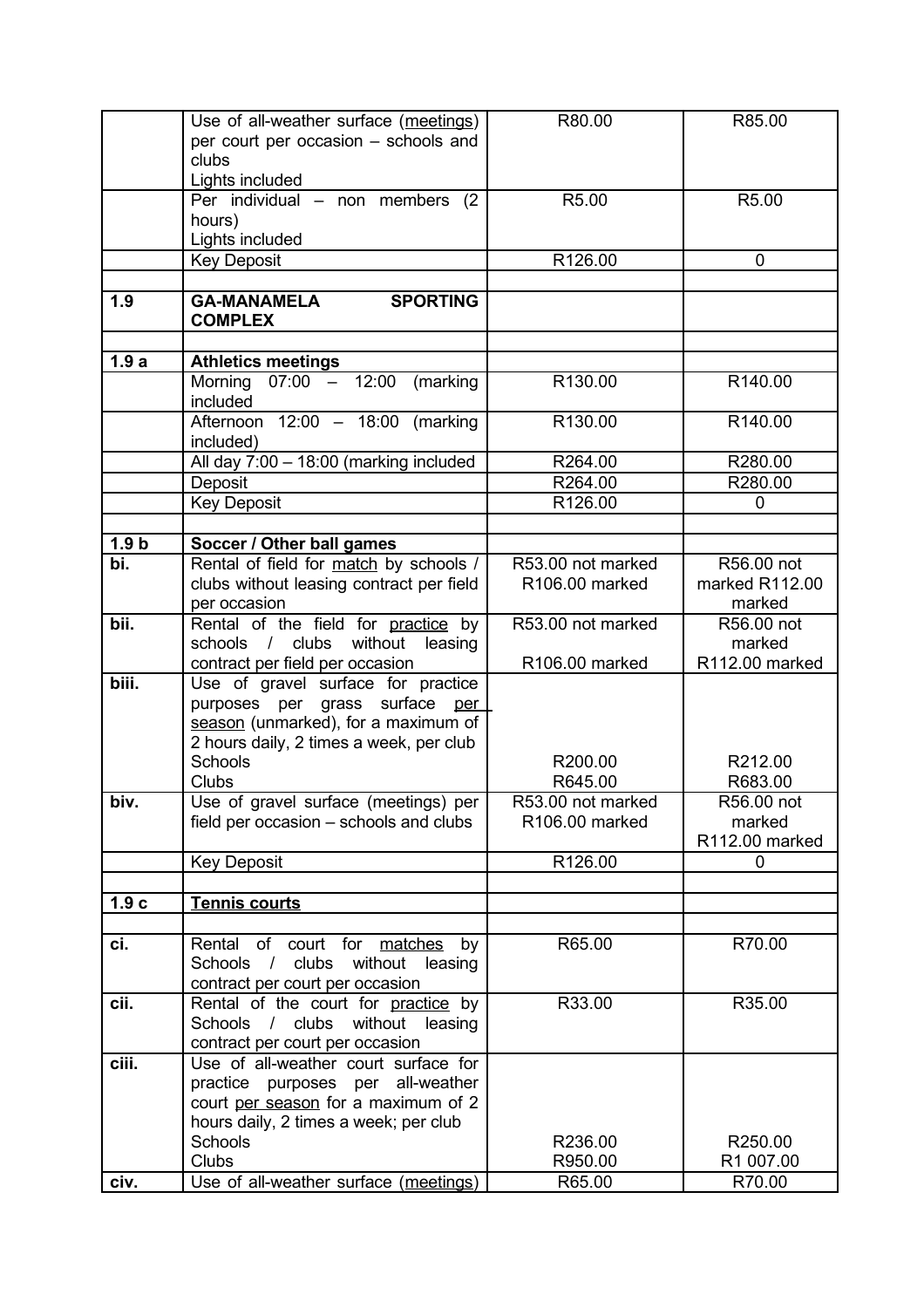| | | | |
|---|---|---|---|
| | Use of all-weather surface (meetings) per court per occasion – schools and clubs<br>Lights included | R80.00 | R85.00 |
| | Per individual – non members (2 hours)<br>Lights included | R5.00 | R5.00 |
| | Key Deposit | R126.00 | 0 |
| | | | |
| **1.9** | **GA-MANAMELA SPORTING COMPLEX** | | |
| | | | |
| **1.9 a** | **Athletics meetings** | | |
| | Morning 07:00 – 12:00 (marking included | R130.00 | R140.00 |
| | Afternoon 12:00 – 18:00 (marking included) | R130.00 | R140.00 |
| | All day 7:00 – 18:00 (marking included | R264.00 | R280.00 |
| | Deposit | R264.00 | R280.00 |
| | Key Deposit | R126.00 | 0 |
| | | | |
| **1.9 b** | **Soccer / Other ball games** | | |
| **bi.** | Rental of field for match by schools / clubs without leasing contract per field per occasion | R53.00 not marked<br>R106.00 marked | R56.00 not marked R112.00 marked |
| **bii.** | Rental of the field for practice by schools / clubs without leasing contract per field per occasion | R53.00 not marked<br>R106.00 marked | R56.00 not marked<br>R112.00 marked |
| **biii.** | Use of gravel surface for practice purposes per grass surface per season (unmarked), for a maximum of 2 hours daily, 2 times a week, per club<br>Schools<br>Clubs | <br><br><br><br>R200.00<br>R645.00 | <br><br><br><br>R212.00<br>R683.00 |
| **biv.** | Use of gravel surface (meetings) per field per occasion – schools and clubs | R53.00 not marked<br>R106.00 marked | R56.00 not marked<br>R112.00 marked |
| | Key Deposit | R126.00 | 0 |
| | | | |
| **1.9 c** | **Tennis courts** | | |
| | | | |
| **ci.** | Rental of court for matches by Schools / clubs without leasing contract per court per occasion | R65.00 | R70.00 |
| **cii.** | Rental of the court for practice by Schools / clubs without leasing contract per court per occasion | R33.00 | R35.00 |
| **ciii.** | Use of all-weather court surface for practice purposes per all-weather court per season for a maximum of 2 hours daily, 2 times a week; per club<br>Schools<br>Clubs | <br><br><br><br>R236.00<br>R950.00 | <br><br><br><br>R250.00<br>R1 007.00 |
| **civ.** | Use of all-weather surface (meetings) | R65.00 | R70.00 |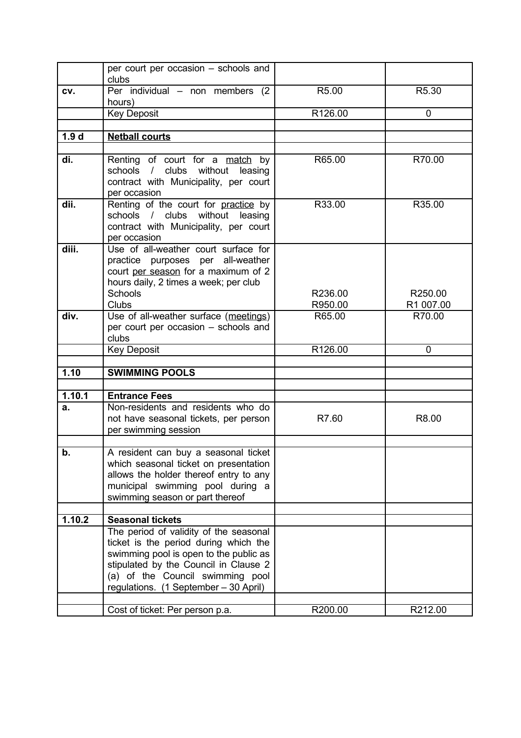| | | | |
|---|---|---|---|
| | per court per occasion – schools and clubs | | |
| **cv.** | Per individual – non members (2 hours) | R5.00 | R5.30 |
| | Key Deposit | R126.00 | 0 |
| | | | |
| **1.9 d** | **Netball courts** | | |
| | | | |
| **di.** | Renting of court for a match by schools / clubs without leasing contract with Municipality, per court per occasion | R65.00 | R70.00 |
| **dii.** | Renting of the court for practice by schools / clubs without leasing contract with Municipality, per court per occasion | R33.00 | R35.00 |
| **diii.** | Use of all-weather court surface for practice purposes per all-weather court per season for a maximum of 2 hours daily, 2 times a week; per club<br>Schools<br>Clubs | <br><br><br><br>R236.00<br>R950.00 | <br><br><br><br>R250.00<br>R1 007.00 |
| **div.** | Use of all-weather surface (meetings) per court per occasion – schools and clubs | R65.00 | R70.00 |
| | Key Deposit | R126.00 | 0 |
| | | | |
| **1.10** | **SWIMMING POOLS** | | |
| | | | |
| **1.10.1** | **Entrance Fees** | | |
| **a.** | Non-residents and residents who do not have seasonal tickets, per person per swimming session | R7.60 | R8.00 |
| | | | |
| **b.** | A resident can buy a seasonal ticket which seasonal ticket on presentation allows the holder thereof entry to any municipal swimming pool during a swimming season or part thereof | | |
| | | | |
| **1.10.2** | **Seasonal tickets** | | |
| | The period of validity of the seasonal ticket is the period during which the swimming pool is open to the public as stipulated by the Council in Clause 2 (a) of the Council swimming pool regulations. (1 September – 30 April) | | |
| | | | |
| | Cost of ticket: Per person p.a. | R200.00 | R212.00 |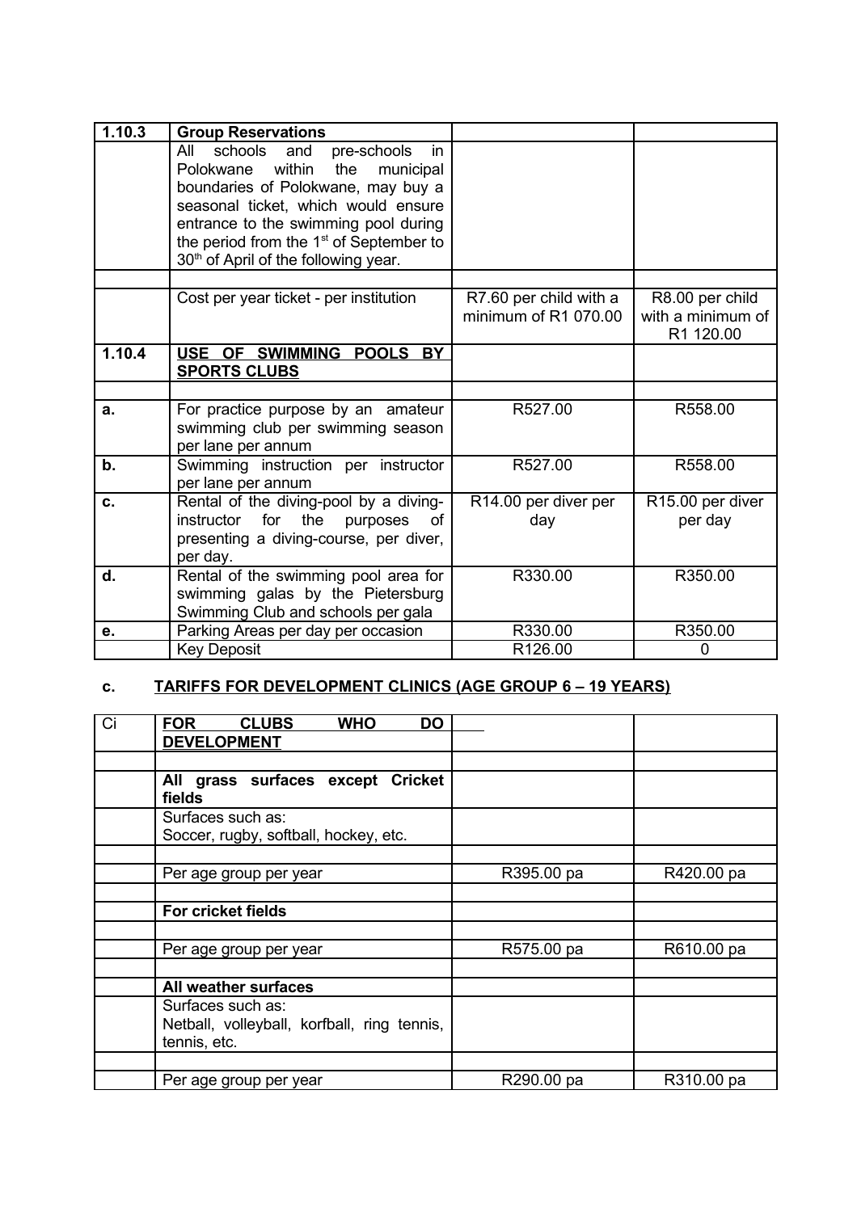| 1.10.3 | **Group Reservations** | | |
|---|---|---|---|
| | All schools and pre-schools in Polokwane within the municipal boundaries of Polokwane, may buy a seasonal ticket, which would ensure entrance to the swimming pool during the period from the 1st of September to 30th of April of the following year. | | |
| | | | |
| | Cost per year ticket - per institution | R7.60 per child with a minimum of R1 070.00 | R8.00 per child with a minimum of R1 120.00 |
| **1.10.4** | **USE OF SWIMMING POOLS BY SPORTS CLUBS** | | |
| | | | |
| **a.** | For practice purpose by an amateur swimming club per swimming season per lane per annum | R527.00 | R558.00 |
| **b.** | Swimming instruction per instructor per lane per annum | R527.00 | R558.00 |
| **c.** | Rental of the diving-pool by a diving-instructor for the purposes of presenting a diving-course, per diver, per day. | R14.00 per diver per day | R15.00 per diver per day |
| **d.** | Rental of the swimming pool area for swimming galas by the Pietersburg Swimming Club and schools per gala | R330.00 | R350.00 |
| **e.** | Parking Areas per day per occasion | R330.00 | R350.00 |
| | Key Deposit | R126.00 | 0 |

## c. TARIFFS FOR DEVELOPMENT CLINICS (AGE GROUP 6 – 19 YEARS)

| Ci | **FOR CLUBS WHO DO DEVELOPMENT** | | |
|---|---|---|---|
| | | | |
| | **All grass surfaces except Cricket fields** | | |
| | Surfaces such as:<br>Soccer, rugby, softball, hockey, etc. | | |
| | | | |
| | Per age group per year | R395.00 pa | R420.00 pa |
| | | | |
| | **For cricket fields** | | |
| | | | |
| | Per age group per year | R575.00 pa | R610.00 pa |
| | | | |
| | **All weather surfaces** | | |
| | Surfaces such as:<br>Netball, volleyball, korfball, ring tennis, tennis, etc. | | |
| | | | |
| | Per age group per year | R290.00 pa | R310.00 pa |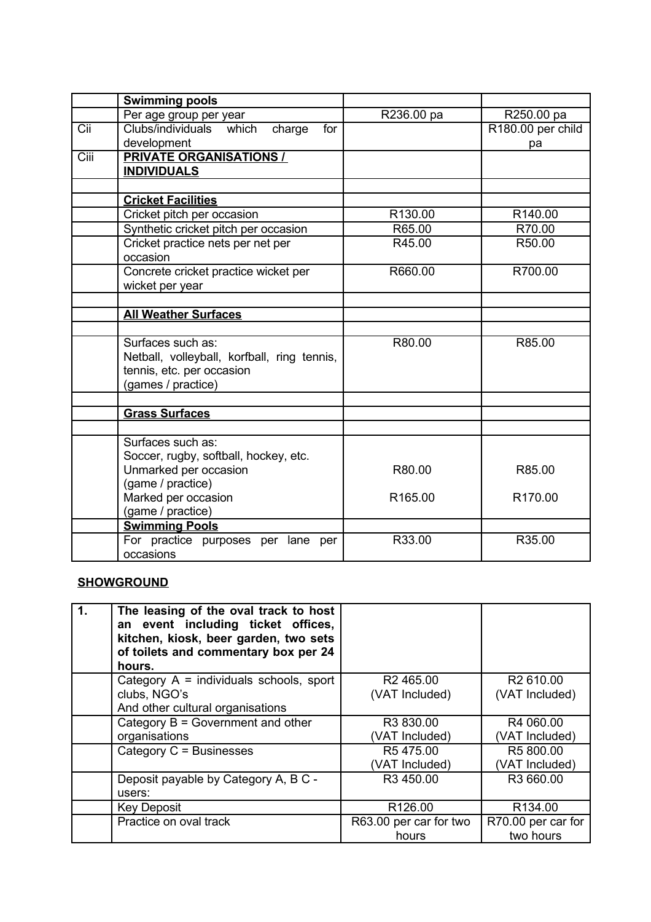| | **Swimming pools** | | |
|---|---|---|---|
| | Per age group per year | R236.00 pa | R250.00 pa |
| Cii | Clubs/individuals which charge for development | | R180.00 per child pa |
| Ciii | **PRIVATE ORGANISATIONS / INDIVIDUALS** | | |
| | | | |
| | **Cricket Facilities** | | |
| | Cricket pitch per occasion | R130.00 | R140.00 |
| | Synthetic cricket pitch per occasion | R65.00 | R70.00 |
| | Cricket practice nets per net per occasion | R45.00 | R50.00 |
| | Concrete cricket practice wicket per wicket per year | R660.00 | R700.00 |
| | | | |
| | **All Weather Surfaces** | | |
| | | | |
| | Surfaces such as: Netball, volleyball, korfball, ring tennis, tennis, etc. per occasion (games / practice) | R80.00 | R85.00 |
| | | | |
| | **Grass Surfaces** | | |
| | | | |
| | Surfaces such as: Soccer, rugby, softball, hockey, etc. Unmarked per occasion (game / practice) | R80.00 | R85.00 |
| | Marked per occasion (game / practice) | R165.00 | R170.00 |
| | **Swimming Pools** | | |
| | For practice purposes per lane per occasions | R33.00 | R35.00 |

**SHOWGROUND**

| **1.** | **The leasing of the oval track to host an event including ticket offices, kitchen, kiosk, beer garden, two sets of toilets and commentary box per 24 hours.** | | |
|---|---|---|---|
| | Category A = individuals schools, sport clubs, NGO's And other cultural organisations | R2 465.00 (VAT Included) | R2 610.00 (VAT Included) |
| | Category B = Government and other organisations | R3 830.00 (VAT Included) | R4 060.00 (VAT Included) |
| | Category C = Businesses | R5 475.00 (VAT Included) | R5 800.00 (VAT Included) |
| | Deposit payable by Category A, B C - users: | R3 450.00 | R3 660.00 |
| | Key Deposit | R126.00 | R134.00 |
| | Practice on oval track | R63.00 per car for two hours | R70.00 per car for two hours |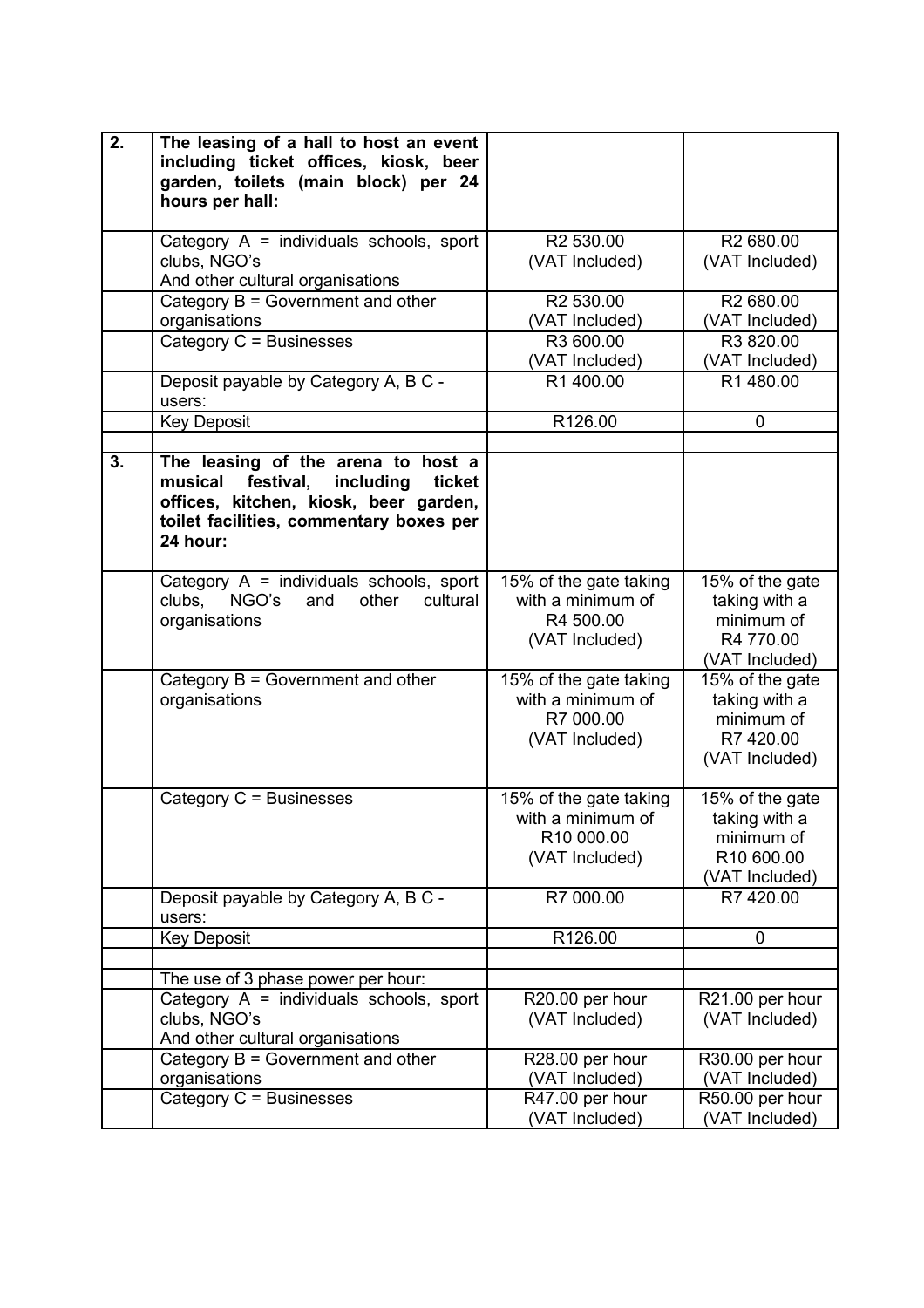| | | | |
|---|---|---|---|
| **2.** | **The leasing of a hall to host an event including ticket offices, kiosk, beer garden, toilets (main block) per 24 hours per hall:** | | |
| | Category A = individuals schools, sport clubs, NGO's And other cultural organisations | R2 530.00 (VAT Included) | R2 680.00 (VAT Included) |
| | Category B = Government and other organisations | R2 530.00 (VAT Included) | R2 680.00 (VAT Included) |
| | Category C = Businesses | R3 600.00 (VAT Included) | R3 820.00 (VAT Included) |
| | Deposit payable by Category A, B C - users: | R1 400.00 | R1 480.00 |
| | Key Deposit | R126.00 | 0 |
| | | | |
| **3.** | **The leasing of the arena to host a musical festival, including ticket offices, kitchen, kiosk, beer garden, toilet facilities, commentary boxes per 24 hour:** | | |
| | Category A = individuals schools, sport clubs, NGO's and other cultural organisations | 15% of the gate taking with a minimum of R4 500.00 (VAT Included) | 15% of the gate taking with a minimum of R4 770.00 (VAT Included) |
| | Category B = Government and other organisations | 15% of the gate taking with a minimum of R7 000.00 (VAT Included) | 15% of the gate taking with a minimum of R7 420.00 (VAT Included) |
| | Category C = Businesses | 15% of the gate taking with a minimum of R10 000.00 (VAT Included) | 15% of the gate taking with a minimum of R10 600.00 (VAT Included) |
| | Deposit payable by Category A, B C - users: | R7 000.00 | R7 420.00 |
| | Key Deposit | R126.00 | 0 |
| | | | |
| | The use of 3 phase power per hour: | | |
| | Category A = individuals schools, sport clubs, NGO's And other cultural organisations | R20.00 per hour (VAT Included) | R21.00 per hour (VAT Included) |
| | Category B = Government and other organisations | R28.00 per hour (VAT Included) | R30.00 per hour (VAT Included) |
| | Category C = Businesses | R47.00 per hour (VAT Included) | R50.00 per hour (VAT Included) |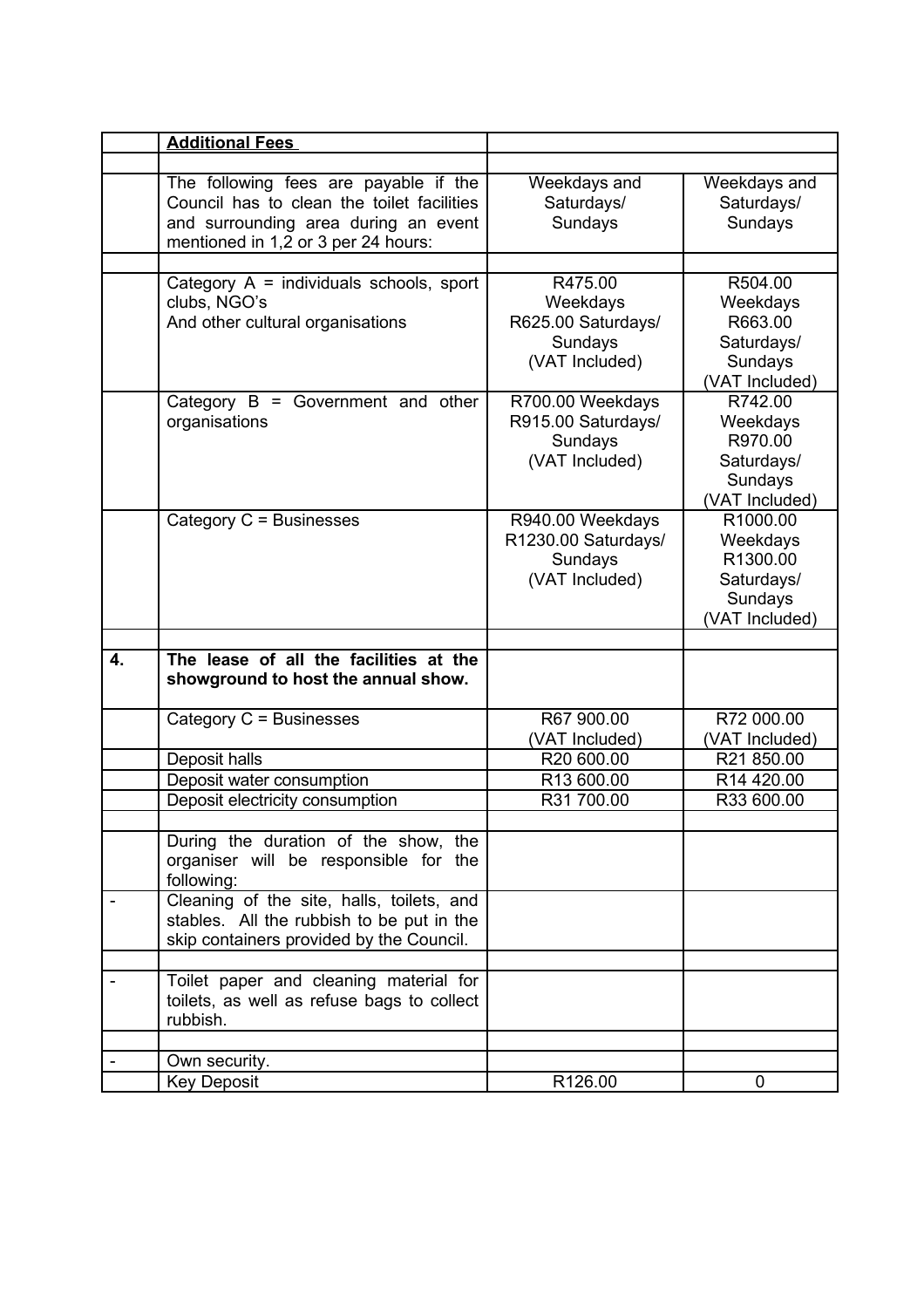|  | **Additional Fees** |  |  |
|---|---|---|---|
|  |  |  |  |
|  | The following fees are payable if the Council has to clean the toilet facilities and surrounding area during an event mentioned in 1,2 or 3 per 24 hours: | Weekdays and Saturdays/ Sundays | Weekdays and Saturdays/ Sundays |
|  |  |  |  |
|  | Category A = individuals schools, sport clubs, NGO's And other cultural organisations | R475.00 Weekdays R625.00 Saturdays/ Sundays (VAT Included) | R504.00 Weekdays R663.00 Saturdays/ Sundays (VAT Included) |
|  | Category B = Government and other organisations | R700.00 Weekdays R915.00 Saturdays/ Sundays (VAT Included) | R742.00 Weekdays R970.00 Saturdays/ Sundays (VAT Included) |
|  | Category C = Businesses | R940.00 Weekdays R1230.00 Saturdays/ Sundays (VAT Included) | R1000.00 Weekdays R1300.00 Saturdays/ Sundays (VAT Included) |
|  |  |  |  |
| **4.** | **The lease of all the facilities at the showground to host the annual show.** |  |  |
|  | Category C = Businesses | R67 900.00 (VAT Included) | R72 000.00 (VAT Included) |
|  | Deposit halls | R20 600.00 | R21 850.00 |
|  | Deposit water consumption | R13 600.00 | R14 420.00 |
|  | Deposit electricity consumption | R31 700.00 | R33 600.00 |
|  |  |  |  |
|  | During the duration of the show, the organiser will be responsible for the following: |  |  |
| - | Cleaning of the site, halls, toilets, and stables. All the rubbish to be put in the skip containers provided by the Council. |  |  |
|  |  |  |  |
| - | Toilet paper and cleaning material for toilets, as well as refuse bags to collect rubbish. |  |  |
|  |  |  |  |
| - | Own security. |  |  |
|  | Key Deposit | R126.00 | 0 |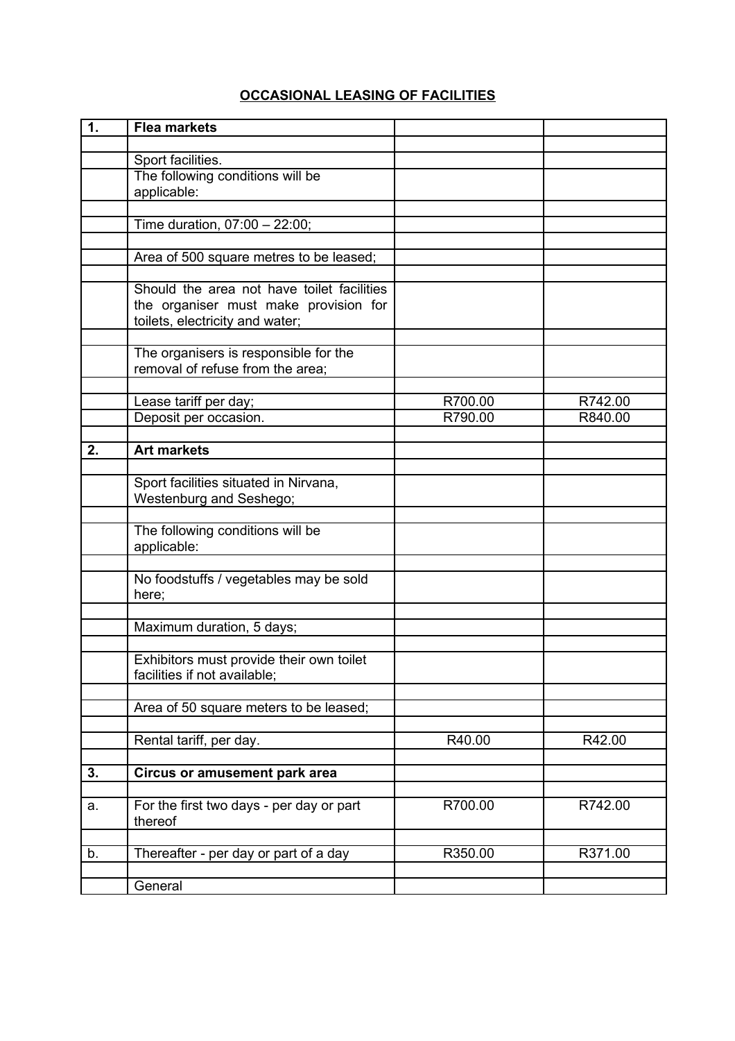## OCCASIONAL LEASING OF FACILITIES

| | | | |
|---|---|---|---|
| **1.** | **Flea markets** | | |
| | | | |
| | Sport facilities. | | |
| | The following conditions will be applicable: | | |
| | | | |
| | Time duration, 07:00 – 22:00; | | |
| | | | |
| | Area of 500 square metres to be leased; | | |
| | | | |
| | Should the area not have toilet facilities the organiser must make provision for toilets, electricity and water; | | |
| | | | |
| | The organisers is responsible for the removal of refuse from the area; | | |
| | | | |
| | Lease tariff per day; | R700.00 | R742.00 |
| | Deposit per occasion. | R790.00 | R840.00 |
| | | | |
| **2.** | **Art markets** | | |
| | | | |
| | Sport facilities situated in Nirvana, Westenburg and Seshego; | | |
| | | | |
| | The following conditions will be applicable: | | |
| | | | |
| | No foodstuffs / vegetables may be sold here; | | |
| | | | |
| | Maximum duration, 5 days; | | |
| | | | |
| | Exhibitors must provide their own toilet facilities if not available; | | |
| | | | |
| | Area of 50 square meters to be leased; | | |
| | | | |
| | Rental tariff, per day. | R40.00 | R42.00 |
| | | | |
| **3.** | **Circus or amusement park area** | | |
| | | | |
| a. | For the first two days - per day or part thereof | R700.00 | R742.00 |
| | | | |
| b. | Thereafter - per day or part of a day | R350.00 | R371.00 |
| | | | |
| | General | | |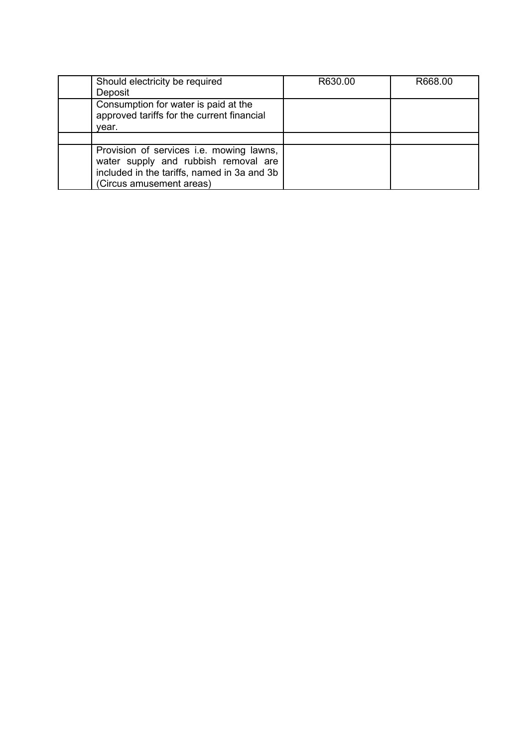| | | | |
|---|---|---|---|
| | Should electricity be required<br>Deposit | R630.00 | R668.00 |
| | Consumption for water is paid at the approved tariffs for the current financial year. | | |
| | | | |
| | Provision of services i.e. mowing lawns, water supply and rubbish removal are included in the tariffs, named in 3a and 3b (Circus amusement areas) | | |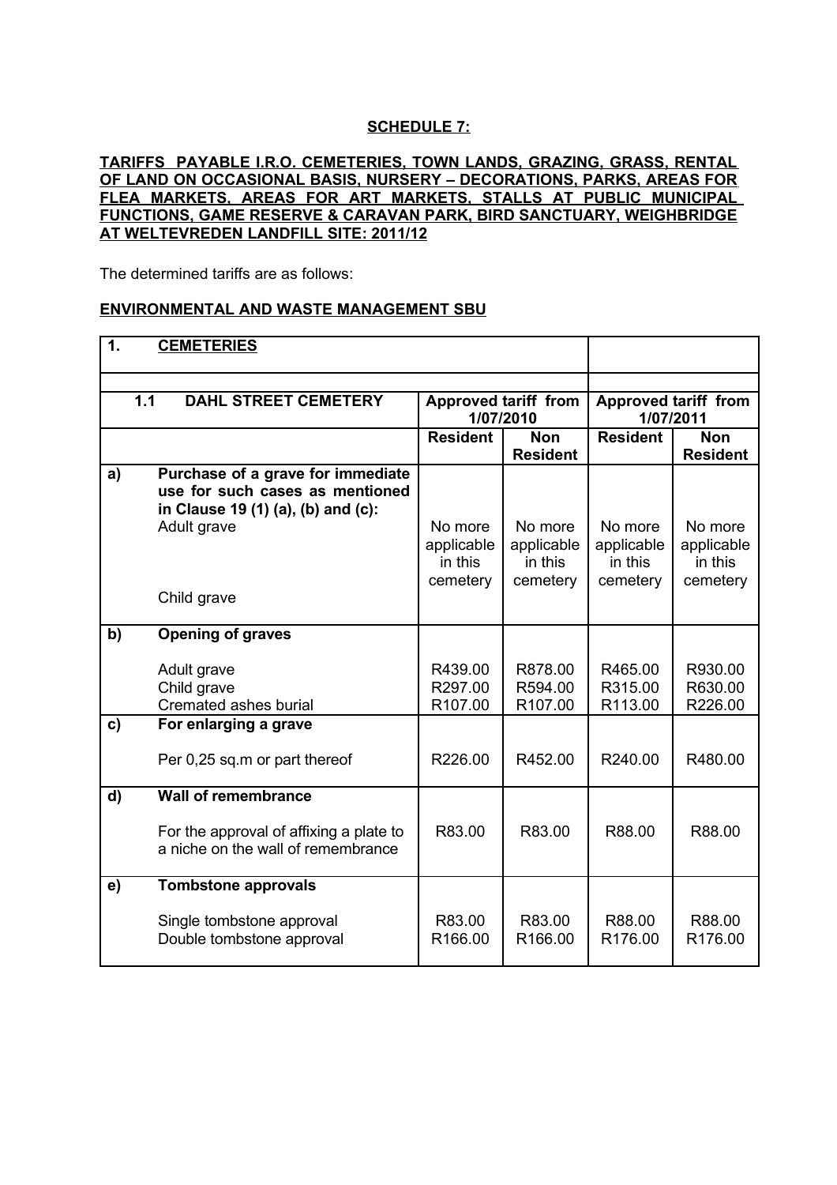**SCHEDULE 7:**

**TARIFFS PAYABLE I.R.O. CEMETERIES, TOWN LANDS, GRAZING, GRASS, RENTAL OF LAND ON OCCASIONAL BASIS, NURSERY – DECORATIONS, PARKS, AREAS FOR FLEA MARKETS, AREAS FOR ART MARKETS, STALLS AT PUBLIC MUNICIPAL FUNCTIONS, GAME RESERVE & CARAVAN PARK, BIRD SANCTUARY, WEIGHBRIDGE AT WELTEVREDEN LANDFILL SITE: 2011/12**

The determined tariffs are as follows:

**ENVIRONMENTAL AND WASTE MANAGEMENT SBU**

| **1.** | **CEMETERIES** | | | | |
|---|---|---|---|---|---|
| **1.1** | **DAHL STREET CEMETERY** | **Approved tariff from 1/07/2010** | | **Approved tariff from 1/07/2011** | |
| | | **Resident** | **Non Resident** | **Resident** | **Non Resident** |
| **a)** | **Purchase of a grave for immediate use for such cases as mentioned in Clause 19 (1) (a), (b) and (c):** | | | | |
| | Adult grave | No more applicable in this cemetery | No more applicable in this cemetery | No more applicable in this cemetery | No more applicable in this cemetery |
| | Child grave | | | | |
| **b)** | **Opening of graves** | | | | |
| | Adult grave | R439.00 | R878.00 | R465.00 | R930.00 |
| | Child grave | R297.00 | R594.00 | R315.00 | R630.00 |
| | Cremated ashes burial | R107.00 | R107.00 | R113.00 | R226.00 |
| **c)** | **For enlarging a grave** | | | | |
| | Per 0,25 sq.m or part thereof | R226.00 | R452.00 | R240.00 | R480.00 |
| **d)** | **Wall of remembrance** | | | | |
| | For the approval of affixing a plate to a niche on the wall of remembrance | R83.00 | R83.00 | R88.00 | R88.00 |
| **e)** | **Tombstone approvals** | | | | |
| | Single tombstone approval | R83.00 | R83.00 | R88.00 | R88.00 |
| | Double tombstone approval | R166.00 | R166.00 | R176.00 | R176.00 |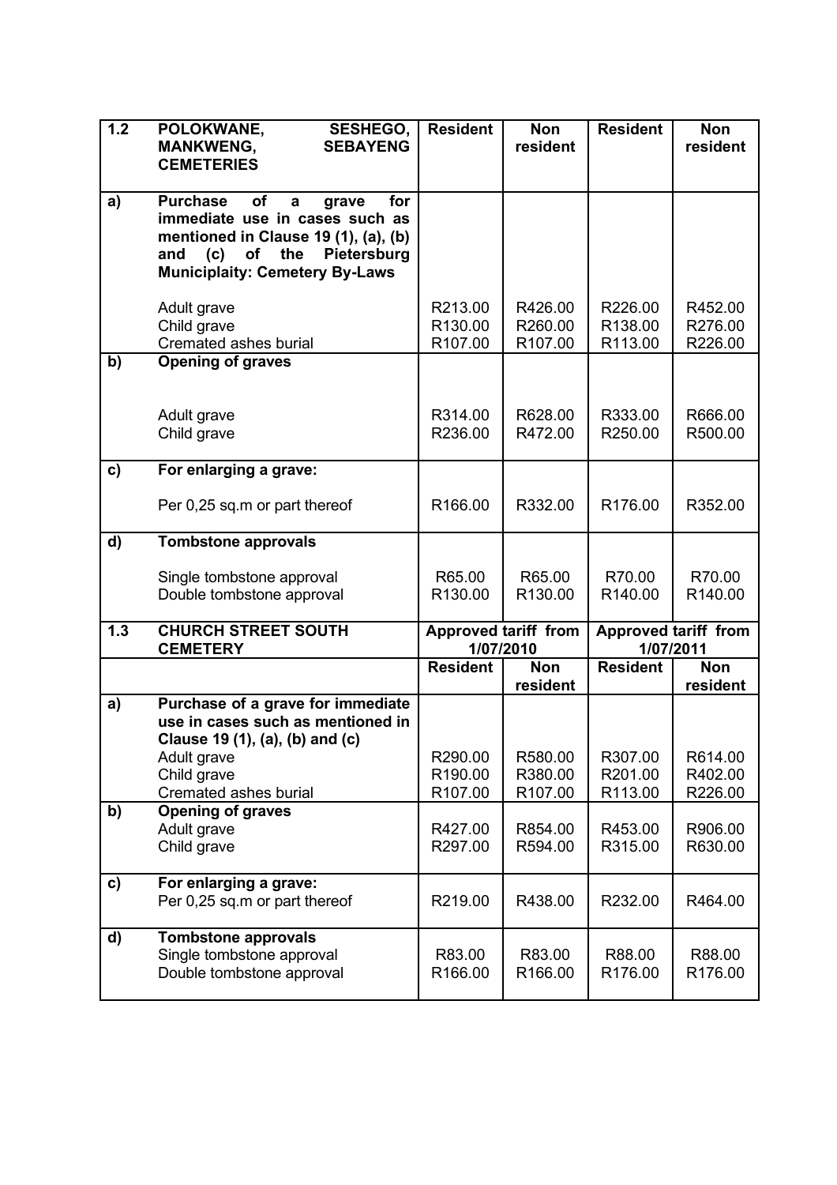| 1.2 | POLOKWANE, SESHEGO, MANKWENG, SEBAYENG CEMETERIES | Resident | Non resident | Resident | Non resident |
|---|---|---|---|---|---|
| a) | **Purchase of a grave for immediate use in cases such as mentioned in Clause 19 (1), (a), (b) and (c) of the Pietersburg Municiplaity: Cemetery By-Laws** | | | | |
| | Adult grave | R213.00 | R426.00 | R226.00 | R452.00 |
| | Child grave | R130.00 | R260.00 | R138.00 | R276.00 |
| | Cremated ashes burial | R107.00 | R107.00 | R113.00 | R226.00 |
| b) | **Opening of graves** | | | | |
| | Adult grave | R314.00 | R628.00 | R333.00 | R666.00 |
| | Child grave | R236.00 | R472.00 | R250.00 | R500.00 |
| c) | **For enlarging a grave:** | | | | |
| | Per 0,25 sq.m or part thereof | R166.00 | R332.00 | R176.00 | R352.00 |
| d) | **Tombstone approvals** | | | | |
| | Single tombstone approval | R65.00 | R65.00 | R70.00 | R70.00 |
| | Double tombstone approval | R130.00 | R130.00 | R140.00 | R140.00 |
| **1.3** | **CHURCH STREET SOUTH CEMETERY** | **Approved tariff from 1/07/2010** | | **Approved tariff from 1/07/2011** | |
| | | **Resident** | **Non resident** | **Resident** | **Non resident** |
| a) | **Purchase of a grave for immediate use in cases such as mentioned in Clause 19 (1), (a), (b) and (c)** | | | | |
| | Adult grave | R290.00 | R580.00 | R307.00 | R614.00 |
| | Child grave | R190.00 | R380.00 | R201.00 | R402.00 |
| | Cremated ashes burial | R107.00 | R107.00 | R113.00 | R226.00 |
| b) | **Opening of graves** | | | | |
| | Adult grave | R427.00 | R854.00 | R453.00 | R906.00 |
| | Child grave | R297.00 | R594.00 | R315.00 | R630.00 |
| c) | **For enlarging a grave:** | | | | |
| | Per 0,25 sq.m or part thereof | R219.00 | R438.00 | R232.00 | R464.00 |
| d) | **Tombstone approvals** | | | | |
| | Single tombstone approval | R83.00 | R83.00 | R88.00 | R88.00 |
| | Double tombstone approval | R166.00 | R166.00 | R176.00 | R176.00 |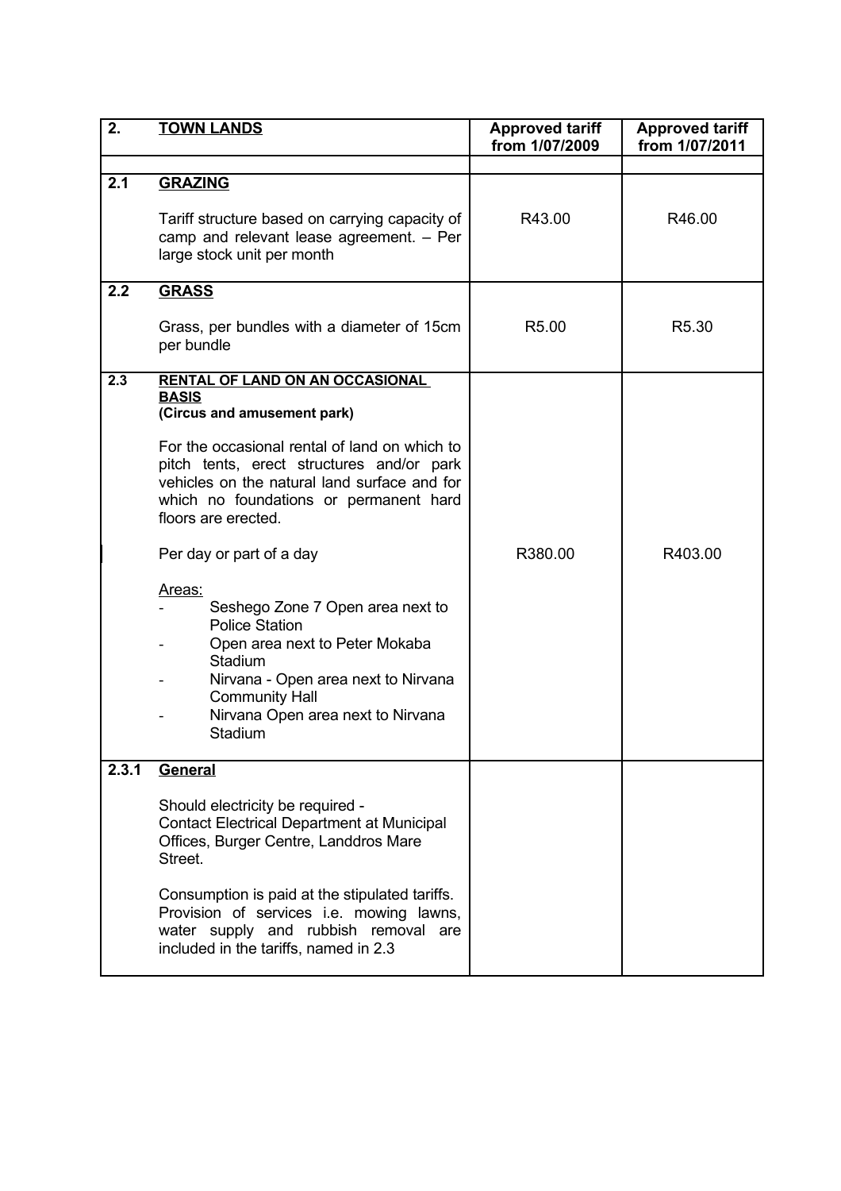| 2. | TOWN LANDS | Approved tariff from 1/07/2009 | Approved tariff from 1/07/2011 |
|---|---|---|---|
| | | | |
| 2.1 | **GRAZING**<br><br>Tariff structure based on carrying capacity of camp and relevant lease agreement. – Per large stock unit per month | R43.00 | R46.00 |
| 2.2 | **GRASS**<br><br>Grass, per bundles with a diameter of 15cm per bundle | R5.00 | R5.30 |
| 2.3 | **RENTAL OF LAND ON AN OCCASIONAL BASIS**<br>**(Circus and amusement park)**<br><br>For the occasional rental of land on which to pitch tents, erect structures and/or park vehicles on the natural land surface and for which no foundations or permanent hard floors are erected.<br><br>Per day or part of a day<br><br>Areas:<br>- Seshego Zone 7 Open area next to Police Station<br>- Open area next to Peter Mokaba Stadium<br>- Nirvana - Open area next to Nirvana Community Hall<br>- Nirvana Open area next to Nirvana Stadium | R380.00 | R403.00 |
| 2.3.1 | **General**<br><br>Should electricity be required - Contact Electrical Department at Municipal Offices, Burger Centre, Landdros Mare Street.<br><br>Consumption is paid at the stipulated tariffs. Provision of services i.e. mowing lawns, water supply and rubbish removal are included in the tariffs, named in 2.3 | | |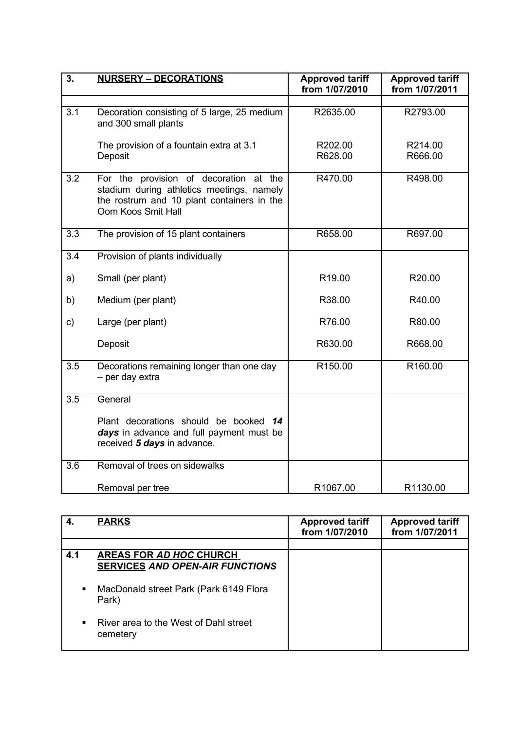| 3. | **NURSERY – DECORATIONS** | **Approved tariff from 1/07/2010** | **Approved tariff from 1/07/2011** |
|---|---|---|---|
| | | | |
| 3.1 | Decoration consisting of 5 large, 25 medium and 300 small plants | R2635.00 | R2793.00 |
| | The provision of a fountain extra at 3.1 | R202.00 | R214.00 |
| | Deposit | R628.00 | R666.00 |
| 3.2 | For the provision of decoration at the stadium during athletics meetings, namely the rostrum and 10 plant containers in the Oom Koos Smit Hall | R470.00 | R498.00 |
| 3.3 | The provision of 15 plant containers | R658.00 | R697.00 |
| 3.4 | Provision of plants individually | | |
| a) | Small (per plant) | R19.00 | R20.00 |
| b) | Medium (per plant) | R38.00 | R40.00 |
| c) | Large (per plant) | R76.00 | R80.00 |
| | Deposit | R630.00 | R668.00 |
| 3.5 | Decorations remaining longer than one day – per day extra | R150.00 | R160.00 |
| 3.5 | General<br><br>Plant decorations should be booked ***14 days*** in advance and full payment must be received ***5 days*** in advance. | | |
| 3.6 | Removal of trees on sidewalks | | |
| | Removal per tree | R1067.00 | R1130.00 |

| 4. | **PARKS** | **Approved tariff from 1/07/2010** | **Approved tariff from 1/07/2011** |
|---|---|---|---|
| | | | |
| **4.1** | **AREAS FOR *AD HOC* CHURCH SERVICES *AND OPEN-AIR FUNCTIONS*** | | |
| ▪ | MacDonald street Park (Park 6149 Flora Park) | | |
| ▪ | River area to the West of Dahl street cemetery | | |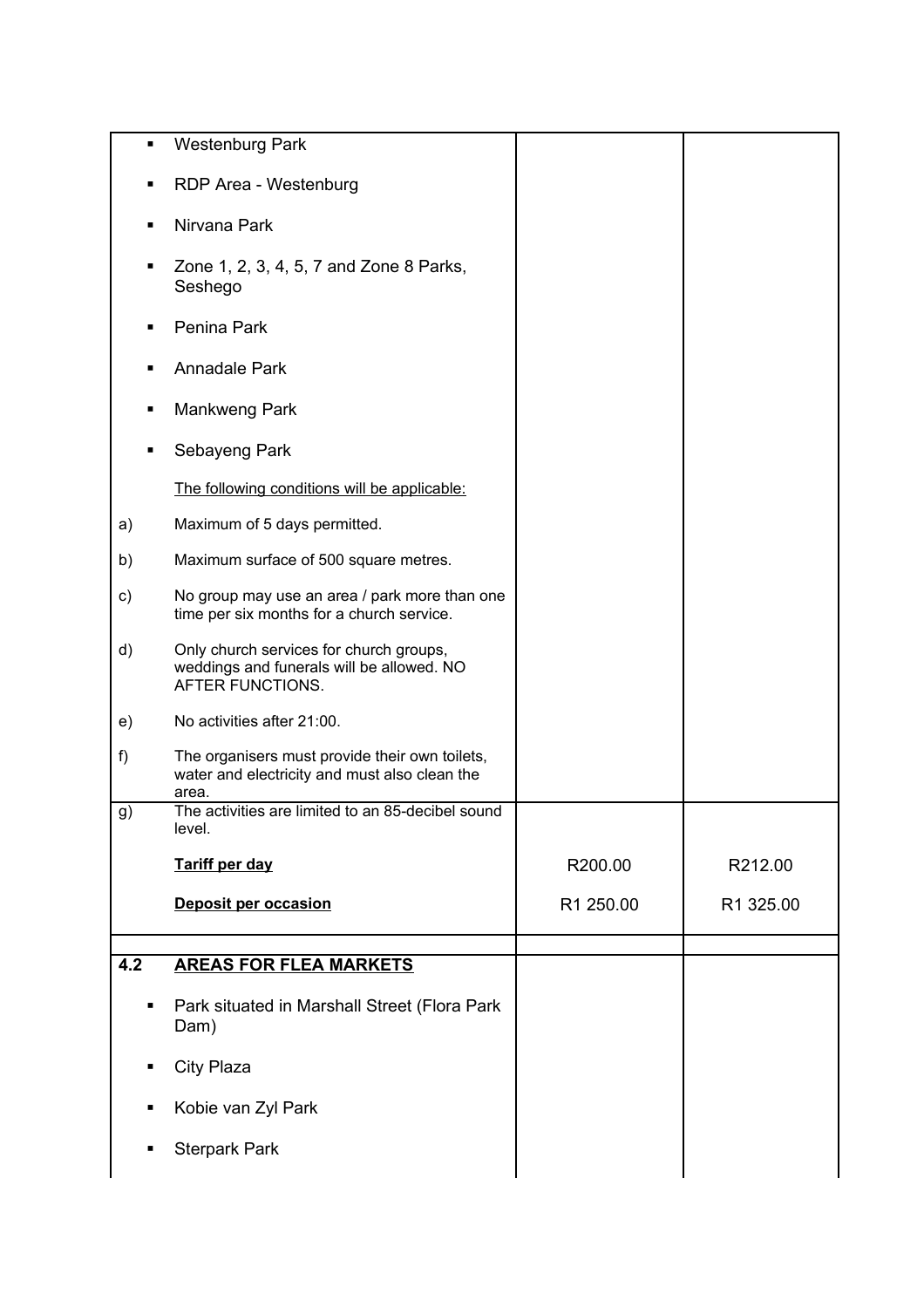| | | | |
|---|---|---|---|
| ▪ | Westenburg Park | | |
| ▪ | RDP Area - Westenburg | | |
| ▪ | Nirvana Park | | |
| ▪ | Zone 1, 2, 3, 4, 5, 7 and Zone 8 Parks, Seshego | | |
| ▪ | Penina Park | | |
| ▪ | Annadale Park | | |
| ▪ | Mankweng Park | | |
| ▪ | Sebayeng Park | | |
| | The following conditions will be applicable: | | |
| a) | Maximum of 5 days permitted. | | |
| b) | Maximum surface of 500 square metres. | | |
| c) | No group may use an area / park more than one time per six months for a church service. | | |
| d) | Only church services for church groups, weddings and funerals will be allowed. NO AFTER FUNCTIONS. | | |
| e) | No activities after 21:00. | | |
| f) | The organisers must provide their own toilets, water and electricity and must also clean the area. | | |
| g) | The activities are limited to an 85-decibel sound level. | | |
| | **Tariff per day** | R200.00 | R212.00 |
| | **Deposit per occasion** | R1 250.00 | R1 325.00 |
| | | | |
| **4.2** | **AREAS FOR FLEA MARKETS** | | |
| ▪ | Park situated in Marshall Street (Flora Park Dam) | | |
| ▪ | City Plaza | | |
| ▪ | Kobie van Zyl Park | | |
| ▪ | Sterpark Park | | |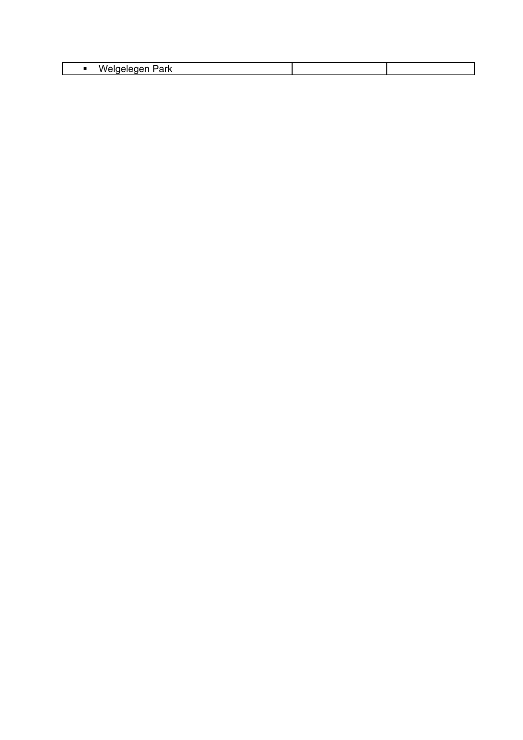| | | |
|---|---|---|
| ▪ Welgelegen Park | | |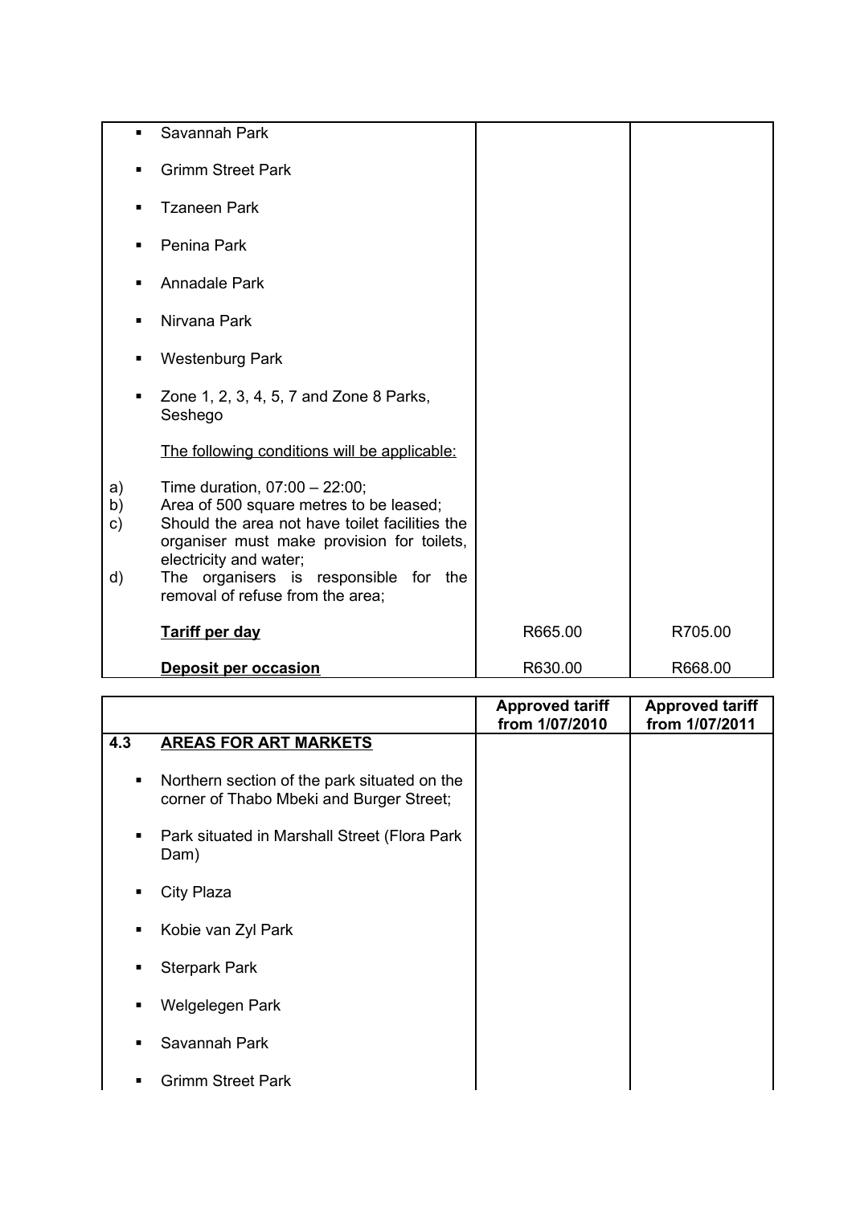| | | | |
|---|---|---|---|
| | ▪ Savannah Park<br><br>▪ Grimm Street Park<br><br>▪ Tzaneen Park<br><br>▪ Penina Park<br><br>▪ Annadale Park<br><br>▪ Nirvana Park<br><br>▪ Westenburg Park<br><br>▪ Zone 1, 2, 3, 4, 5, 7 and Zone 8 Parks, Seshego | | |
| | The following conditions will be applicable: | | |
| a) | Time duration, 07:00 – 22:00; | | |
| b) | Area of 500 square metres to be leased; | | |
| c) | Should the area not have toilet facilities the organiser must make provision for toilets, electricity and water; | | |
| d) | The organisers is responsible for the removal of refuse from the area; | | |
| | **Tariff per day** | R665.00 | R705.00 |
| | **Deposit per occasion** | R630.00 | R668.00 |

| | | **Approved tariff from 1/07/2010** | **Approved tariff from 1/07/2011** |
|---|---|---|---|
| **4.3** | **AREAS FOR ART MARKETS** | | |
| | ▪ Northern section of the park situated on the corner of Thabo Mbeki and Burger Street;<br><br>▪ Park situated in Marshall Street (Flora Park Dam)<br><br>▪ City Plaza<br><br>▪ Kobie van Zyl Park<br><br>▪ Sterpark Park<br><br>▪ Welgelegen Park<br><br>▪ Savannah Park<br><br>▪ Grimm Street Park | | |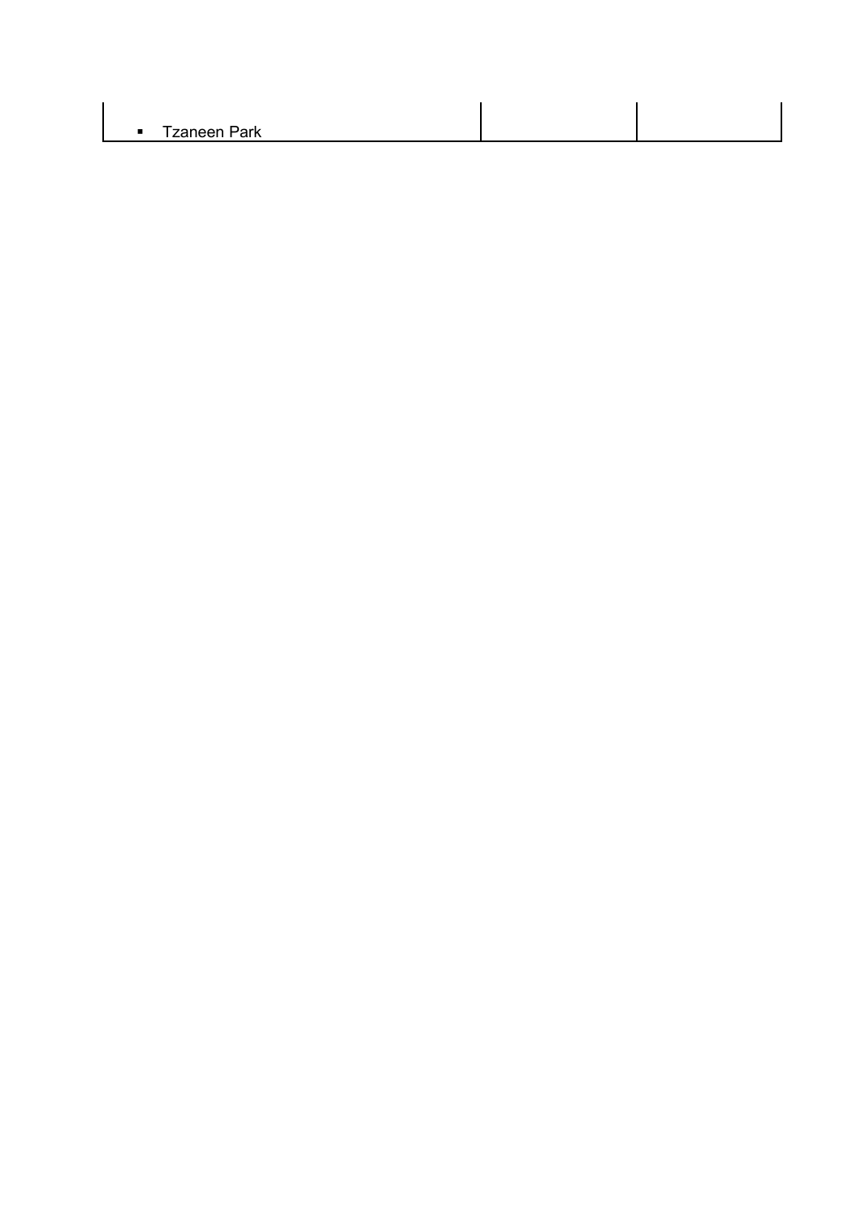|  |  |  |
|---|---|---|
| ▪ Tzaneen Park |  |  |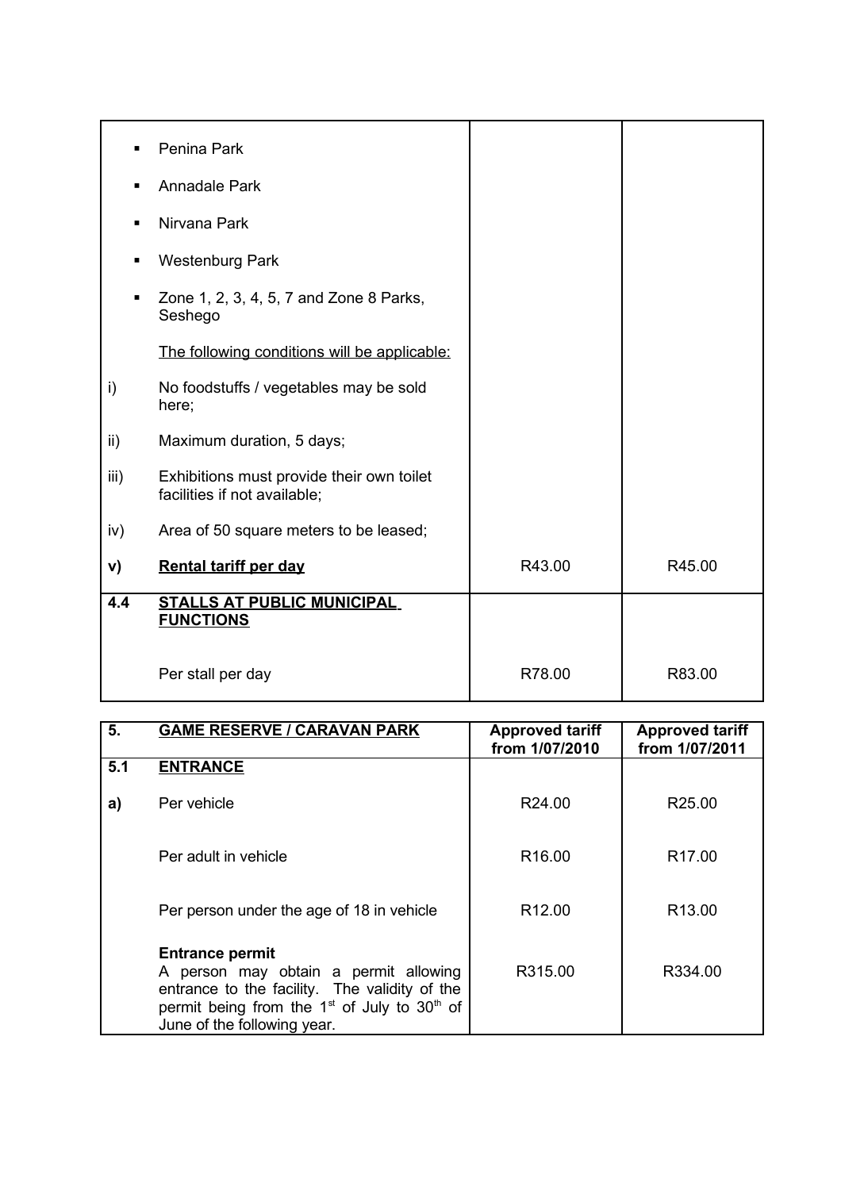| | | | |
|---|---|---|---|
| ▪ | Penina Park | | |
| ▪ | Annadale Park | | |
| ▪ | Nirvana Park | | |
| ▪ | Westenburg Park | | |
| ▪ | Zone 1, 2, 3, 4, 5, 7 and Zone 8 Parks, Seshego | | |
| | <u>The following conditions will be applicable:</u> | | |
| i) | No foodstuffs / vegetables may be sold here; | | |
| ii) | Maximum duration, 5 days; | | |
| iii) | Exhibitions must provide their own toilet facilities if not available; | | |
| iv) | Area of 50 square meters to be leased; | | |
| **v)** | **<u>Rental tariff per day</u>** | R43.00 | R45.00 |
| **4.4** | **<u>STALLS AT PUBLIC MUNICIPAL FUNCTIONS</u>** | | |
| | Per stall per day | R78.00 | R83.00 |

| **5.** | **<u>GAME RESERVE / CARAVAN PARK</u>** | **Approved tariff from 1/07/2010** | **Approved tariff from 1/07/2011** |
|---|---|---|---|
| **5.1** | **<u>ENTRANCE</u>** | | |
| **a)** | Per vehicle | R24.00 | R25.00 |
| | Per adult in vehicle | R16.00 | R17.00 |
| | Per person under the age of 18 in vehicle | R12.00 | R13.00 |
| | **Entrance permit** A person may obtain a permit allowing entrance to the facility. The validity of the permit being from the 1st of July to 30th of June of the following year. | R315.00 | R334.00 |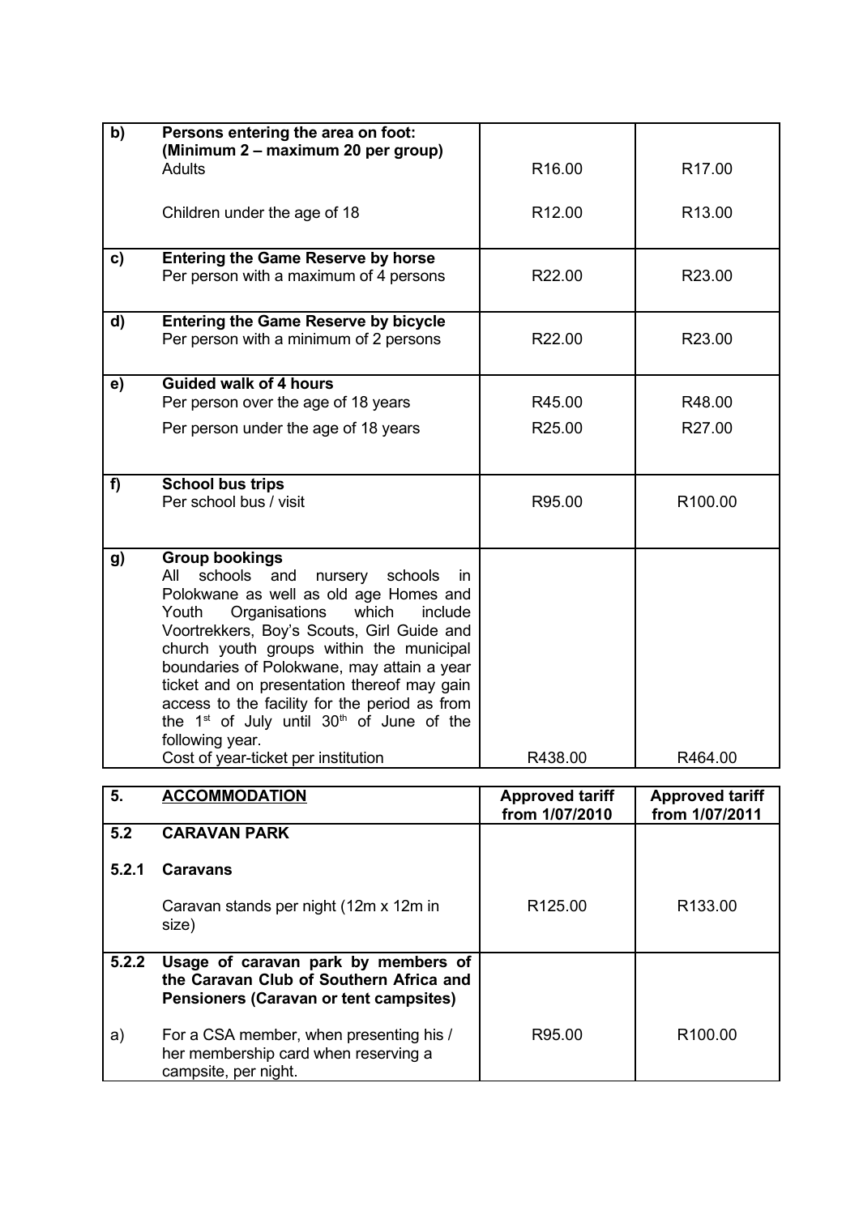| | | | |
|---|---|---|---|
| b) | **Persons entering the area on foot: (Minimum 2 – maximum 20 per group)**<br>Adults | R16.00 | R17.00 |
| | Children under the age of 18 | R12.00 | R13.00 |
| c) | **Entering the Game Reserve by horse**<br>Per person with a maximum of 4 persons | R22.00 | R23.00 |
| d) | **Entering the Game Reserve by bicycle**<br>Per person with a minimum of 2 persons | R22.00 | R23.00 |
| e) | **Guided walk of 4 hours**<br>Per person over the age of 18 years | R45.00 | R48.00 |
| | Per person under the age of 18 years | R25.00 | R27.00 |
| f) | **School bus trips**<br>Per school bus / visit | R95.00 | R100.00 |
| g) | **Group bookings**<br>All schools and nursery schools in Polokwane as well as old age Homes and Youth Organisations which include Voortrekkers, Boy's Scouts, Girl Guide and church youth groups within the municipal boundaries of Polokwane, may attain a year ticket and on presentation thereof may gain access to the facility for the period as from the 1st of July until 30th of June of the following year.<br>Cost of year-ticket per institution | R438.00 | R464.00 |

| 5. | ACCOMMODATION | Approved tariff from 1/07/2010 | Approved tariff from 1/07/2011 |
|---|---|---|---|
| **5.2** | **CARAVAN PARK** | | |
| **5.2.1** | **Caravans** | | |
| | Caravan stands per night (12m x 12m in size) | R125.00 | R133.00 |
| **5.2.2** | **Usage of caravan park by members of the Caravan Club of Southern Africa and Pensioners (Caravan or tent campsites)** | | |
| a) | For a CSA member, when presenting his / her membership card when reserving a campsite, per night. | R95.00 | R100.00 |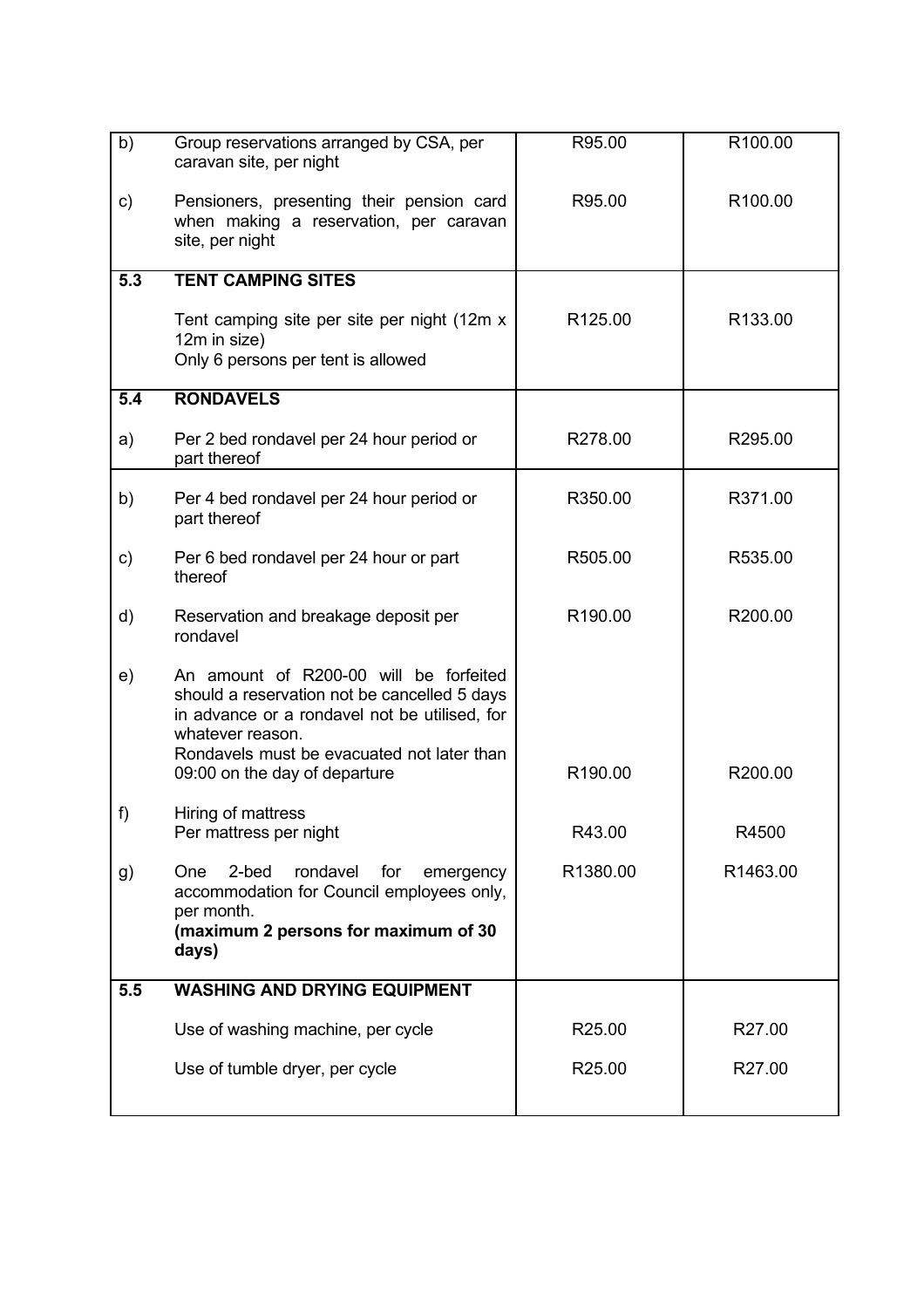| | | | |
|---|---|---|---|
| b) | Group reservations arranged by CSA, per caravan site, per night | R95.00 | R100.00 |
| c) | Pensioners, presenting their pension card when making a reservation, per caravan site, per night | R95.00 | R100.00 |
| **5.3** | **TENT CAMPING SITES** | | |
| | Tent camping site per site per night (12m x 12m in size)<br>Only 6 persons per tent is allowed | R125.00 | R133.00 |
| **5.4** | **RONDAVELS** | | |
| a) | Per 2 bed rondavel per 24 hour period or part thereof | R278.00 | R295.00 |
| b) | Per 4 bed rondavel per 24 hour period or part thereof | R350.00 | R371.00 |
| c) | Per 6 bed rondavel per 24 hour or part thereof | R505.00 | R535.00 |
| d) | Reservation and breakage deposit per rondavel | R190.00 | R200.00 |
| e) | An amount of R200-00 will be forfeited should a reservation not be cancelled 5 days in advance or a rondavel not be utilised, for whatever reason.<br>Rondavels must be evacuated not later than 09:00 on the day of departure | R190.00 | R200.00 |
| f) | Hiring of mattress<br>Per mattress per night | R43.00 | R4500 |
| g) | One 2-bed rondavel for emergency accommodation for Council employees only, per month.<br>**(maximum 2 persons for maximum of 30 days)** | R1380.00 | R1463.00 |
| **5.5** | **WASHING AND DRYING EQUIPMENT** | | |
| | Use of washing machine, per cycle | R25.00 | R27.00 |
| | Use of tumble dryer, per cycle | R25.00 | R27.00 |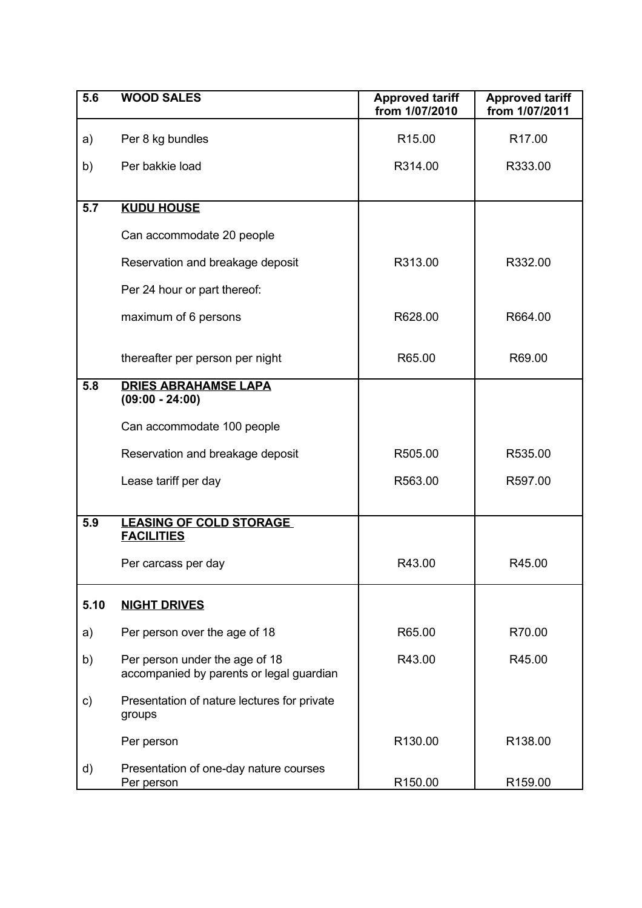| 5.6 | WOOD SALES | Approved tariff from 1/07/2010 | Approved tariff from 1/07/2011 |
|---|---|---|---|
| a) | Per 8 kg bundles | R15.00 | R17.00 |
| b) | Per bakkie load | R314.00 | R333.00 |
| **5.7** | **KUDU HOUSE** | | |
| | Can accommodate 20 people | | |
| | Reservation and breakage deposit | R313.00 | R332.00 |
| | Per 24 hour or part thereof: | | |
| | maximum of 6 persons | R628.00 | R664.00 |
| | thereafter per person per night | R65.00 | R69.00 |
| **5.8** | **DRIES ABRAHAMSE LAPA (09:00 - 24:00)** | | |
| | Can accommodate 100 people | | |
| | Reservation and breakage deposit | R505.00 | R535.00 |
| | Lease tariff per day | R563.00 | R597.00 |
| **5.9** | **LEASING OF COLD STORAGE FACILITIES** | | |
| | Per carcass per day | R43.00 | R45.00 |
| **5.10** | **NIGHT DRIVES** | | |
| a) | Per person over the age of 18 | R65.00 | R70.00 |
| b) | Per person under the age of 18 accompanied by parents or legal guardian | R43.00 | R45.00 |
| c) | Presentation of nature lectures for private groups | | |
| | Per person | R130.00 | R138.00 |
| d) | Presentation of one-day nature courses Per person | R150.00 | R159.00 |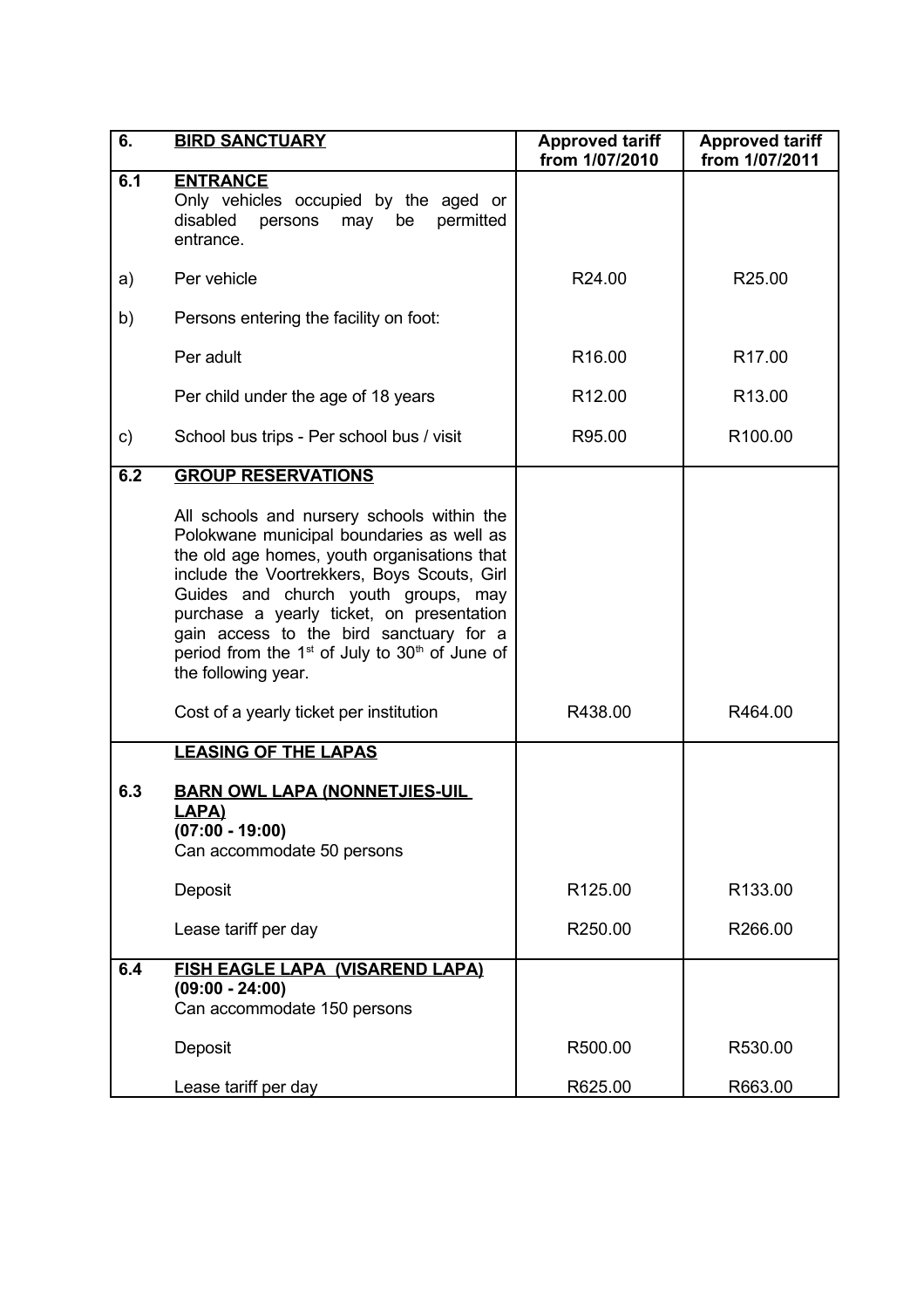| 6. | **BIRD SANCTUARY** | **Approved tariff from 1/07/2010** | **Approved tariff from 1/07/2011** |
|---|---|---|---|
| **6.1** | **ENTRANCE**<br>Only vehicles occupied by the aged or disabled persons may be permitted entrance. | | |
| a) | Per vehicle | R24.00 | R25.00 |
| b) | Persons entering the facility on foot: | | |
| | Per adult | R16.00 | R17.00 |
| | Per child under the age of 18 years | R12.00 | R13.00 |
| c) | School bus trips - Per school bus / visit | R95.00 | R100.00 |
| **6.2** | **GROUP RESERVATIONS**<br><br>All schools and nursery schools within the Polokwane municipal boundaries as well as the old age homes, youth organisations that include the Voortrekkers, Boys Scouts, Girl Guides and church youth groups, may purchase a yearly ticket, on presentation gain access to the bird sanctuary for a period from the 1st of July to 30th of June of the following year. | | |
| | Cost of a yearly ticket per institution | R438.00 | R464.00 |
| | **LEASING OF THE LAPAS** | | |
| **6.3** | **BARN OWL LAPA (NONNETJIES-UIL LAPA)**<br>**(07:00 - 19:00)**<br>Can accommodate 50 persons | | |
| | Deposit | R125.00 | R133.00 |
| | Lease tariff per day | R250.00 | R266.00 |
| **6.4** | **FISH EAGLE LAPA (VISAREND LAPA)**<br>**(09:00 - 24:00)**<br>Can accommodate 150 persons | | |
| | Deposit | R500.00 | R530.00 |
| | Lease tariff per day | R625.00 | R663.00 |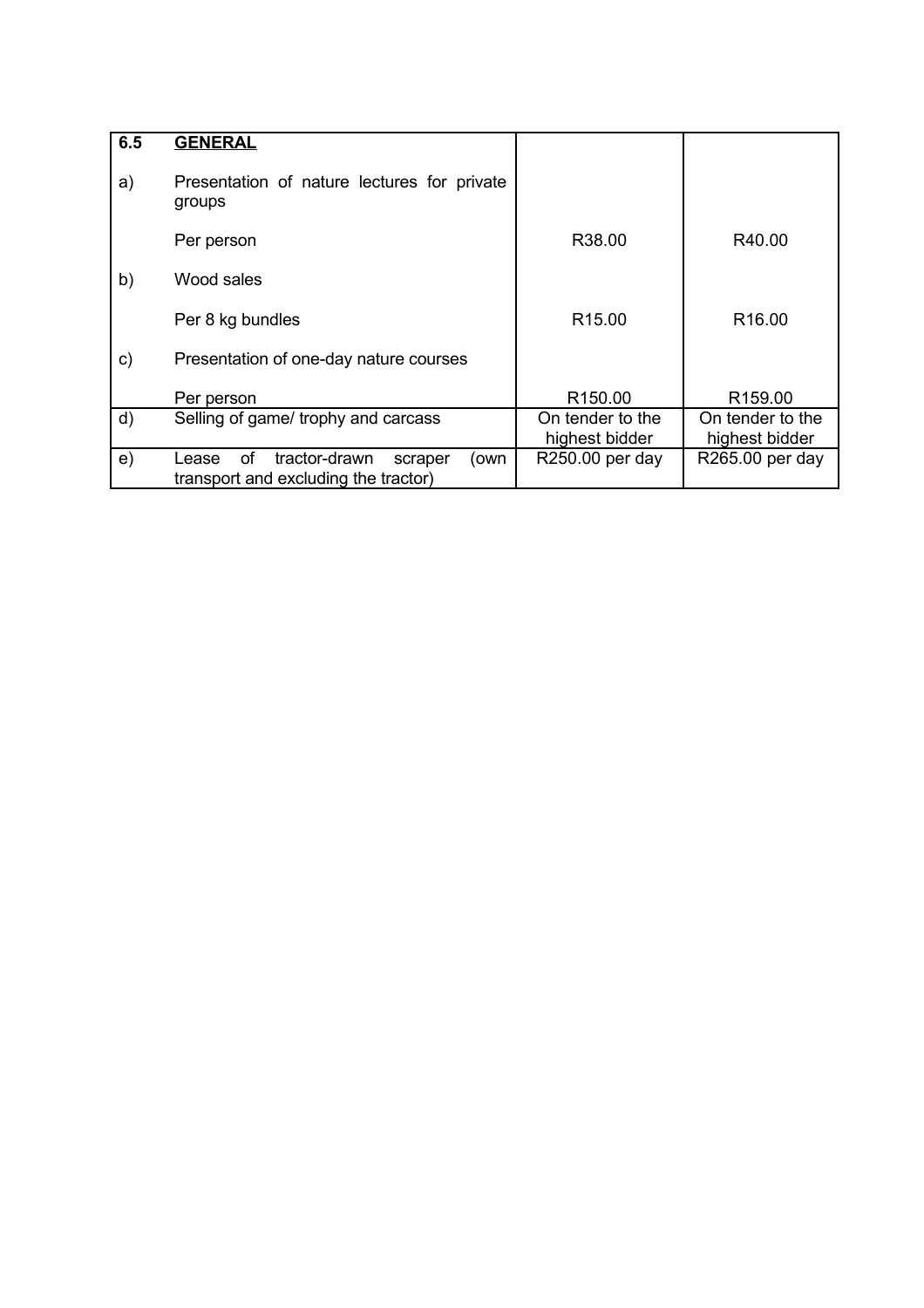| 6.5 | **GENERAL** | | |
|---|---|---|---|
| a) | Presentation of nature lectures for private groups | | |
| | Per person | R38.00 | R40.00 |
| b) | Wood sales | | |
| | Per 8 kg bundles | R15.00 | R16.00 |
| c) | Presentation of one-day nature courses | | |
| | Per person | R150.00 | R159.00 |
| d) | Selling of game/ trophy and carcass | On tender to the highest bidder | On tender to the highest bidder |
| e) | Lease of tractor-drawn scraper (own transport and excluding the tractor) | R250.00 per day | R265.00 per day |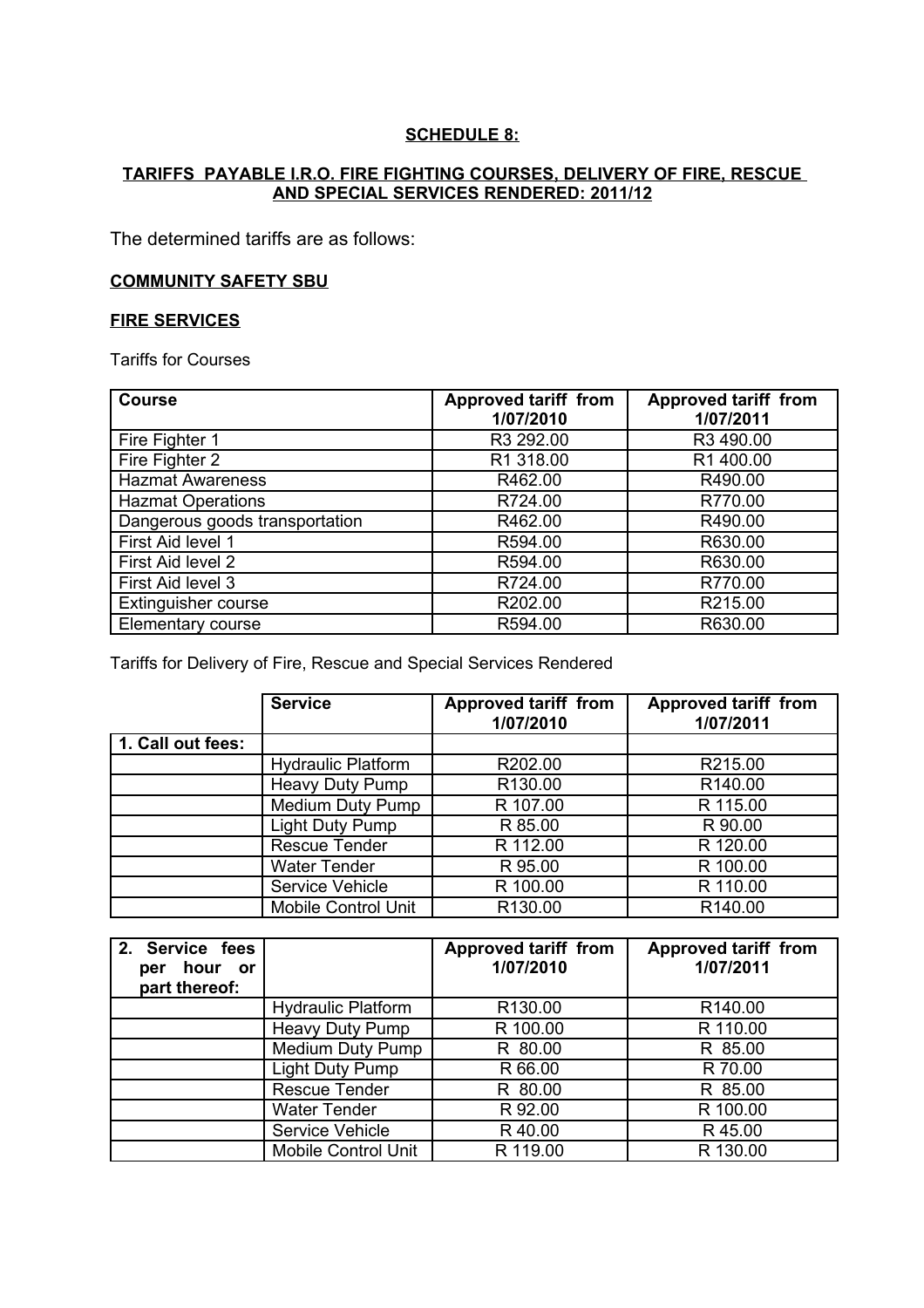**SCHEDULE 8:**

**TARIFFS PAYABLE I.R.O. FIRE FIGHTING COURSES, DELIVERY OF FIRE, RESCUE AND SPECIAL SERVICES RENDERED: 2011/12**

The determined tariffs are as follows:

**COMMUNITY SAFETY SBU**

**FIRE SERVICES**

Tariffs for Courses

| Course | Approved tariff from 1/07/2010 | Approved tariff from 1/07/2011 |
|---|---|---|
| Fire Fighter 1 | R3 292.00 | R3 490.00 |
| Fire Fighter 2 | R1 318.00 | R1 400.00 |
| Hazmat Awareness | R462.00 | R490.00 |
| Hazmat Operations | R724.00 | R770.00 |
| Dangerous goods transportation | R462.00 | R490.00 |
| First Aid level 1 | R594.00 | R630.00 |
| First Aid level 2 | R594.00 | R630.00 |
| First Aid level 3 | R724.00 | R770.00 |
| Extinguisher course | R202.00 | R215.00 |
| Elementary course | R594.00 | R630.00 |

Tariffs for Delivery of Fire, Rescue and Special Services Rendered

| | Service | Approved tariff from 1/07/2010 | Approved tariff from 1/07/2011 |
|---|---|---|---|
| 1. Call out fees: | | | |
| | Hydraulic Platform | R202.00 | R215.00 |
| | Heavy Duty Pump | R130.00 | R140.00 |
| | Medium Duty Pump | R 107.00 | R 115.00 |
| | Light Duty Pump | R 85.00 | R 90.00 |
| | Rescue Tender | R 112.00 | R 120.00 |
| | Water Tender | R 95.00 | R 100.00 |
| | Service Vehicle | R 100.00 | R 110.00 |
| | Mobile Control Unit | R130.00 | R140.00 |

| 2. Service fees per hour or part thereof: | | Approved tariff from 1/07/2010 | Approved tariff from 1/07/2011 |
|---|---|---|---|
| | Hydraulic Platform | R130.00 | R140.00 |
| | Heavy Duty Pump | R 100.00 | R 110.00 |
| | Medium Duty Pump | R 80.00 | R 85.00 |
| | Light Duty Pump | R 66.00 | R 70.00 |
| | Rescue Tender | R 80.00 | R 85.00 |
| | Water Tender | R 92.00 | R 100.00 |
| | Service Vehicle | R 40.00 | R 45.00 |
| | Mobile Control Unit | R 119.00 | R 130.00 |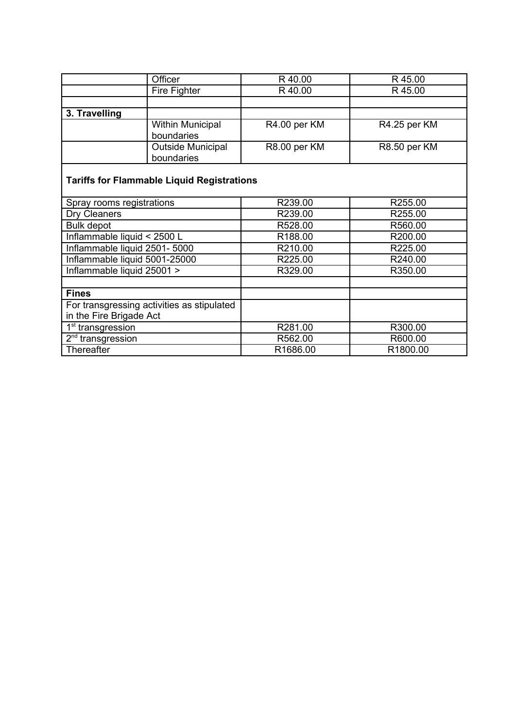| | | | |
|---|---|---|---|
| | Officer | R 40.00 | R 45.00 |
| | Fire Fighter | R 40.00 | R 45.00 |
| | | | |
| **3. Travelling** | | | |
| | Within Municipal boundaries | R4.00 per KM | R4.25 per KM |
| | Outside Municipal boundaries | R8.00 per KM | R8.50 per KM |

**Tariffs for Flammable Liquid Registrations**

| | | |
|---|---|---|
| Spray rooms registrations | R239.00 | R255.00 |
| Dry Cleaners | R239.00 | R255.00 |
| Bulk depot | R528.00 | R560.00 |
| Inflammable liquid < 2500 L | R188.00 | R200.00 |
| Inflammable liquid 2501- 5000 | R210.00 | R225.00 |
| Inflammable liquid 5001-25000 | R225.00 | R240.00 |
| Inflammable liquid 25001 > | R329.00 | R350.00 |
| | | |
| **Fines** | | |
| For transgressing activities as stipulated in the Fire Brigade Act | | |
| 1st transgression | R281.00 | R300.00 |
| 2nd transgression | R562.00 | R600.00 |
| Thereafter | R1686.00 | R1800.00 |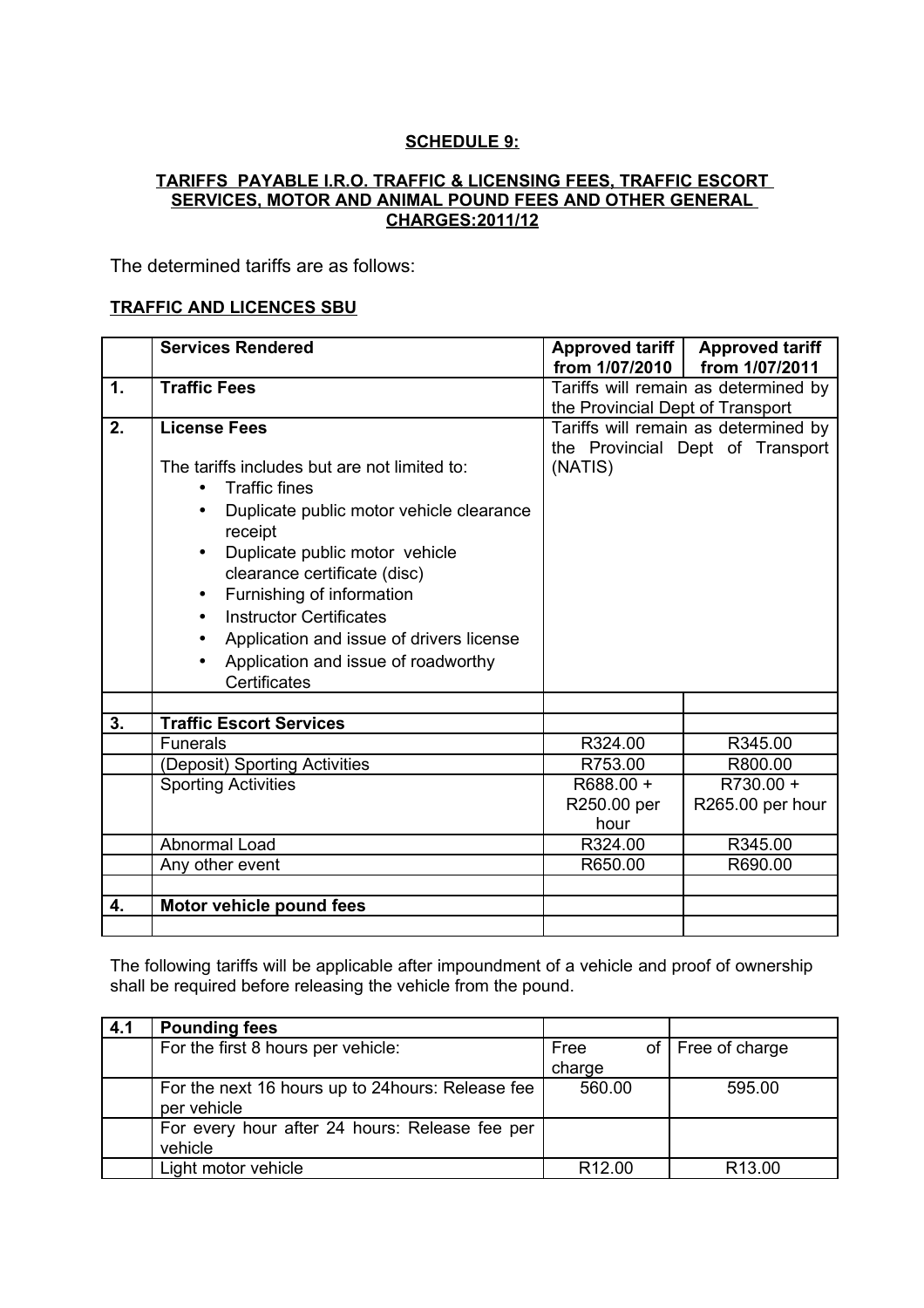**SCHEDULE 9:**

**TARIFFS PAYABLE I.R.O. TRAFFIC & LICENSING FEES, TRAFFIC ESCORT SERVICES, MOTOR AND ANIMAL POUND FEES AND OTHER GENERAL CHARGES:2011/12**

The determined tariffs are as follows:

**TRAFFIC AND LICENCES SBU**

| | Services Rendered | Approved tariff from 1/07/2010 | Approved tariff from 1/07/2011 |
|---|---|---|---|
| **1.** | **Traffic Fees** | Tariffs will remain as determined by the Provincial Dept of Transport | |
| **2.** | **License Fees**<br><br>The tariffs includes but are not limited to:<br>• Traffic fines<br>• Duplicate public motor vehicle clearance receipt<br>• Duplicate public motor vehicle clearance certificate (disc)<br>• Furnishing of information<br>• Instructor Certificates<br>• Application and issue of drivers license<br>• Application and issue of roadworthy Certificates | Tariffs will remain as determined by the Provincial Dept of Transport (NATIS) | |
| | | | |
| **3.** | **Traffic Escort Services** | | |
| | Funerals | R324.00 | R345.00 |
| | (Deposit) Sporting Activities | R753.00 | R800.00 |
| | Sporting Activities | R688.00 + R250.00 per hour | R730.00 + R265.00 per hour |
| | Abnormal Load | R324.00 | R345.00 |
| | Any other event | R650.00 | R690.00 |
| | | | |
| **4.** | **Motor vehicle pound fees** | | |
| | | | |

The following tariffs will be applicable after impoundment of a vehicle and proof of ownership shall be required before releasing the vehicle from the pound.

| | | | |
|---|---|---|---|
| **4.1** | **Pounding fees** | | |
| | For the first 8 hours per vehicle: | Free of charge | Free of charge |
| | For the next 16 hours up to 24hours: Release fee per vehicle | 560.00 | 595.00 |
| | For every hour after 24 hours: Release fee per vehicle | | |
| | Light motor vehicle | R12.00 | R13.00 |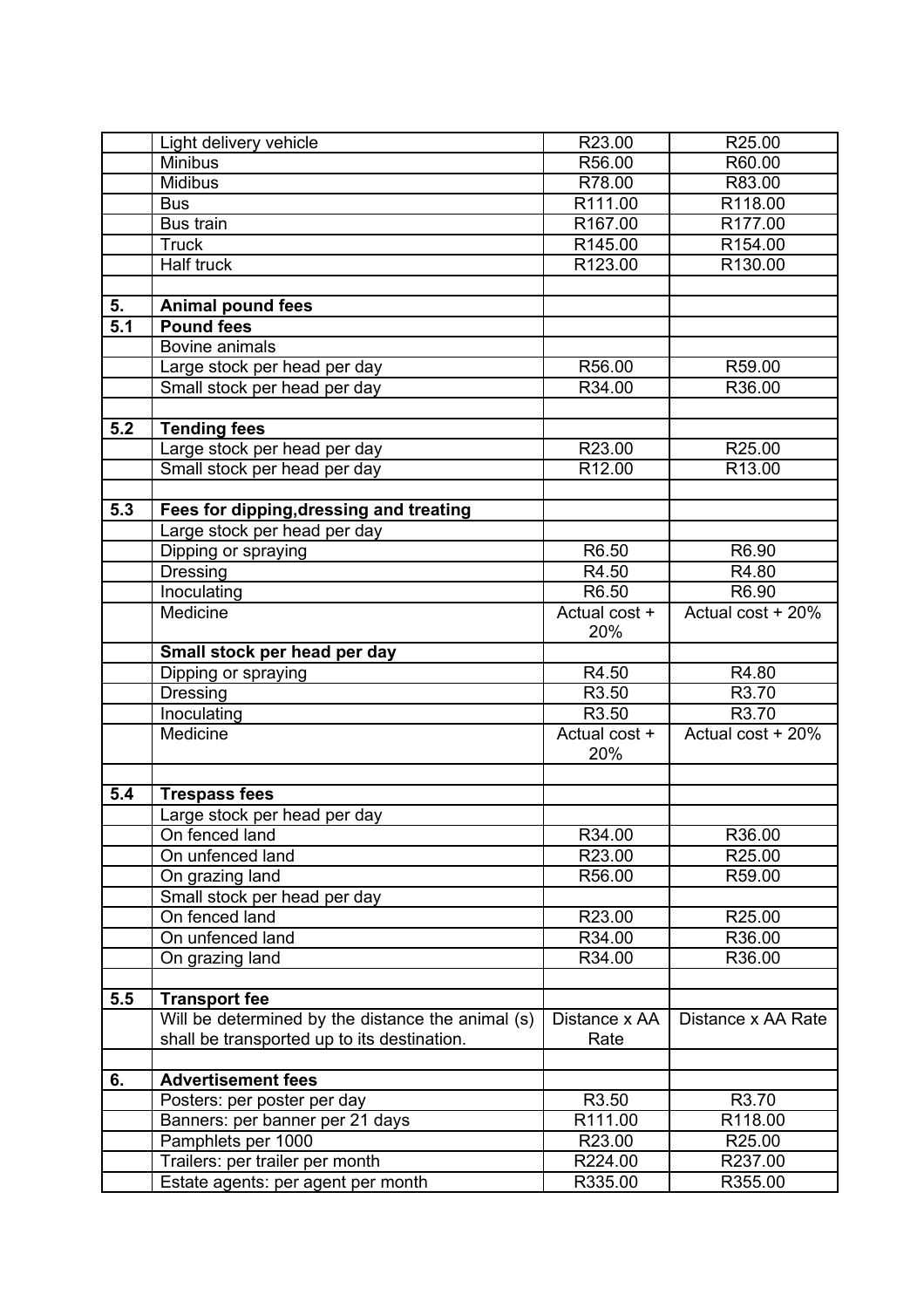| | | | |
|---|---|---|---|
| | Light delivery vehicle | R23.00 | R25.00 |
| | Minibus | R56.00 | R60.00 |
| | Midibus | R78.00 | R83.00 |
| | Bus | R111.00 | R118.00 |
| | Bus train | R167.00 | R177.00 |
| | Truck | R145.00 | R154.00 |
| | Half truck | R123.00 | R130.00 |
| | | | |
| **5.** | **Animal pound fees** | | |
| **5.1** | **Pound fees** | | |
| | Bovine animals | | |
| | Large stock per head per day | R56.00 | R59.00 |
| | Small stock per head per day | R34.00 | R36.00 |
| | | | |
| **5.2** | **Tending fees** | | |
| | Large stock per head per day | R23.00 | R25.00 |
| | Small stock per head per day | R12.00 | R13.00 |
| | | | |
| **5.3** | **Fees for dipping,dressing and treating** | | |
| | Large stock per head per day | | |
| | Dipping or spraying | R6.50 | R6.90 |
| | Dressing | R4.50 | R4.80 |
| | Inoculating | R6.50 | R6.90 |
| | Medicine | Actual cost + 20% | Actual cost + 20% |
| | **Small stock per head per day** | | |
| | Dipping or spraying | R4.50 | R4.80 |
| | Dressing | R3.50 | R3.70 |
| | Inoculating | R3.50 | R3.70 |
| | Medicine | Actual cost + 20% | Actual cost + 20% |
| | | | |
| **5.4** | **Trespass fees** | | |
| | Large stock per head per day | | |
| | On fenced land | R34.00 | R36.00 |
| | On unfenced land | R23.00 | R25.00 |
| | On grazing land | R56.00 | R59.00 |
| | Small stock per head per day | | |
| | On fenced land | R23.00 | R25.00 |
| | On unfenced land | R34.00 | R36.00 |
| | On grazing land | R34.00 | R36.00 |
| | | | |
| **5.5** | **Transport fee** | | |
| | Will be determined by the distance the animal (s) shall be transported up to its destination. | Distance x AA Rate | Distance x AA Rate |
| | | | |
| **6.** | **Advertisement fees** | | |
| | Posters: per poster per day | R3.50 | R3.70 |
| | Banners: per banner per 21 days | R111.00 | R118.00 |
| | Pamphlets per 1000 | R23.00 | R25.00 |
| | Trailers: per trailer per month | R224.00 | R237.00 |
| | Estate agents: per agent per month | R335.00 | R355.00 |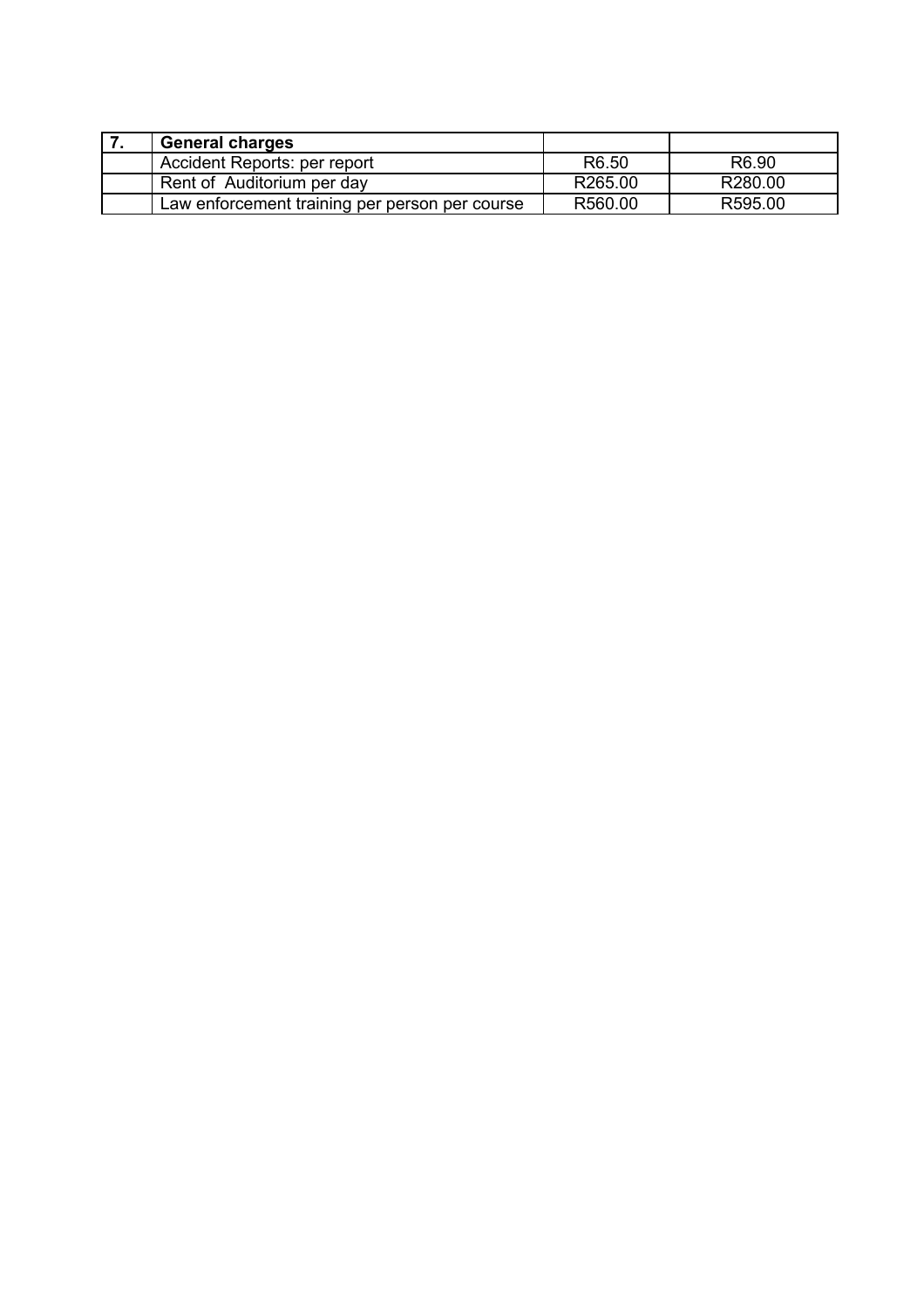| 7. | **General charges** | | |
|---|---|---|---|
| | Accident Reports: per report | R6.50 | R6.90 |
| | Rent of Auditorium per day | R265.00 | R280.00 |
| | Law enforcement training per person per course | R560.00 | R595.00 |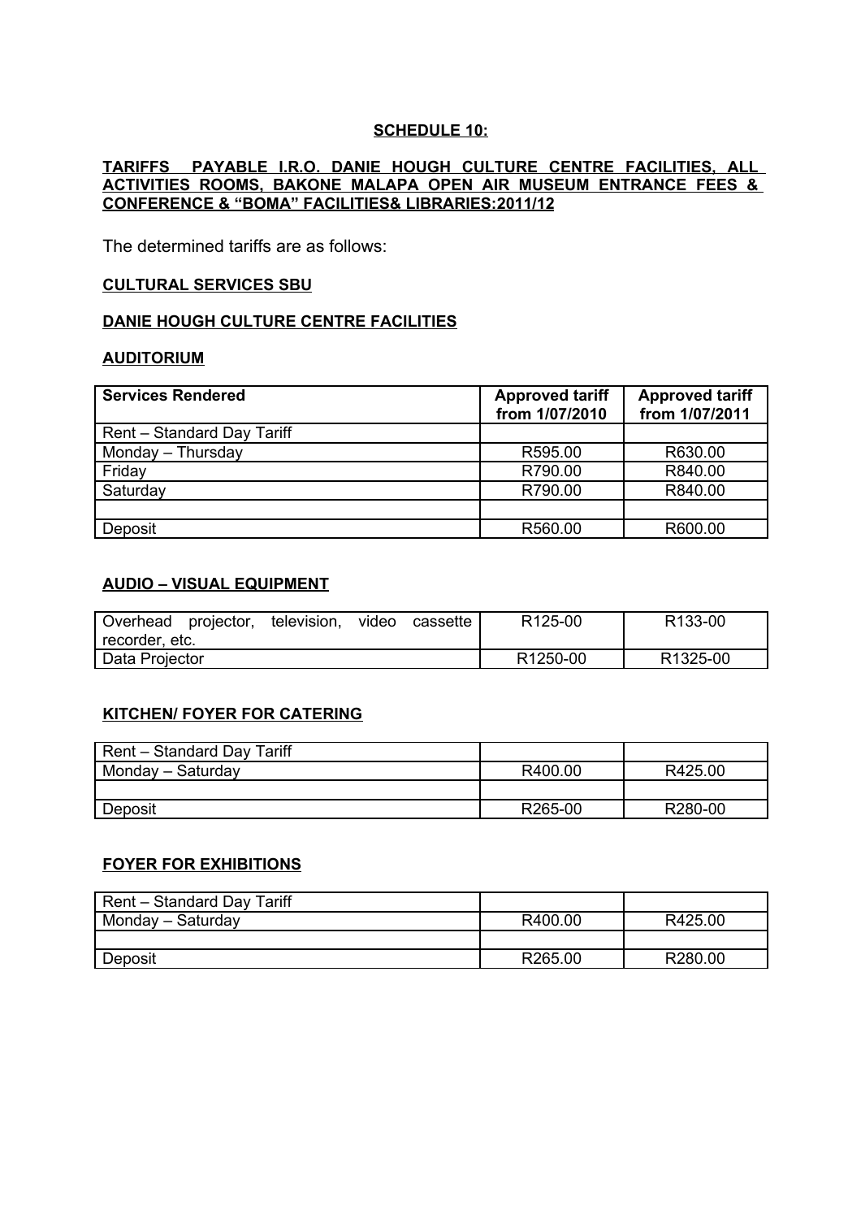**SCHEDULE 10:**

**TARIFFS PAYABLE I.R.O. DANIE HOUGH CULTURE CENTRE FACILITIES, ALL ACTIVITIES ROOMS, BAKONE MALAPA OPEN AIR MUSEUM ENTRANCE FEES & CONFERENCE & "BOMA" FACILITIES& LIBRARIES:2011/12**

The determined tariffs are as follows:

**CULTURAL SERVICES SBU**

**DANIE HOUGH CULTURE CENTRE FACILITIES**

**AUDITORIUM**

| Services Rendered | Approved tariff from 1/07/2010 | Approved tariff from 1/07/2011 |
|---|---|---|
| Rent – Standard Day Tariff | | |
| Monday – Thursday | R595.00 | R630.00 |
| Friday | R790.00 | R840.00 |
| Saturday | R790.00 | R840.00 |
| | | |
| Deposit | R560.00 | R600.00 |

**AUDIO – VISUAL EQUIPMENT**

| | | |
|---|---|---|
| Overhead projector, television, video cassette recorder, etc. | R125-00 | R133-00 |
| Data Projector | R1250-00 | R1325-00 |

**KITCHEN/ FOYER FOR CATERING**

| | | |
|---|---|---|
| Rent – Standard Day Tariff | | |
| Monday – Saturday | R400.00 | R425.00 |
| | | |
| Deposit | R265-00 | R280-00 |

**FOYER FOR EXHIBITIONS**

| | | |
|---|---|---|
| Rent – Standard Day Tariff | | |
| Monday – Saturday | R400.00 | R425.00 |
| | | |
| Deposit | R265.00 | R280.00 |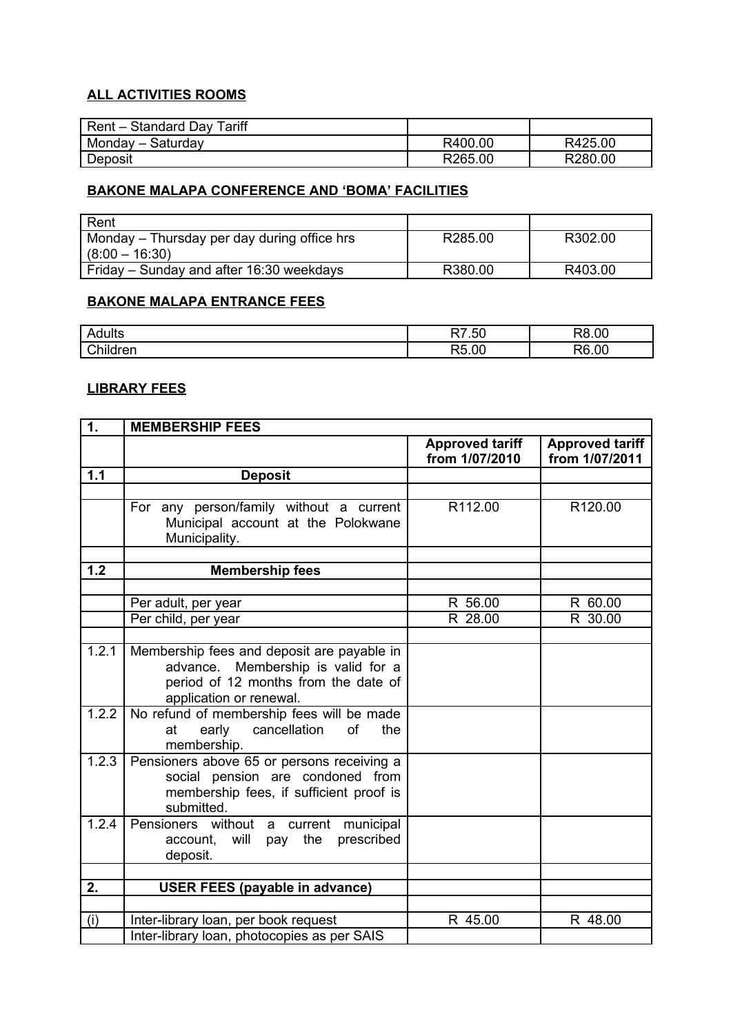**ALL ACTIVITIES ROOMS**

| Rent – Standard Day Tariff | | |
|---|---|---|
| Monday – Saturday | R400.00 | R425.00 |
| Deposit | R265.00 | R280.00 |

**BAKONE MALAPA CONFERENCE AND 'BOMA' FACILITIES**

| Rent | | |
|---|---|---|
| Monday – Thursday per day during office hrs (8:00 – 16:30) | R285.00 | R302.00 |
| Friday – Sunday and after 16:30 weekdays | R380.00 | R403.00 |

**BAKONE MALAPA ENTRANCE FEES**

| | | |
|---|---|---|
| Adults | R7.50 | R8.00 |
| Children | R5.00 | R6.00 |

**LIBRARY FEES**

| **1.** | **MEMBERSHIP FEES** | | |
|---|---|---|---|
| | | **Approved tariff from 1/07/2010** | **Approved tariff from 1/07/2011** |
| **1.1** | **Deposit** | | |
| | | | |
| | For any person/family without a current Municipal account at the Polokwane Municipality. | R112.00 | R120.00 |
| | | | |
| **1.2** | **Membership fees** | | |
| | | | |
| | Per adult, per year | R 56.00 | R 60.00 |
| | Per child, per year | R 28.00 | R 30.00 |
| | | | |
| 1.2.1 | Membership fees and deposit are payable in advance. Membership is valid for a period of 12 months from the date of application or renewal. | | |
| 1.2.2 | No refund of membership fees will be made at early cancellation of the membership. | | |
| 1.2.3 | Pensioners above 65 or persons receiving a social pension are condoned from membership fees, if sufficient proof is submitted. | | |
| 1.2.4 | Pensioners without a current municipal account, will pay the prescribed deposit. | | |
| | | | |
| **2.** | **USER FEES (payable in advance)** | | |
| | | | |
| (i) | Inter-library loan, per book request | R 45.00 | R 48.00 |
| | Inter-library loan, photocopies as per SAIS | | |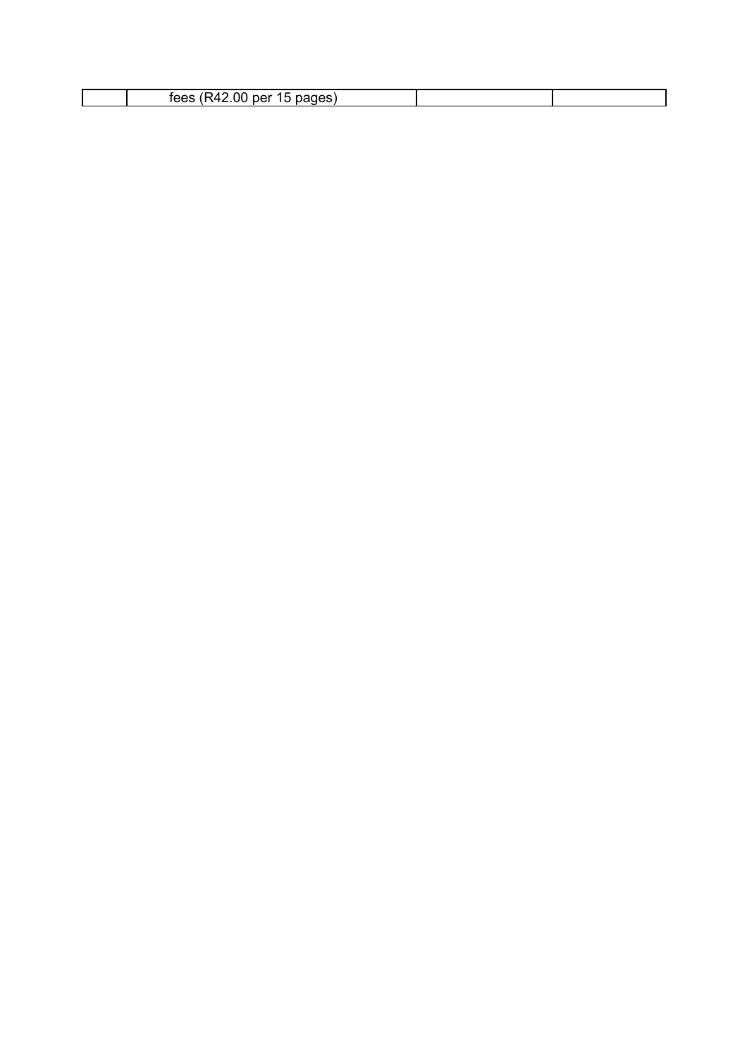|  | fees (R42.00 per 15 pages) |  |  |
| --- | --- | --- | --- |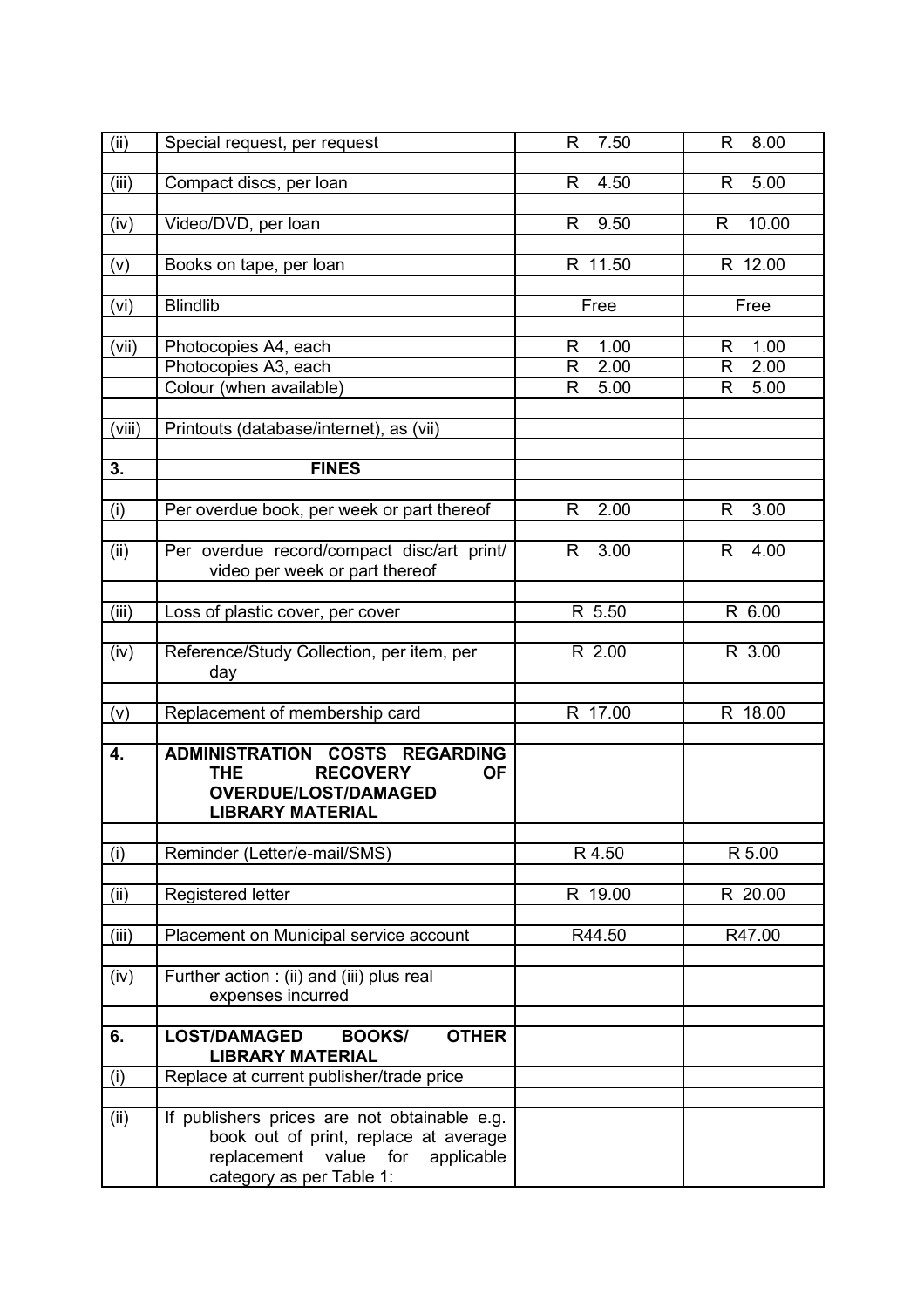| | | | |
|---|---|---|---|
| (ii) | Special request, per request | R 7.50 | R 8.00 |
| | | | |
| (iii) | Compact discs, per loan | R 4.50 | R 5.00 |
| | | | |
| (iv) | Video/DVD, per loan | R 9.50 | R 10.00 |
| | | | |
| (v) | Books on tape, per loan | R 11.50 | R 12.00 |
| | | | |
| (vi) | Blindlib | Free | Free |
| | | | |
| (vii) | Photocopies A4, each | R 1.00 | R 1.00 |
| | Photocopies A3, each | R 2.00 | R 2.00 |
| | Colour (when available) | R 5.00 | R 5.00 |
| | | | |
| (viii) | Printouts (database/internet), as (vii) | | |
| | | | |
| **3.** | **FINES** | | |
| | | | |
| (i) | Per overdue book, per week or part thereof | R 2.00 | R 3.00 |
| | | | |
| (ii) | Per overdue record/compact disc/art print/ video per week or part thereof | R 3.00 | R 4.00 |
| | | | |
| (iii) | Loss of plastic cover, per cover | R 5.50 | R 6.00 |
| | | | |
| (iv) | Reference/Study Collection, per item, per day | R 2.00 | R 3.00 |
| | | | |
| (v) | Replacement of membership card | R 17.00 | R 18.00 |
| | | | |
| **4.** | **ADMINISTRATION COSTS REGARDING THE RECOVERY OF OVERDUE/LOST/DAMAGED LIBRARY MATERIAL** | | |
| | | | |
| (i) | Reminder (Letter/e-mail/SMS) | R 4.50 | R 5.00 |
| | | | |
| (ii) | Registered letter | R 19.00 | R 20.00 |
| | | | |
| (iii) | Placement on Municipal service account | R44.50 | R47.00 |
| | | | |
| (iv) | Further action : (ii) and (iii) plus real expenses incurred | | |
| | | | |
| **6.** | **LOST/DAMAGED BOOKS/ OTHER LIBRARY MATERIAL** | | |
| (i) | Replace at current publisher/trade price | | |
| | | | |
| (ii) | If publishers prices are not obtainable e.g. book out of print, replace at average replacement value for applicable category as per Table 1: | | |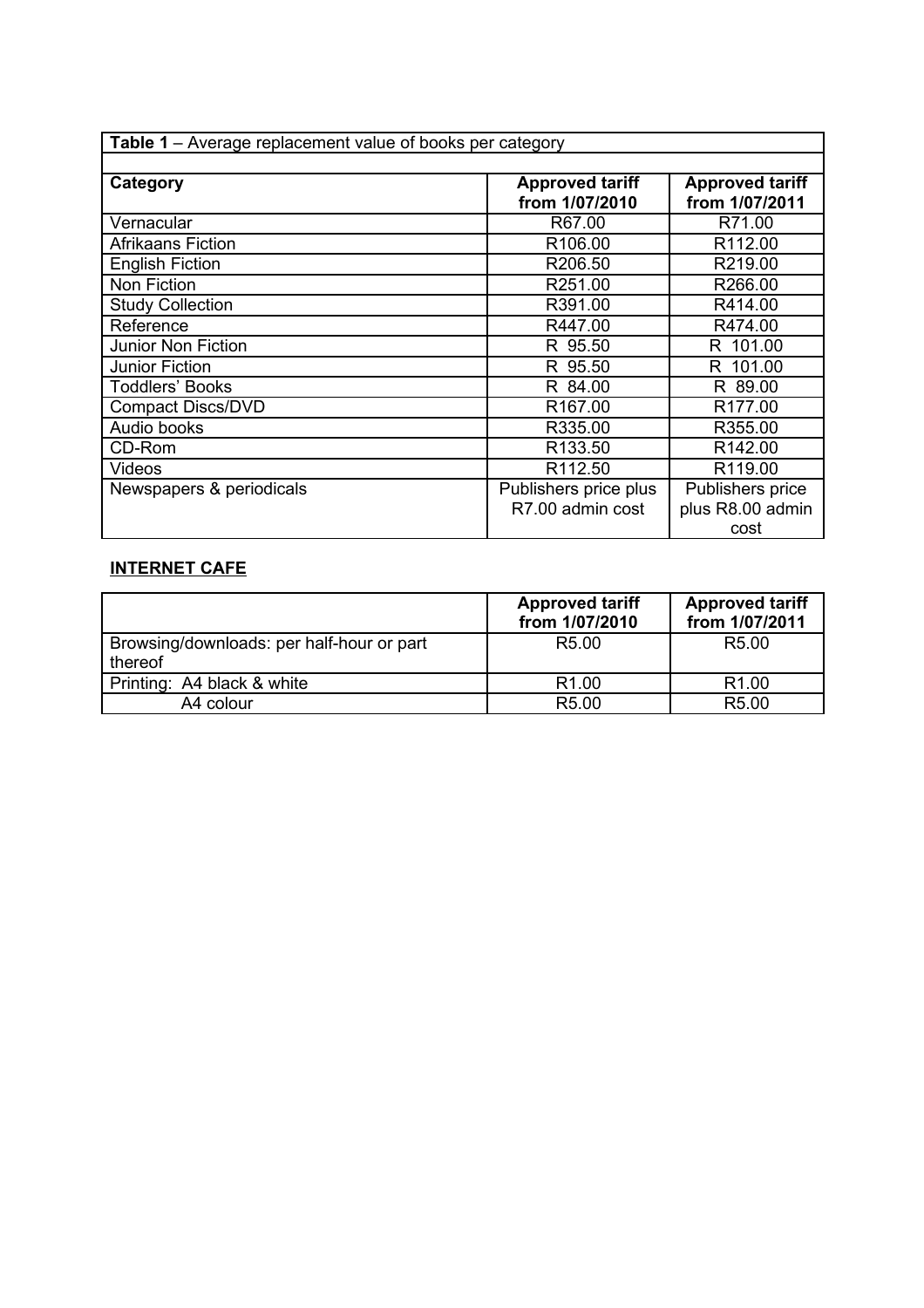| **Table 1** – Average replacement value of books per category | | |
|---|---|---|
| **Category** | **Approved tariff from 1/07/2010** | **Approved tariff from 1/07/2011** |
| Vernacular | R67.00 | R71.00 |
| Afrikaans Fiction | R106.00 | R112.00 |
| English Fiction | R206.50 | R219.00 |
| Non Fiction | R251.00 | R266.00 |
| Study Collection | R391.00 | R414.00 |
| Reference | R447.00 | R474.00 |
| Junior Non Fiction | R 95.50 | R 101.00 |
| Junior Fiction | R 95.50 | R 101.00 |
| Toddlers' Books | R 84.00 | R 89.00 |
| Compact Discs/DVD | R167.00 | R177.00 |
| Audio books | R335.00 | R355.00 |
| CD-Rom | R133.50 | R142.00 |
| Videos | R112.50 | R119.00 |
| Newspapers & periodicals | Publishers price plus R7.00 admin cost | Publishers price plus R8.00 admin cost |

**INTERNET CAFE**

| | **Approved tariff from 1/07/2010** | **Approved tariff from 1/07/2011** |
|---|---|---|
| Browsing/downloads: per half-hour or part thereof | R5.00 | R5.00 |
| Printing: A4 black & white | R1.00 | R1.00 |
| A4 colour | R5.00 | R5.00 |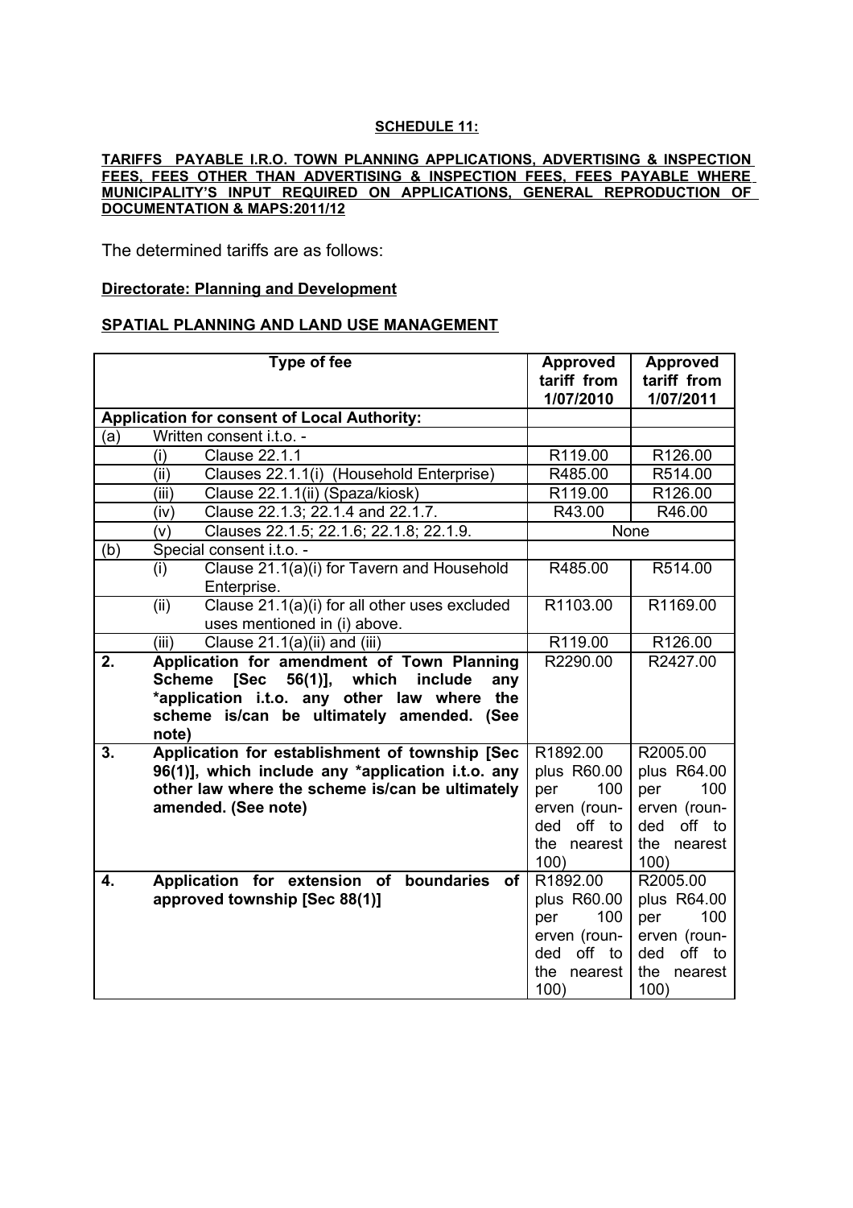**SCHEDULE 11:**

**TARIFFS PAYABLE I.R.O. TOWN PLANNING APPLICATIONS, ADVERTISING & INSPECTION FEES, FEES OTHER THAN ADVERTISING & INSPECTION FEES, FEES PAYABLE WHERE MUNICIPALITY'S INPUT REQUIRED ON APPLICATIONS, GENERAL REPRODUCTION OF DOCUMENTATION & MAPS:2011/12**

The determined tariffs are as follows:

**Directorate: Planning and Development**

**SPATIAL PLANNING AND LAND USE MANAGEMENT**

| Type of fee | | | Approved tariff from 1/07/2010 | Approved tariff from 1/07/2011 |
|---|---|---|---|---|
| **Application for consent of Local Authority:** | | | | |
| (a) | Written consent i.t.o. - | | | |
| | (i) | Clause 22.1.1 | R119.00 | R126.00 |
| | (ii) | Clauses 22.1.1(i) (Household Enterprise) | R485.00 | R514.00 |
| | (iii) | Clause 22.1.1(ii) (Spaza/kiosk) | R119.00 | R126.00 |
| | (iv) | Clause 22.1.3; 22.1.4 and 22.1.7. | R43.00 | R46.00 |
| | (v) | Clauses 22.1.5; 22.1.6; 22.1.8; 22.1.9. | None | |
| (b) | Special consent i.t.o. - | | | |
| | (i) | Clause 21.1(a)(i) for Tavern and Household Enterprise. | R485.00 | R514.00 |
| | (ii) | Clause 21.1(a)(i) for all other uses excluded uses mentioned in (i) above. | R1103.00 | R1169.00 |
| | (iii) | Clause 21.1(a)(ii) and (iii) | R119.00 | R126.00 |
| **2.** | **Application for amendment of Town Planning Scheme [Sec 56(1)], which include any \*application i.t.o. any other law where the scheme is/can be ultimately amended. (See note)** | | R2290.00 | R2427.00 |
| **3.** | **Application for establishment of township [Sec 96(1)], which include any \*application i.t.o. any other law where the scheme is/can be ultimately amended. (See note)** | | R1892.00 plus R60.00 per 100 erven (rounded off to the nearest 100) | R2005.00 plus R64.00 per 100 erven (rounded off to the nearest 100) |
| **4.** | **Application for extension of boundaries of approved township [Sec 88(1)]** | | R1892.00 plus R60.00 per 100 erven (rounded off to the nearest 100) | R2005.00 plus R64.00 per 100 erven (rounded off to the nearest 100) |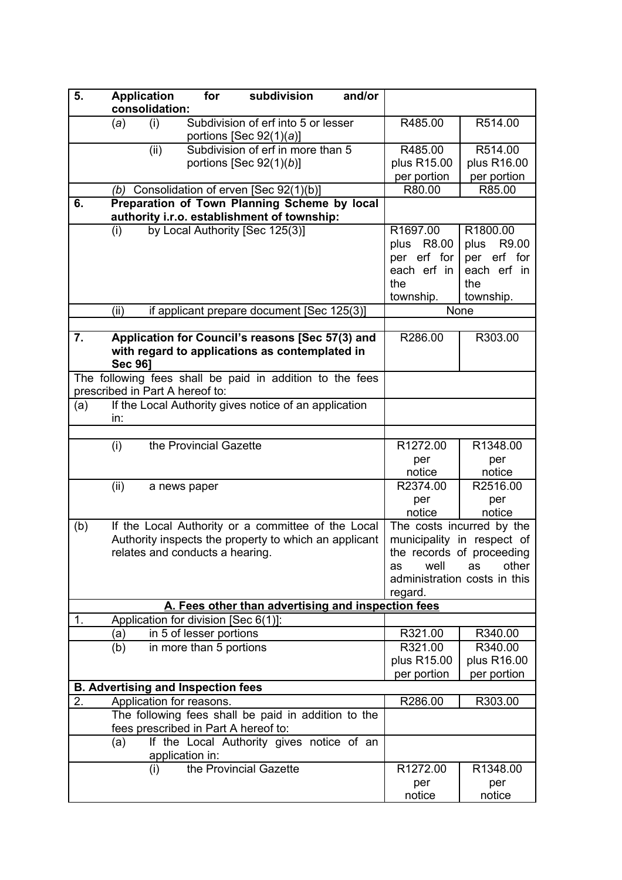| | | |
|---|---|---|
| **5. Application for subdivision and/or consolidation:** | | |
| (*a*) (i) Subdivision of erf into 5 or lesser portions [Sec 92(1)(*a*)] | R485.00 | R514.00 |
| (ii) Subdivision of erf in more than 5 portions [Sec 92(1)(*b*)] | R485.00 plus R15.00 per portion | R514.00 plus R16.00 per portion |
| *(b)* Consolidation of erven [Sec 92(1)(b)] | R80.00 | R85.00 |
| **6. Preparation of Town Planning Scheme by local authority i.r.o. establishment of township:** | | |
| (i) by Local Authority [Sec 125(3)] | R1697.00 plus R8.00 per erf for each erf in the township. | R1800.00 plus R9.00 per erf for each erf in the township. |
| (ii) if applicant prepare document [Sec 125(3)] | None | |
| | | |
| **7. Application for Council's reasons [Sec 57(3) and with regard to applications as contemplated in Sec 96]** | R286.00 | R303.00 |
| The following fees shall be paid in addition to the fees prescribed in Part A hereof to: | | |
| (a) If the Local Authority gives notice of an application in: | | |
| | | |
| (i) the Provincial Gazette | R1272.00 per notice | R1348.00 per notice |
| (ii) a news paper | R2374.00 per notice | R2516.00 per notice |
| (b) If the Local Authority or a committee of the Local Authority inspects the property to which an applicant relates and conducts a hearing. | The costs incurred by the municipality in respect of the records of proceeding as well as other administration costs in this regard. | |
| **A. Fees other than advertising and inspection fees** | | |
| 1. Application for division [Sec 6(1)]: | | |
| (a) in 5 of lesser portions | R321.00 | R340.00 |
| (b) in more than 5 portions | R321.00 plus R15.00 per portion | R340.00 plus R16.00 per portion |
| **B. Advertising and Inspection fees** | | |
| 2. Application for reasons. | R286.00 | R303.00 |
| The following fees shall be paid in addition to the fees prescribed in Part A hereof to: | | |
| (a) If the Local Authority gives notice of an application in: | | |
| (i) the Provincial Gazette | R1272.00 per notice | R1348.00 per notice |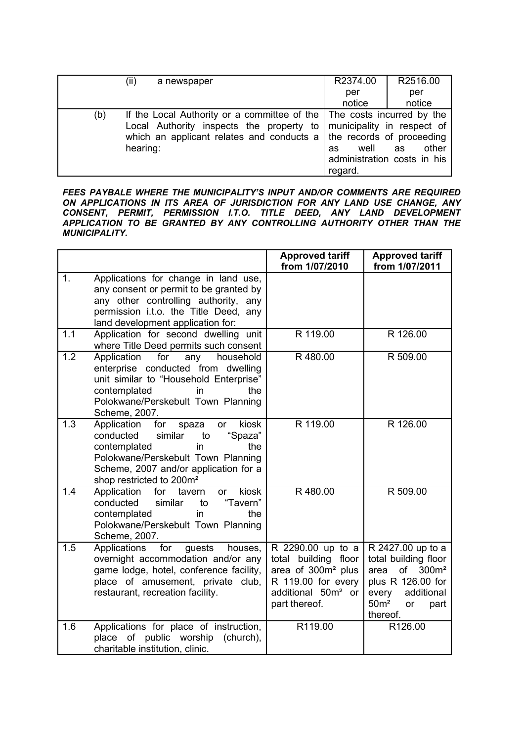| | | | |
|---|---|---|---|
| | (ii) a newspaper | R2374.00 per notice | R2516.00 per notice |
| (b) | If the Local Authority or a committee of the Local Authority inspects the property to which an applicant relates and conducts a hearing: | The costs incurred by the municipality in respect of the records of proceeding as well as other administration costs in his regard. | |

***FEES PAYBALE WHERE THE MUNICIPALITY'S INPUT AND/OR COMMENTS ARE REQUIRED ON APPLICATIONS IN ITS AREA OF JURISDICTION FOR ANY LAND USE CHANGE, ANY CONSENT, PERMIT, PERMISSION I.T.O. TITLE DEED, ANY LAND DEVELOPMENT APPLICATION TO BE GRANTED BY ANY CONTROLLING AUTHORITY OTHER THAN THE MUNICIPALITY.***

| | | **Approved tariff from 1/07/2010** | **Approved tariff from 1/07/2011** |
|---|---|---|---|
| 1. | Applications for change in land use, any consent or permit to be granted by any other controlling authority, any permission i.t.o. the Title Deed, any land development application for: | | |
| 1.1 | Application for second dwelling unit where Title Deed permits such consent | R 119.00 | R 126.00 |
| 1.2 | Application for any household enterprise conducted from dwelling unit similar to "Household Enterprise" contemplated in the Polokwane/Perskebult Town Planning Scheme, 2007. | R 480.00 | R 509.00 |
| 1.3 | Application for spaza or kiosk conducted similar to "Spaza" contemplated in the Polokwane/Perskebult Town Planning Scheme, 2007 and/or application for a shop restricted to 200m² | R 119.00 | R 126.00 |
| 1.4 | Application for tavern or kiosk conducted similar to "Tavern" contemplated in the Polokwane/Perskebult Town Planning Scheme, 2007. | R 480.00 | R 509.00 |
| 1.5 | Applications for guests houses, overnight accommodation and/or any game lodge, hotel, conference facility, place of amusement, private club, restaurant, recreation facility. | R 2290.00 up to a total building floor area of 300m² plus R 119.00 for every additional 50m² or part thereof. | R 2427.00 up to a total building floor area of 300m² plus R 126.00 for every additional 50m² or part thereof. |
| 1.6 | Applications for place of instruction, place of public worship (church), charitable institution, clinic. | R119.00 | R126.00 |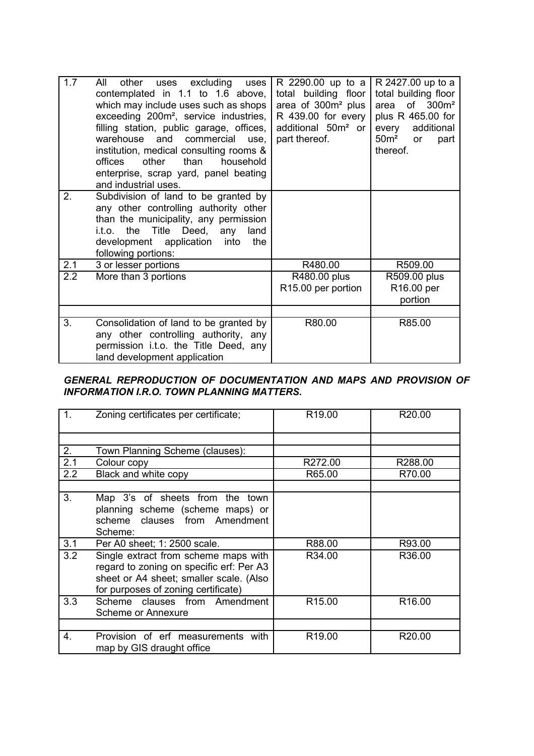| 1.7 | All other uses excluding uses contemplated in 1.1 to 1.6 above, which may include uses such as shops exceeding 200m², service industries, filling station, public garage, offices, warehouse and commercial use, institution, medical consulting rooms & offices other than household enterprise, scrap yard, panel beating and industrial uses. | R 2290.00 up to a total building floor area of 300m² plus R 439.00 for every additional 50m² or part thereof. | R 2427.00 up to a total building floor area of 300m² plus R 465.00 for every additional 50m² or part thereof. |
|---|---|---|---|
| 2. | Subdivision of land to be granted by any other controlling authority other than the municipality, any permission i.t.o. the Title Deed, any land development application into the following portions: | | |
| 2.1 | 3 or lesser portions | R480.00 | R509.00 |
| 2.2 | More than 3 portions | R480.00 plus R15.00 per portion | R509.00 plus R16.00 per portion |
| | | | |
| 3. | Consolidation of land to be granted by any other controlling authority, any permission i.t.o. the Title Deed, any land development application | R80.00 | R85.00 |

***GENERAL REPRODUCTION OF DOCUMENTATION AND MAPS AND PROVISION OF INFORMATION I.R.O. TOWN PLANNING MATTERS.***

| 1. | Zoning certificates per certificate; | R19.00 | R20.00 |
|---|---|---|---|
| | | | |
| 2. | Town Planning Scheme (clauses): | | |
| 2.1 | Colour copy | R272.00 | R288.00 |
| 2.2 | Black and white copy | R65.00 | R70.00 |
| | | | |
| 3. | Map 3's of sheets from the town planning scheme (scheme maps) or scheme clauses from Amendment Scheme: | | |
| 3.1 | Per A0 sheet; 1: 2500 scale. | R88.00 | R93.00 |
| 3.2 | Single extract from scheme maps with regard to zoning on specific erf: Per A3 sheet or A4 sheet; smaller scale. (Also for purposes of zoning certificate) | R34.00 | R36.00 |
| 3.3 | Scheme clauses from Amendment Scheme or Annexure | R15.00 | R16.00 |
| | | | |
| 4. | Provision of erf measurements with map by GIS draught office | R19.00 | R20.00 |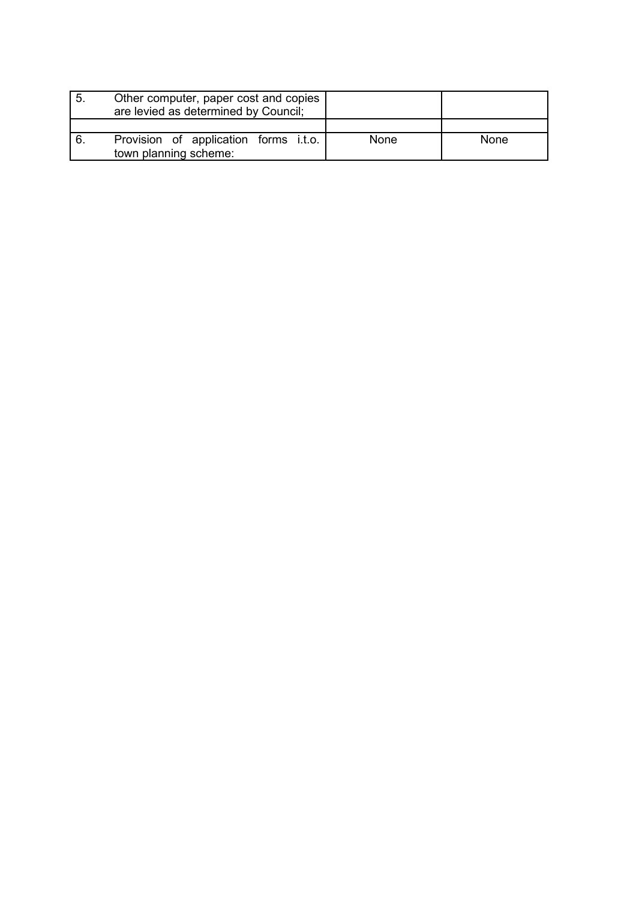| | | | |
|---|---|---|---|
| 5. | Other computer, paper cost and copies are levied as determined by Council; | | |
| | | | |
| 6. | Provision of application forms i.t.o. town planning scheme: | None | None |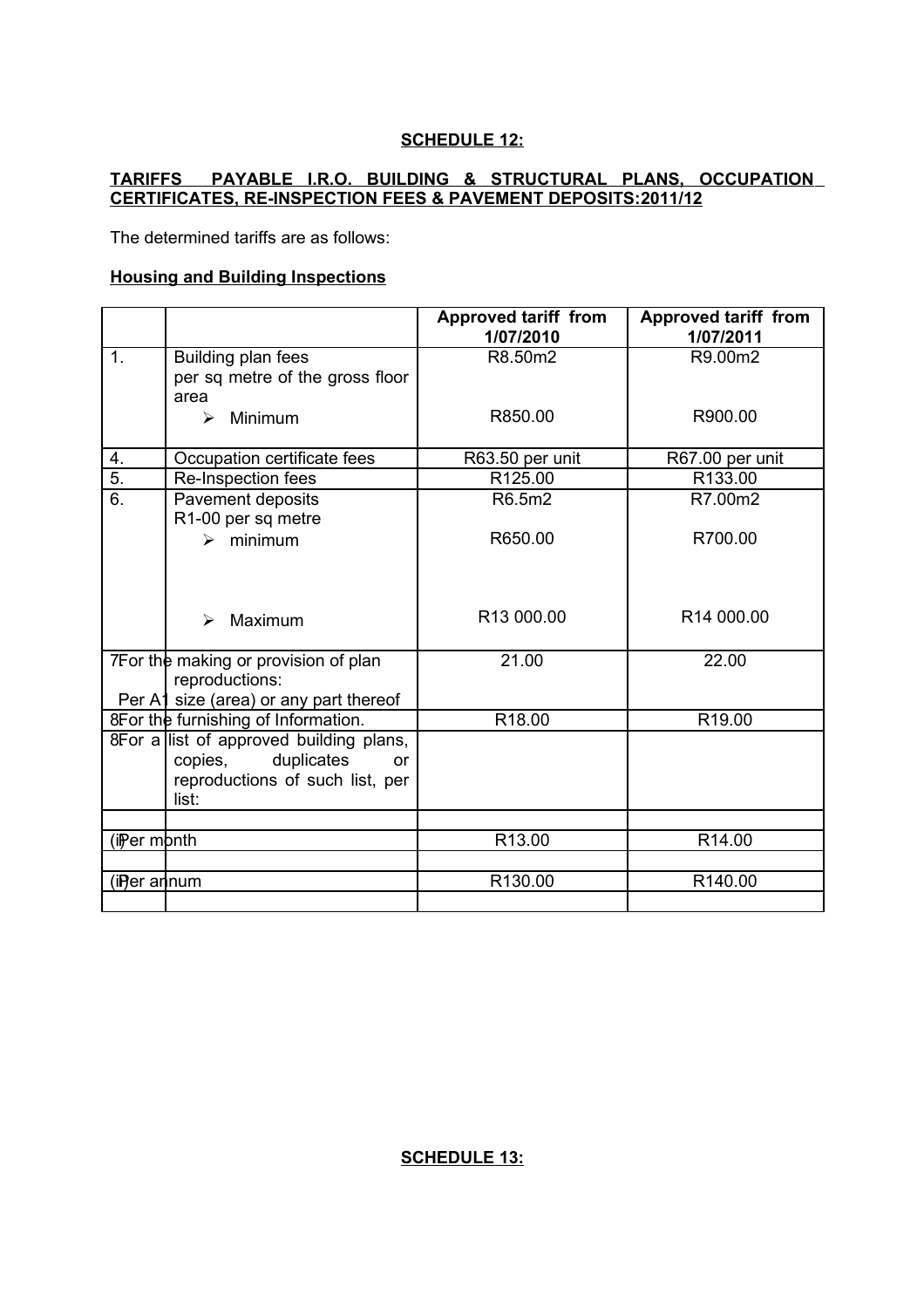**SCHEDULE 12:**

**TARIFFS PAYABLE I.R.O. BUILDING & STRUCTURAL PLANS, OCCUPATION CERTIFICATES, RE-INSPECTION FEES & PAVEMENT DEPOSITS:2011/12**

The determined tariffs are as follows:

**Housing and Building Inspections**

| | | Approved tariff from 1/07/2010 | Approved tariff from 1/07/2011 |
|---|---|---|---|
| 1. | Building plan fees per sq metre of the gross floor area | R8.50m2 | R9.00m2 |
| | ➢ Minimum | R850.00 | R900.00 |
| 4. | Occupation certificate fees | R63.50 per unit | R67.00 per unit |
| 5. | Re-Inspection fees | R125.00 | R133.00 |
| 6. | Pavement deposits R1-00 per sq metre | R6.5m2 | R7.00m2 |
| | ➢ minimum | R650.00 | R700.00 |
| | ➢ Maximum | R13 000.00 | R14 000.00 |
| 7 | For the making or provision of plan reproductions: Per A1 size (area) or any part thereof | 21.00 | 22.00 |
| 8 | For the furnishing of Information. | R18.00 | R19.00 |
| 8 | For a list of approved building plans, copies, duplicates or reproductions of such list, per list: | | |
| | | | |
| (i) | Per month | R13.00 | R14.00 |
| | | | |
| (ii) | Per annum | R130.00 | R140.00 |
| | | | |

**SCHEDULE 13:**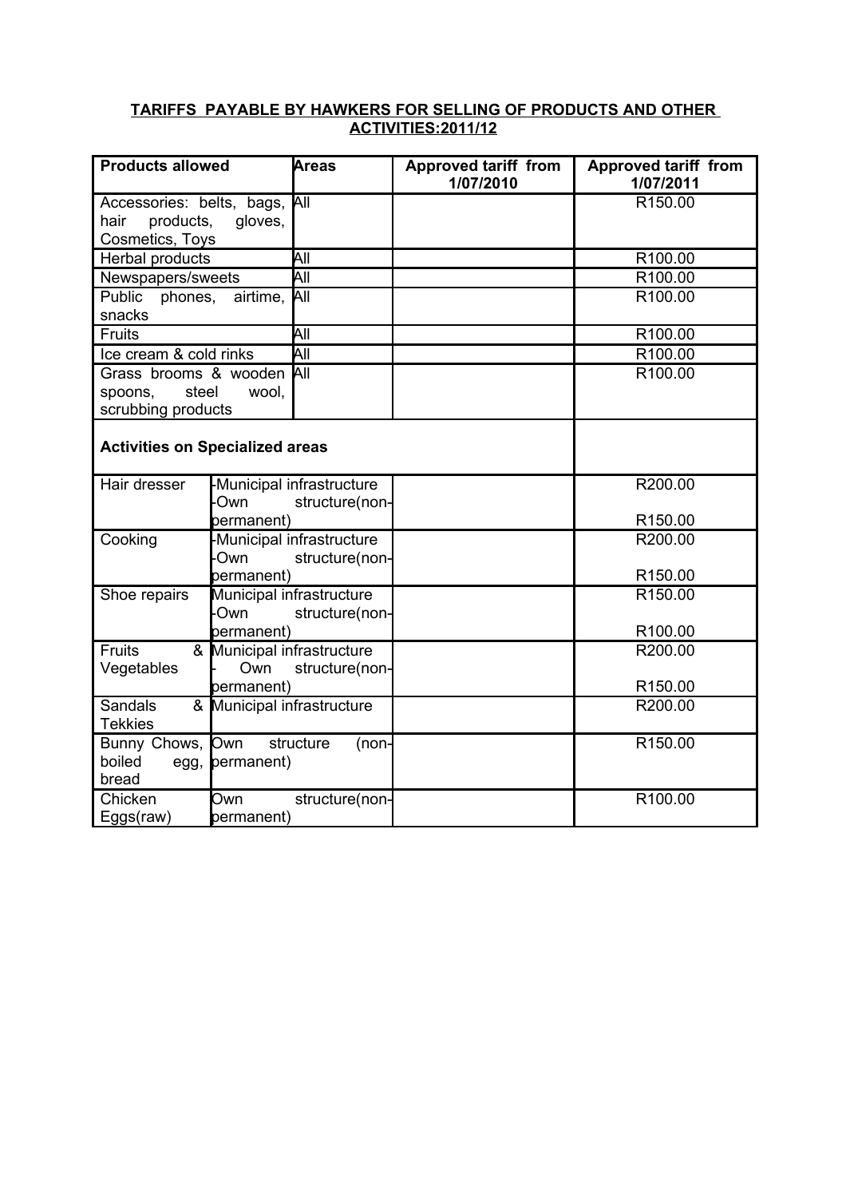**TARIFFS PAYABLE BY HAWKERS FOR SELLING OF PRODUCTS AND OTHER ACTIVITIES:2011/12**

| Products allowed | Areas | Approved tariff from 1/07/2010 | Approved tariff from 1/07/2011 |
|---|---|---|---|
| Accessories: belts, bags, hair products, gloves, Cosmetics, Toys | All | | R150.00 |
| Herbal products | All | | R100.00 |
| Newspapers/sweets | All | | R100.00 |
| Public phones, airtime, snacks | All | | R100.00 |
| Fruits | All | | R100.00 |
| Ice cream & cold rinks | All | | R100.00 |
| Grass brooms & wooden spoons, steel wool, scrubbing products | All | | R100.00 |
| **Activities on Specialized areas** | | | |
| Hair dresser | -Municipal infrastructure<br>-Own structure(non-permanent) | | R200.00<br>R150.00 |
| Cooking | -Municipal infrastructure<br>-Own structure(non-permanent) | | R200.00<br>R150.00 |
| Shoe repairs | Municipal infrastructure<br>-Own structure(non-permanent) | | R150.00<br>R100.00 |
| Fruits & Vegetables | Municipal infrastructure<br>- Own structure(non-permanent) | | R200.00<br>R150.00 |
| Sandals & Tekkies | Municipal infrastructure | | R200.00 |
| Bunny Chows, boiled egg, bread | Own structure (non-permanent) | | R150.00 |
| Chicken Eggs(raw) | Own structure(non-permanent) | | R100.00 |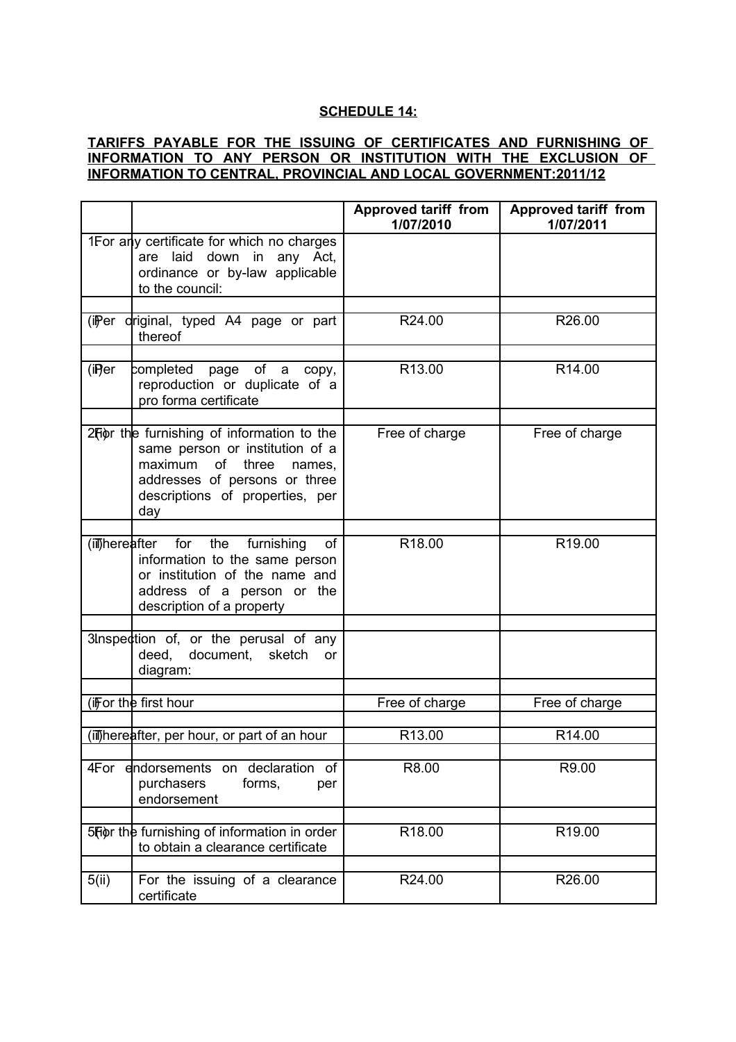**SCHEDULE 14:**

**TARIFFS PAYABLE FOR THE ISSUING OF CERTIFICATES AND FURNISHING OF INFORMATION TO ANY PERSON OR INSTITUTION WITH THE EXCLUSION OF INFORMATION TO CENTRAL, PROVINCIAL AND LOCAL GOVERNMENT:2011/12**

| | | Approved tariff from 1/07/2010 | Approved tariff from 1/07/2011 |
|---|---|---|---|
| 1 | For any certificate for which no charges are laid down in any Act, ordinance or by-law applicable to the council: | | |
| | | | |
| (i) | Per original, typed A4 page or part thereof | R24.00 | R26.00 |
| | | | |
| (ii) | Per completed page of a copy, reproduction or duplicate of a pro forma certificate | R13.00 | R14.00 |
| | | | |
| 2(i) | For the furnishing of information to the same person or institution of a maximum of three names, addresses of persons or three descriptions of properties, per day | Free of charge | Free of charge |
| | | | |
| (ii) | Thereafter for the furnishing of information to the same person or institution of the name and address of a person or the description of a property | R18.00 | R19.00 |
| | | | |
| 3 | Inspection of, or the perusal of any deed, document, sketch or diagram: | | |
| | | | |
| (i) | For the first hour | Free of charge | Free of charge |
| | | | |
| (ii) | Thereafter, per hour, or part of an hour | R13.00 | R14.00 |
| | | | |
| 4 | For endorsements on declaration of purchasers forms, per endorsement | R8.00 | R9.00 |
| | | | |
| 5(i) | For the furnishing of information in order to obtain a clearance certificate | R18.00 | R19.00 |
| | | | |
| 5(ii) | For the issuing of a clearance certificate | R24.00 | R26.00 |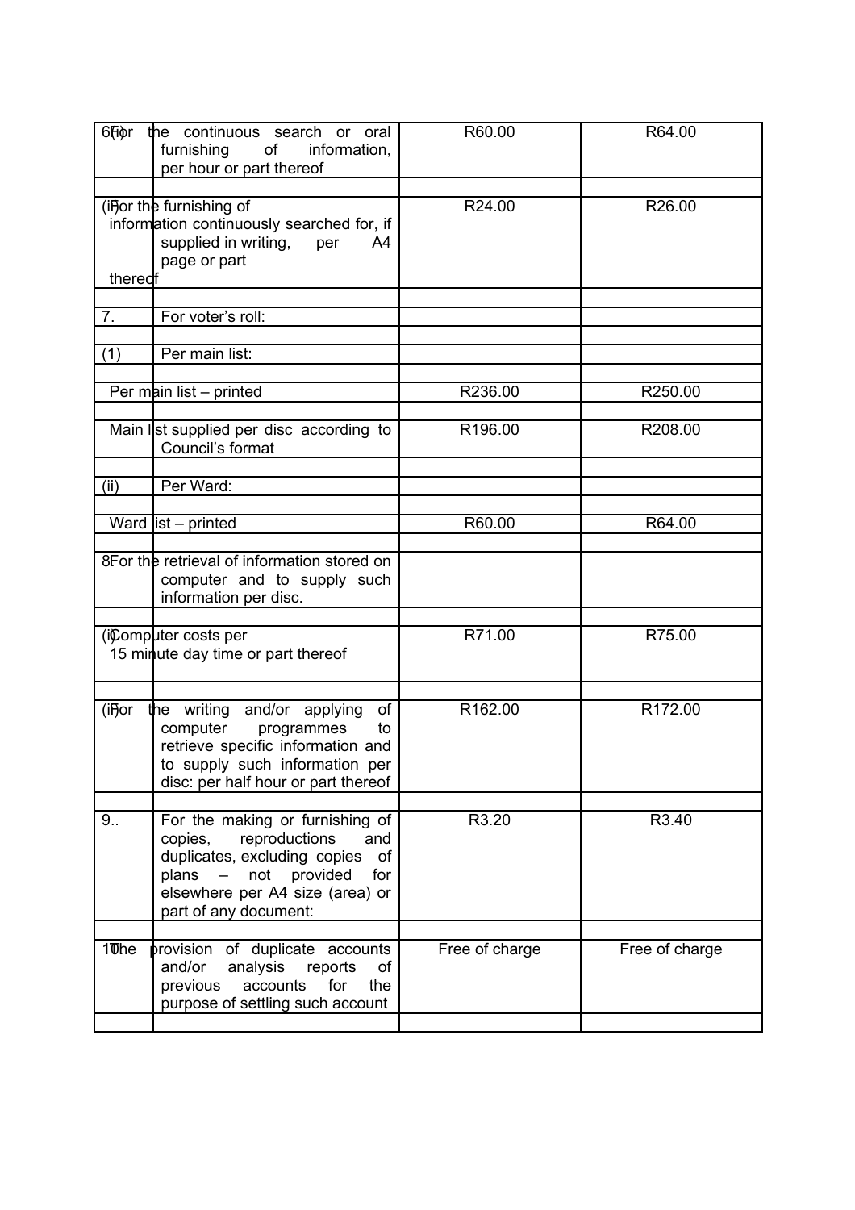| | | | |
|---|---|---|---|
| 6(i) | For the continuous search or oral furnishing of information, per hour or part thereof | R60.00 | R64.00 |
| | | | |
| (ii) | For the furnishing of information continuously searched for, if supplied in writing, per A4 page or part thereof | R24.00 | R26.00 |
| | | | |
| 7. | For voter's roll: | | |
| | | | |
| (1) | Per main list: | | |
| | | | |
| | Per main list – printed | R236.00 | R250.00 |
| | | | |
| | Main list supplied per disc according to Council's format | R196.00 | R208.00 |
| | | | |
| (ii) | Per Ward: | | |
| | | | |
| | Ward list – printed | R60.00 | R64.00 |
| | | | |
| 8. | For the retrieval of information stored on computer and to supply such information per disc. | | |
| | | | |
| (i) | Computer costs per 15 minute day time or part thereof | R71.00 | R75.00 |
| | | | |
| (ii) | For the writing and/or applying of computer programmes to retrieve specific information and to supply such information per disc: per half hour or part thereof | R162.00 | R172.00 |
| | | | |
| 9.. | For the making or furnishing of copies, reproductions and duplicates, excluding copies of plans – not provided for elsewhere per A4 size (area) or part of any document: | R3.20 | R3.40 |
| | | | |
| 10. | The provision of duplicate accounts and/or analysis reports of previous accounts for the purpose of settling such account | Free of charge | Free of charge |
| | | | |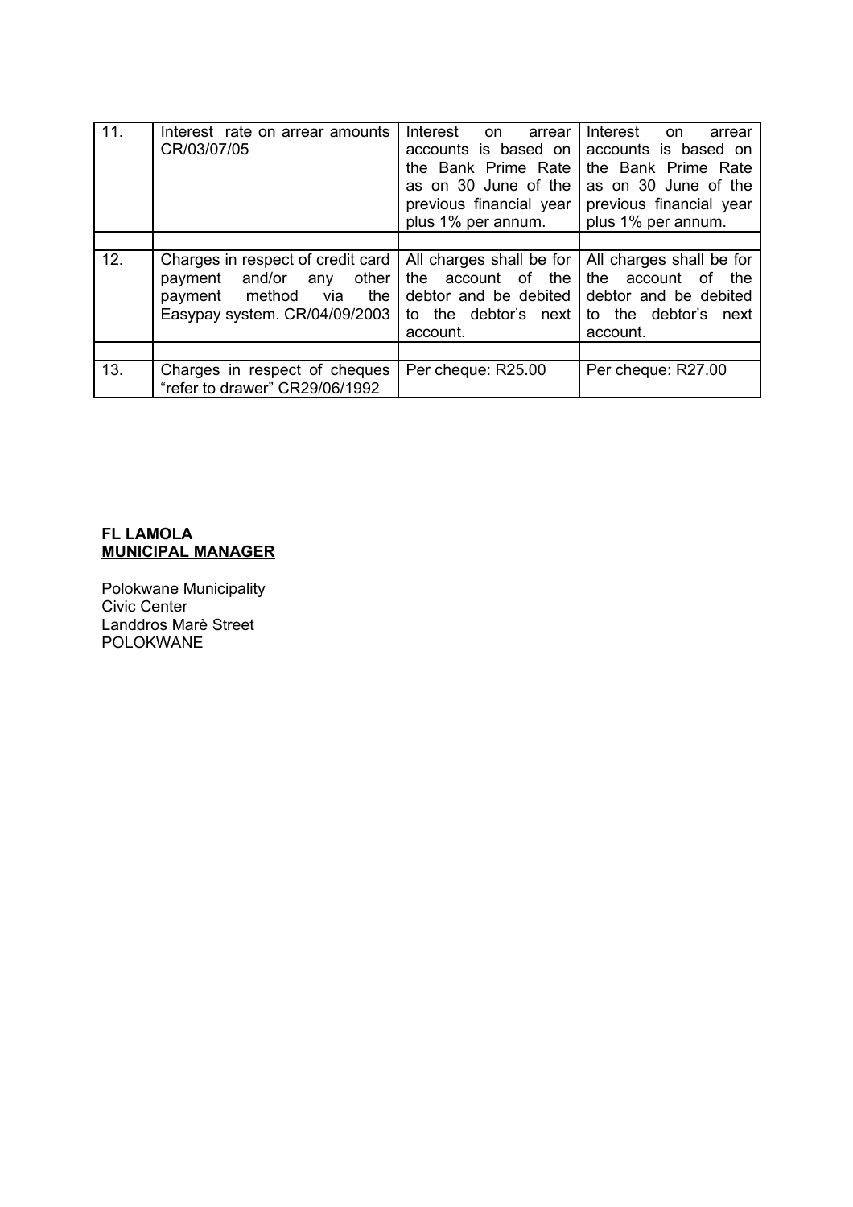| | | | |
|---|---|---|---|
| 11. | Interest rate on arrear amounts CR/03/07/05 | Interest on arrear accounts is based on the Bank Prime Rate as on 30 June of the previous financial year plus 1% per annum. | Interest on arrear accounts is based on the Bank Prime Rate as on 30 June of the previous financial year plus 1% per annum. |
| | | | |
| 12. | Charges in respect of credit card payment and/or any other payment method via the Easypay system. CR/04/09/2003 | All charges shall be for the account of the debtor and be debited to the debtor's next account. | All charges shall be for the account of the debtor and be debited to the debtor's next account. |
| | | | |
| 13. | Charges in respect of cheques "refer to drawer" CR29/06/1992 | Per cheque: R25.00 | Per cheque: R27.00 |

**FL LAMOLA**
**MUNICIPAL MANAGER**

Polokwane Municipality
Civic Center
Landdros Marè Street
POLOKWANE